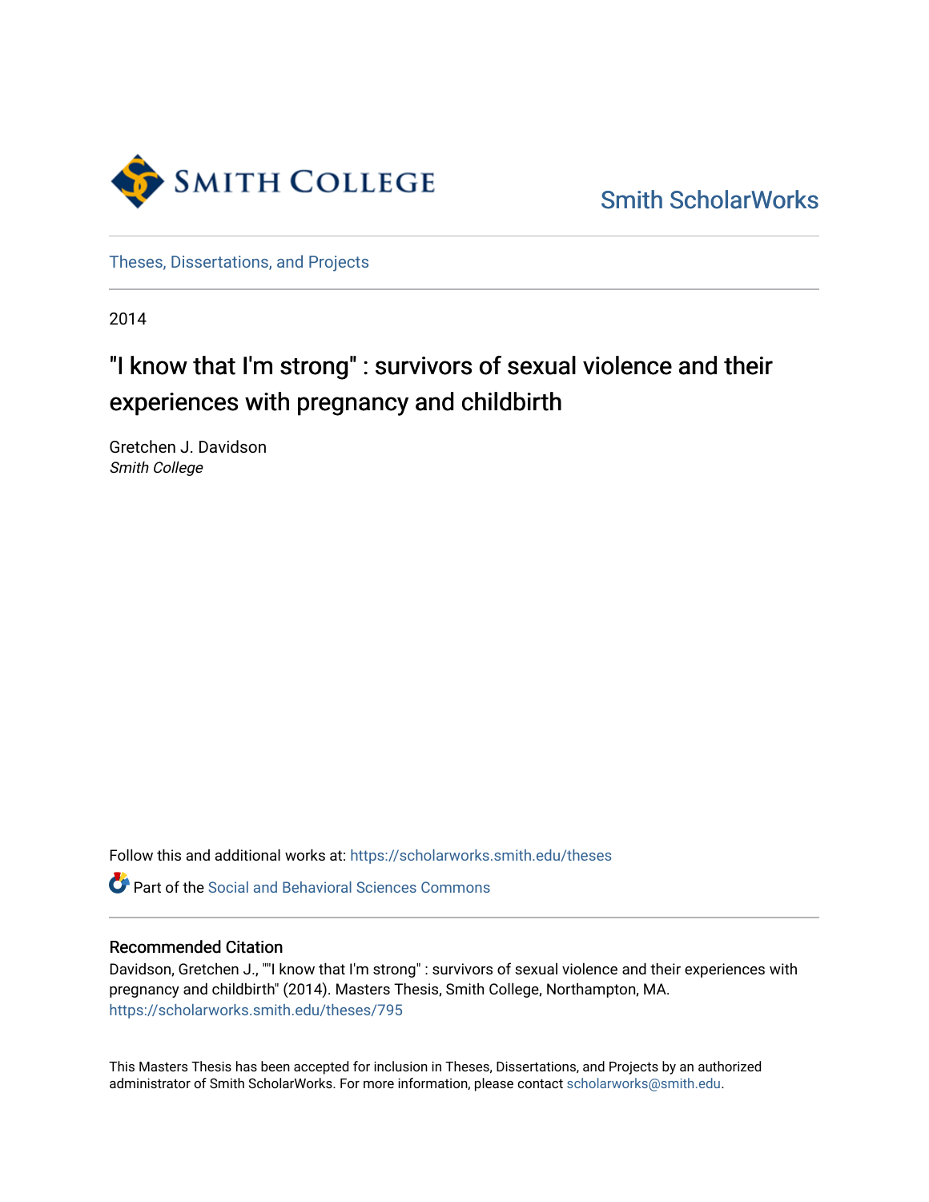Smith College

Smith ScholarWorks

Theses, Dissertations, and Projects

2014

# "I know that I'm strong" : survivors of sexual violence and their experiences with pregnancy and childbirth

Gretchen J. Davidson
*Smith College*

Follow this and additional works at: https://scholarworks.smith.edu/theses

Part of the Social and Behavioral Sciences Commons

### Recommended Citation

Davidson, Gretchen J., ""I know that I'm strong" : survivors of sexual violence and their experiences with pregnancy and childbirth" (2014). Masters Thesis, Smith College, Northampton, MA.
https://scholarworks.smith.edu/theses/795

This Masters Thesis has been accepted for inclusion in Theses, Dissertations, and Projects by an authorized administrator of Smith ScholarWorks. For more information, please contact scholarworks@smith.edu.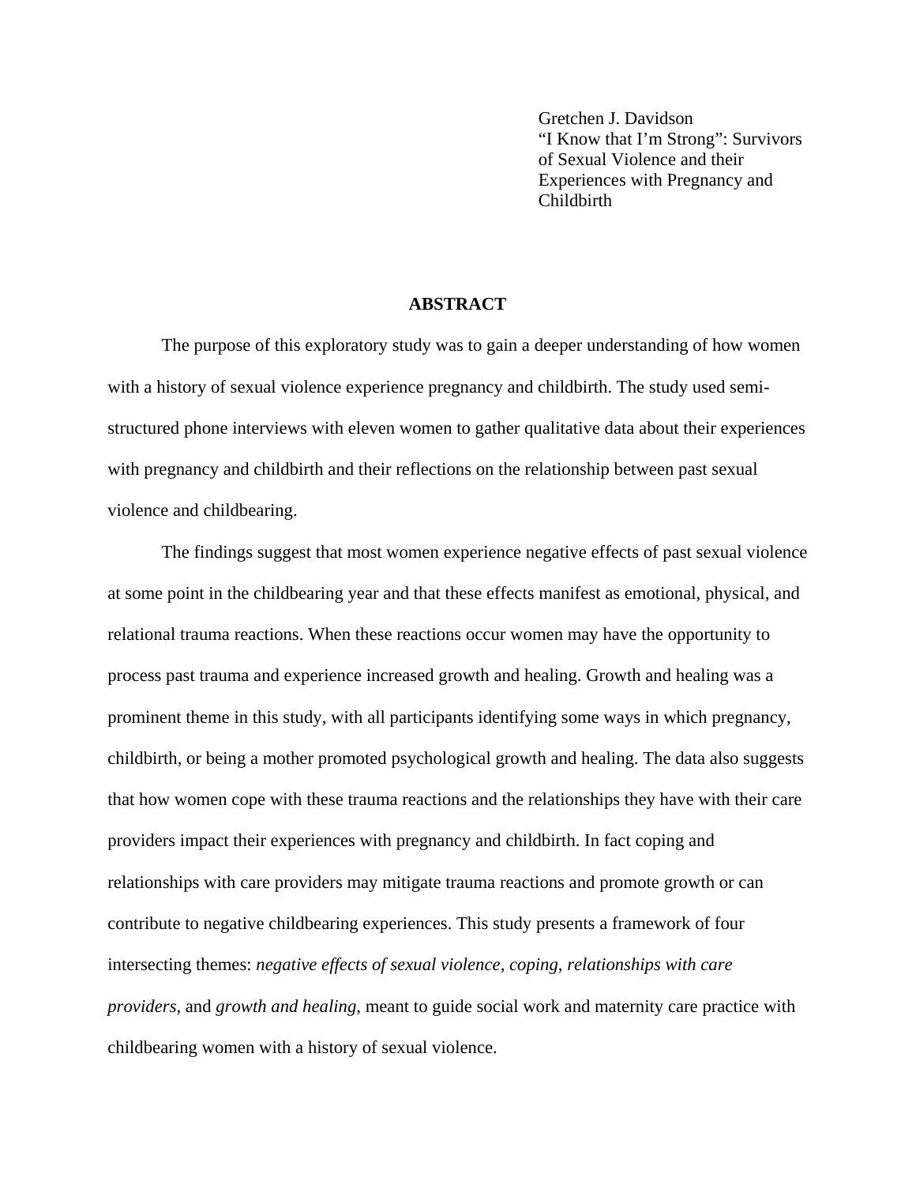Gretchen J. Davidson
"I Know that I'm Strong": Survivors of Sexual Violence and their Experiences with Pregnancy and Childbirth

## ABSTRACT

The purpose of this exploratory study was to gain a deeper understanding of how women with a history of sexual violence experience pregnancy and childbirth. The study used semi-structured phone interviews with eleven women to gather qualitative data about their experiences with pregnancy and childbirth and their reflections on the relationship between past sexual violence and childbearing.

The findings suggest that most women experience negative effects of past sexual violence at some point in the childbearing year and that these effects manifest as emotional, physical, and relational trauma reactions. When these reactions occur women may have the opportunity to process past trauma and experience increased growth and healing. Growth and healing was a prominent theme in this study, with all participants identifying some ways in which pregnancy, childbirth, or being a mother promoted psychological growth and healing. The data also suggests that how women cope with these trauma reactions and the relationships they have with their care providers impact their experiences with pregnancy and childbirth. In fact coping and relationships with care providers may mitigate trauma reactions and promote growth or can contribute to negative childbearing experiences. This study presents a framework of four intersecting themes: *negative effects of sexual violence, coping, relationships with care providers,* and *growth and healing*, meant to guide social work and maternity care practice with childbearing women with a history of sexual violence.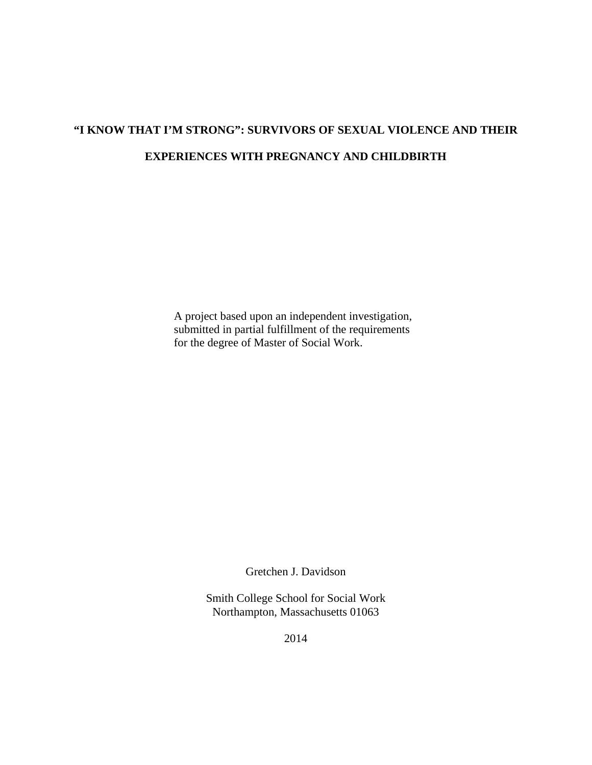# "I KNOW THAT I'M STRONG": SURVIVORS OF SEXUAL VIOLENCE AND THEIR EXPERIENCES WITH PREGNANCY AND CHILDBIRTH

A project based upon an independent investigation, submitted in partial fulfillment of the requirements for the degree of Master of Social Work.

Gretchen J. Davidson

Smith College School for Social Work
Northampton, Massachusetts 01063

2014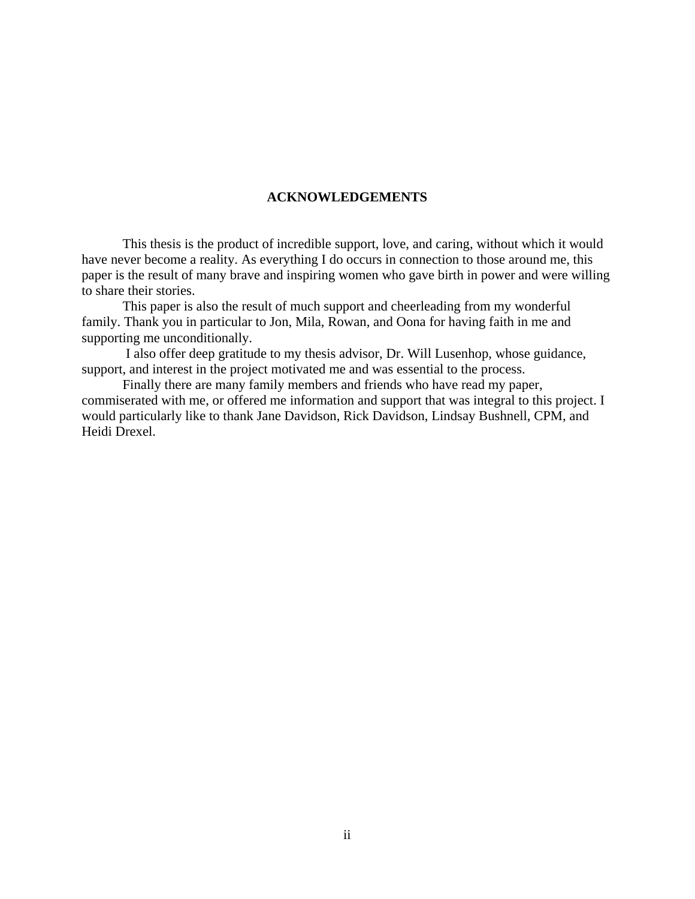## ACKNOWLEDGEMENTS

This thesis is the product of incredible support, love, and caring, without which it would have never become a reality. As everything I do occurs in connection to those around me, this paper is the result of many brave and inspiring women who gave birth in power and were willing to share their stories.

This paper is also the result of much support and cheerleading from my wonderful family. Thank you in particular to Jon, Mila, Rowan, and Oona for having faith in me and supporting me unconditionally.

I also offer deep gratitude to my thesis advisor, Dr. Will Lusenhop, whose guidance, support, and interest in the project motivated me and was essential to the process.

Finally there are many family members and friends who have read my paper, commiserated with me, or offered me information and support that was integral to this project. I would particularly like to thank Jane Davidson, Rick Davidson, Lindsay Bushnell, CPM, and Heidi Drexel.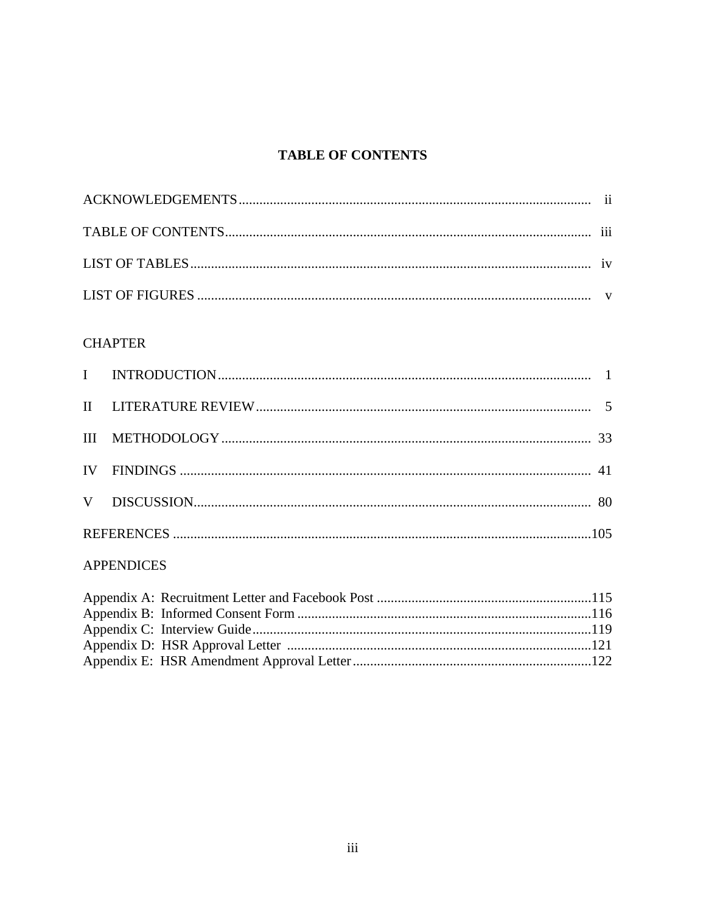# TABLE OF CONTENTS

ACKNOWLEDGEMENTS ..... ii

TABLE OF CONTENTS ..... iii

LIST OF TABLES ..... iv

LIST OF FIGURES ..... v

CHAPTER

I INTRODUCTION ..... 1

II LITERATURE REVIEW ..... 5

III METHODOLOGY ..... 33

IV FINDINGS ..... 41

V DISCUSSION ..... 80

REFERENCES ..... 105

APPENDICES

Appendix A: Recruitment Letter and Facebook Post ..... 115
Appendix B: Informed Consent Form ..... 116
Appendix C: Interview Guide ..... 119
Appendix D: HSR Approval Letter ..... 121
Appendix E: HSR Amendment Approval Letter ..... 122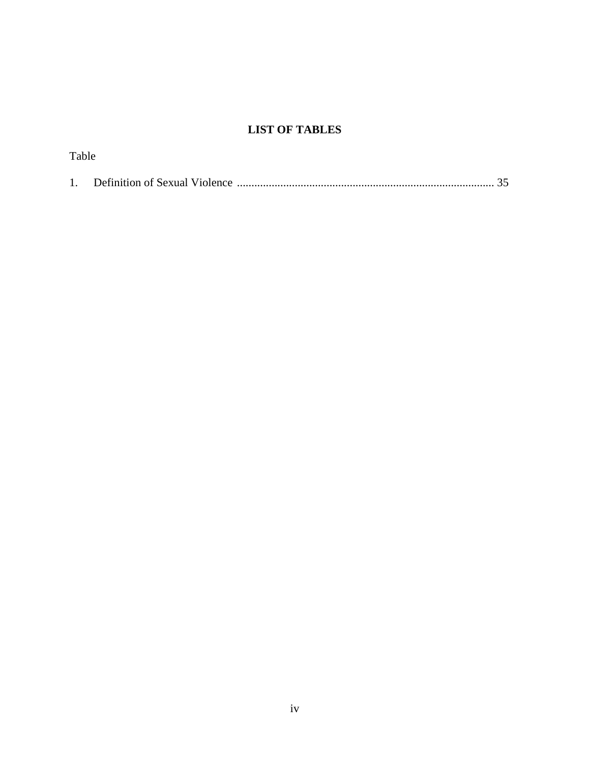## LIST OF TABLES

Table

1. Definition of Sexual Violence ........................................................................................ 35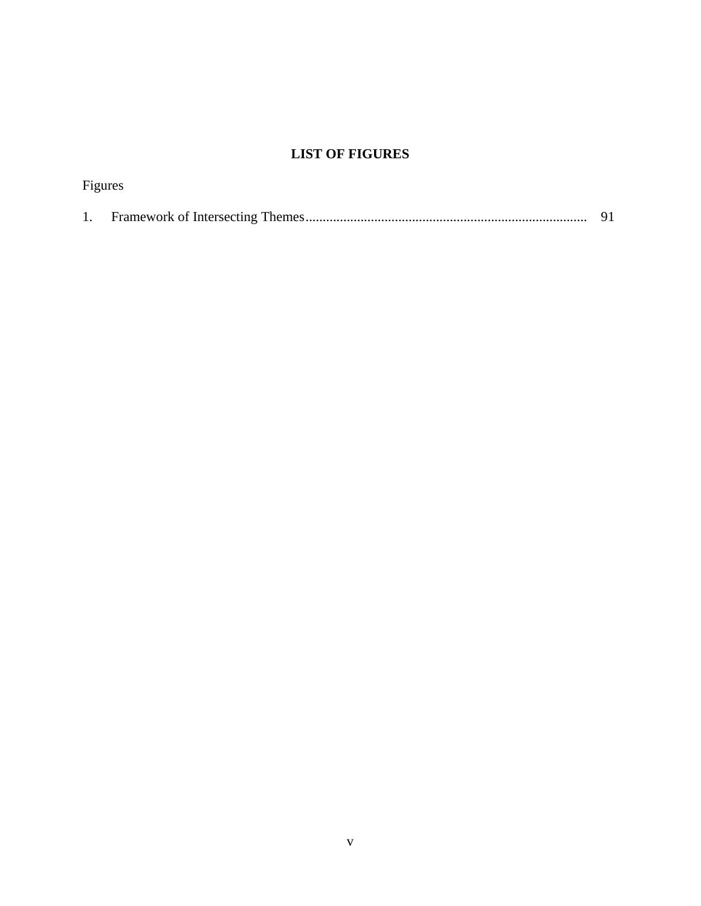## LIST OF FIGURES

Figures

1. Framework of Intersecting Themes .................................................................................. 91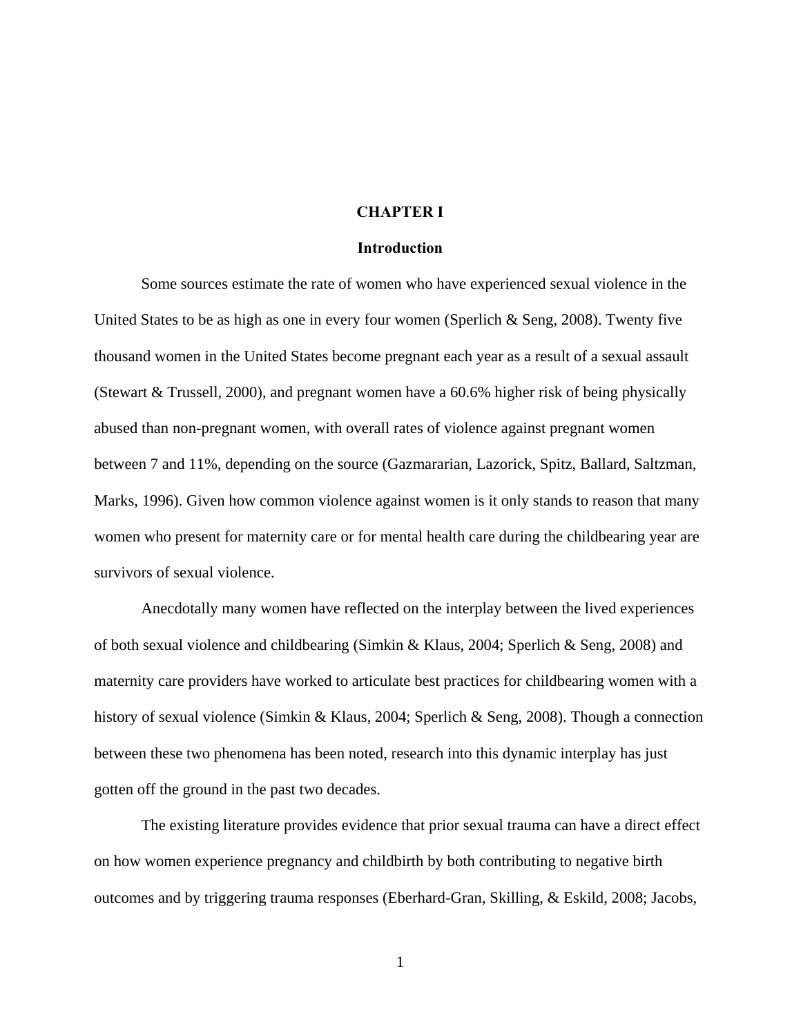# CHAPTER I

## Introduction

Some sources estimate the rate of women who have experienced sexual violence in the United States to be as high as one in every four women (Sperlich & Seng, 2008). Twenty five thousand women in the United States become pregnant each year as a result of a sexual assault (Stewart & Trussell, 2000), and pregnant women have a 60.6% higher risk of being physically abused than non-pregnant women, with overall rates of violence against pregnant women between 7 and 11%, depending on the source (Gazmararian, Lazorick, Spitz, Ballard, Saltzman, Marks, 1996). Given how common violence against women is it only stands to reason that many women who present for maternity care or for mental health care during the childbearing year are survivors of sexual violence.

Anecdotally many women have reflected on the interplay between the lived experiences of both sexual violence and childbearing (Simkin & Klaus, 2004; Sperlich & Seng, 2008) and maternity care providers have worked to articulate best practices for childbearing women with a history of sexual violence (Simkin & Klaus, 2004; Sperlich & Seng, 2008). Though a connection between these two phenomena has been noted, research into this dynamic interplay has just gotten off the ground in the past two decades.

The existing literature provides evidence that prior sexual trauma can have a direct effect on how women experience pregnancy and childbirth by both contributing to negative birth outcomes and by triggering trauma responses (Eberhard-Gran, Skilling, & Eskild, 2008; Jacobs,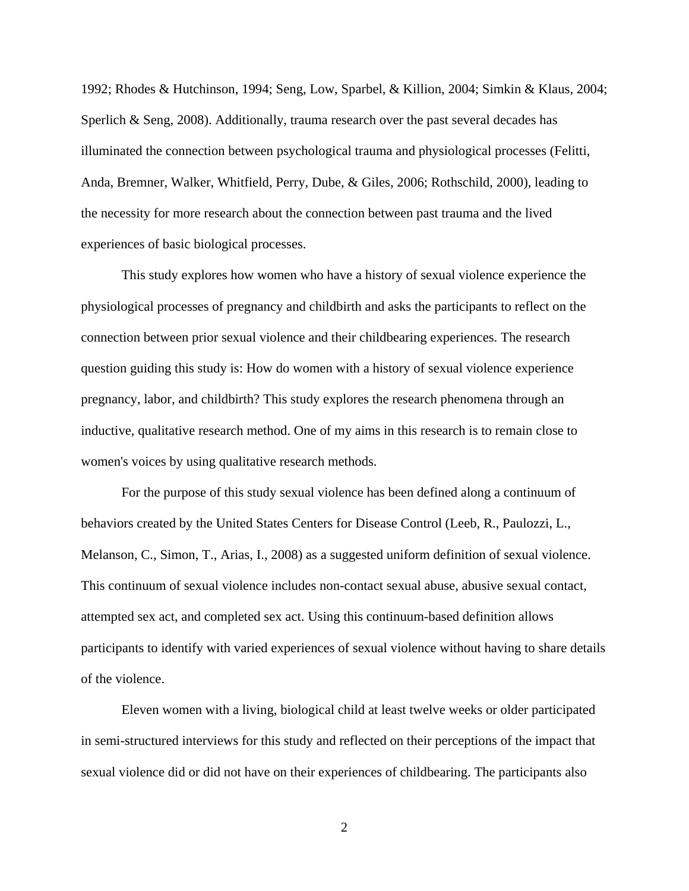1992; Rhodes & Hutchinson, 1994; Seng, Low, Sparbel, & Killion, 2004; Simkin & Klaus, 2004; Sperlich & Seng, 2008). Additionally, trauma research over the past several decades has illuminated the connection between psychological trauma and physiological processes (Felitti, Anda, Bremner, Walker, Whitfield, Perry, Dube, & Giles, 2006; Rothschild, 2000), leading to the necessity for more research about the connection between past trauma and the lived experiences of basic biological processes.

This study explores how women who have a history of sexual violence experience the physiological processes of pregnancy and childbirth and asks the participants to reflect on the connection between prior sexual violence and their childbearing experiences. The research question guiding this study is: How do women with a history of sexual violence experience pregnancy, labor, and childbirth? This study explores the research phenomena through an inductive, qualitative research method. One of my aims in this research is to remain close to women's voices by using qualitative research methods.

For the purpose of this study sexual violence has been defined along a continuum of behaviors created by the United States Centers for Disease Control (Leeb, R., Paulozzi, L., Melanson, C., Simon, T., Arias, I., 2008) as a suggested uniform definition of sexual violence. This continuum of sexual violence includes non-contact sexual abuse, abusive sexual contact, attempted sex act, and completed sex act. Using this continuum-based definition allows participants to identify with varied experiences of sexual violence without having to share details of the violence.

Eleven women with a living, biological child at least twelve weeks or older participated in semi-structured interviews for this study and reflected on their perceptions of the impact that sexual violence did or did not have on their experiences of childbearing. The participants also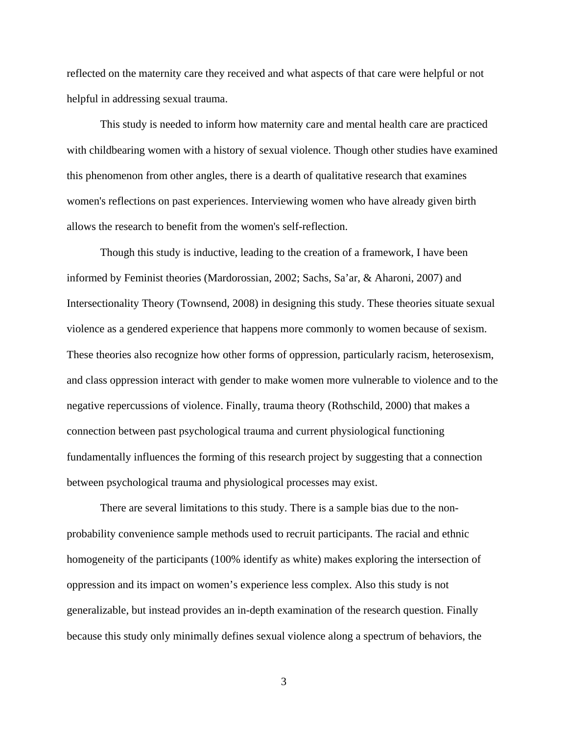reflected on the maternity care they received and what aspects of that care were helpful or not helpful in addressing sexual trauma.

This study is needed to inform how maternity care and mental health care are practiced with childbearing women with a history of sexual violence. Though other studies have examined this phenomenon from other angles, there is a dearth of qualitative research that examines women's reflections on past experiences. Interviewing women who have already given birth allows the research to benefit from the women's self-reflection.

Though this study is inductive, leading to the creation of a framework, I have been informed by Feminist theories (Mardorossian, 2002; Sachs, Sa’ar, & Aharoni, 2007) and Intersectionality Theory (Townsend, 2008) in designing this study. These theories situate sexual violence as a gendered experience that happens more commonly to women because of sexism. These theories also recognize how other forms of oppression, particularly racism, heterosexism, and class oppression interact with gender to make women more vulnerable to violence and to the negative repercussions of violence. Finally, trauma theory (Rothschild, 2000) that makes a connection between past psychological trauma and current physiological functioning fundamentally influences the forming of this research project by suggesting that a connection between psychological trauma and physiological processes may exist.

There are several limitations to this study. There is a sample bias due to the non-probability convenience sample methods used to recruit participants. The racial and ethnic homogeneity of the participants (100% identify as white) makes exploring the intersection of oppression and its impact on women’s experience less complex. Also this study is not generalizable, but instead provides an in-depth examination of the research question. Finally because this study only minimally defines sexual violence along a spectrum of behaviors, the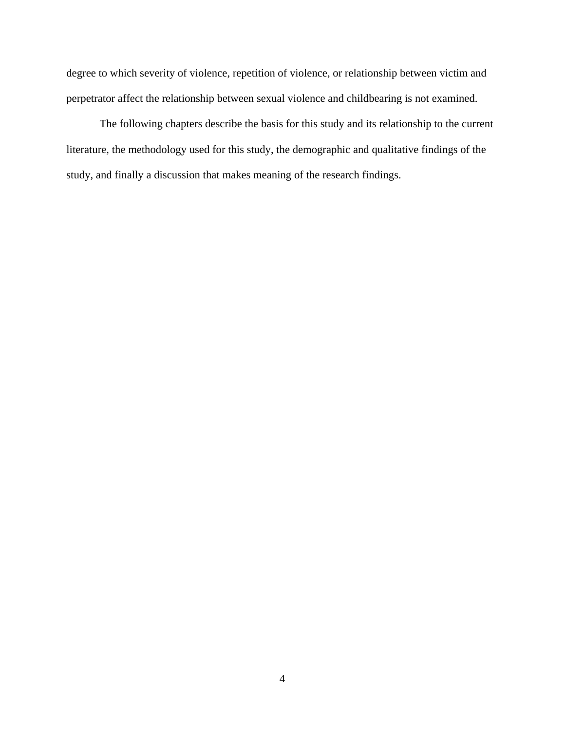degree to which severity of violence, repetition of violence, or relationship between victim and perpetrator affect the relationship between sexual violence and childbearing is not examined.

The following chapters describe the basis for this study and its relationship to the current literature, the methodology used for this study, the demographic and qualitative findings of the study, and finally a discussion that makes meaning of the research findings.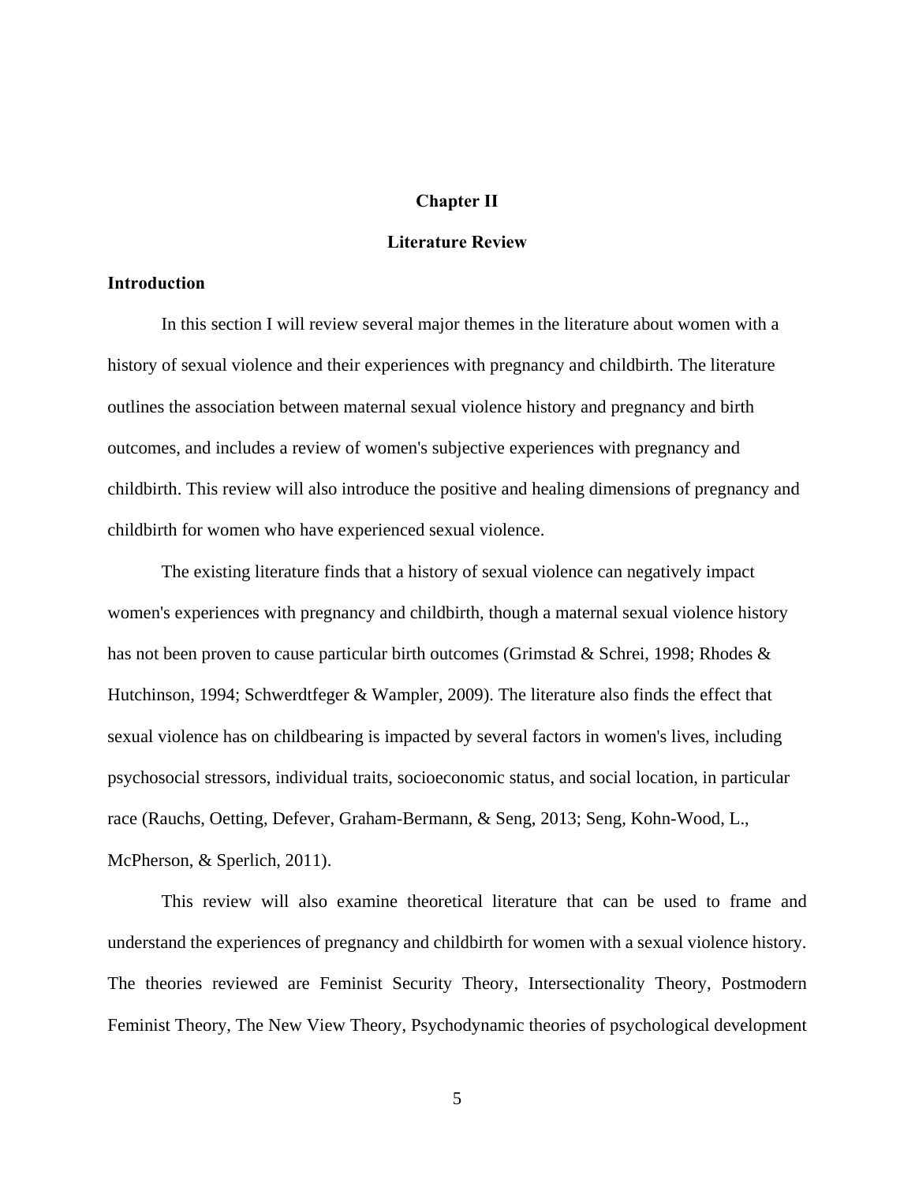# Chapter II

# Literature Review

### Introduction

In this section I will review several major themes in the literature about women with a history of sexual violence and their experiences with pregnancy and childbirth. The literature outlines the association between maternal sexual violence history and pregnancy and birth outcomes, and includes a review of women's subjective experiences with pregnancy and childbirth. This review will also introduce the positive and healing dimensions of pregnancy and childbirth for women who have experienced sexual violence.

The existing literature finds that a history of sexual violence can negatively impact women's experiences with pregnancy and childbirth, though a maternal sexual violence history has not been proven to cause particular birth outcomes (Grimstad & Schrei, 1998; Rhodes & Hutchinson, 1994; Schwerdtfeger & Wampler, 2009). The literature also finds the effect that sexual violence has on childbearing is impacted by several factors in women's lives, including psychosocial stressors, individual traits, socioeconomic status, and social location, in particular race (Rauchs, Oetting, Defever, Graham-Bermann, & Seng, 2013; Seng, Kohn-Wood, L., McPherson, & Sperlich, 2011).

This review will also examine theoretical literature that can be used to frame and understand the experiences of pregnancy and childbirth for women with a sexual violence history. The theories reviewed are Feminist Security Theory, Intersectionality Theory, Postmodern Feminist Theory, The New View Theory, Psychodynamic theories of psychological development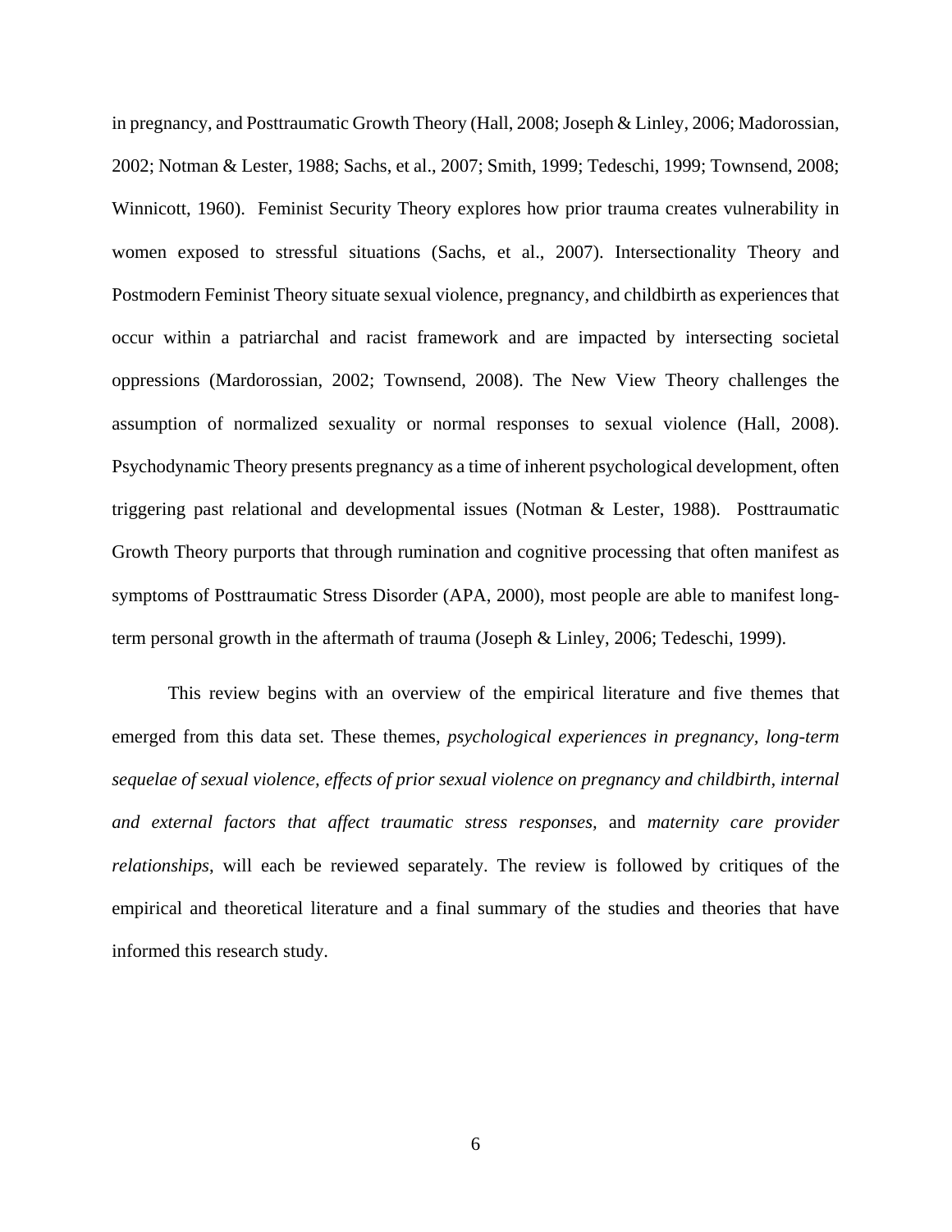in pregnancy, and Posttraumatic Growth Theory (Hall, 2008; Joseph & Linley, 2006; Madorossian, 2002; Notman & Lester, 1988; Sachs, et al., 2007; Smith, 1999; Tedeschi, 1999; Townsend, 2008; Winnicott, 1960). Feminist Security Theory explores how prior trauma creates vulnerability in women exposed to stressful situations (Sachs, et al., 2007). Intersectionality Theory and Postmodern Feminist Theory situate sexual violence, pregnancy, and childbirth as experiences that occur within a patriarchal and racist framework and are impacted by intersecting societal oppressions (Mardorossian, 2002; Townsend, 2008). The New View Theory challenges the assumption of normalized sexuality or normal responses to sexual violence (Hall, 2008). Psychodynamic Theory presents pregnancy as a time of inherent psychological development, often triggering past relational and developmental issues (Notman & Lester, 1988). Posttraumatic Growth Theory purports that through rumination and cognitive processing that often manifest as symptoms of Posttraumatic Stress Disorder (APA, 2000), most people are able to manifest long-term personal growth in the aftermath of trauma (Joseph & Linley, 2006; Tedeschi, 1999).

This review begins with an overview of the empirical literature and five themes that emerged from this data set. These themes, *psychological experiences in pregnancy, long-term sequelae of sexual violence, effects of prior sexual violence on pregnancy and childbirth, internal and external factors that affect traumatic stress responses,* and *maternity care provider relationships*, will each be reviewed separately. The review is followed by critiques of the empirical and theoretical literature and a final summary of the studies and theories that have informed this research study.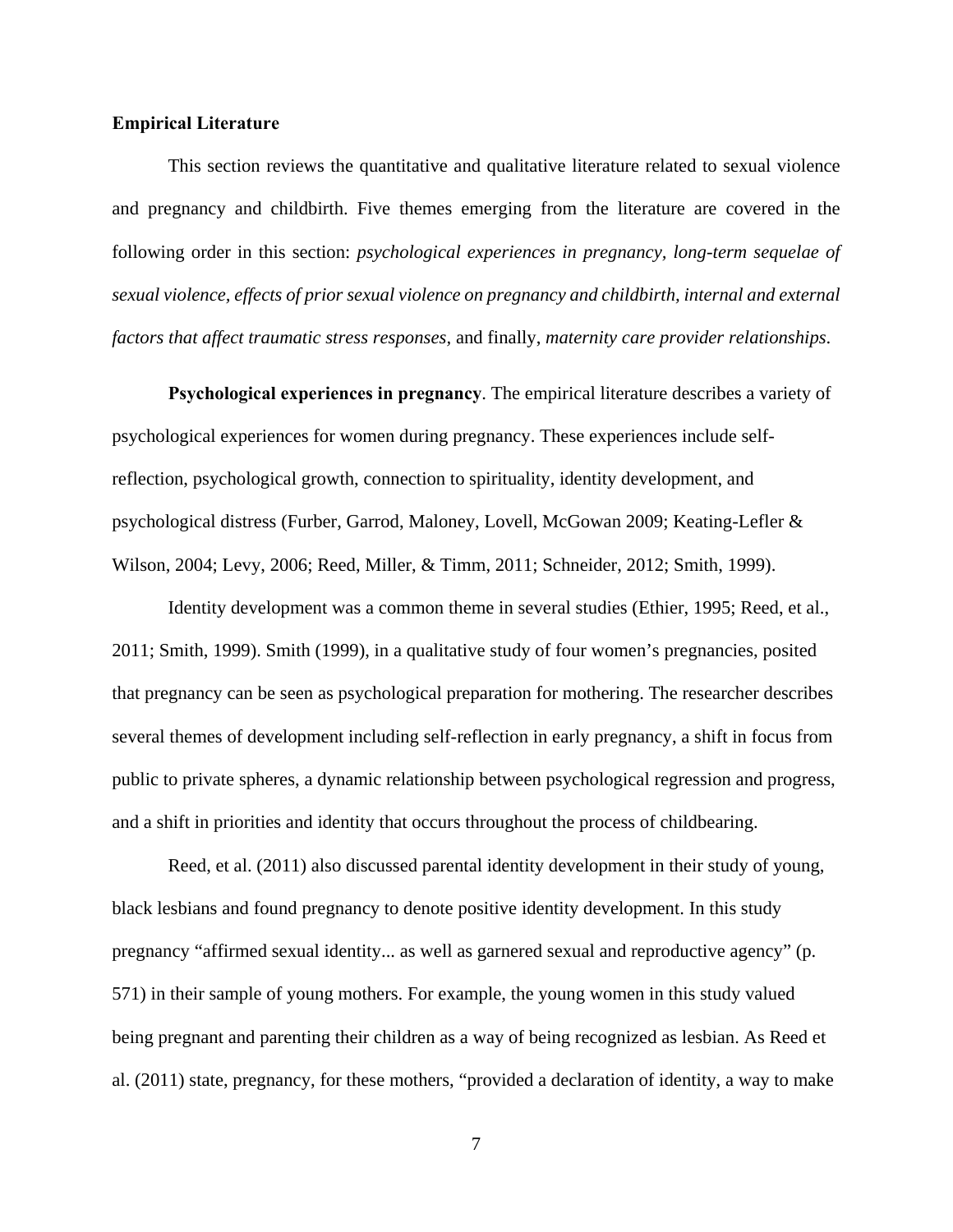## Empirical Literature

This section reviews the quantitative and qualitative literature related to sexual violence and pregnancy and childbirth. Five themes emerging from the literature are covered in the following order in this section: *psychological experiences in pregnancy*, *long-term sequelae of sexual violence*, *effects of prior sexual violence on pregnancy and childbirth*, *internal and external factors that affect traumatic stress responses*, and finally, *maternity care provider relationships*.

**Psychological experiences in pregnancy**. The empirical literature describes a variety of psychological experiences for women during pregnancy. These experiences include self-reflection, psychological growth, connection to spirituality, identity development, and psychological distress (Furber, Garrod, Maloney, Lovell, McGowan 2009; Keating-Lefler & Wilson, 2004; Levy, 2006; Reed, Miller, & Timm, 2011; Schneider, 2012; Smith, 1999).

Identity development was a common theme in several studies (Ethier, 1995; Reed, et al., 2011; Smith, 1999). Smith (1999), in a qualitative study of four women's pregnancies, posited that pregnancy can be seen as psychological preparation for mothering. The researcher describes several themes of development including self-reflection in early pregnancy, a shift in focus from public to private spheres, a dynamic relationship between psychological regression and progress, and a shift in priorities and identity that occurs throughout the process of childbearing.

Reed, et al. (2011) also discussed parental identity development in their study of young, black lesbians and found pregnancy to denote positive identity development. In this study pregnancy "affirmed sexual identity... as well as garnered sexual and reproductive agency" (p. 571) in their sample of young mothers. For example, the young women in this study valued being pregnant and parenting their children as a way of being recognized as lesbian. As Reed et al. (2011) state, pregnancy, for these mothers, "provided a declaration of identity, a way to make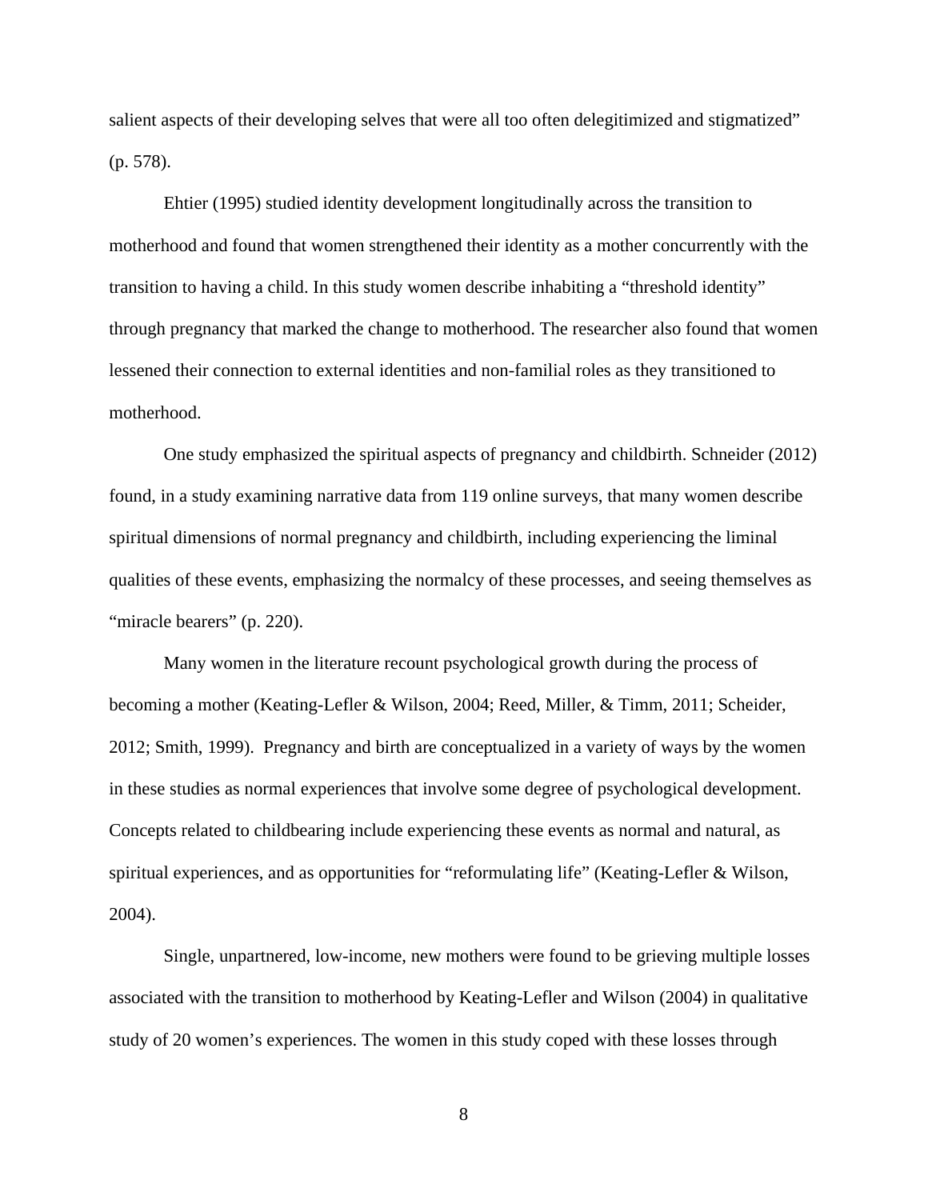salient aspects of their developing selves that were all too often delegitimized and stigmatized" (p. 578).

Ehtier (1995) studied identity development longitudinally across the transition to motherhood and found that women strengthened their identity as a mother concurrently with the transition to having a child. In this study women describe inhabiting a "threshold identity" through pregnancy that marked the change to motherhood. The researcher also found that women lessened their connection to external identities and non-familial roles as they transitioned to motherhood.

One study emphasized the spiritual aspects of pregnancy and childbirth. Schneider (2012) found, in a study examining narrative data from 119 online surveys, that many women describe spiritual dimensions of normal pregnancy and childbirth, including experiencing the liminal qualities of these events, emphasizing the normalcy of these processes, and seeing themselves as "miracle bearers" (p. 220).

Many women in the literature recount psychological growth during the process of becoming a mother (Keating-Lefler & Wilson, 2004; Reed, Miller, & Timm, 2011; Scheider, 2012; Smith, 1999). Pregnancy and birth are conceptualized in a variety of ways by the women in these studies as normal experiences that involve some degree of psychological development. Concepts related to childbearing include experiencing these events as normal and natural, as spiritual experiences, and as opportunities for "reformulating life" (Keating-Lefler & Wilson, 2004).

Single, unpartnered, low-income, new mothers were found to be grieving multiple losses associated with the transition to motherhood by Keating-Lefler and Wilson (2004) in qualitative study of 20 women's experiences. The women in this study coped with these losses through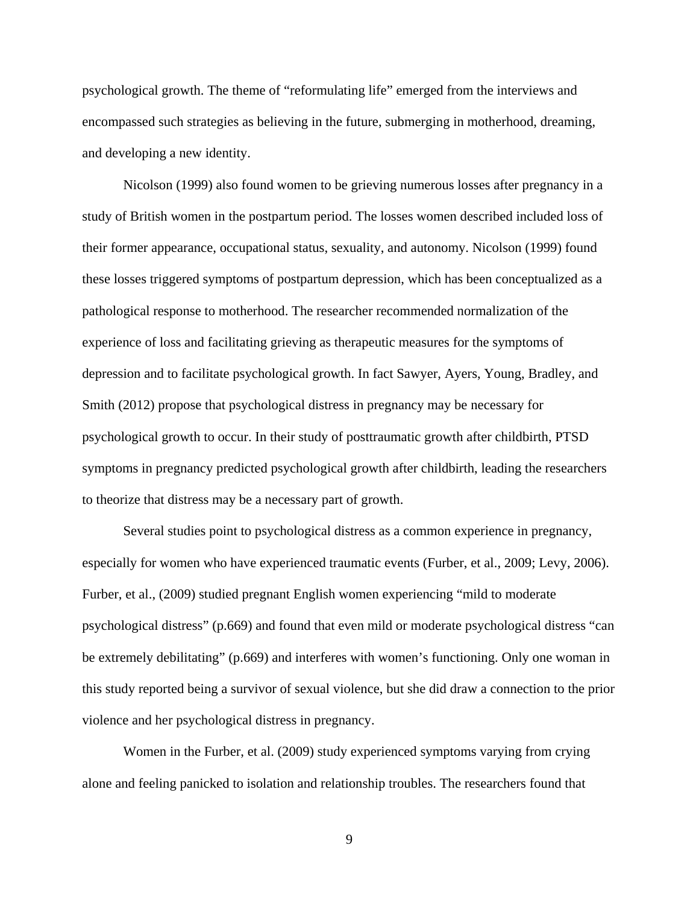psychological growth. The theme of "reformulating life" emerged from the interviews and encompassed such strategies as believing in the future, submerging in motherhood, dreaming, and developing a new identity.

Nicolson (1999) also found women to be grieving numerous losses after pregnancy in a study of British women in the postpartum period. The losses women described included loss of their former appearance, occupational status, sexuality, and autonomy. Nicolson (1999) found these losses triggered symptoms of postpartum depression, which has been conceptualized as a pathological response to motherhood. The researcher recommended normalization of the experience of loss and facilitating grieving as therapeutic measures for the symptoms of depression and to facilitate psychological growth. In fact Sawyer, Ayers, Young, Bradley, and Smith (2012) propose that psychological distress in pregnancy may be necessary for psychological growth to occur. In their study of posttraumatic growth after childbirth, PTSD symptoms in pregnancy predicted psychological growth after childbirth, leading the researchers to theorize that distress may be a necessary part of growth.

Several studies point to psychological distress as a common experience in pregnancy, especially for women who have experienced traumatic events (Furber, et al., 2009; Levy, 2006). Furber, et al., (2009) studied pregnant English women experiencing "mild to moderate psychological distress" (p.669) and found that even mild or moderate psychological distress "can be extremely debilitating" (p.669) and interferes with women's functioning. Only one woman in this study reported being a survivor of sexual violence, but she did draw a connection to the prior violence and her psychological distress in pregnancy.

Women in the Furber, et al. (2009) study experienced symptoms varying from crying alone and feeling panicked to isolation and relationship troubles. The researchers found that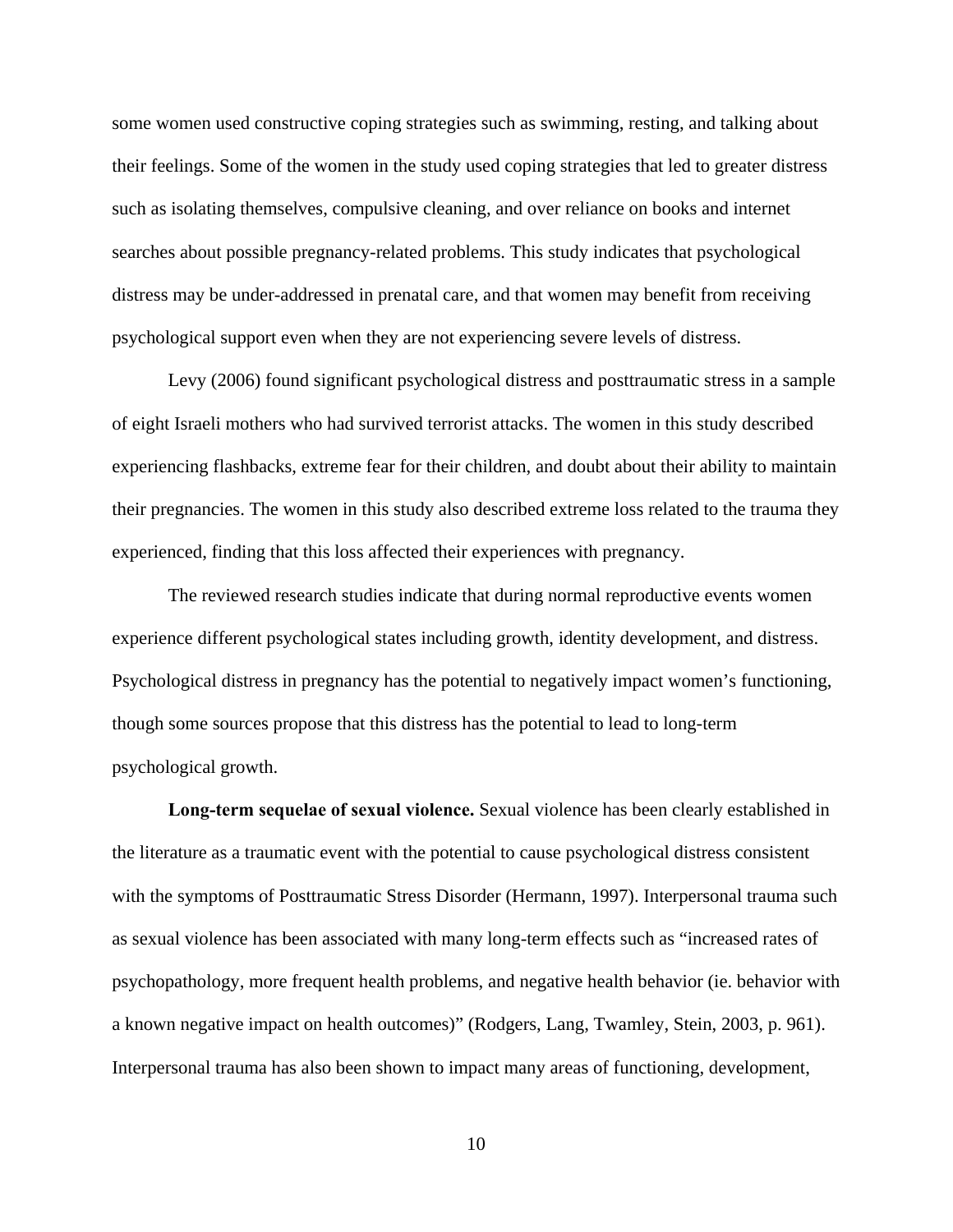some women used constructive coping strategies such as swimming, resting, and talking about their feelings. Some of the women in the study used coping strategies that led to greater distress such as isolating themselves, compulsive cleaning, and over reliance on books and internet searches about possible pregnancy-related problems. This study indicates that psychological distress may be under-addressed in prenatal care, and that women may benefit from receiving psychological support even when they are not experiencing severe levels of distress.

Levy (2006) found significant psychological distress and posttraumatic stress in a sample of eight Israeli mothers who had survived terrorist attacks. The women in this study described experiencing flashbacks, extreme fear for their children, and doubt about their ability to maintain their pregnancies. The women in this study also described extreme loss related to the trauma they experienced, finding that this loss affected their experiences with pregnancy.

The reviewed research studies indicate that during normal reproductive events women experience different psychological states including growth, identity development, and distress. Psychological distress in pregnancy has the potential to negatively impact women's functioning, though some sources propose that this distress has the potential to lead to long-term psychological growth.

**Long-term sequelae of sexual violence.** Sexual violence has been clearly established in the literature as a traumatic event with the potential to cause psychological distress consistent with the symptoms of Posttraumatic Stress Disorder (Hermann, 1997). Interpersonal trauma such as sexual violence has been associated with many long-term effects such as "increased rates of psychopathology, more frequent health problems, and negative health behavior (ie. behavior with a known negative impact on health outcomes)" (Rodgers, Lang, Twamley, Stein, 2003, p. 961). Interpersonal trauma has also been shown to impact many areas of functioning, development,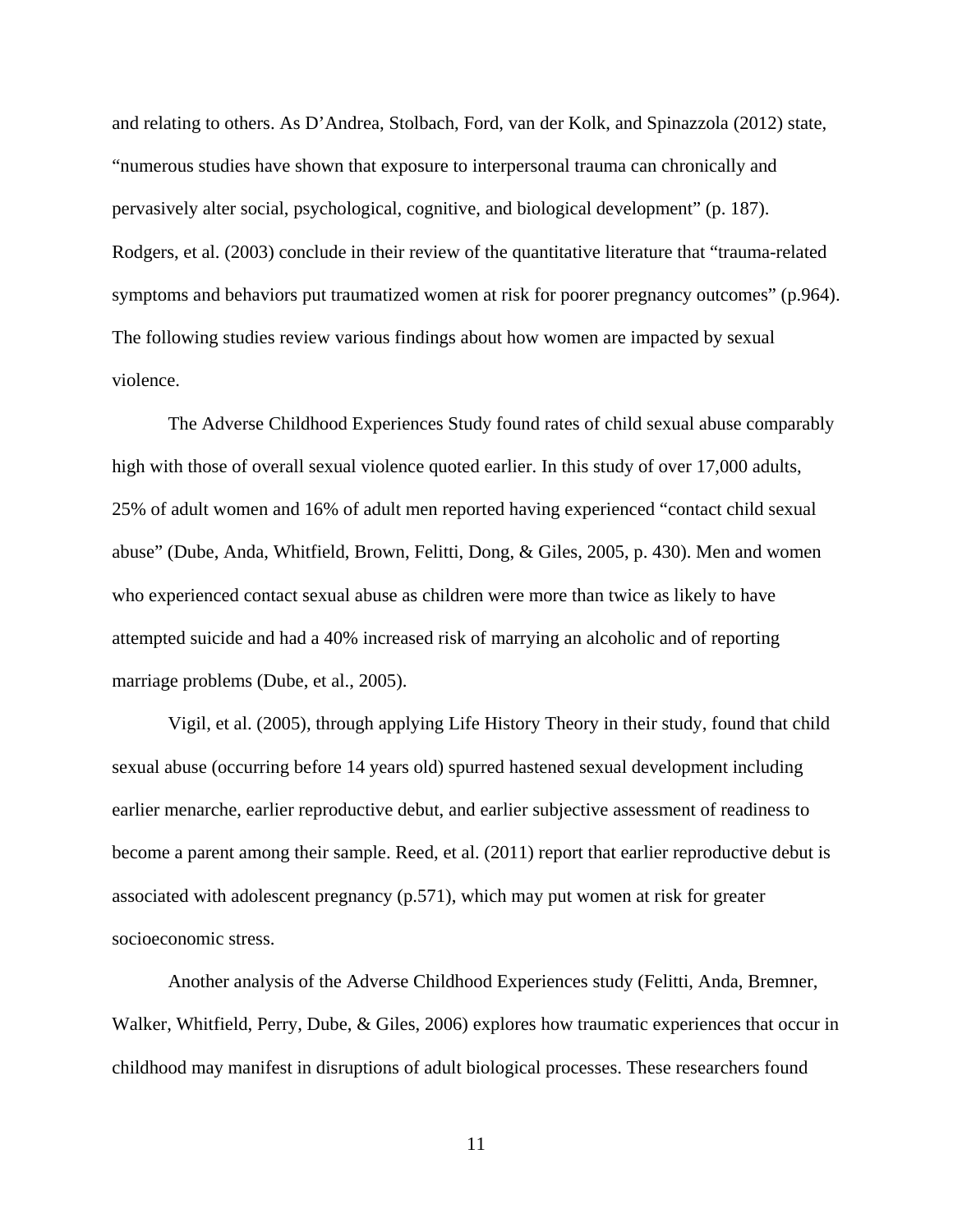and relating to others. As D'Andrea, Stolbach, Ford, van der Kolk, and Spinazzola (2012) state, "numerous studies have shown that exposure to interpersonal trauma can chronically and pervasively alter social, psychological, cognitive, and biological development" (p. 187). Rodgers, et al. (2003) conclude in their review of the quantitative literature that "trauma-related symptoms and behaviors put traumatized women at risk for poorer pregnancy outcomes" (p.964). The following studies review various findings about how women are impacted by sexual violence.

The Adverse Childhood Experiences Study found rates of child sexual abuse comparably high with those of overall sexual violence quoted earlier. In this study of over 17,000 adults, 25% of adult women and 16% of adult men reported having experienced "contact child sexual abuse" (Dube, Anda, Whitfield, Brown, Felitti, Dong, & Giles, 2005, p. 430). Men and women who experienced contact sexual abuse as children were more than twice as likely to have attempted suicide and had a 40% increased risk of marrying an alcoholic and of reporting marriage problems (Dube, et al., 2005).

Vigil, et al. (2005), through applying Life History Theory in their study, found that child sexual abuse (occurring before 14 years old) spurred hastened sexual development including earlier menarche, earlier reproductive debut, and earlier subjective assessment of readiness to become a parent among their sample. Reed, et al. (2011) report that earlier reproductive debut is associated with adolescent pregnancy (p.571), which may put women at risk for greater socioeconomic stress.

Another analysis of the Adverse Childhood Experiences study (Felitti, Anda, Bremner, Walker, Whitfield, Perry, Dube, & Giles, 2006) explores how traumatic experiences that occur in childhood may manifest in disruptions of adult biological processes. These researchers found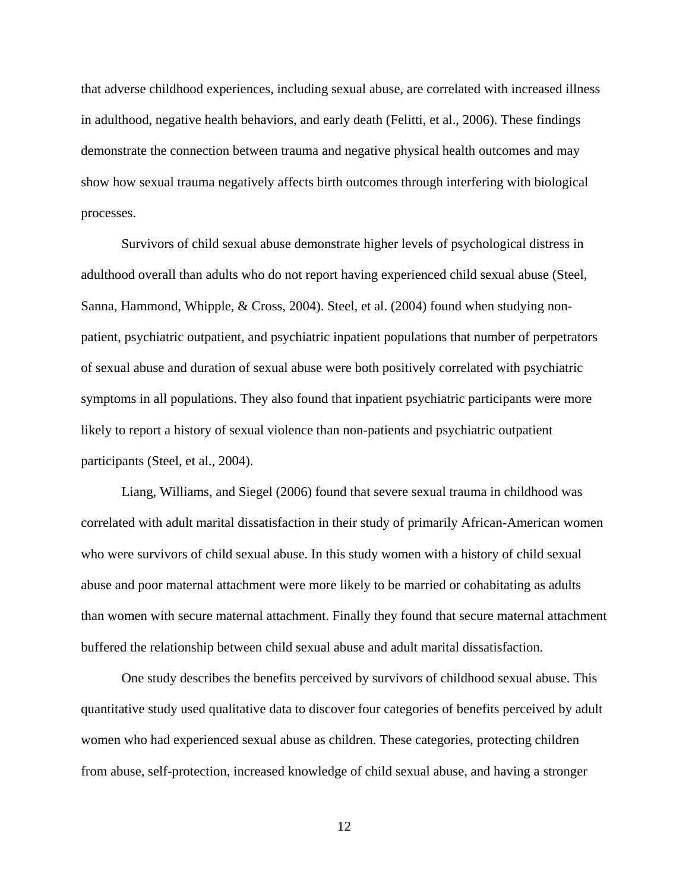that adverse childhood experiences, including sexual abuse, are correlated with increased illness in adulthood, negative health behaviors, and early death (Felitti, et al., 2006). These findings demonstrate the connection between trauma and negative physical health outcomes and may show how sexual trauma negatively affects birth outcomes through interfering with biological processes.

Survivors of child sexual abuse demonstrate higher levels of psychological distress in adulthood overall than adults who do not report having experienced child sexual abuse (Steel, Sanna, Hammond, Whipple, & Cross, 2004). Steel, et al. (2004) found when studying non-patient, psychiatric outpatient, and psychiatric inpatient populations that number of perpetrators of sexual abuse and duration of sexual abuse were both positively correlated with psychiatric symptoms in all populations. They also found that inpatient psychiatric participants were more likely to report a history of sexual violence than non-patients and psychiatric outpatient participants (Steel, et al., 2004).

Liang, Williams, and Siegel (2006) found that severe sexual trauma in childhood was correlated with adult marital dissatisfaction in their study of primarily African-American women who were survivors of child sexual abuse. In this study women with a history of child sexual abuse and poor maternal attachment were more likely to be married or cohabitating as adults than women with secure maternal attachment. Finally they found that secure maternal attachment buffered the relationship between child sexual abuse and adult marital dissatisfaction.

One study describes the benefits perceived by survivors of childhood sexual abuse. This quantitative study used qualitative data to discover four categories of benefits perceived by adult women who had experienced sexual abuse as children. These categories, protecting children from abuse, self-protection, increased knowledge of child sexual abuse, and having a stronger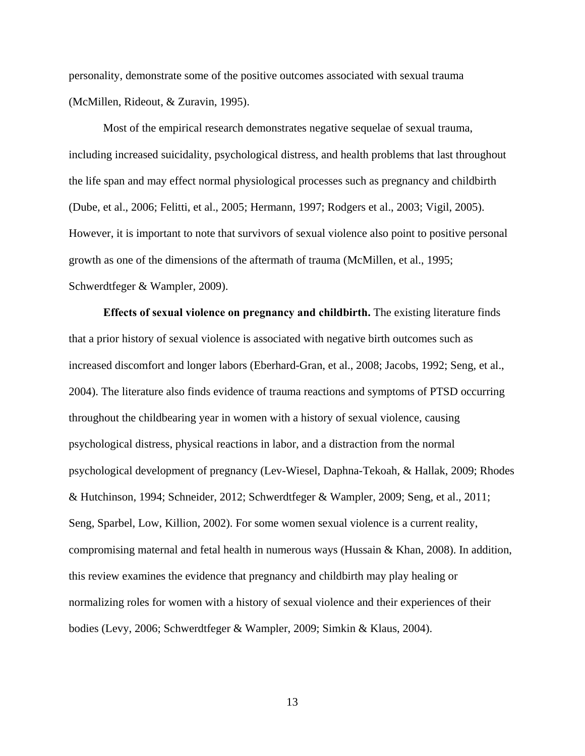personality, demonstrate some of the positive outcomes associated with sexual trauma (McMillen, Rideout, & Zuravin, 1995).

Most of the empirical research demonstrates negative sequelae of sexual trauma, including increased suicidality, psychological distress, and health problems that last throughout the life span and may effect normal physiological processes such as pregnancy and childbirth (Dube, et al., 2006; Felitti, et al., 2005; Hermann, 1997; Rodgers et al., 2003; Vigil, 2005). However, it is important to note that survivors of sexual violence also point to positive personal growth as one of the dimensions of the aftermath of trauma (McMillen, et al., 1995; Schwerdtfeger & Wampler, 2009).

**Effects of sexual violence on pregnancy and childbirth.** The existing literature finds that a prior history of sexual violence is associated with negative birth outcomes such as increased discomfort and longer labors (Eberhard-Gran, et al., 2008; Jacobs, 1992; Seng, et al., 2004). The literature also finds evidence of trauma reactions and symptoms of PTSD occurring throughout the childbearing year in women with a history of sexual violence, causing psychological distress, physical reactions in labor, and a distraction from the normal psychological development of pregnancy (Lev-Wiesel, Daphna-Tekoah, & Hallak, 2009; Rhodes & Hutchinson, 1994; Schneider, 2012; Schwerdtfeger & Wampler, 2009; Seng, et al., 2011; Seng, Sparbel, Low, Killion, 2002). For some women sexual violence is a current reality, compromising maternal and fetal health in numerous ways (Hussain & Khan, 2008). In addition, this review examines the evidence that pregnancy and childbirth may play healing or normalizing roles for women with a history of sexual violence and their experiences of their bodies (Levy, 2006; Schwerdtfeger & Wampler, 2009; Simkin & Klaus, 2004).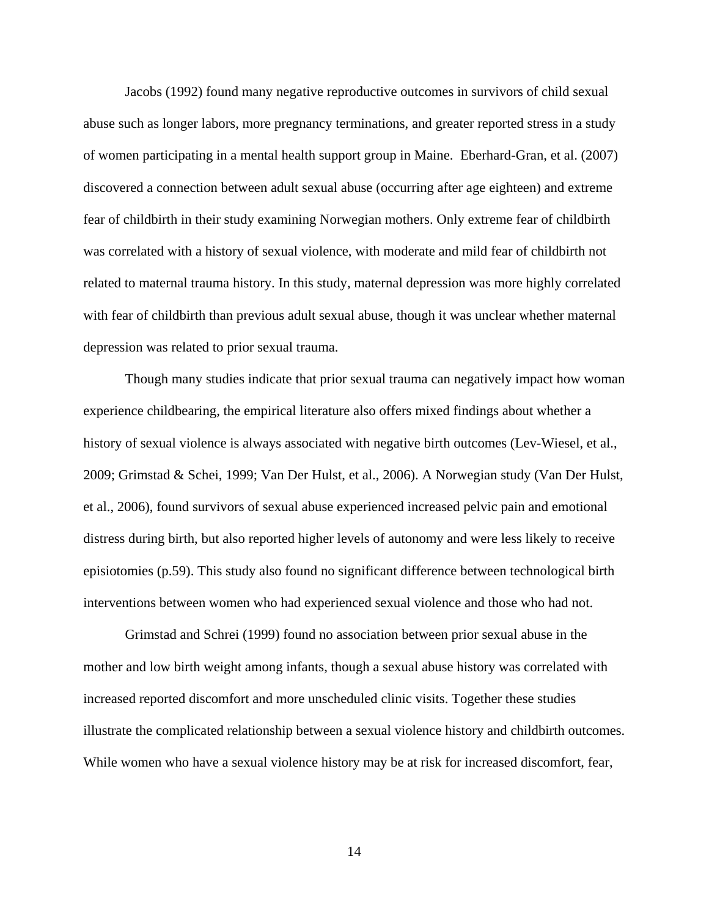Jacobs (1992) found many negative reproductive outcomes in survivors of child sexual abuse such as longer labors, more pregnancy terminations, and greater reported stress in a study of women participating in a mental health support group in Maine.  Eberhard-Gran, et al. (2007) discovered a connection between adult sexual abuse (occurring after age eighteen) and extreme fear of childbirth in their study examining Norwegian mothers. Only extreme fear of childbirth was correlated with a history of sexual violence, with moderate and mild fear of childbirth not related to maternal trauma history. In this study, maternal depression was more highly correlated with fear of childbirth than previous adult sexual abuse, though it was unclear whether maternal depression was related to prior sexual trauma.

Though many studies indicate that prior sexual trauma can negatively impact how woman experience childbearing, the empirical literature also offers mixed findings about whether a history of sexual violence is always associated with negative birth outcomes (Lev-Wiesel, et al., 2009; Grimstad & Schei, 1999; Van Der Hulst, et al., 2006). A Norwegian study (Van Der Hulst, et al., 2006), found survivors of sexual abuse experienced increased pelvic pain and emotional distress during birth, but also reported higher levels of autonomy and were less likely to receive episiotomies (p.59). This study also found no significant difference between technological birth interventions between women who had experienced sexual violence and those who had not.

Grimstad and Schrei (1999) found no association between prior sexual abuse in the mother and low birth weight among infants, though a sexual abuse history was correlated with increased reported discomfort and more unscheduled clinic visits. Together these studies illustrate the complicated relationship between a sexual violence history and childbirth outcomes. While women who have a sexual violence history may be at risk for increased discomfort, fear,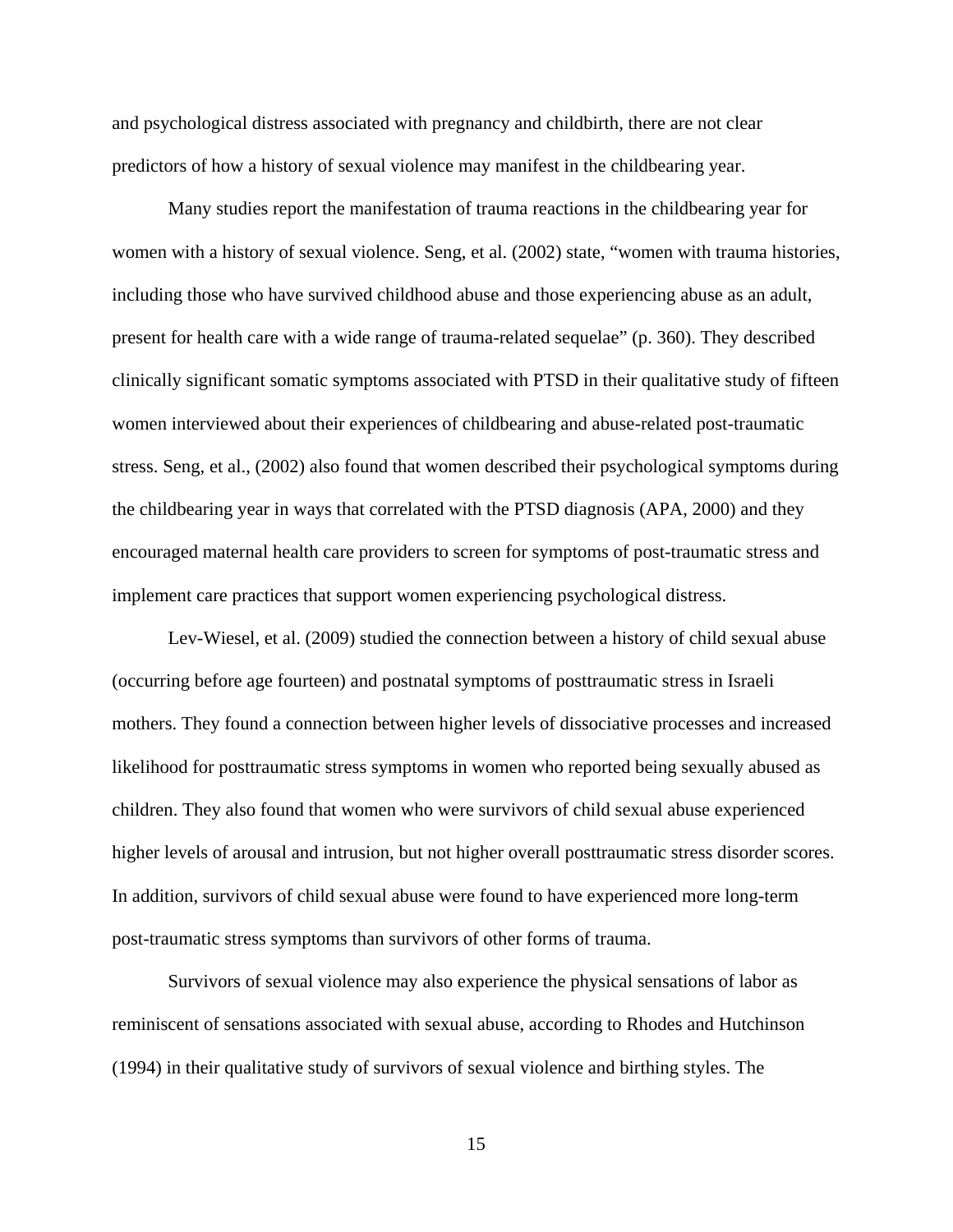and psychological distress associated with pregnancy and childbirth, there are not clear predictors of how a history of sexual violence may manifest in the childbearing year.

Many studies report the manifestation of trauma reactions in the childbearing year for women with a history of sexual violence. Seng, et al. (2002) state, "women with trauma histories, including those who have survived childhood abuse and those experiencing abuse as an adult, present for health care with a wide range of trauma-related sequelae" (p. 360). They described clinically significant somatic symptoms associated with PTSD in their qualitative study of fifteen women interviewed about their experiences of childbearing and abuse-related post-traumatic stress. Seng, et al., (2002) also found that women described their psychological symptoms during the childbearing year in ways that correlated with the PTSD diagnosis (APA, 2000) and they encouraged maternal health care providers to screen for symptoms of post-traumatic stress and implement care practices that support women experiencing psychological distress.

Lev-Wiesel, et al. (2009) studied the connection between a history of child sexual abuse (occurring before age fourteen) and postnatal symptoms of posttraumatic stress in Israeli mothers. They found a connection between higher levels of dissociative processes and increased likelihood for posttraumatic stress symptoms in women who reported being sexually abused as children. They also found that women who were survivors of child sexual abuse experienced higher levels of arousal and intrusion, but not higher overall posttraumatic stress disorder scores. In addition, survivors of child sexual abuse were found to have experienced more long-term post-traumatic stress symptoms than survivors of other forms of trauma.

Survivors of sexual violence may also experience the physical sensations of labor as reminiscent of sensations associated with sexual abuse, according to Rhodes and Hutchinson (1994) in their qualitative study of survivors of sexual violence and birthing styles. The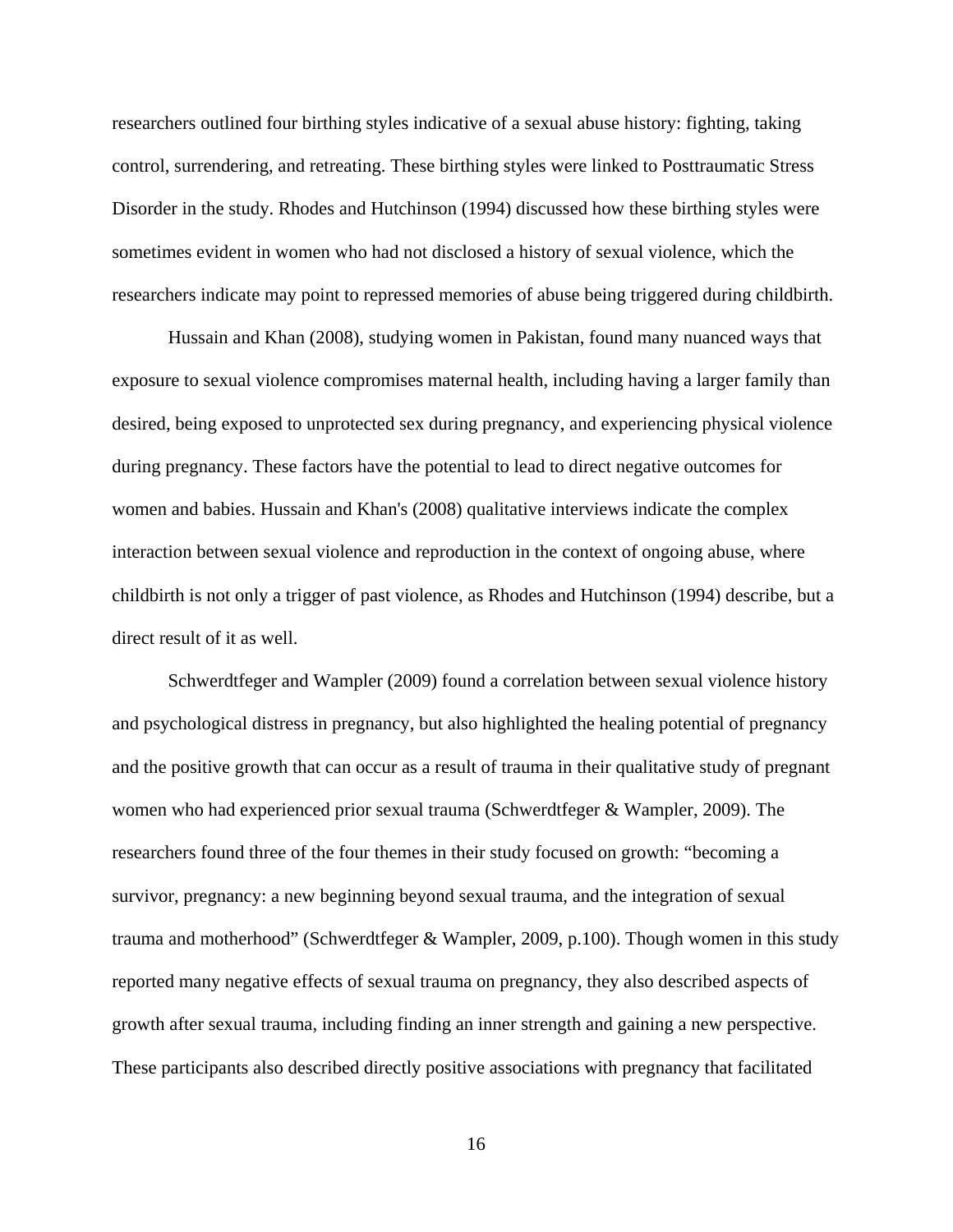researchers outlined four birthing styles indicative of a sexual abuse history: fighting, taking control, surrendering, and retreating. These birthing styles were linked to Posttraumatic Stress Disorder in the study. Rhodes and Hutchinson (1994) discussed how these birthing styles were sometimes evident in women who had not disclosed a history of sexual violence, which the researchers indicate may point to repressed memories of abuse being triggered during childbirth.

Hussain and Khan (2008), studying women in Pakistan, found many nuanced ways that exposure to sexual violence compromises maternal health, including having a larger family than desired, being exposed to unprotected sex during pregnancy, and experiencing physical violence during pregnancy. These factors have the potential to lead to direct negative outcomes for women and babies. Hussain and Khan's (2008) qualitative interviews indicate the complex interaction between sexual violence and reproduction in the context of ongoing abuse, where childbirth is not only a trigger of past violence, as Rhodes and Hutchinson (1994) describe, but a direct result of it as well.

Schwerdtfeger and Wampler (2009) found a correlation between sexual violence history and psychological distress in pregnancy, but also highlighted the healing potential of pregnancy and the positive growth that can occur as a result of trauma in their qualitative study of pregnant women who had experienced prior sexual trauma (Schwerdtfeger & Wampler, 2009). The researchers found three of the four themes in their study focused on growth: "becoming a survivor, pregnancy: a new beginning beyond sexual trauma, and the integration of sexual trauma and motherhood" (Schwerdtfeger & Wampler, 2009, p.100). Though women in this study reported many negative effects of sexual trauma on pregnancy, they also described aspects of growth after sexual trauma, including finding an inner strength and gaining a new perspective. These participants also described directly positive associations with pregnancy that facilitated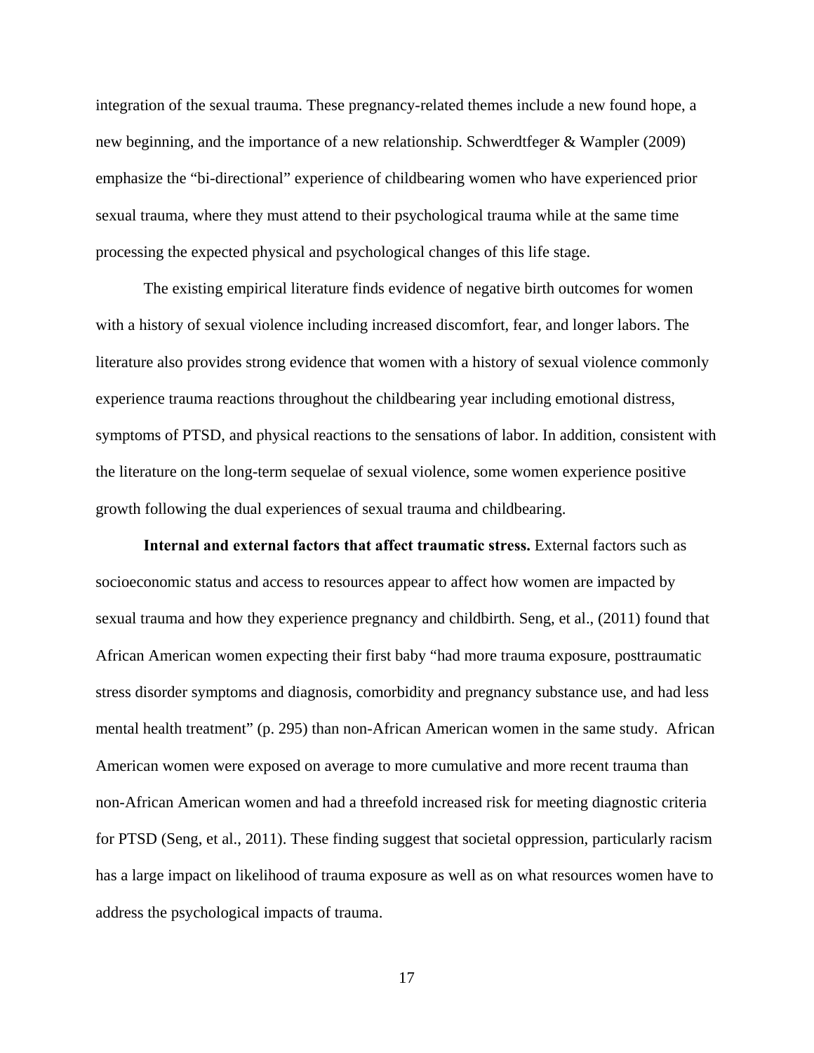integration of the sexual trauma. These pregnancy-related themes include a new found hope, a new beginning, and the importance of a new relationship. Schwerdtfeger & Wampler (2009) emphasize the "bi-directional" experience of childbearing women who have experienced prior sexual trauma, where they must attend to their psychological trauma while at the same time processing the expected physical and psychological changes of this life stage.

The existing empirical literature finds evidence of negative birth outcomes for women with a history of sexual violence including increased discomfort, fear, and longer labors. The literature also provides strong evidence that women with a history of sexual violence commonly experience trauma reactions throughout the childbearing year including emotional distress, symptoms of PTSD, and physical reactions to the sensations of labor. In addition, consistent with the literature on the long-term sequelae of sexual violence, some women experience positive growth following the dual experiences of sexual trauma and childbearing.

**Internal and external factors that affect traumatic stress.** External factors such as socioeconomic status and access to resources appear to affect how women are impacted by sexual trauma and how they experience pregnancy and childbirth. Seng, et al., (2011) found that African American women expecting their first baby "had more trauma exposure, posttraumatic stress disorder symptoms and diagnosis, comorbidity and pregnancy substance use, and had less mental health treatment" (p. 295) than non-African American women in the same study. African American women were exposed on average to more cumulative and more recent trauma than non-African American women and had a threefold increased risk for meeting diagnostic criteria for PTSD (Seng, et al., 2011). These finding suggest that societal oppression, particularly racism has a large impact on likelihood of trauma exposure as well as on what resources women have to address the psychological impacts of trauma.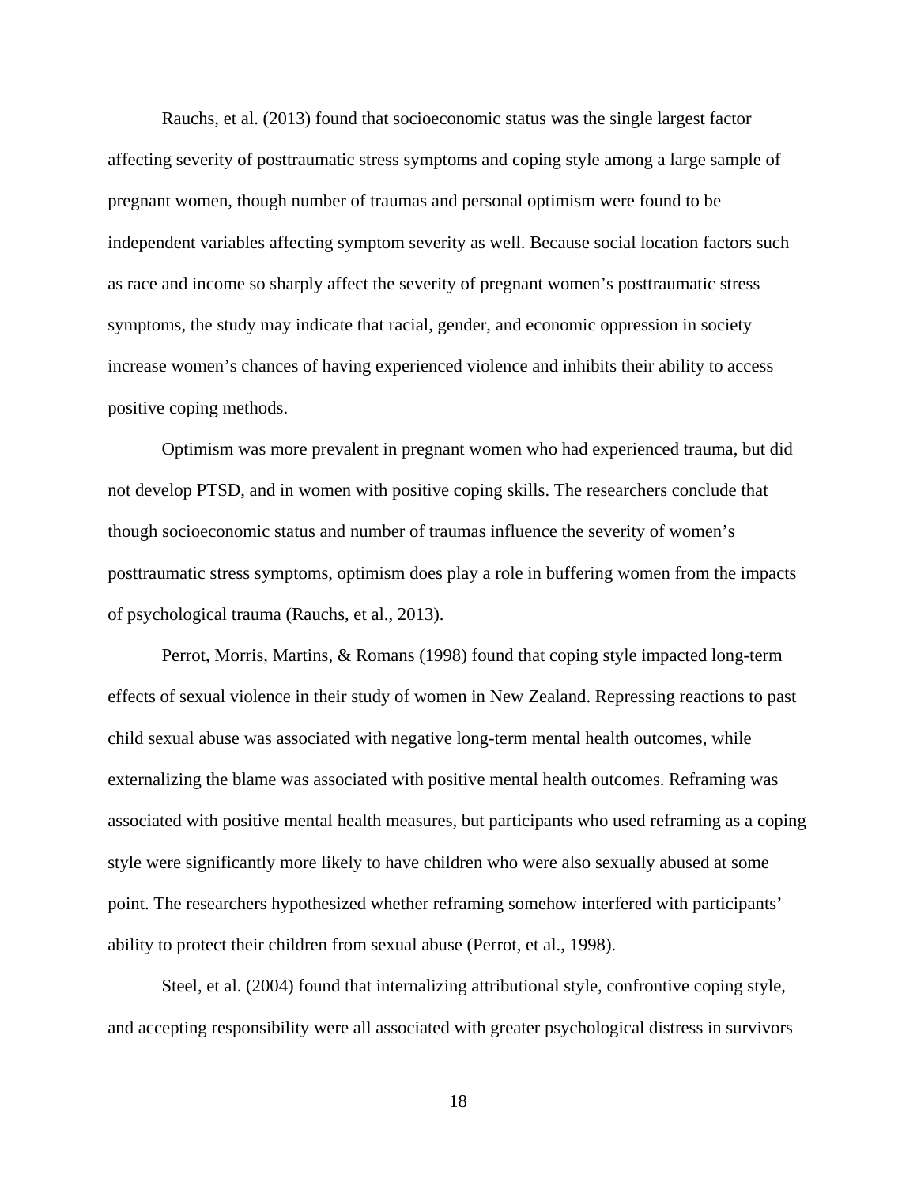Rauchs, et al. (2013) found that socioeconomic status was the single largest factor affecting severity of posttraumatic stress symptoms and coping style among a large sample of pregnant women, though number of traumas and personal optimism were found to be independent variables affecting symptom severity as well. Because social location factors such as race and income so sharply affect the severity of pregnant women's posttraumatic stress symptoms, the study may indicate that racial, gender, and economic oppression in society increase women's chances of having experienced violence and inhibits their ability to access positive coping methods.

Optimism was more prevalent in pregnant women who had experienced trauma, but did not develop PTSD, and in women with positive coping skills. The researchers conclude that though socioeconomic status and number of traumas influence the severity of women's posttraumatic stress symptoms, optimism does play a role in buffering women from the impacts of psychological trauma (Rauchs, et al., 2013).

Perrot, Morris, Martins, & Romans (1998) found that coping style impacted long-term effects of sexual violence in their study of women in New Zealand. Repressing reactions to past child sexual abuse was associated with negative long-term mental health outcomes, while externalizing the blame was associated with positive mental health outcomes. Reframing was associated with positive mental health measures, but participants who used reframing as a coping style were significantly more likely to have children who were also sexually abused at some point. The researchers hypothesized whether reframing somehow interfered with participants' ability to protect their children from sexual abuse (Perrot, et al., 1998).

Steel, et al. (2004) found that internalizing attributional style, confrontive coping style, and accepting responsibility were all associated with greater psychological distress in survivors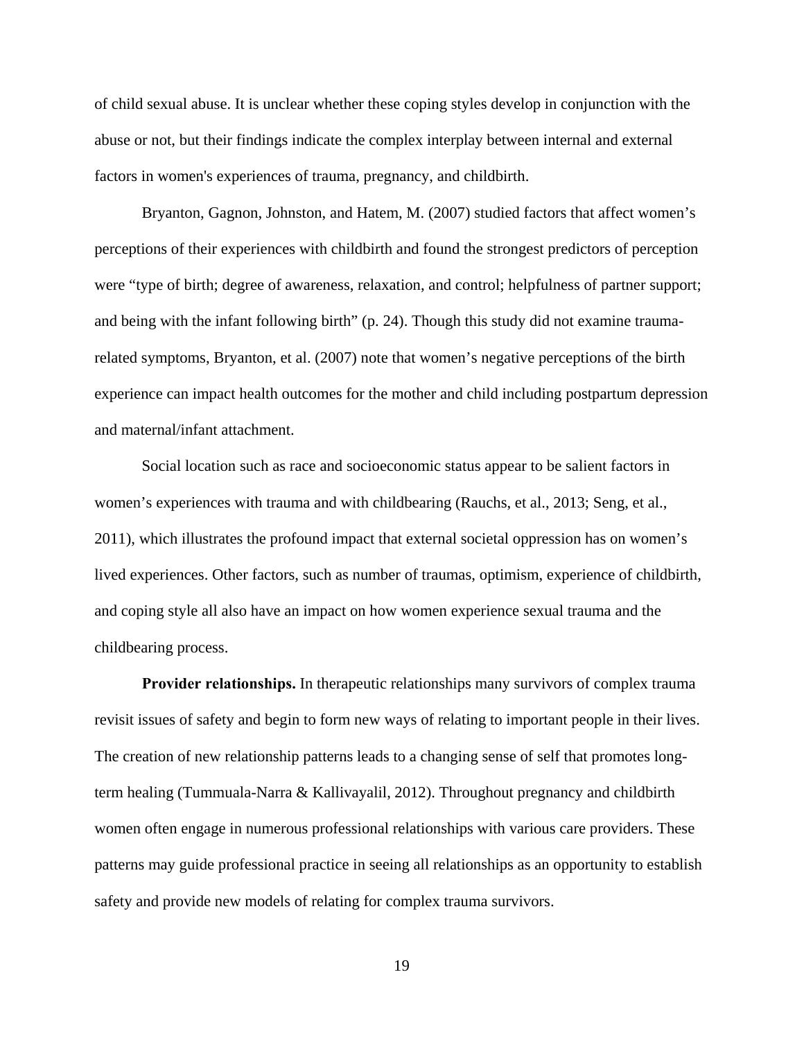of child sexual abuse. It is unclear whether these coping styles develop in conjunction with the abuse or not, but their findings indicate the complex interplay between internal and external factors in women's experiences of trauma, pregnancy, and childbirth.

Bryanton, Gagnon, Johnston, and Hatem, M. (2007) studied factors that affect women's perceptions of their experiences with childbirth and found the strongest predictors of perception were "type of birth; degree of awareness, relaxation, and control; helpfulness of partner support; and being with the infant following birth" (p. 24). Though this study did not examine trauma-related symptoms, Bryanton, et al. (2007) note that women's negative perceptions of the birth experience can impact health outcomes for the mother and child including postpartum depression and maternal/infant attachment.

Social location such as race and socioeconomic status appear to be salient factors in women's experiences with trauma and with childbearing (Rauchs, et al., 2013; Seng, et al., 2011), which illustrates the profound impact that external societal oppression has on women's lived experiences. Other factors, such as number of traumas, optimism, experience of childbirth, and coping style all also have an impact on how women experience sexual trauma and the childbearing process.

**Provider relationships.** In therapeutic relationships many survivors of complex trauma revisit issues of safety and begin to form new ways of relating to important people in their lives. The creation of new relationship patterns leads to a changing sense of self that promotes long-term healing (Tummuala-Narra & Kallivayalil, 2012). Throughout pregnancy and childbirth women often engage in numerous professional relationships with various care providers. These patterns may guide professional practice in seeing all relationships as an opportunity to establish safety and provide new models of relating for complex trauma survivors.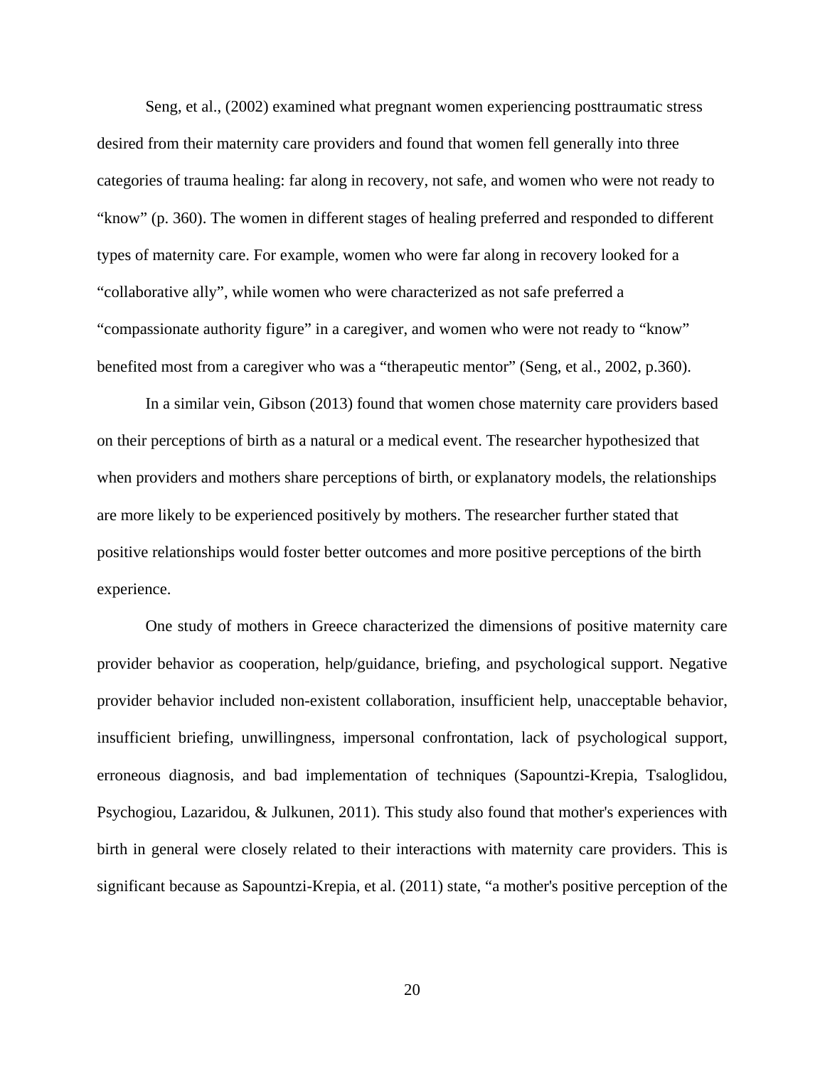Seng, et al., (2002) examined what pregnant women experiencing posttraumatic stress desired from their maternity care providers and found that women fell generally into three categories of trauma healing: far along in recovery, not safe, and women who were not ready to "know" (p. 360). The women in different stages of healing preferred and responded to different types of maternity care. For example, women who were far along in recovery looked for a "collaborative ally", while women who were characterized as not safe preferred a "compassionate authority figure" in a caregiver, and women who were not ready to "know" benefited most from a caregiver who was a "therapeutic mentor" (Seng, et al., 2002, p.360).

In a similar vein, Gibson (2013) found that women chose maternity care providers based on their perceptions of birth as a natural or a medical event. The researcher hypothesized that when providers and mothers share perceptions of birth, or explanatory models, the relationships are more likely to be experienced positively by mothers. The researcher further stated that positive relationships would foster better outcomes and more positive perceptions of the birth experience.

One study of mothers in Greece characterized the dimensions of positive maternity care provider behavior as cooperation, help/guidance, briefing, and psychological support. Negative provider behavior included non-existent collaboration, insufficient help, unacceptable behavior, insufficient briefing, unwillingness, impersonal confrontation, lack of psychological support, erroneous diagnosis, and bad implementation of techniques (Sapountzi-Krepia, Tsaloglidou, Psychogiou, Lazaridou, & Julkunen, 2011). This study also found that mother's experiences with birth in general were closely related to their interactions with maternity care providers. This is significant because as Sapountzi-Krepia, et al. (2011) state, "a mother's positive perception of the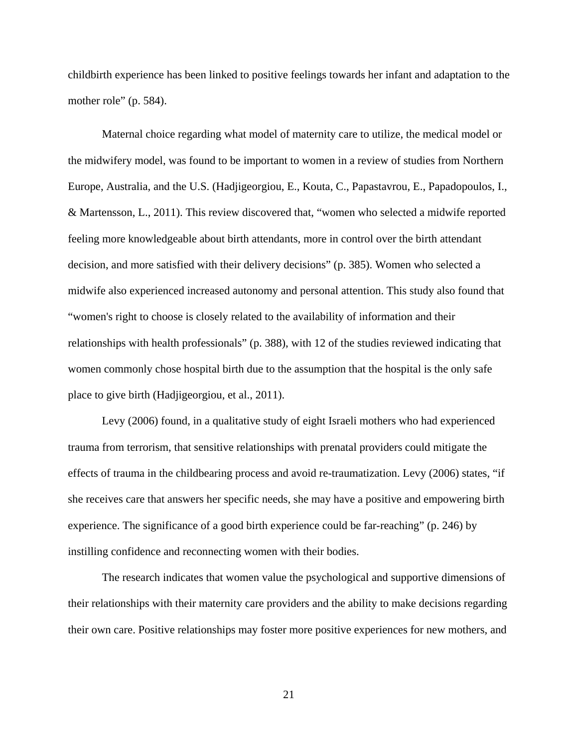childbirth experience has been linked to positive feelings towards her infant and adaptation to the mother role" (p. 584).

Maternal choice regarding what model of maternity care to utilize, the medical model or the midwifery model, was found to be important to women in a review of studies from Northern Europe, Australia, and the U.S. (Hadjigeorgiou, E., Kouta, C., Papastavrou, E., Papadopoulos, I., & Martensson, L., 2011). This review discovered that, "women who selected a midwife reported feeling more knowledgeable about birth attendants, more in control over the birth attendant decision, and more satisfied with their delivery decisions" (p. 385). Women who selected a midwife also experienced increased autonomy and personal attention. This study also found that "women's right to choose is closely related to the availability of information and their relationships with health professionals" (p. 388), with 12 of the studies reviewed indicating that women commonly chose hospital birth due to the assumption that the hospital is the only safe place to give birth (Hadjigeorgiou, et al., 2011).

Levy (2006) found, in a qualitative study of eight Israeli mothers who had experienced trauma from terrorism, that sensitive relationships with prenatal providers could mitigate the effects of trauma in the childbearing process and avoid re-traumatization. Levy (2006) states, "if she receives care that answers her specific needs, she may have a positive and empowering birth experience. The significance of a good birth experience could be far-reaching" (p. 246) by instilling confidence and reconnecting women with their bodies.

The research indicates that women value the psychological and supportive dimensions of their relationships with their maternity care providers and the ability to make decisions regarding their own care. Positive relationships may foster more positive experiences for new mothers, and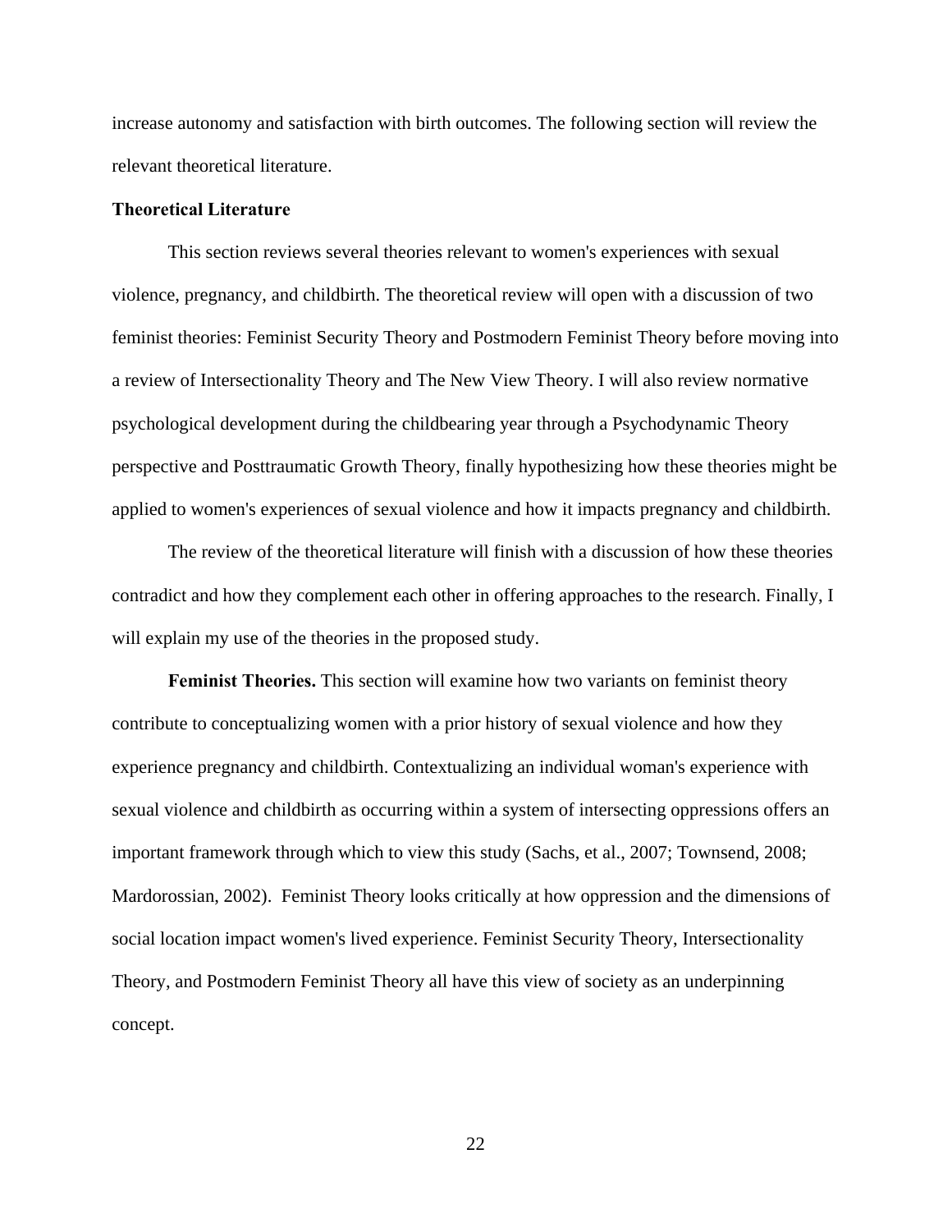increase autonomy and satisfaction with birth outcomes. The following section will review the relevant theoretical literature.

## Theoretical Literature

This section reviews several theories relevant to women's experiences with sexual violence, pregnancy, and childbirth. The theoretical review will open with a discussion of two feminist theories: Feminist Security Theory and Postmodern Feminist Theory before moving into a review of Intersectionality Theory and The New View Theory. I will also review normative psychological development during the childbearing year through a Psychodynamic Theory perspective and Posttraumatic Growth Theory, finally hypothesizing how these theories might be applied to women's experiences of sexual violence and how it impacts pregnancy and childbirth.

The review of the theoretical literature will finish with a discussion of how these theories contradict and how they complement each other in offering approaches to the research. Finally, I will explain my use of the theories in the proposed study.

**Feminist Theories.** This section will examine how two variants on feminist theory contribute to conceptualizing women with a prior history of sexual violence and how they experience pregnancy and childbirth. Contextualizing an individual woman's experience with sexual violence and childbirth as occurring within a system of intersecting oppressions offers an important framework through which to view this study (Sachs, et al., 2007; Townsend, 2008; Mardorossian, 2002). Feminist Theory looks critically at how oppression and the dimensions of social location impact women's lived experience. Feminist Security Theory, Intersectionality Theory, and Postmodern Feminist Theory all have this view of society as an underpinning concept.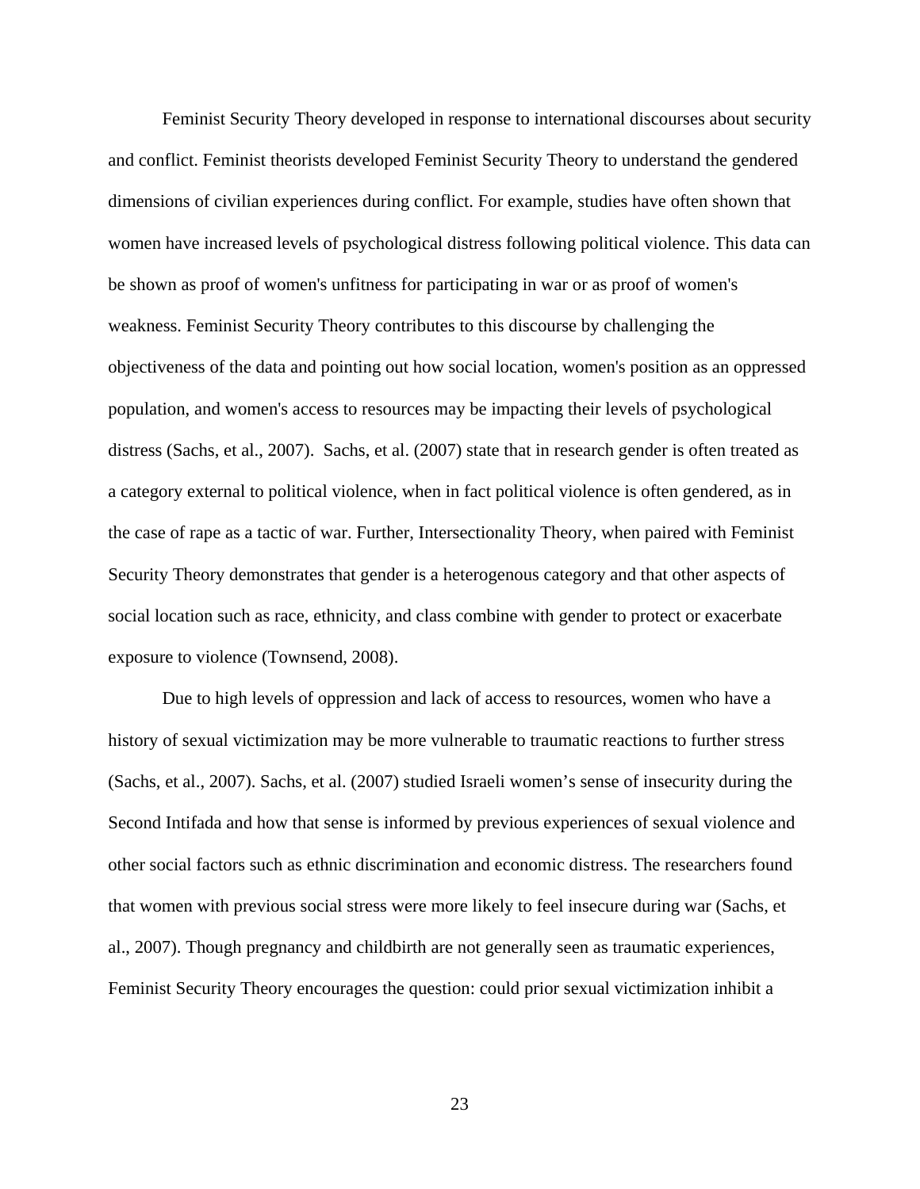Feminist Security Theory developed in response to international discourses about security and conflict. Feminist theorists developed Feminist Security Theory to understand the gendered dimensions of civilian experiences during conflict. For example, studies have often shown that women have increased levels of psychological distress following political violence. This data can be shown as proof of women's unfitness for participating in war or as proof of women's weakness. Feminist Security Theory contributes to this discourse by challenging the objectiveness of the data and pointing out how social location, women's position as an oppressed population, and women's access to resources may be impacting their levels of psychological distress (Sachs, et al., 2007). Sachs, et al. (2007) state that in research gender is often treated as a category external to political violence, when in fact political violence is often gendered, as in the case of rape as a tactic of war. Further, Intersectionality Theory, when paired with Feminist Security Theory demonstrates that gender is a heterogenous category and that other aspects of social location such as race, ethnicity, and class combine with gender to protect or exacerbate exposure to violence (Townsend, 2008).

Due to high levels of oppression and lack of access to resources, women who have a history of sexual victimization may be more vulnerable to traumatic reactions to further stress (Sachs, et al., 2007). Sachs, et al. (2007) studied Israeli women's sense of insecurity during the Second Intifada and how that sense is informed by previous experiences of sexual violence and other social factors such as ethnic discrimination and economic distress. The researchers found that women with previous social stress were more likely to feel insecure during war (Sachs, et al., 2007). Though pregnancy and childbirth are not generally seen as traumatic experiences, Feminist Security Theory encourages the question: could prior sexual victimization inhibit a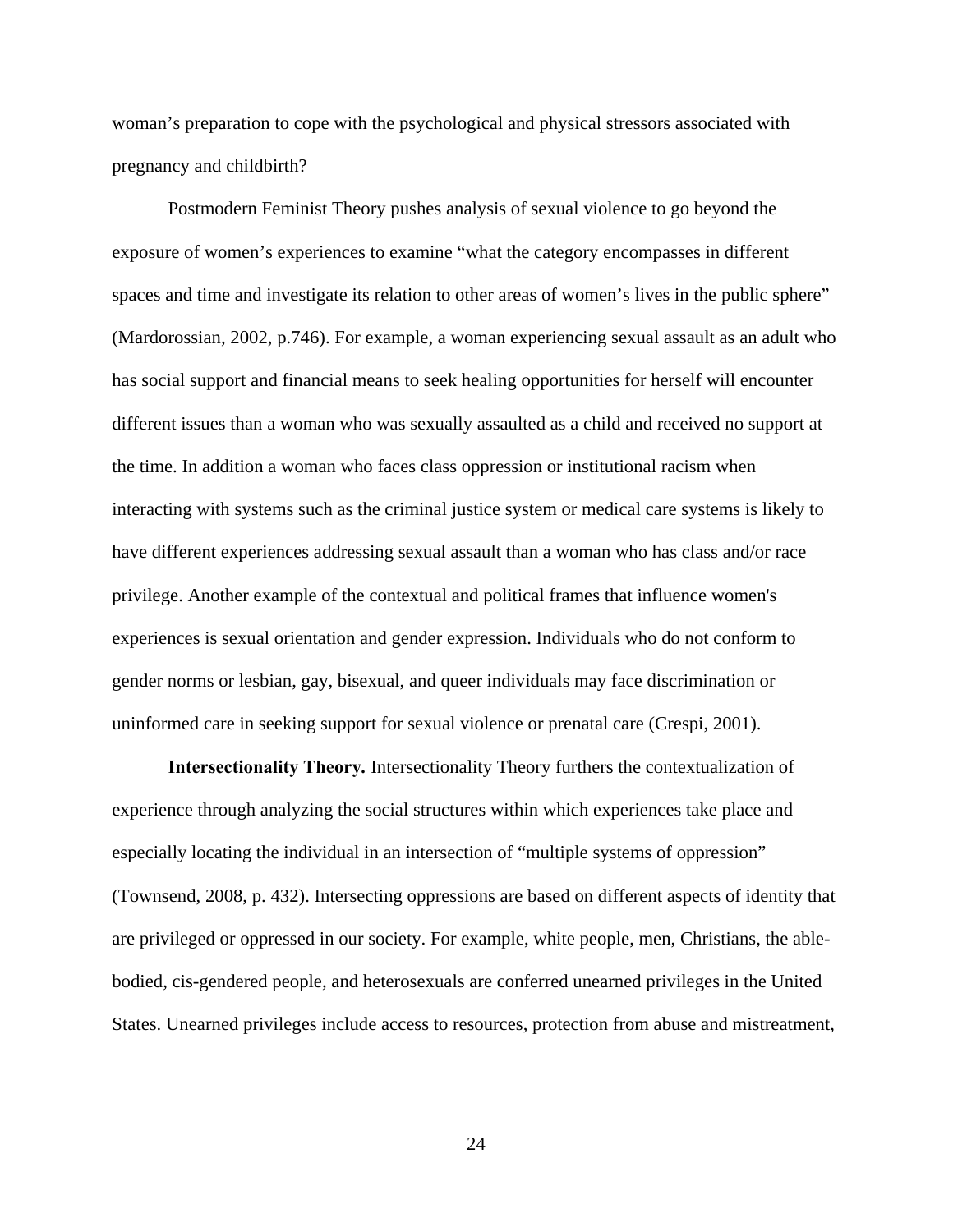woman's preparation to cope with the psychological and physical stressors associated with pregnancy and childbirth?

Postmodern Feminist Theory pushes analysis of sexual violence to go beyond the exposure of women's experiences to examine "what the category encompasses in different spaces and time and investigate its relation to other areas of women's lives in the public sphere" (Mardorossian, 2002, p.746). For example, a woman experiencing sexual assault as an adult who has social support and financial means to seek healing opportunities for herself will encounter different issues than a woman who was sexually assaulted as a child and received no support at the time. In addition a woman who faces class oppression or institutional racism when interacting with systems such as the criminal justice system or medical care systems is likely to have different experiences addressing sexual assault than a woman who has class and/or race privilege. Another example of the contextual and political frames that influence women's experiences is sexual orientation and gender expression. Individuals who do not conform to gender norms or lesbian, gay, bisexual, and queer individuals may face discrimination or uninformed care in seeking support for sexual violence or prenatal care (Crespi, 2001).

**Intersectionality Theory.** Intersectionality Theory furthers the contextualization of experience through analyzing the social structures within which experiences take place and especially locating the individual in an intersection of "multiple systems of oppression" (Townsend, 2008, p. 432). Intersecting oppressions are based on different aspects of identity that are privileged or oppressed in our society. For example, white people, men, Christians, the able-bodied, cis-gendered people, and heterosexuals are conferred unearned privileges in the United States. Unearned privileges include access to resources, protection from abuse and mistreatment,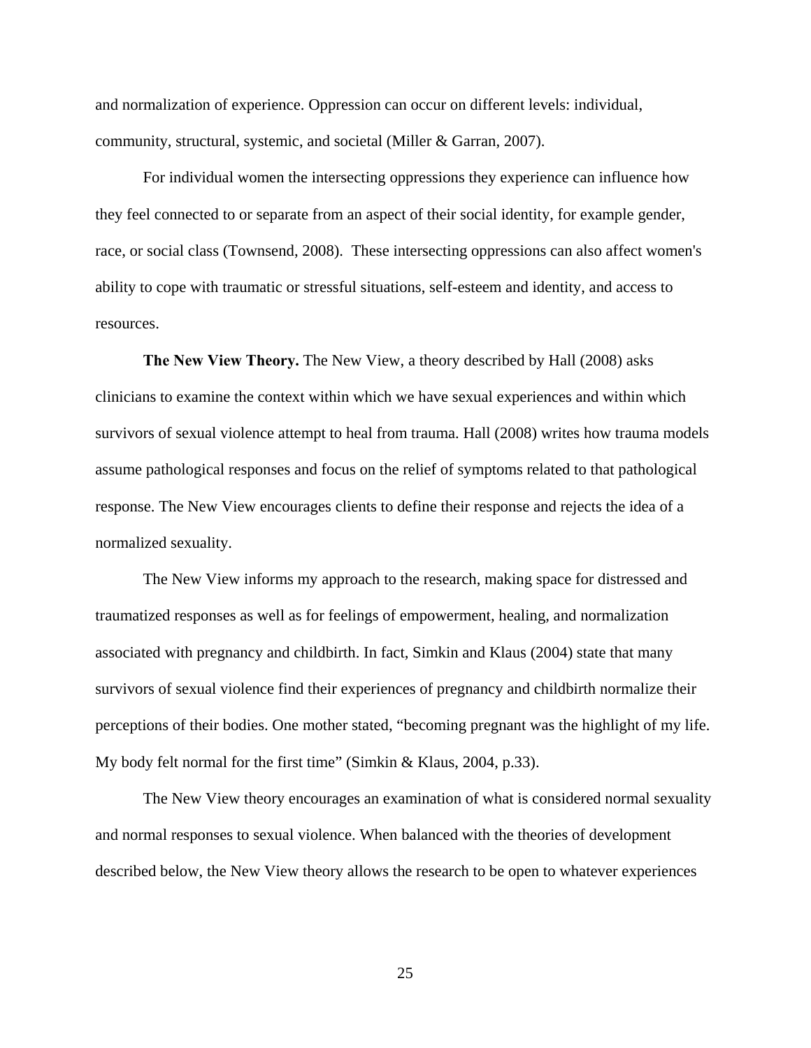and normalization of experience. Oppression can occur on different levels: individual, community, structural, systemic, and societal (Miller & Garran, 2007).

For individual women the intersecting oppressions they experience can influence how they feel connected to or separate from an aspect of their social identity, for example gender, race, or social class (Townsend, 2008). These intersecting oppressions can also affect women's ability to cope with traumatic or stressful situations, self-esteem and identity, and access to resources.

**The New View Theory.** The New View, a theory described by Hall (2008) asks clinicians to examine the context within which we have sexual experiences and within which survivors of sexual violence attempt to heal from trauma. Hall (2008) writes how trauma models assume pathological responses and focus on the relief of symptoms related to that pathological response. The New View encourages clients to define their response and rejects the idea of a normalized sexuality.

The New View informs my approach to the research, making space for distressed and traumatized responses as well as for feelings of empowerment, healing, and normalization associated with pregnancy and childbirth. In fact, Simkin and Klaus (2004) state that many survivors of sexual violence find their experiences of pregnancy and childbirth normalize their perceptions of their bodies. One mother stated, "becoming pregnant was the highlight of my life. My body felt normal for the first time" (Simkin & Klaus, 2004, p.33).

The New View theory encourages an examination of what is considered normal sexuality and normal responses to sexual violence. When balanced with the theories of development described below, the New View theory allows the research to be open to whatever experiences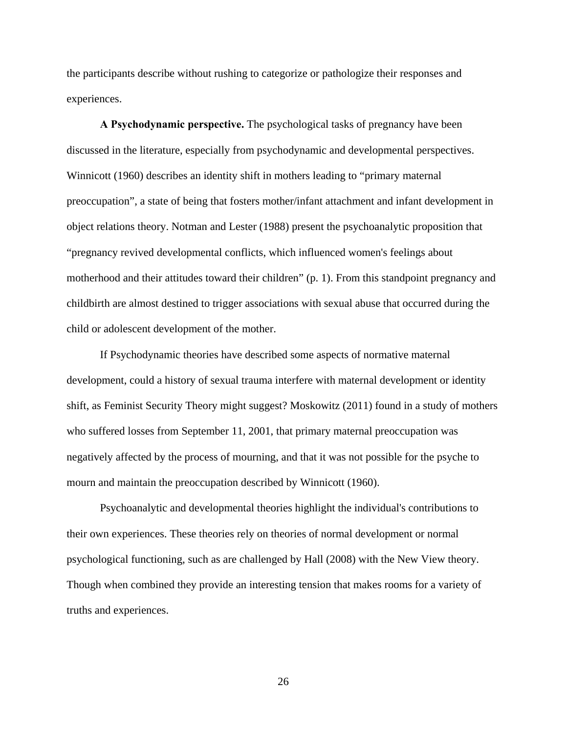the participants describe without rushing to categorize or pathologize their responses and experiences.

**A Psychodynamic perspective.** The psychological tasks of pregnancy have been discussed in the literature, especially from psychodynamic and developmental perspectives. Winnicott (1960) describes an identity shift in mothers leading to “primary maternal preoccupation”, a state of being that fosters mother/infant attachment and infant development in object relations theory. Notman and Lester (1988) present the psychoanalytic proposition that “pregnancy revived developmental conflicts, which influenced women's feelings about motherhood and their attitudes toward their children” (p. 1). From this standpoint pregnancy and childbirth are almost destined to trigger associations with sexual abuse that occurred during the child or adolescent development of the mother.

If Psychodynamic theories have described some aspects of normative maternal development, could a history of sexual trauma interfere with maternal development or identity shift, as Feminist Security Theory might suggest? Moskowitz (2011) found in a study of mothers who suffered losses from September 11, 2001, that primary maternal preoccupation was negatively affected by the process of mourning, and that it was not possible for the psyche to mourn and maintain the preoccupation described by Winnicott (1960).

Psychoanalytic and developmental theories highlight the individual's contributions to their own experiences. These theories rely on theories of normal development or normal psychological functioning, such as are challenged by Hall (2008) with the New View theory. Though when combined they provide an interesting tension that makes rooms for a variety of truths and experiences.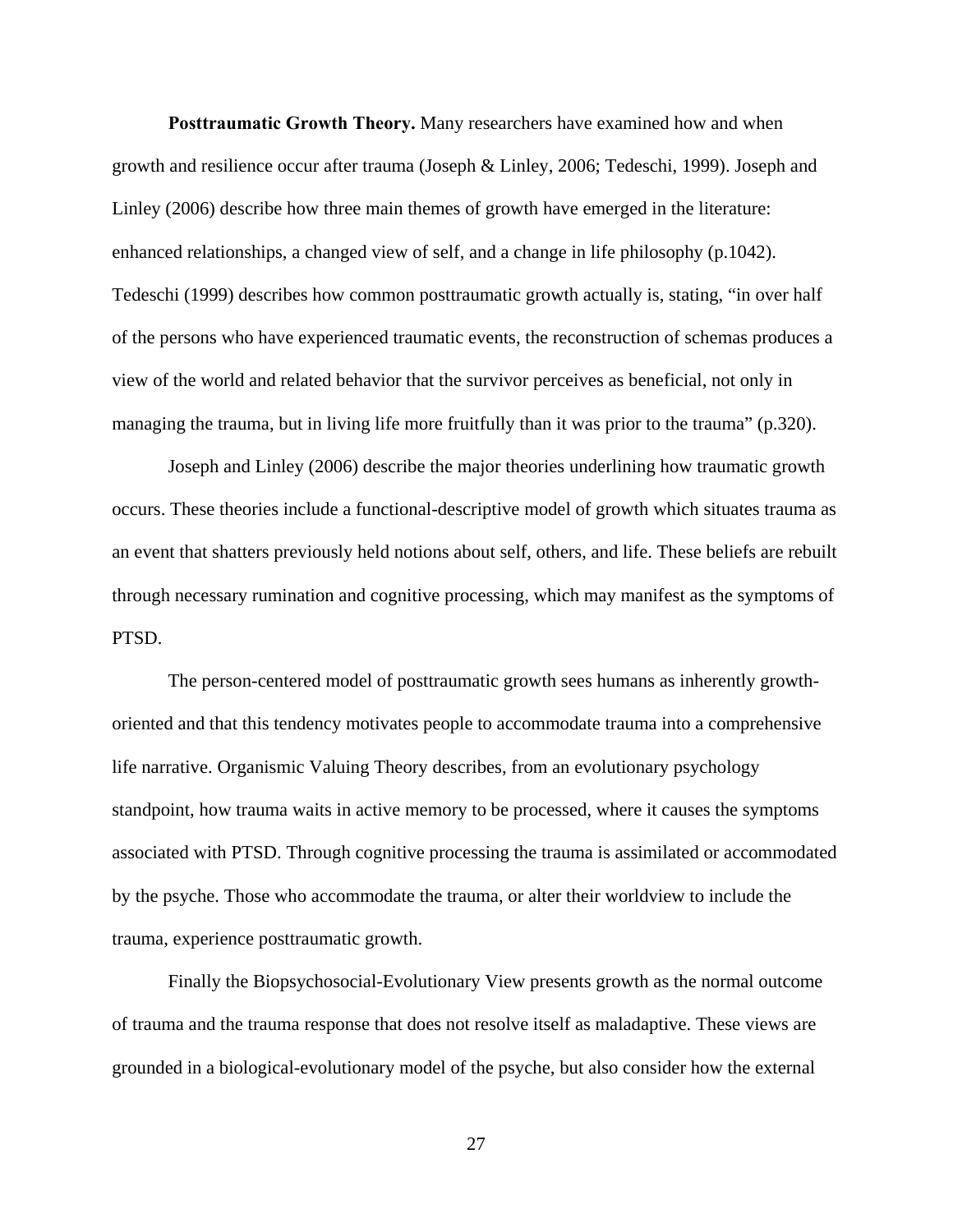**Posttraumatic Growth Theory.** Many researchers have examined how and when growth and resilience occur after trauma (Joseph & Linley, 2006; Tedeschi, 1999). Joseph and Linley (2006) describe how three main themes of growth have emerged in the literature: enhanced relationships, a changed view of self, and a change in life philosophy (p.1042). Tedeschi (1999) describes how common posttraumatic growth actually is, stating, “in over half of the persons who have experienced traumatic events, the reconstruction of schemas produces a view of the world and related behavior that the survivor perceives as beneficial, not only in managing the trauma, but in living life more fruitfully than it was prior to the trauma” (p.320).

Joseph and Linley (2006) describe the major theories underlining how traumatic growth occurs. These theories include a functional-descriptive model of growth which situates trauma as an event that shatters previously held notions about self, others, and life. These beliefs are rebuilt through necessary rumination and cognitive processing, which may manifest as the symptoms of PTSD.

The person-centered model of posttraumatic growth sees humans as inherently growth-oriented and that this tendency motivates people to accommodate trauma into a comprehensive life narrative. Organismic Valuing Theory describes, from an evolutionary psychology standpoint, how trauma waits in active memory to be processed, where it causes the symptoms associated with PTSD. Through cognitive processing the trauma is assimilated or accommodated by the psyche. Those who accommodate the trauma, or alter their worldview to include the trauma, experience posttraumatic growth.

Finally the Biopsychosocial-Evolutionary View presents growth as the normal outcome of trauma and the trauma response that does not resolve itself as maladaptive. These views are grounded in a biological-evolutionary model of the psyche, but also consider how the external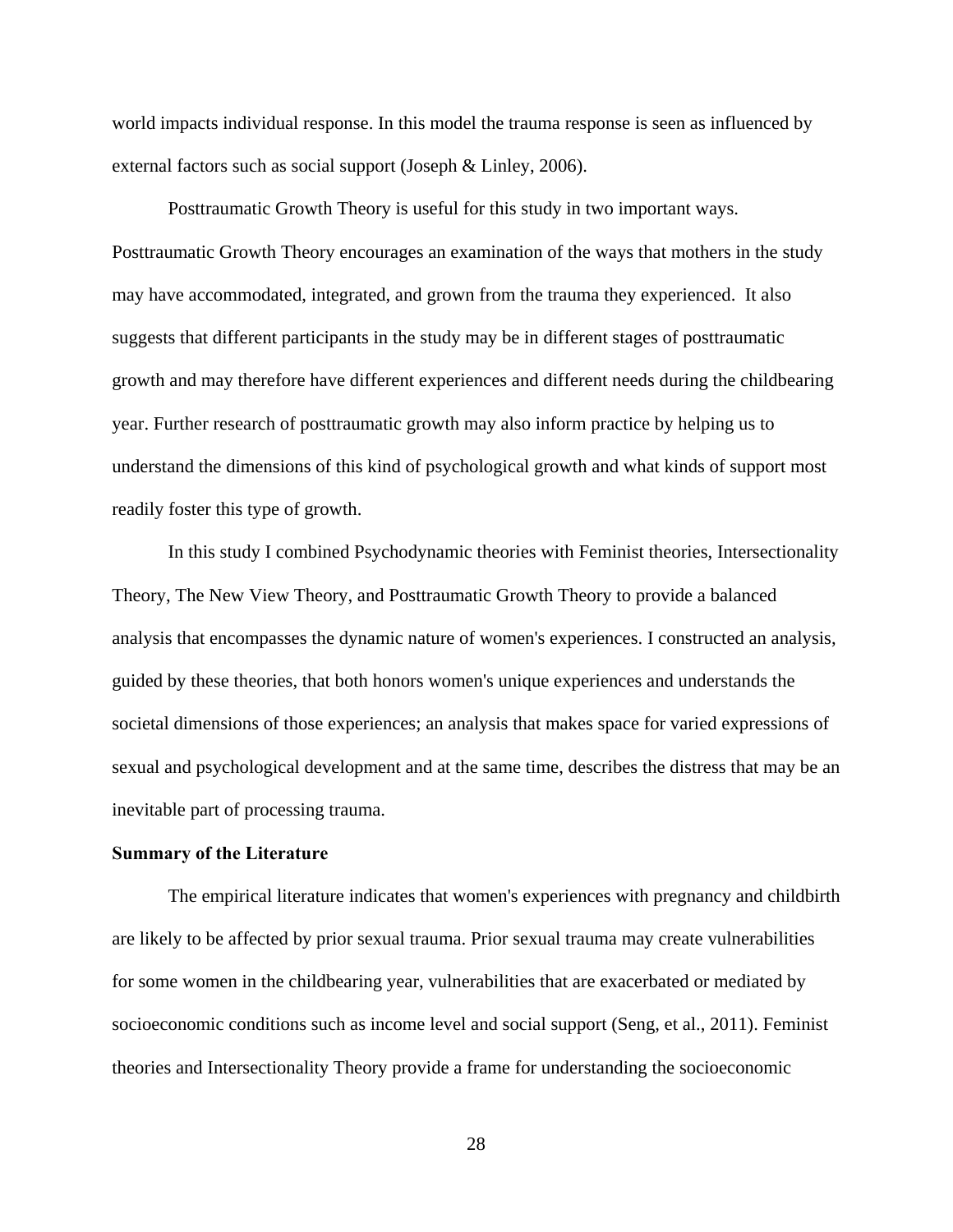world impacts individual response. In this model the trauma response is seen as influenced by external factors such as social support (Joseph & Linley, 2006).

Posttraumatic Growth Theory is useful for this study in two important ways. Posttraumatic Growth Theory encourages an examination of the ways that mothers in the study may have accommodated, integrated, and grown from the trauma they experienced. It also suggests that different participants in the study may be in different stages of posttraumatic growth and may therefore have different experiences and different needs during the childbearing year. Further research of posttraumatic growth may also inform practice by helping us to understand the dimensions of this kind of psychological growth and what kinds of support most readily foster this type of growth.

In this study I combined Psychodynamic theories with Feminist theories, Intersectionality Theory, The New View Theory, and Posttraumatic Growth Theory to provide a balanced analysis that encompasses the dynamic nature of women's experiences. I constructed an analysis, guided by these theories, that both honors women's unique experiences and understands the societal dimensions of those experiences; an analysis that makes space for varied expressions of sexual and psychological development and at the same time, describes the distress that may be an inevitable part of processing trauma.

**Summary of the Literature**

The empirical literature indicates that women's experiences with pregnancy and childbirth are likely to be affected by prior sexual trauma. Prior sexual trauma may create vulnerabilities for some women in the childbearing year, vulnerabilities that are exacerbated or mediated by socioeconomic conditions such as income level and social support (Seng, et al., 2011). Feminist theories and Intersectionality Theory provide a frame for understanding the socioeconomic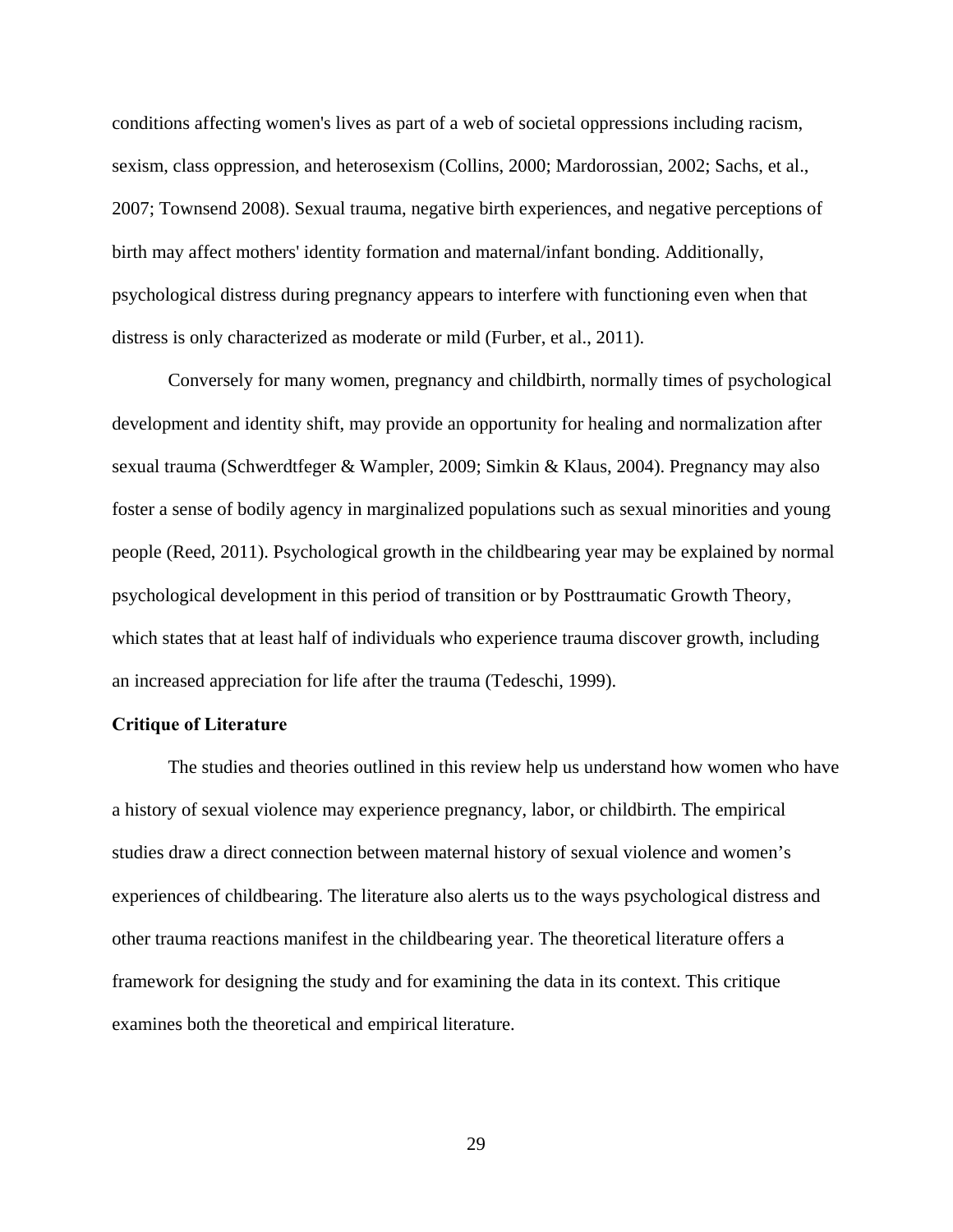conditions affecting women's lives as part of a web of societal oppressions including racism, sexism, class oppression, and heterosexism (Collins, 2000; Mardorossian, 2002; Sachs, et al., 2007; Townsend 2008). Sexual trauma, negative birth experiences, and negative perceptions of birth may affect mothers' identity formation and maternal/infant bonding. Additionally, psychological distress during pregnancy appears to interfere with functioning even when that distress is only characterized as moderate or mild (Furber, et al., 2011).

Conversely for many women, pregnancy and childbirth, normally times of psychological development and identity shift, may provide an opportunity for healing and normalization after sexual trauma (Schwerdtfeger & Wampler, 2009; Simkin & Klaus, 2004). Pregnancy may also foster a sense of bodily agency in marginalized populations such as sexual minorities and young people (Reed, 2011). Psychological growth in the childbearing year may be explained by normal psychological development in this period of transition or by Posttraumatic Growth Theory, which states that at least half of individuals who experience trauma discover growth, including an increased appreciation for life after the trauma (Tedeschi, 1999).

**Critique of Literature**

The studies and theories outlined in this review help us understand how women who have a history of sexual violence may experience pregnancy, labor, or childbirth. The empirical studies draw a direct connection between maternal history of sexual violence and women's experiences of childbearing. The literature also alerts us to the ways psychological distress and other trauma reactions manifest in the childbearing year. The theoretical literature offers a framework for designing the study and for examining the data in its context. This critique examines both the theoretical and empirical literature.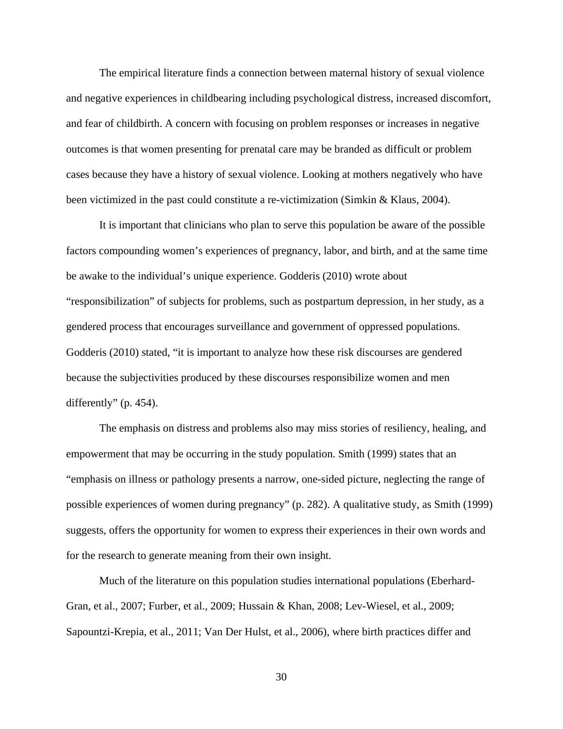The empirical literature finds a connection between maternal history of sexual violence and negative experiences in childbearing including psychological distress, increased discomfort, and fear of childbirth. A concern with focusing on problem responses or increases in negative outcomes is that women presenting for prenatal care may be branded as difficult or problem cases because they have a history of sexual violence. Looking at mothers negatively who have been victimized in the past could constitute a re-victimization (Simkin & Klaus, 2004).

It is important that clinicians who plan to serve this population be aware of the possible factors compounding women's experiences of pregnancy, labor, and birth, and at the same time be awake to the individual's unique experience. Godderis (2010) wrote about "responsibilization" of subjects for problems, such as postpartum depression, in her study, as a gendered process that encourages surveillance and government of oppressed populations. Godderis (2010) stated, "it is important to analyze how these risk discourses are gendered because the subjectivities produced by these discourses responsibilize women and men differently" (p. 454).

The emphasis on distress and problems also may miss stories of resiliency, healing, and empowerment that may be occurring in the study population. Smith (1999) states that an "emphasis on illness or pathology presents a narrow, one-sided picture, neglecting the range of possible experiences of women during pregnancy" (p. 282). A qualitative study, as Smith (1999) suggests, offers the opportunity for women to express their experiences in their own words and for the research to generate meaning from their own insight.

Much of the literature on this population studies international populations (Eberhard-Gran, et al., 2007; Furber, et al., 2009; Hussain & Khan, 2008; Lev-Wiesel, et al., 2009; Sapountzi-Krepia, et al., 2011; Van Der Hulst, et al., 2006), where birth practices differ and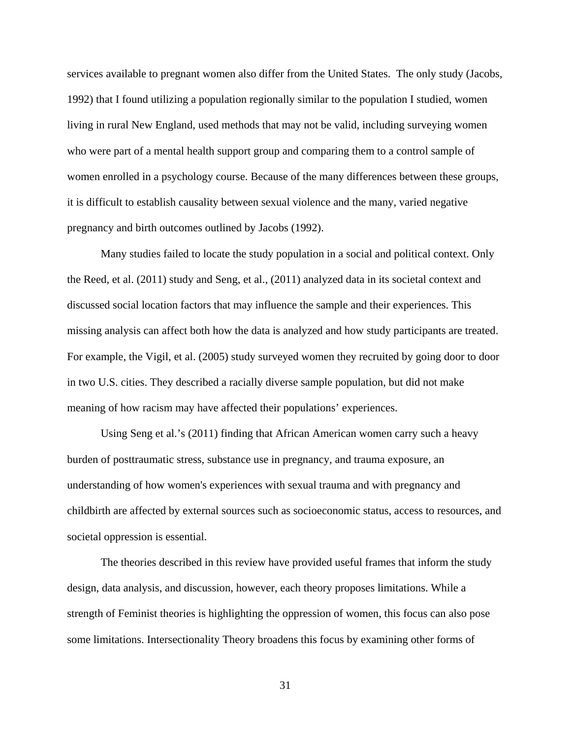services available to pregnant women also differ from the United States. The only study (Jacobs, 1992) that I found utilizing a population regionally similar to the population I studied, women living in rural New England, used methods that may not be valid, including surveying women who were part of a mental health support group and comparing them to a control sample of women enrolled in a psychology course. Because of the many differences between these groups, it is difficult to establish causality between sexual violence and the many, varied negative pregnancy and birth outcomes outlined by Jacobs (1992).

Many studies failed to locate the study population in a social and political context. Only the Reed, et al. (2011) study and Seng, et al., (2011) analyzed data in its societal context and discussed social location factors that may influence the sample and their experiences. This missing analysis can affect both how the data is analyzed and how study participants are treated. For example, the Vigil, et al. (2005) study surveyed women they recruited by going door to door in two U.S. cities. They described a racially diverse sample population, but did not make meaning of how racism may have affected their populations' experiences.

Using Seng et al.'s (2011) finding that African American women carry such a heavy burden of posttraumatic stress, substance use in pregnancy, and trauma exposure, an understanding of how women's experiences with sexual trauma and with pregnancy and childbirth are affected by external sources such as socioeconomic status, access to resources, and societal oppression is essential.

The theories described in this review have provided useful frames that inform the study design, data analysis, and discussion, however, each theory proposes limitations. While a strength of Feminist theories is highlighting the oppression of women, this focus can also pose some limitations. Intersectionality Theory broadens this focus by examining other forms of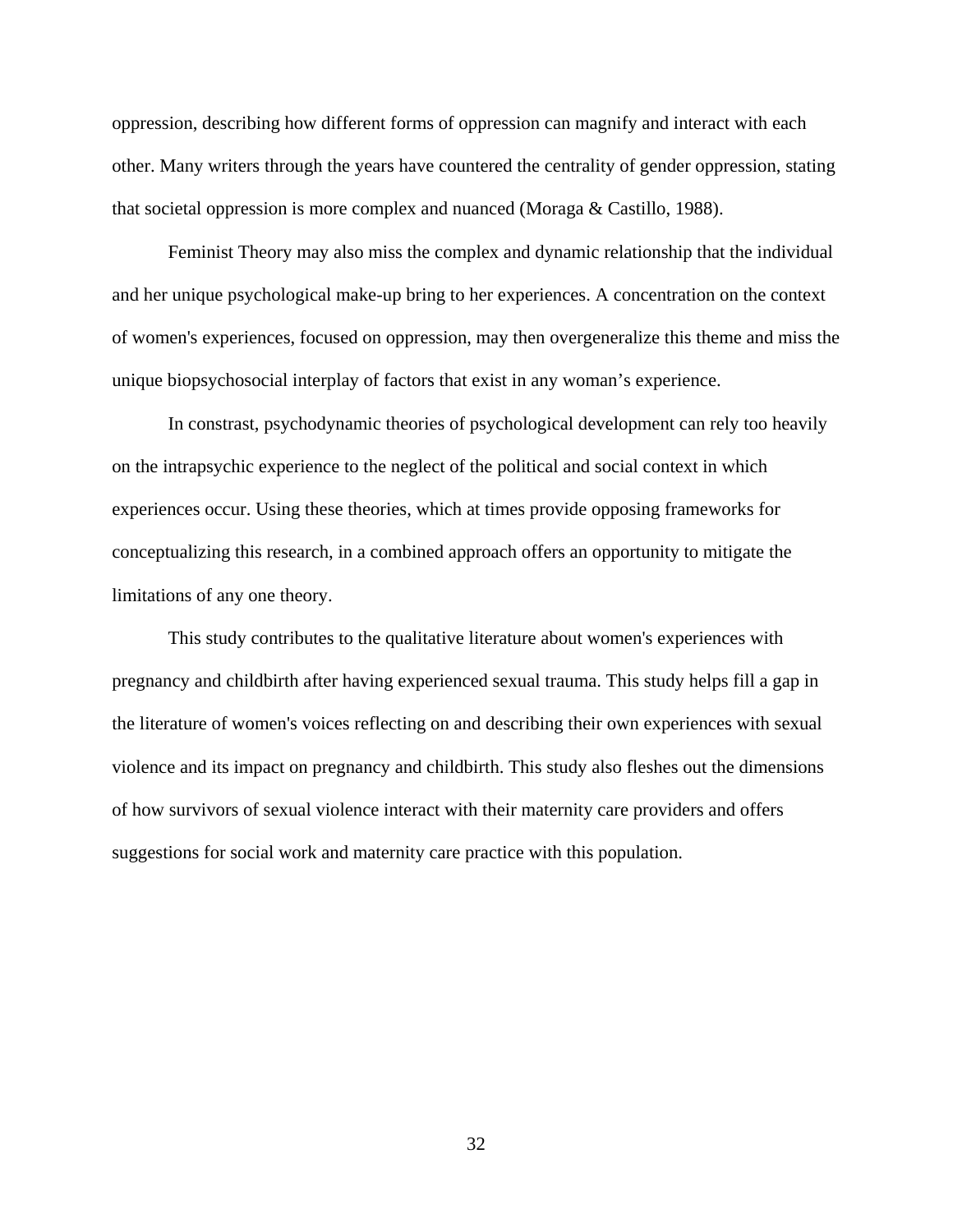oppression, describing how different forms of oppression can magnify and interact with each other. Many writers through the years have countered the centrality of gender oppression, stating that societal oppression is more complex and nuanced (Moraga & Castillo, 1988).

Feminist Theory may also miss the complex and dynamic relationship that the individual and her unique psychological make-up bring to her experiences. A concentration on the context of women's experiences, focused on oppression, may then overgeneralize this theme and miss the unique biopsychosocial interplay of factors that exist in any woman’s experience.

In constrast, psychodynamic theories of psychological development can rely too heavily on the intrapsychic experience to the neglect of the political and social context in which experiences occur. Using these theories, which at times provide opposing frameworks for conceptualizing this research, in a combined approach offers an opportunity to mitigate the limitations of any one theory.

This study contributes to the qualitative literature about women's experiences with pregnancy and childbirth after having experienced sexual trauma. This study helps fill a gap in the literature of women's voices reflecting on and describing their own experiences with sexual violence and its impact on pregnancy and childbirth. This study also fleshes out the dimensions of how survivors of sexual violence interact with their maternity care providers and offers suggestions for social work and maternity care practice with this population.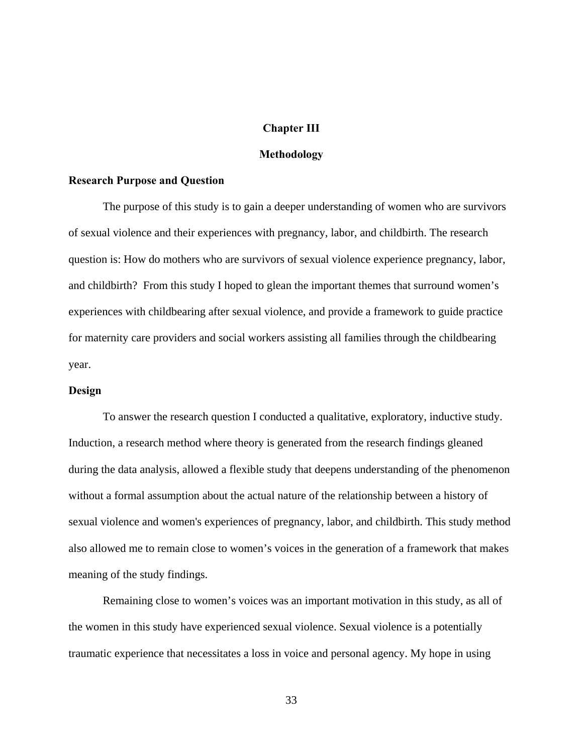# Chapter III

# Methodology

## Research Purpose and Question

The purpose of this study is to gain a deeper understanding of women who are survivors of sexual violence and their experiences with pregnancy, labor, and childbirth. The research question is: How do mothers who are survivors of sexual violence experience pregnancy, labor, and childbirth? From this study I hoped to glean the important themes that surround women's experiences with childbearing after sexual violence, and provide a framework to guide practice for maternity care providers and social workers assisting all families through the childbearing year.

## Design

To answer the research question I conducted a qualitative, exploratory, inductive study. Induction, a research method where theory is generated from the research findings gleaned during the data analysis, allowed a flexible study that deepens understanding of the phenomenon without a formal assumption about the actual nature of the relationship between a history of sexual violence and women's experiences of pregnancy, labor, and childbirth. This study method also allowed me to remain close to women's voices in the generation of a framework that makes meaning of the study findings.

Remaining close to women's voices was an important motivation in this study, as all of the women in this study have experienced sexual violence. Sexual violence is a potentially traumatic experience that necessitates a loss in voice and personal agency. My hope in using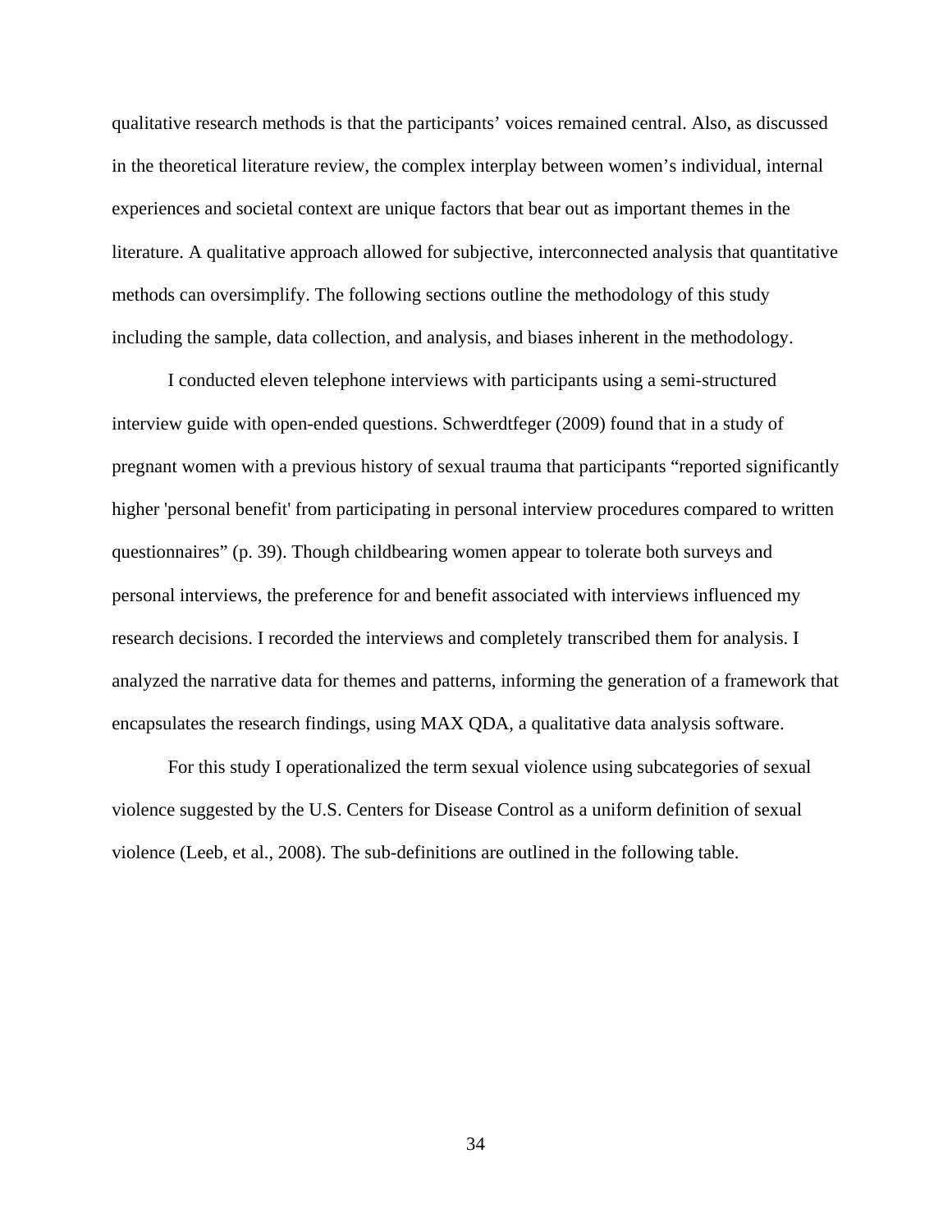qualitative research methods is that the participants' voices remained central. Also, as discussed in the theoretical literature review, the complex interplay between women's individual, internal experiences and societal context are unique factors that bear out as important themes in the literature. A qualitative approach allowed for subjective, interconnected analysis that quantitative methods can oversimplify. The following sections outline the methodology of this study including the sample, data collection, and analysis, and biases inherent in the methodology.

I conducted eleven telephone interviews with participants using a semi-structured interview guide with open-ended questions. Schwerdtfeger (2009) found that in a study of pregnant women with a previous history of sexual trauma that participants "reported significantly higher 'personal benefit' from participating in personal interview procedures compared to written questionnaires" (p. 39). Though childbearing women appear to tolerate both surveys and personal interviews, the preference for and benefit associated with interviews influenced my research decisions. I recorded the interviews and completely transcribed them for analysis. I analyzed the narrative data for themes and patterns, informing the generation of a framework that encapsulates the research findings, using MAX QDA, a qualitative data analysis software.

For this study I operationalized the term sexual violence using subcategories of sexual violence suggested by the U.S. Centers for Disease Control as a uniform definition of sexual violence (Leeb, et al., 2008). The sub-definitions are outlined in the following table.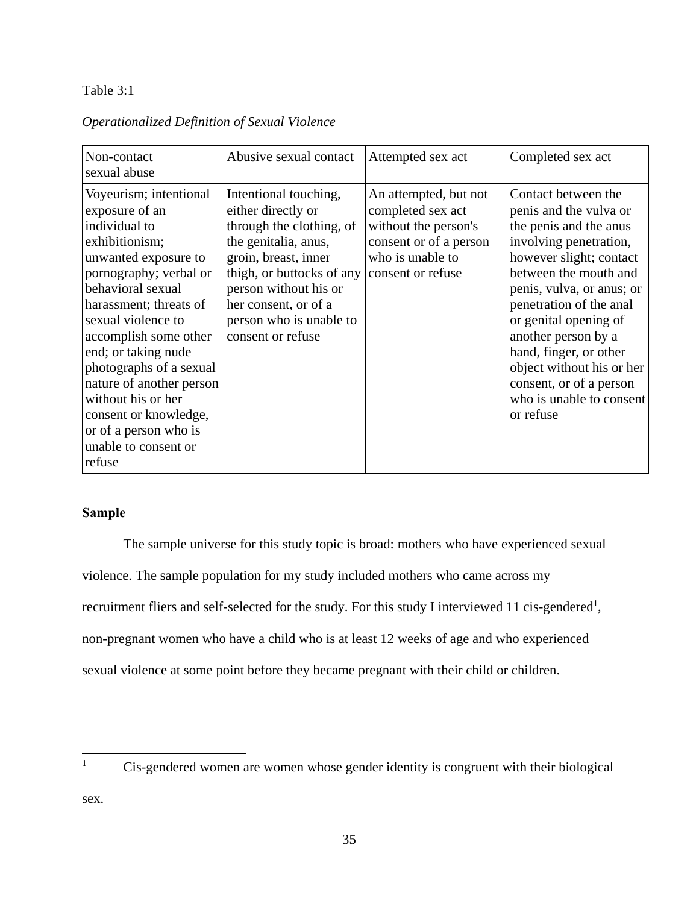Table 3:1

*Operationalized Definition of Sexual Violence*

| Non-contact sexual abuse | Abusive sexual contact | Attempted sex act | Completed sex act |
|---|---|---|---|
| Voyeurism; intentional exposure of an individual to exhibitionism; unwanted exposure to pornography; verbal or behavioral sexual harassment; threats of sexual violence to accomplish some other end; or taking nude photographs of a sexual nature of another person without his or her consent or knowledge, or of a person who is unable to consent or refuse | Intentional touching, either directly or through the clothing, of the genitalia, anus, groin, breast, inner thigh, or buttocks of any person without his or her consent, or of a person who is unable to consent or refuse | An attempted, but not completed sex act without the person's consent or of a person who is unable to consent or refuse | Contact between the penis and the vulva or the penis and the anus involving penetration, however slight; contact between the mouth and penis, vulva, or anus; or penetration of the anal or genital opening of another person by a hand, finger, or other object without his or her consent, or of a person who is unable to consent or refuse |

**Sample**

The sample universe for this study topic is broad: mothers who have experienced sexual violence. The sample population for my study included mothers who came across my recruitment fliers and self-selected for the study. For this study I interviewed 11 cis-gendered[1], non-pregnant women who have a child who is at least 12 weeks of age and who experienced sexual violence at some point before they became pregnant with their child or children.

---

[1] Cis-gendered women are women whose gender identity is congruent with their biological sex.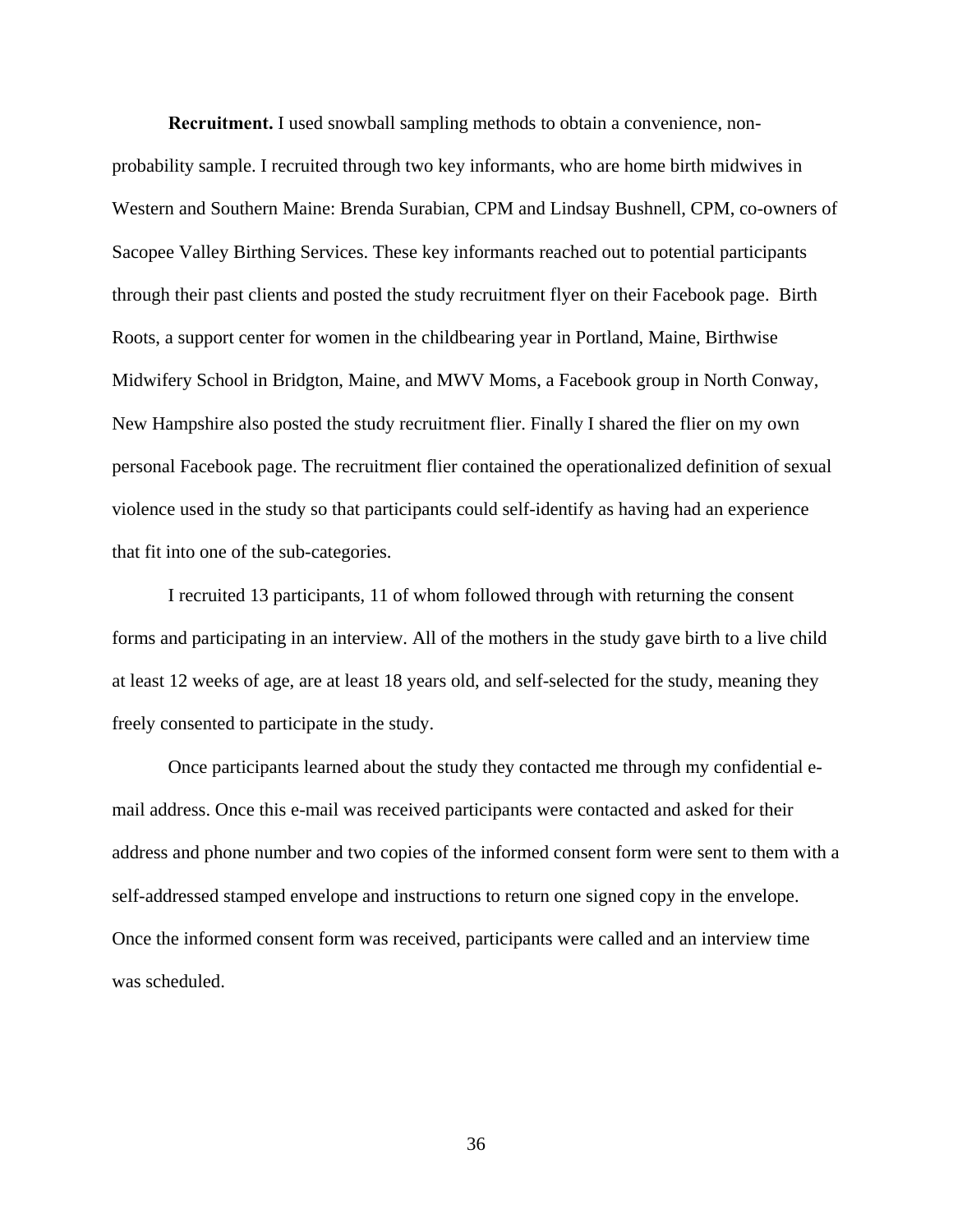**Recruitment.** I used snowball sampling methods to obtain a convenience, non-probability sample. I recruited through two key informants, who are home birth midwives in Western and Southern Maine: Brenda Surabian, CPM and Lindsay Bushnell, CPM, co-owners of Sacopee Valley Birthing Services. These key informants reached out to potential participants through their past clients and posted the study recruitment flyer on their Facebook page. Birth Roots, a support center for women in the childbearing year in Portland, Maine, Birthwise Midwifery School in Bridgton, Maine, and MWV Moms, a Facebook group in North Conway, New Hampshire also posted the study recruitment flier. Finally I shared the flier on my own personal Facebook page. The recruitment flier contained the operationalized definition of sexual violence used in the study so that participants could self-identify as having had an experience that fit into one of the sub-categories.

I recruited 13 participants, 11 of whom followed through with returning the consent forms and participating in an interview. All of the mothers in the study gave birth to a live child at least 12 weeks of age, are at least 18 years old, and self-selected for the study, meaning they freely consented to participate in the study.

Once participants learned about the study they contacted me through my confidential e-mail address. Once this e-mail was received participants were contacted and asked for their address and phone number and two copies of the informed consent form were sent to them with a self-addressed stamped envelope and instructions to return one signed copy in the envelope. Once the informed consent form was received, participants were called and an interview time was scheduled.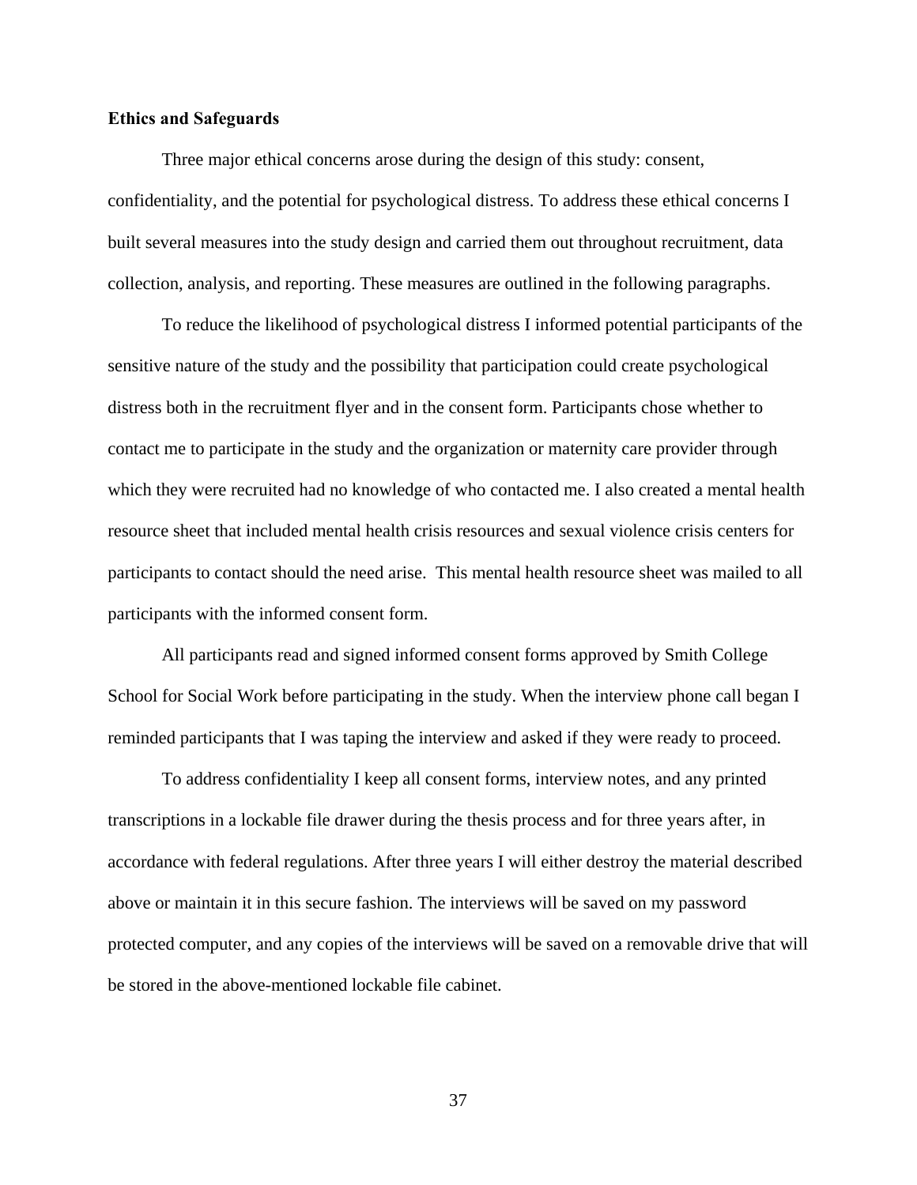**Ethics and Safeguards**

Three major ethical concerns arose during the design of this study: consent, confidentiality, and the potential for psychological distress. To address these ethical concerns I built several measures into the study design and carried them out throughout recruitment, data collection, analysis, and reporting. These measures are outlined in the following paragraphs.

To reduce the likelihood of psychological distress I informed potential participants of the sensitive nature of the study and the possibility that participation could create psychological distress both in the recruitment flyer and in the consent form. Participants chose whether to contact me to participate in the study and the organization or maternity care provider through which they were recruited had no knowledge of who contacted me. I also created a mental health resource sheet that included mental health crisis resources and sexual violence crisis centers for participants to contact should the need arise. This mental health resource sheet was mailed to all participants with the informed consent form.

All participants read and signed informed consent forms approved by Smith College School for Social Work before participating in the study. When the interview phone call began I reminded participants that I was taping the interview and asked if they were ready to proceed.

To address confidentiality I keep all consent forms, interview notes, and any printed transcriptions in a lockable file drawer during the thesis process and for three years after, in accordance with federal regulations. After three years I will either destroy the material described above or maintain it in this secure fashion. The interviews will be saved on my password protected computer, and any copies of the interviews will be saved on a removable drive that will be stored in the above-mentioned lockable file cabinet.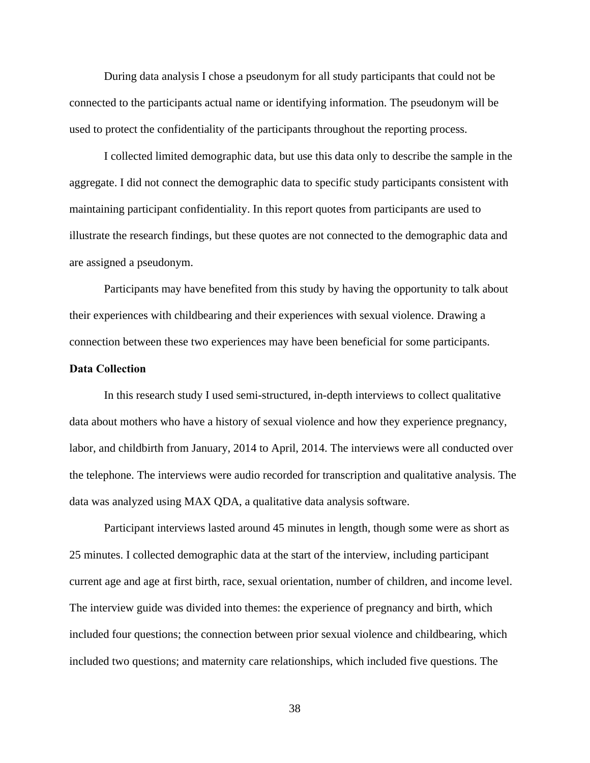During data analysis I chose a pseudonym for all study participants that could not be connected to the participants actual name or identifying information. The pseudonym will be used to protect the confidentiality of the participants throughout the reporting process.

I collected limited demographic data, but use this data only to describe the sample in the aggregate. I did not connect the demographic data to specific study participants consistent with maintaining participant confidentiality. In this report quotes from participants are used to illustrate the research findings, but these quotes are not connected to the demographic data and are assigned a pseudonym.

Participants may have benefited from this study by having the opportunity to talk about their experiences with childbearing and their experiences with sexual violence. Drawing a connection between these two experiences may have been beneficial for some participants.

**Data Collection**

In this research study I used semi-structured, in-depth interviews to collect qualitative data about mothers who have a history of sexual violence and how they experience pregnancy, labor, and childbirth from January, 2014 to April, 2014. The interviews were all conducted over the telephone. The interviews were audio recorded for transcription and qualitative analysis. The data was analyzed using MAX QDA, a qualitative data analysis software.

Participant interviews lasted around 45 minutes in length, though some were as short as 25 minutes. I collected demographic data at the start of the interview, including participant current age and age at first birth, race, sexual orientation, number of children, and income level. The interview guide was divided into themes: the experience of pregnancy and birth, which included four questions; the connection between prior sexual violence and childbearing, which included two questions; and maternity care relationships, which included five questions. The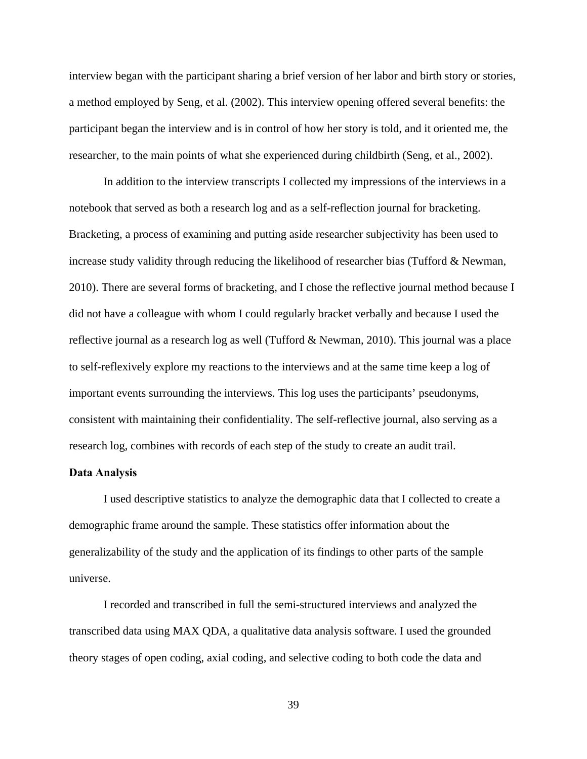interview began with the participant sharing a brief version of her labor and birth story or stories, a method employed by Seng, et al. (2002). This interview opening offered several benefits: the participant began the interview and is in control of how her story is told, and it oriented me, the researcher, to the main points of what she experienced during childbirth (Seng, et al., 2002).

In addition to the interview transcripts I collected my impressions of the interviews in a notebook that served as both a research log and as a self-reflection journal for bracketing. Bracketing, a process of examining and putting aside researcher subjectivity has been used to increase study validity through reducing the likelihood of researcher bias (Tufford & Newman, 2010). There are several forms of bracketing, and I chose the reflective journal method because I did not have a colleague with whom I could regularly bracket verbally and because I used the reflective journal as a research log as well (Tufford & Newman, 2010). This journal was a place to self-reflexively explore my reactions to the interviews and at the same time keep a log of important events surrounding the interviews. This log uses the participants' pseudonyms, consistent with maintaining their confidentiality. The self-reflective journal, also serving as a research log, combines with records of each step of the study to create an audit trail.

**Data Analysis**

I used descriptive statistics to analyze the demographic data that I collected to create a demographic frame around the sample. These statistics offer information about the generalizability of the study and the application of its findings to other parts of the sample universe.

I recorded and transcribed in full the semi-structured interviews and analyzed the transcribed data using MAX QDA, a qualitative data analysis software. I used the grounded theory stages of open coding, axial coding, and selective coding to both code the data and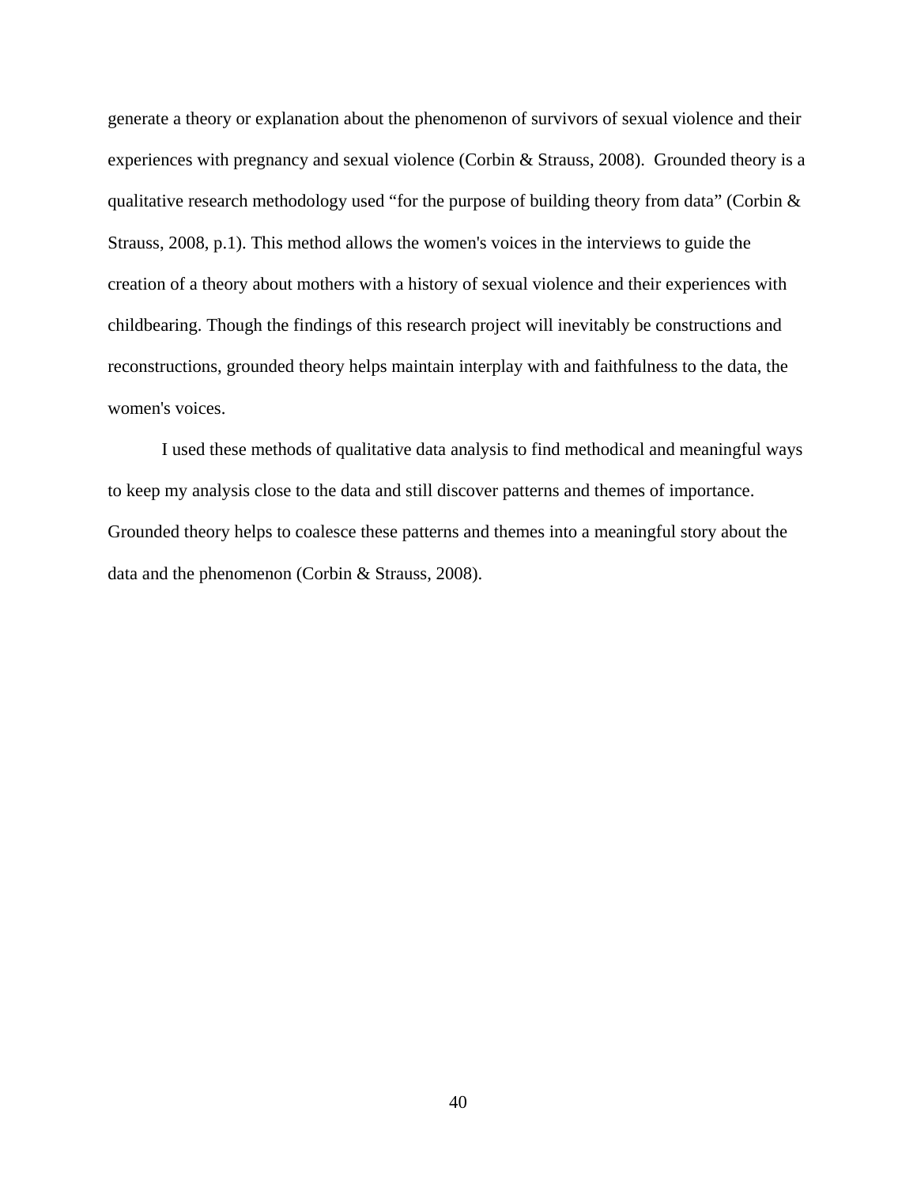generate a theory or explanation about the phenomenon of survivors of sexual violence and their experiences with pregnancy and sexual violence (Corbin & Strauss, 2008). Grounded theory is a qualitative research methodology used "for the purpose of building theory from data" (Corbin & Strauss, 2008, p.1). This method allows the women's voices in the interviews to guide the creation of a theory about mothers with a history of sexual violence and their experiences with childbearing. Though the findings of this research project will inevitably be constructions and reconstructions, grounded theory helps maintain interplay with and faithfulness to the data, the women's voices.

I used these methods of qualitative data analysis to find methodical and meaningful ways to keep my analysis close to the data and still discover patterns and themes of importance. Grounded theory helps to coalesce these patterns and themes into a meaningful story about the data and the phenomenon (Corbin & Strauss, 2008).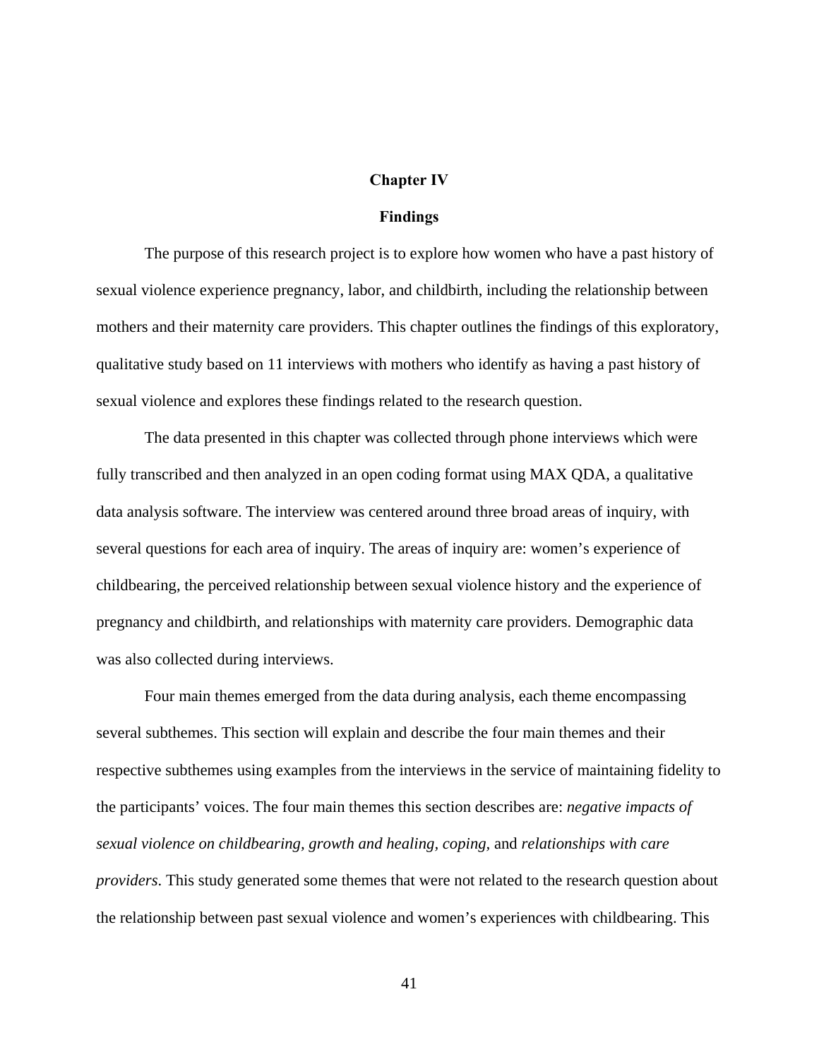# Chapter IV

## Findings

The purpose of this research project is to explore how women who have a past history of sexual violence experience pregnancy, labor, and childbirth, including the relationship between mothers and their maternity care providers. This chapter outlines the findings of this exploratory, qualitative study based on 11 interviews with mothers who identify as having a past history of sexual violence and explores these findings related to the research question.

The data presented in this chapter was collected through phone interviews which were fully transcribed and then analyzed in an open coding format using MAX QDA, a qualitative data analysis software. The interview was centered around three broad areas of inquiry, with several questions for each area of inquiry. The areas of inquiry are: women's experience of childbearing, the perceived relationship between sexual violence history and the experience of pregnancy and childbirth, and relationships with maternity care providers. Demographic data was also collected during interviews.

Four main themes emerged from the data during analysis, each theme encompassing several subthemes. This section will explain and describe the four main themes and their respective subthemes using examples from the interviews in the service of maintaining fidelity to the participants' voices. The four main themes this section describes are: *negative impacts of sexual violence on childbearing, growth and healing, coping,* and *relationships with care providers*. This study generated some themes that were not related to the research question about the relationship between past sexual violence and women's experiences with childbearing. This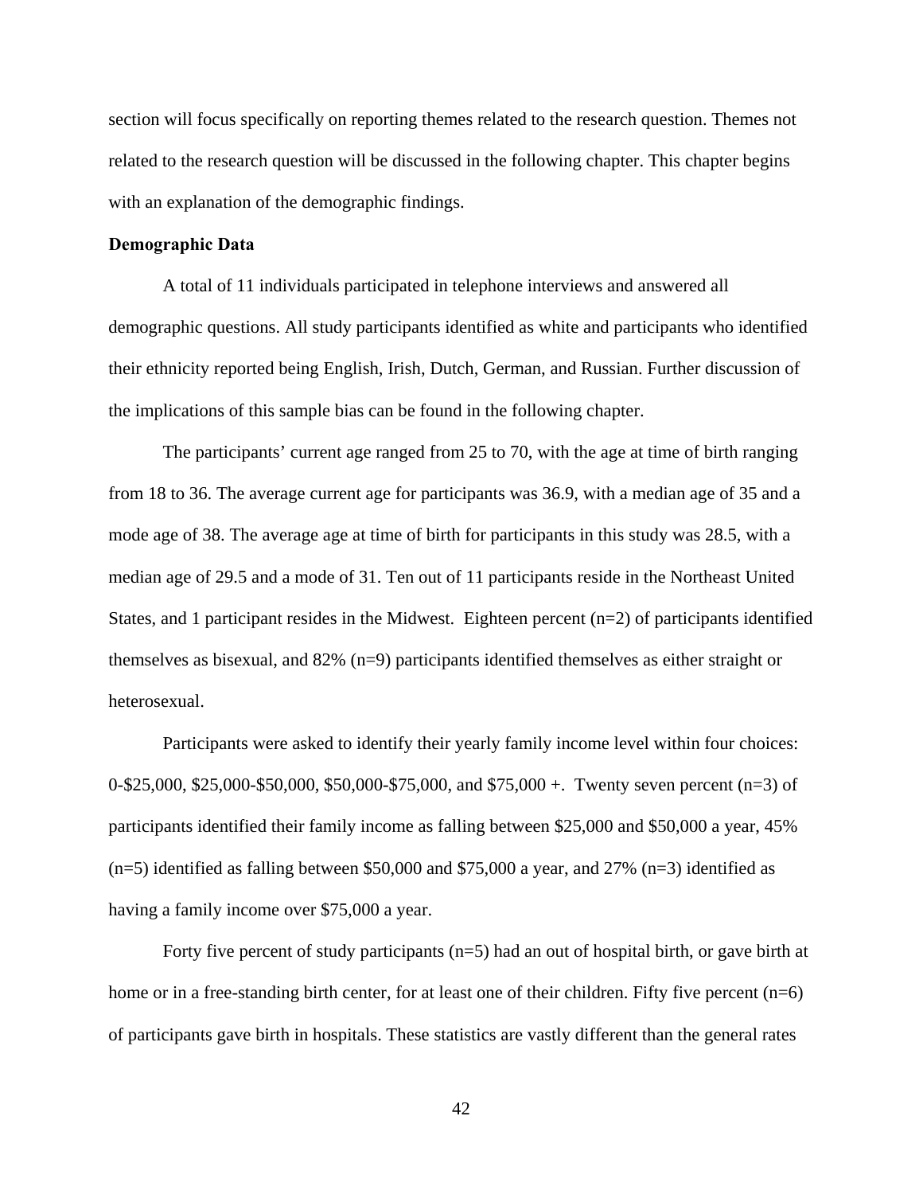section will focus specifically on reporting themes related to the research question. Themes not related to the research question will be discussed in the following chapter. This chapter begins with an explanation of the demographic findings.

**Demographic Data**

A total of 11 individuals participated in telephone interviews and answered all demographic questions. All study participants identified as white and participants who identified their ethnicity reported being English, Irish, Dutch, German, and Russian. Further discussion of the implications of this sample bias can be found in the following chapter.

The participants' current age ranged from 25 to 70, with the age at time of birth ranging from 18 to 36. The average current age for participants was 36.9, with a median age of 35 and a mode age of 38. The average age at time of birth for participants in this study was 28.5, with a median age of 29.5 and a mode of 31. Ten out of 11 participants reside in the Northeast United States, and 1 participant resides in the Midwest. Eighteen percent (n=2) of participants identified themselves as bisexual, and 82% (n=9) participants identified themselves as either straight or heterosexual.

Participants were asked to identify their yearly family income level within four choices: 0-$25,000, $25,000-$50,000, $50,000-$75,000, and $75,000 +. Twenty seven percent (n=3) of participants identified their family income as falling between $25,000 and $50,000 a year, 45% (n=5) identified as falling between $50,000 and $75,000 a year, and 27% (n=3) identified as having a family income over $75,000 a year.

Forty five percent of study participants (n=5) had an out of hospital birth, or gave birth at home or in a free-standing birth center, for at least one of their children. Fifty five percent (n=6) of participants gave birth in hospitals. These statistics are vastly different than the general rates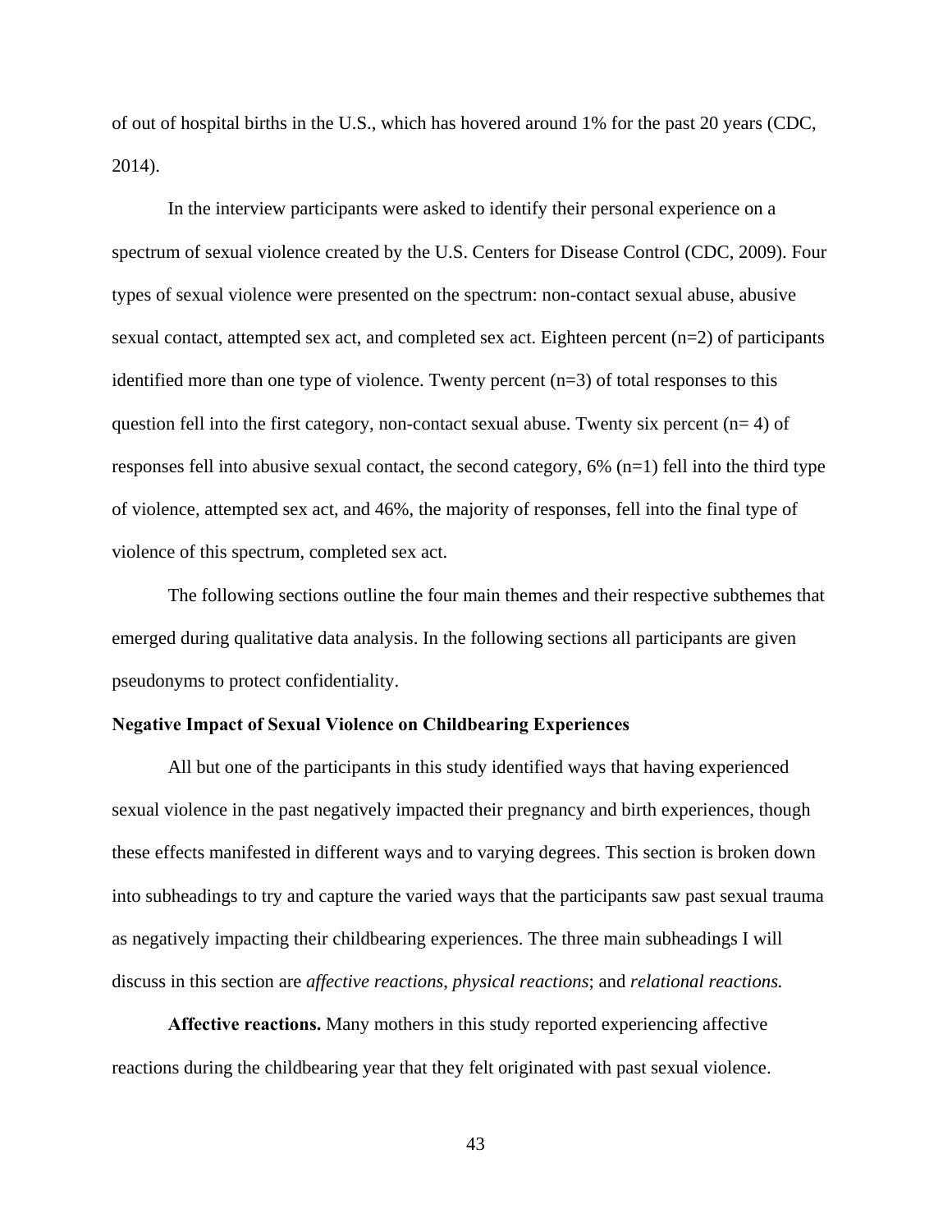of out of hospital births in the U.S., which has hovered around 1% for the past 20 years (CDC, 2014).

In the interview participants were asked to identify their personal experience on a spectrum of sexual violence created by the U.S. Centers for Disease Control (CDC, 2009). Four types of sexual violence were presented on the spectrum: non-contact sexual abuse, abusive sexual contact, attempted sex act, and completed sex act. Eighteen percent (n=2) of participants identified more than one type of violence. Twenty percent (n=3) of total responses to this question fell into the first category, non-contact sexual abuse. Twenty six percent (n= 4) of responses fell into abusive sexual contact, the second category, 6% (n=1) fell into the third type of violence, attempted sex act, and 46%, the majority of responses, fell into the final type of violence of this spectrum, completed sex act.

The following sections outline the four main themes and their respective subthemes that emerged during qualitative data analysis. In the following sections all participants are given pseudonyms to protect confidentiality.

### Negative Impact of Sexual Violence on Childbearing Experiences

All but one of the participants in this study identified ways that having experienced sexual violence in the past negatively impacted their pregnancy and birth experiences, though these effects manifested in different ways and to varying degrees. This section is broken down into subheadings to try and capture the varied ways that the participants saw past sexual trauma as negatively impacting their childbearing experiences. The three main subheadings I will discuss in this section are *affective reactions*, *physical reactions*; and *relational reactions.*

**Affective reactions.** Many mothers in this study reported experiencing affective reactions during the childbearing year that they felt originated with past sexual violence.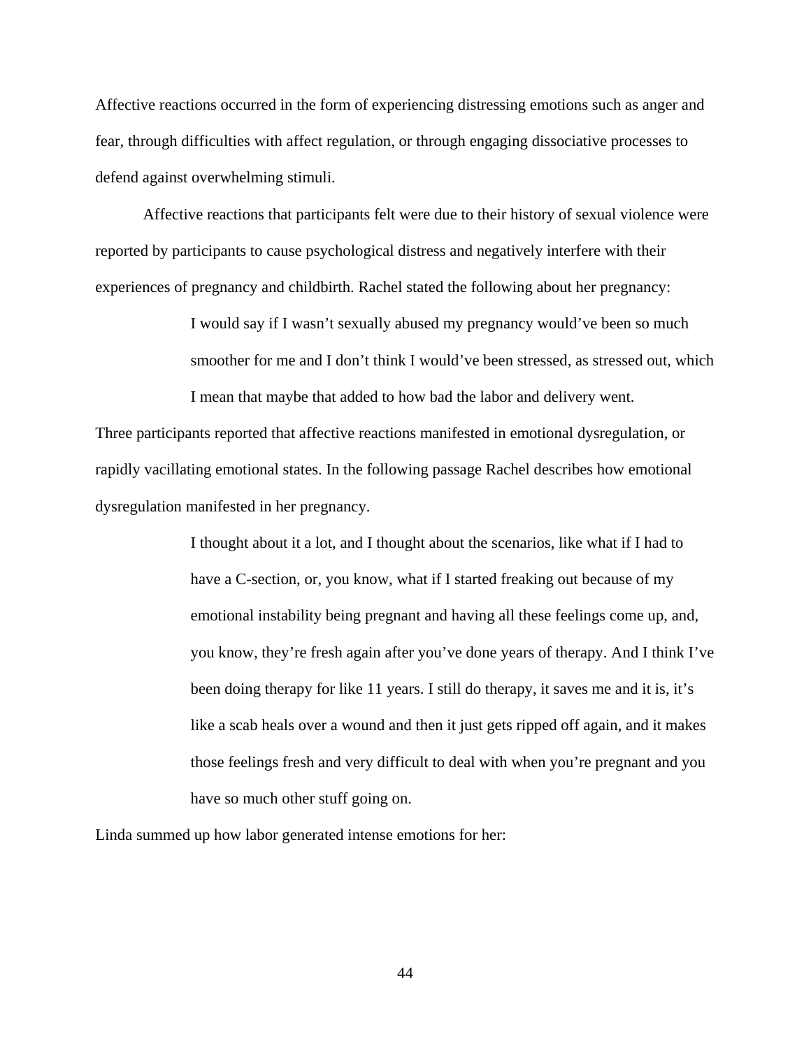Affective reactions occurred in the form of experiencing distressing emotions such as anger and fear, through difficulties with affect regulation, or through engaging dissociative processes to defend against overwhelming stimuli.

Affective reactions that participants felt were due to their history of sexual violence were reported by participants to cause psychological distress and negatively interfere with their experiences of pregnancy and childbirth. Rachel stated the following about her pregnancy:

> I would say if I wasn't sexually abused my pregnancy would've been so much smoother for me and I don't think I would've been stressed, as stressed out, which I mean that maybe that added to how bad the labor and delivery went.

Three participants reported that affective reactions manifested in emotional dysregulation, or rapidly vacillating emotional states. In the following passage Rachel describes how emotional dysregulation manifested in her pregnancy.

> I thought about it a lot, and I thought about the scenarios, like what if I had to have a C-section, or, you know, what if I started freaking out because of my emotional instability being pregnant and having all these feelings come up, and, you know, they're fresh again after you've done years of therapy. And I think I've been doing therapy for like 11 years. I still do therapy, it saves me and it is, it's like a scab heals over a wound and then it just gets ripped off again, and it makes those feelings fresh and very difficult to deal with when you're pregnant and you have so much other stuff going on.

Linda summed up how labor generated intense emotions for her: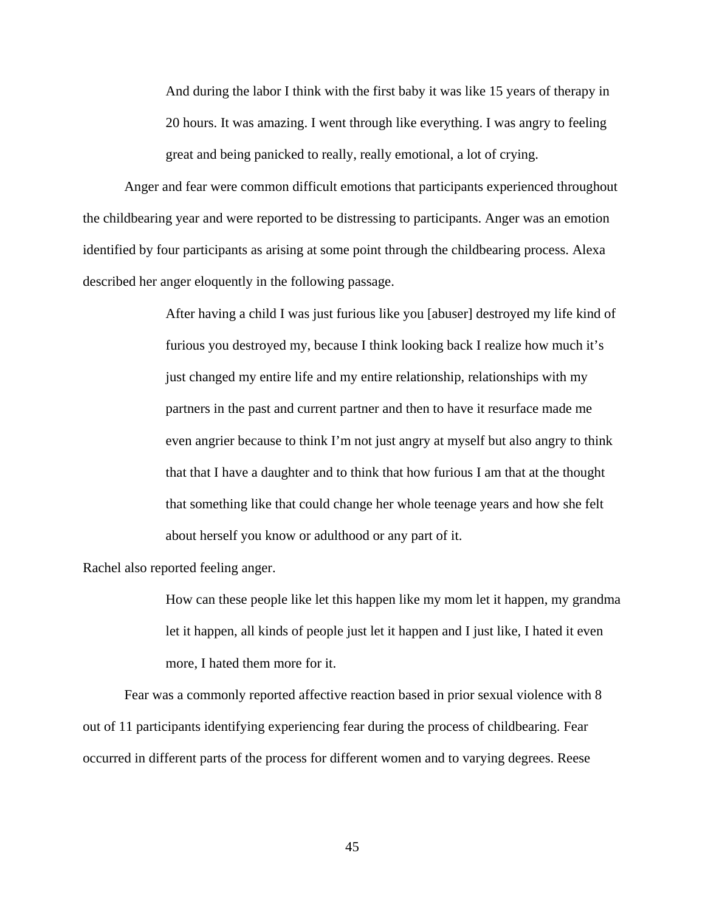> And during the labor I think with the first baby it was like 15 years of therapy in 20 hours. It was amazing. I went through like everything. I was angry to feeling great and being panicked to really, really emotional, a lot of crying.

Anger and fear were common difficult emotions that participants experienced throughout the childbearing year and were reported to be distressing to participants. Anger was an emotion identified by four participants as arising at some point through the childbearing process. Alexa described her anger eloquently in the following passage.

> After having a child I was just furious like you [abuser] destroyed my life kind of furious you destroyed my, because I think looking back I realize how much it's just changed my entire life and my entire relationship, relationships with my partners in the past and current partner and then to have it resurface made me even angrier because to think I'm not just angry at myself but also angry to think that that I have a daughter and to think that how furious I am that at the thought that something like that could change her whole teenage years and how she felt about herself you know or adulthood or any part of it.

Rachel also reported feeling anger.

> How can these people like let this happen like my mom let it happen, my grandma let it happen, all kinds of people just let it happen and I just like, I hated it even more, I hated them more for it.

Fear was a commonly reported affective reaction based in prior sexual violence with 8 out of 11 participants identifying experiencing fear during the process of childbearing. Fear occurred in different parts of the process for different women and to varying degrees. Reese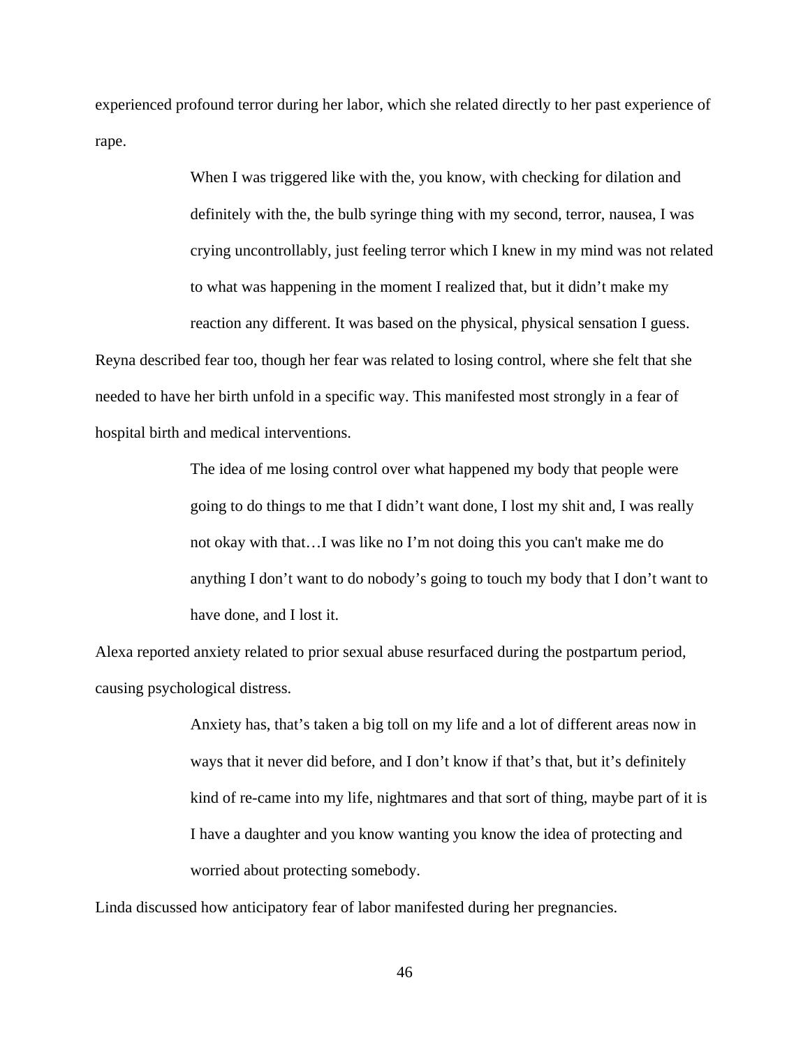experienced profound terror during her labor, which she related directly to her past experience of rape.

> When I was triggered like with the, you know, with checking for dilation and definitely with the, the bulb syringe thing with my second, terror, nausea, I was crying uncontrollably, just feeling terror which I knew in my mind was not related to what was happening in the moment I realized that, but it didn't make my reaction any different. It was based on the physical, physical sensation I guess.

Reyna described fear too, though her fear was related to losing control, where she felt that she needed to have her birth unfold in a specific way. This manifested most strongly in a fear of hospital birth and medical interventions.

> The idea of me losing control over what happened my body that people were going to do things to me that I didn't want done, I lost my shit and, I was really not okay with that…I was like no I'm not doing this you can't make me do anything I don't want to do nobody's going to touch my body that I don't want to have done, and I lost it.

Alexa reported anxiety related to prior sexual abuse resurfaced during the postpartum period, causing psychological distress.

> Anxiety has, that's taken a big toll on my life and a lot of different areas now in ways that it never did before, and I don't know if that's that, but it's definitely kind of re-came into my life, nightmares and that sort of thing, maybe part of it is I have a daughter and you know wanting you know the idea of protecting and worried about protecting somebody.

Linda discussed how anticipatory fear of labor manifested during her pregnancies.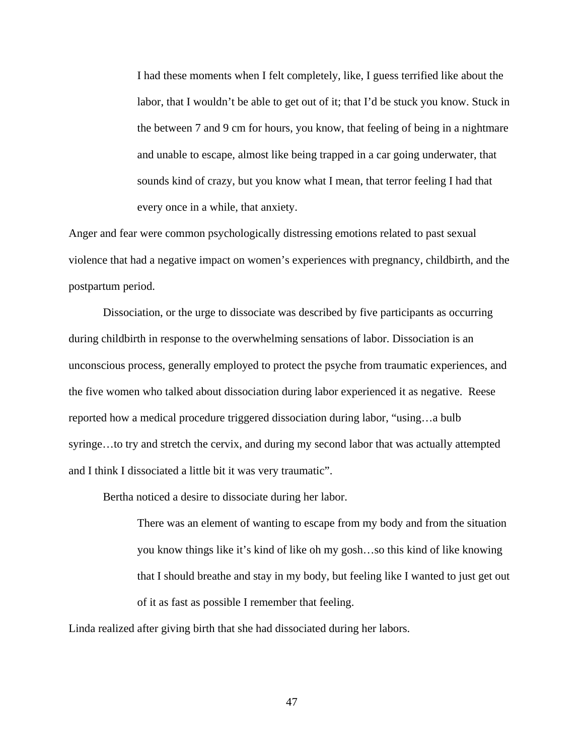> I had these moments when I felt completely, like, I guess terrified like about the labor, that I wouldn't be able to get out of it; that I'd be stuck you know. Stuck in the between 7 and 9 cm for hours, you know, that feeling of being in a nightmare and unable to escape, almost like being trapped in a car going underwater, that sounds kind of crazy, but you know what I mean, that terror feeling I had that every once in a while, that anxiety.

Anger and fear were common psychologically distressing emotions related to past sexual violence that had a negative impact on women's experiences with pregnancy, childbirth, and the postpartum period.

Dissociation, or the urge to dissociate was described by five participants as occurring during childbirth in response to the overwhelming sensations of labor. Dissociation is an unconscious process, generally employed to protect the psyche from traumatic experiences, and the five women who talked about dissociation during labor experienced it as negative. Reese reported how a medical procedure triggered dissociation during labor, "using…a bulb syringe…to try and stretch the cervix, and during my second labor that was actually attempted and I think I dissociated a little bit it was very traumatic".

Bertha noticed a desire to dissociate during her labor.

> There was an element of wanting to escape from my body and from the situation you know things like it's kind of like oh my gosh…so this kind of like knowing that I should breathe and stay in my body, but feeling like I wanted to just get out of it as fast as possible I remember that feeling.

Linda realized after giving birth that she had dissociated during her labors.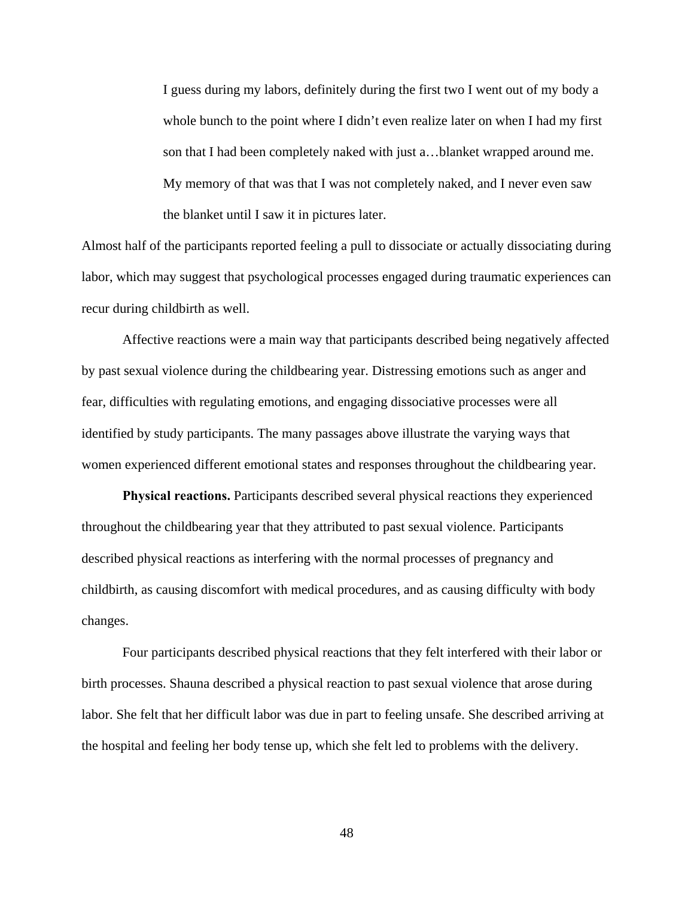> I guess during my labors, definitely during the first two I went out of my body a whole bunch to the point where I didn't even realize later on when I had my first son that I had been completely naked with just a…blanket wrapped around me. My memory of that was that I was not completely naked, and I never even saw the blanket until I saw it in pictures later.

Almost half of the participants reported feeling a pull to dissociate or actually dissociating during labor, which may suggest that psychological processes engaged during traumatic experiences can recur during childbirth as well.

Affective reactions were a main way that participants described being negatively affected by past sexual violence during the childbearing year. Distressing emotions such as anger and fear, difficulties with regulating emotions, and engaging dissociative processes were all identified by study participants. The many passages above illustrate the varying ways that women experienced different emotional states and responses throughout the childbearing year.

**Physical reactions.** Participants described several physical reactions they experienced throughout the childbearing year that they attributed to past sexual violence. Participants described physical reactions as interfering with the normal processes of pregnancy and childbirth, as causing discomfort with medical procedures, and as causing difficulty with body changes.

Four participants described physical reactions that they felt interfered with their labor or birth processes. Shauna described a physical reaction to past sexual violence that arose during labor. She felt that her difficult labor was due in part to feeling unsafe. She described arriving at the hospital and feeling her body tense up, which she felt led to problems with the delivery.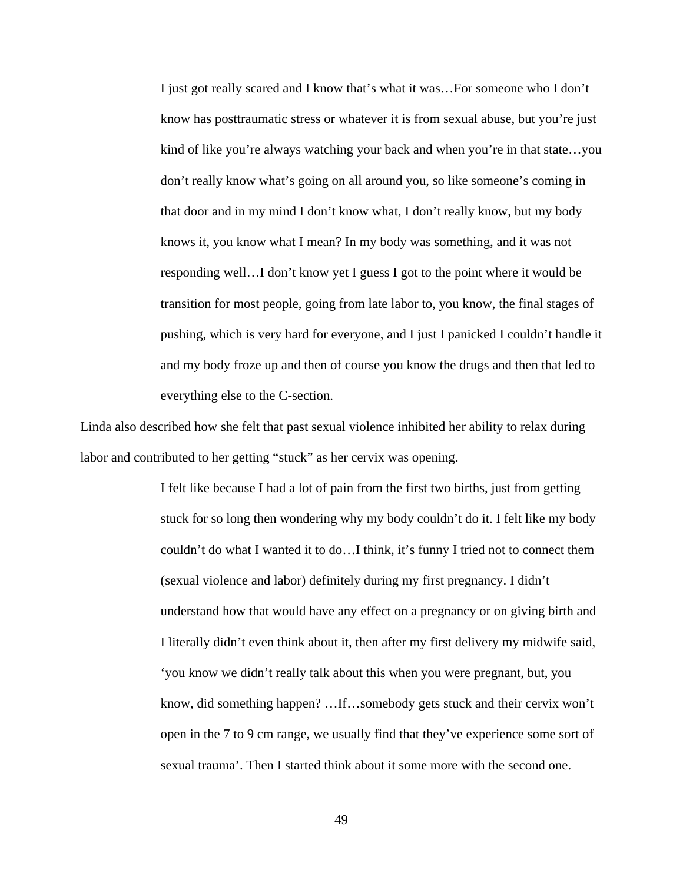> I just got really scared and I know that's what it was…For someone who I don't know has posttraumatic stress or whatever it is from sexual abuse, but you're just kind of like you're always watching your back and when you're in that state…you don't really know what's going on all around you, so like someone's coming in that door and in my mind I don't know what, I don't really know, but my body knows it, you know what I mean? In my body was something, and it was not responding well…I don't know yet I guess I got to the point where it would be transition for most people, going from late labor to, you know, the final stages of pushing, which is very hard for everyone, and I just I panicked I couldn't handle it and my body froze up and then of course you know the drugs and then that led to everything else to the C-section.

Linda also described how she felt that past sexual violence inhibited her ability to relax during labor and contributed to her getting "stuck" as her cervix was opening.

> I felt like because I had a lot of pain from the first two births, just from getting stuck for so long then wondering why my body couldn't do it. I felt like my body couldn't do what I wanted it to do…I think, it's funny I tried not to connect them (sexual violence and labor) definitely during my first pregnancy. I didn't understand how that would have any effect on a pregnancy or on giving birth and I literally didn't even think about it, then after my first delivery my midwife said, 'you know we didn't really talk about this when you were pregnant, but, you know, did something happen? …If…somebody gets stuck and their cervix won't open in the 7 to 9 cm range, we usually find that they've experience some sort of sexual trauma'. Then I started think about it some more with the second one.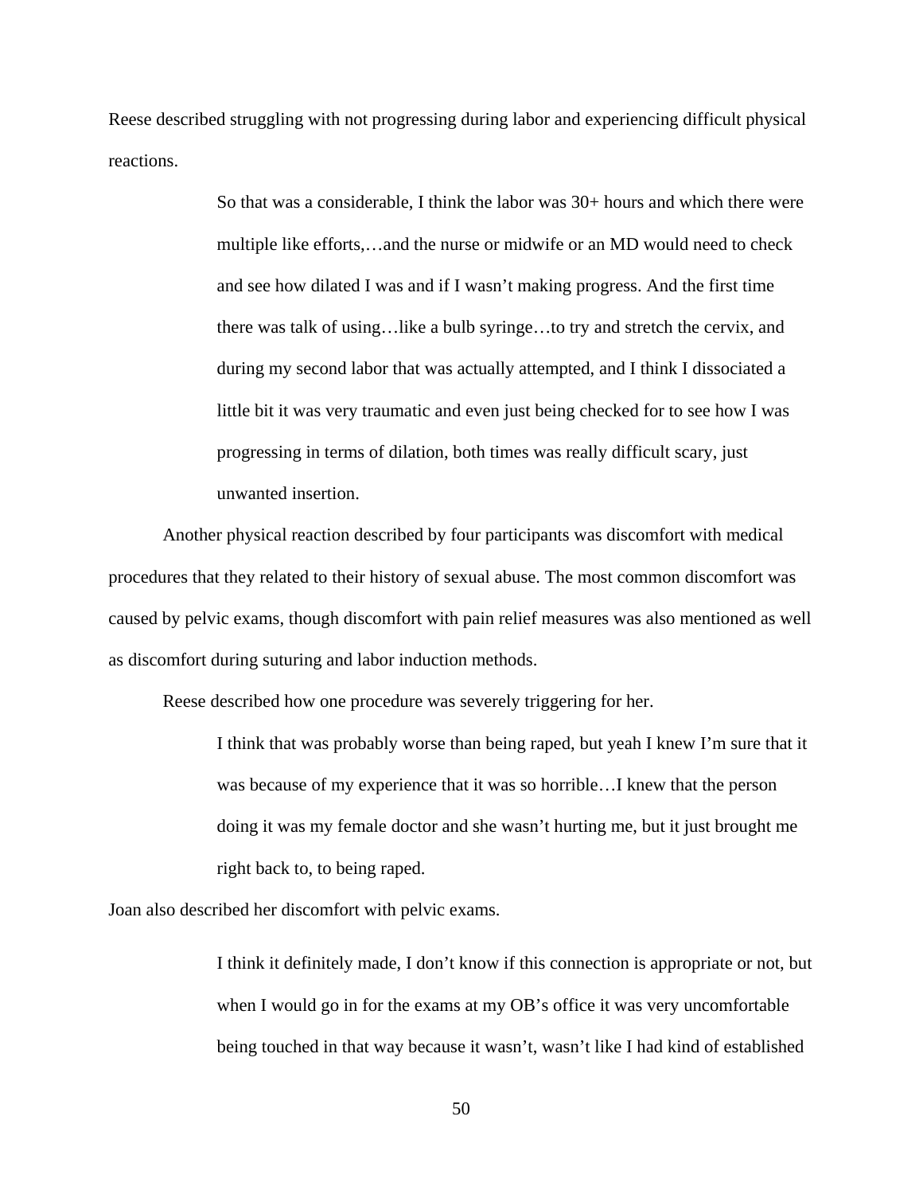Reese described struggling with not progressing during labor and experiencing difficult physical reactions.

> So that was a considerable, I think the labor was 30+ hours and which there were multiple like efforts,…and the nurse or midwife or an MD would need to check and see how dilated I was and if I wasn't making progress. And the first time there was talk of using…like a bulb syringe…to try and stretch the cervix, and during my second labor that was actually attempted, and I think I dissociated a little bit it was very traumatic and even just being checked for to see how I was progressing in terms of dilation, both times was really difficult scary, just unwanted insertion.

Another physical reaction described by four participants was discomfort with medical procedures that they related to their history of sexual abuse. The most common discomfort was caused by pelvic exams, though discomfort with pain relief measures was also mentioned as well as discomfort during suturing and labor induction methods.

Reese described how one procedure was severely triggering for her.

> I think that was probably worse than being raped, but yeah I knew I'm sure that it was because of my experience that it was so horrible…I knew that the person doing it was my female doctor and she wasn't hurting me, but it just brought me right back to, to being raped.

Joan also described her discomfort with pelvic exams.

> I think it definitely made, I don't know if this connection is appropriate or not, but when I would go in for the exams at my OB's office it was very uncomfortable being touched in that way because it wasn't, wasn't like I had kind of established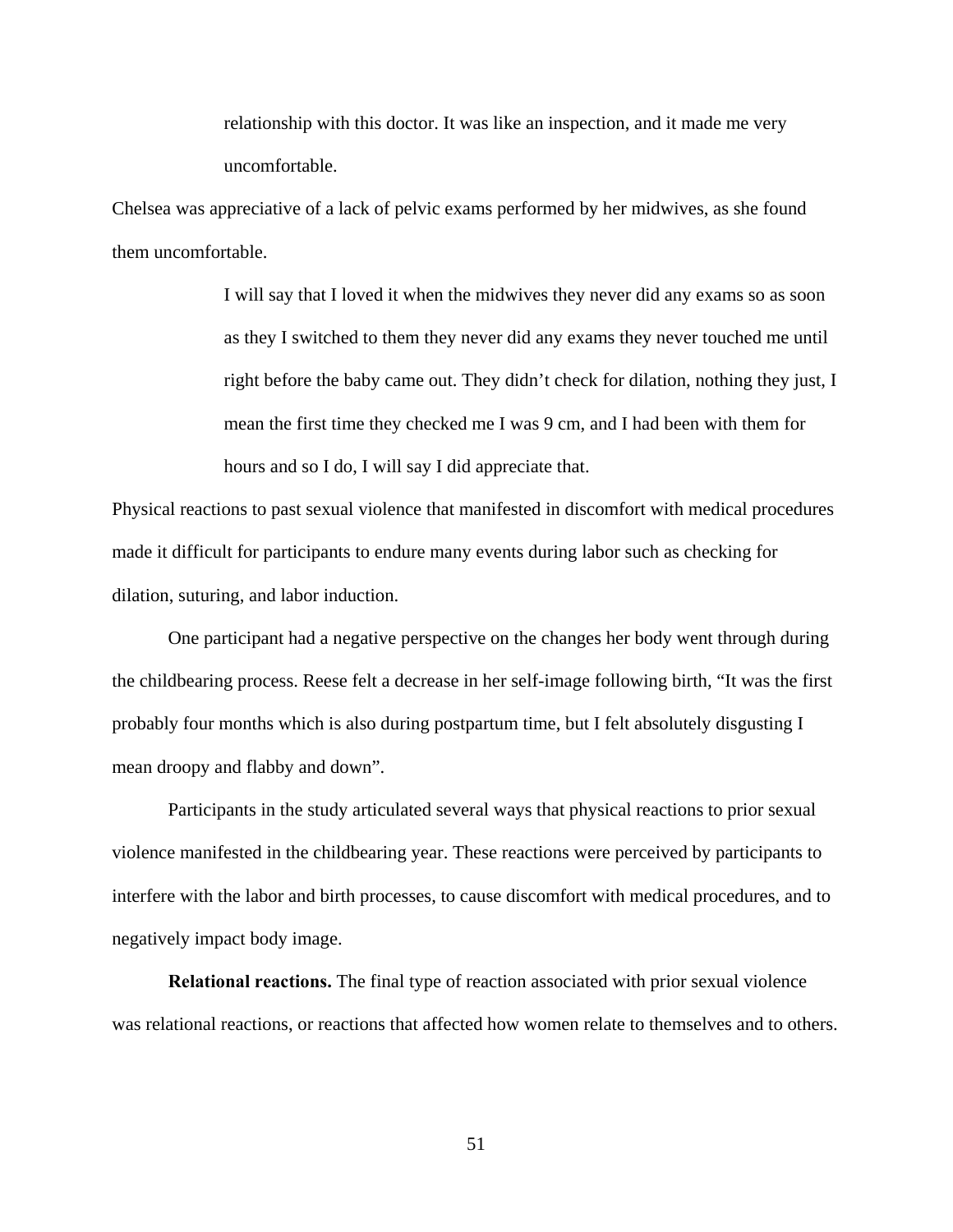> relationship with this doctor. It was like an inspection, and it made me very uncomfortable.

Chelsea was appreciative of a lack of pelvic exams performed by her midwives, as she found them uncomfortable.

> I will say that I loved it when the midwives they never did any exams so as soon as they I switched to them they never did any exams they never touched me until right before the baby came out. They didn't check for dilation, nothing they just, I mean the first time they checked me I was 9 cm, and I had been with them for hours and so I do, I will say I did appreciate that.

Physical reactions to past sexual violence that manifested in discomfort with medical procedures made it difficult for participants to endure many events during labor such as checking for dilation, suturing, and labor induction.

One participant had a negative perspective on the changes her body went through during the childbearing process. Reese felt a decrease in her self-image following birth, "It was the first probably four months which is also during postpartum time, but I felt absolutely disgusting I mean droopy and flabby and down".

Participants in the study articulated several ways that physical reactions to prior sexual violence manifested in the childbearing year. These reactions were perceived by participants to interfere with the labor and birth processes, to cause discomfort with medical procedures, and to negatively impact body image.

**Relational reactions.** The final type of reaction associated with prior sexual violence was relational reactions, or reactions that affected how women relate to themselves and to others.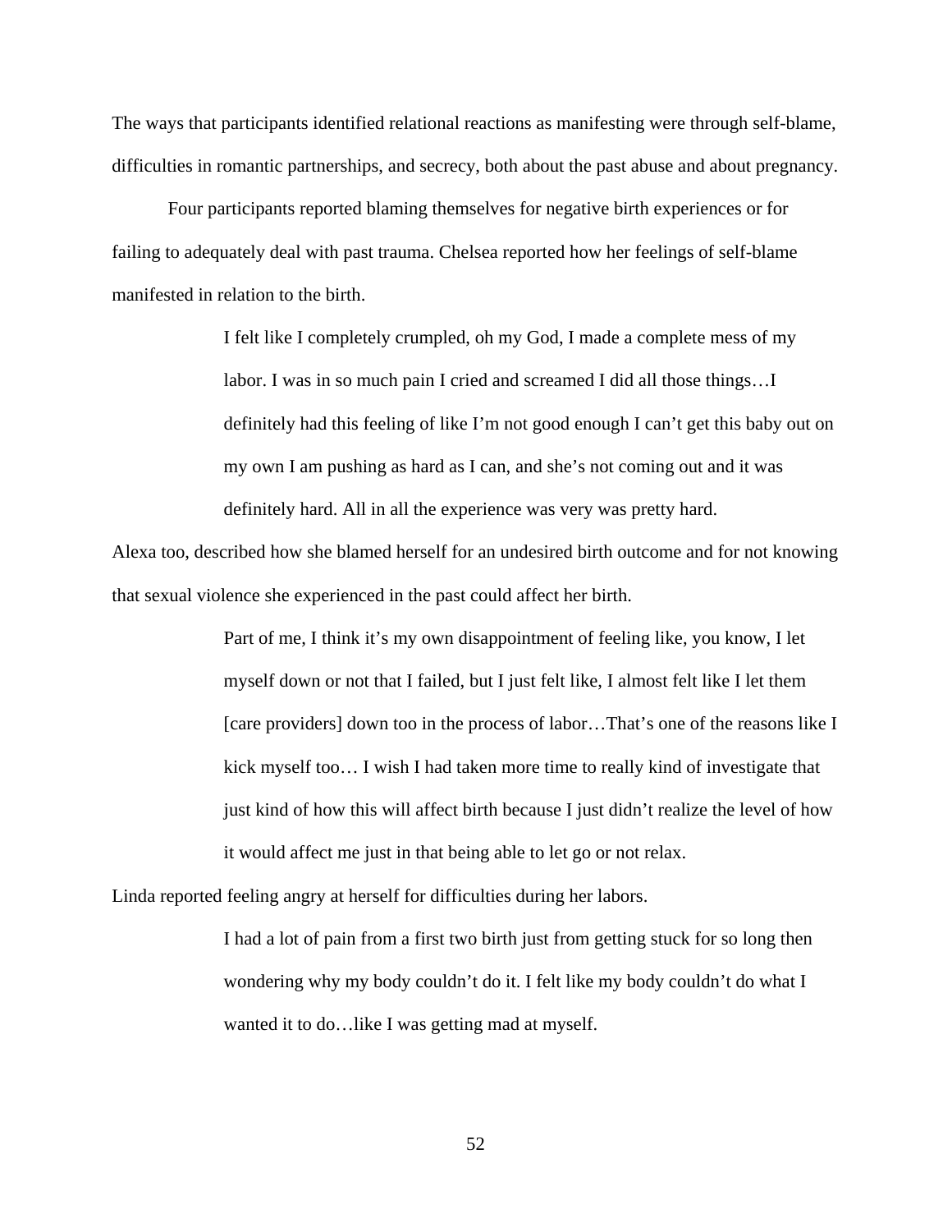The ways that participants identified relational reactions as manifesting were through self-blame, difficulties in romantic partnerships, and secrecy, both about the past abuse and about pregnancy.

Four participants reported blaming themselves for negative birth experiences or for failing to adequately deal with past trauma. Chelsea reported how her feelings of self-blame manifested in relation to the birth.

> I felt like I completely crumpled, oh my God, I made a complete mess of my labor. I was in so much pain I cried and screamed I did all those things…I definitely had this feeling of like I'm not good enough I can't get this baby out on my own I am pushing as hard as I can, and she's not coming out and it was definitely hard. All in all the experience was very was pretty hard.

Alexa too, described how she blamed herself for an undesired birth outcome and for not knowing that sexual violence she experienced in the past could affect her birth.

> Part of me, I think it's my own disappointment of feeling like, you know, I let myself down or not that I failed, but I just felt like, I almost felt like I let them [care providers] down too in the process of labor…That's one of the reasons like I kick myself too… I wish I had taken more time to really kind of investigate that just kind of how this will affect birth because I just didn't realize the level of how it would affect me just in that being able to let go or not relax.

Linda reported feeling angry at herself for difficulties during her labors.

> I had a lot of pain from a first two birth just from getting stuck for so long then wondering why my body couldn't do it. I felt like my body couldn't do what I wanted it to do…like I was getting mad at myself.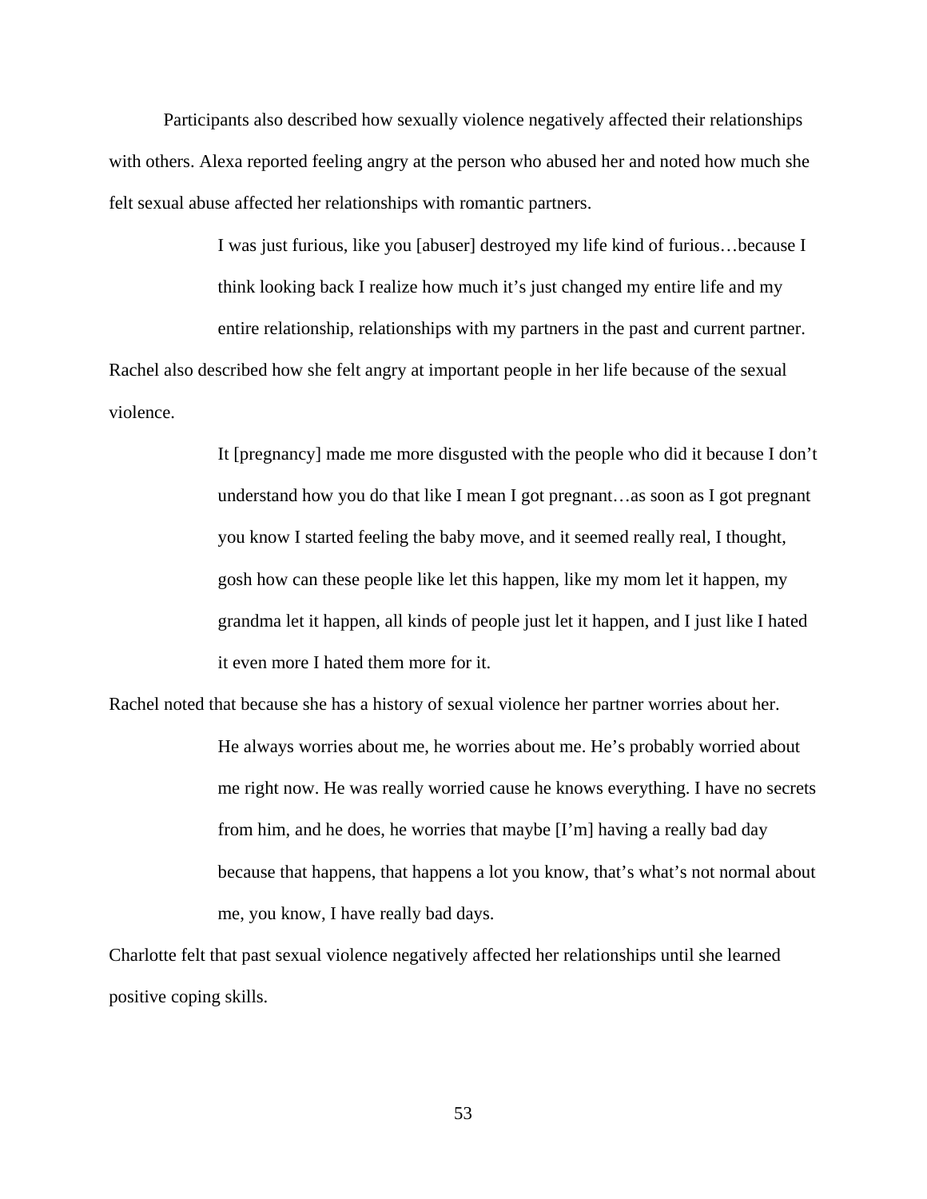Participants also described how sexually violence negatively affected their relationships with others. Alexa reported feeling angry at the person who abused her and noted how much she felt sexual abuse affected her relationships with romantic partners.

> I was just furious, like you [abuser] destroyed my life kind of furious…because I think looking back I realize how much it's just changed my entire life and my entire relationship, relationships with my partners in the past and current partner.

Rachel also described how she felt angry at important people in her life because of the sexual violence.

> It [pregnancy] made me more disgusted with the people who did it because I don't understand how you do that like I mean I got pregnant…as soon as I got pregnant you know I started feeling the baby move, and it seemed really real, I thought, gosh how can these people like let this happen, like my mom let it happen, my grandma let it happen, all kinds of people just let it happen, and I just like I hated it even more I hated them more for it.

Rachel noted that because she has a history of sexual violence her partner worries about her.

> He always worries about me, he worries about me. He's probably worried about me right now. He was really worried cause he knows everything. I have no secrets from him, and he does, he worries that maybe [I'm] having a really bad day because that happens, that happens a lot you know, that's what's not normal about me, you know, I have really bad days.

Charlotte felt that past sexual violence negatively affected her relationships until she learned positive coping skills.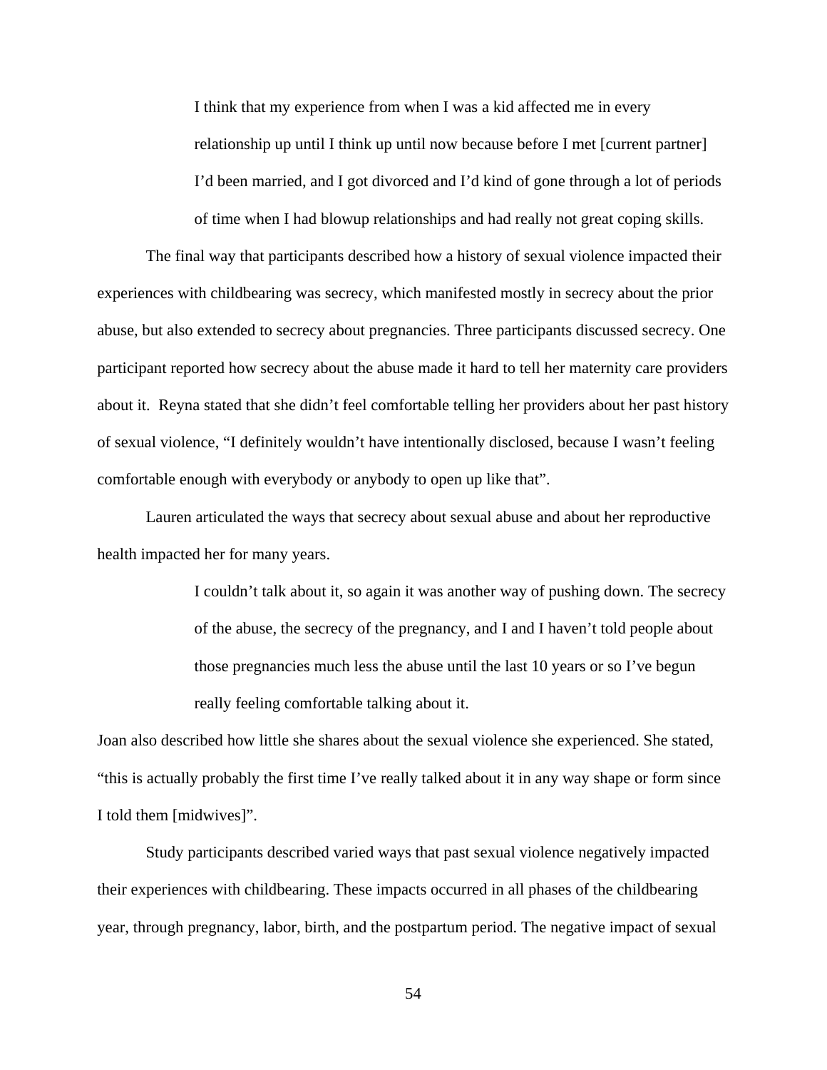> I think that my experience from when I was a kid affected me in every relationship up until I think up until now because before I met [current partner] I'd been married, and I got divorced and I'd kind of gone through a lot of periods of time when I had blowup relationships and had really not great coping skills.

The final way that participants described how a history of sexual violence impacted their experiences with childbearing was secrecy, which manifested mostly in secrecy about the prior abuse, but also extended to secrecy about pregnancies. Three participants discussed secrecy. One participant reported how secrecy about the abuse made it hard to tell her maternity care providers about it. Reyna stated that she didn't feel comfortable telling her providers about her past history of sexual violence, "I definitely wouldn't have intentionally disclosed, because I wasn't feeling comfortable enough with everybody or anybody to open up like that".

Lauren articulated the ways that secrecy about sexual abuse and about her reproductive health impacted her for many years.

> I couldn't talk about it, so again it was another way of pushing down. The secrecy of the abuse, the secrecy of the pregnancy, and I and I haven't told people about those pregnancies much less the abuse until the last 10 years or so I've begun really feeling comfortable talking about it.

Joan also described how little she shares about the sexual violence she experienced. She stated, "this is actually probably the first time I've really talked about it in any way shape or form since I told them [midwives]".

Study participants described varied ways that past sexual violence negatively impacted their experiences with childbearing. These impacts occurred in all phases of the childbearing year, through pregnancy, labor, birth, and the postpartum period. The negative impact of sexual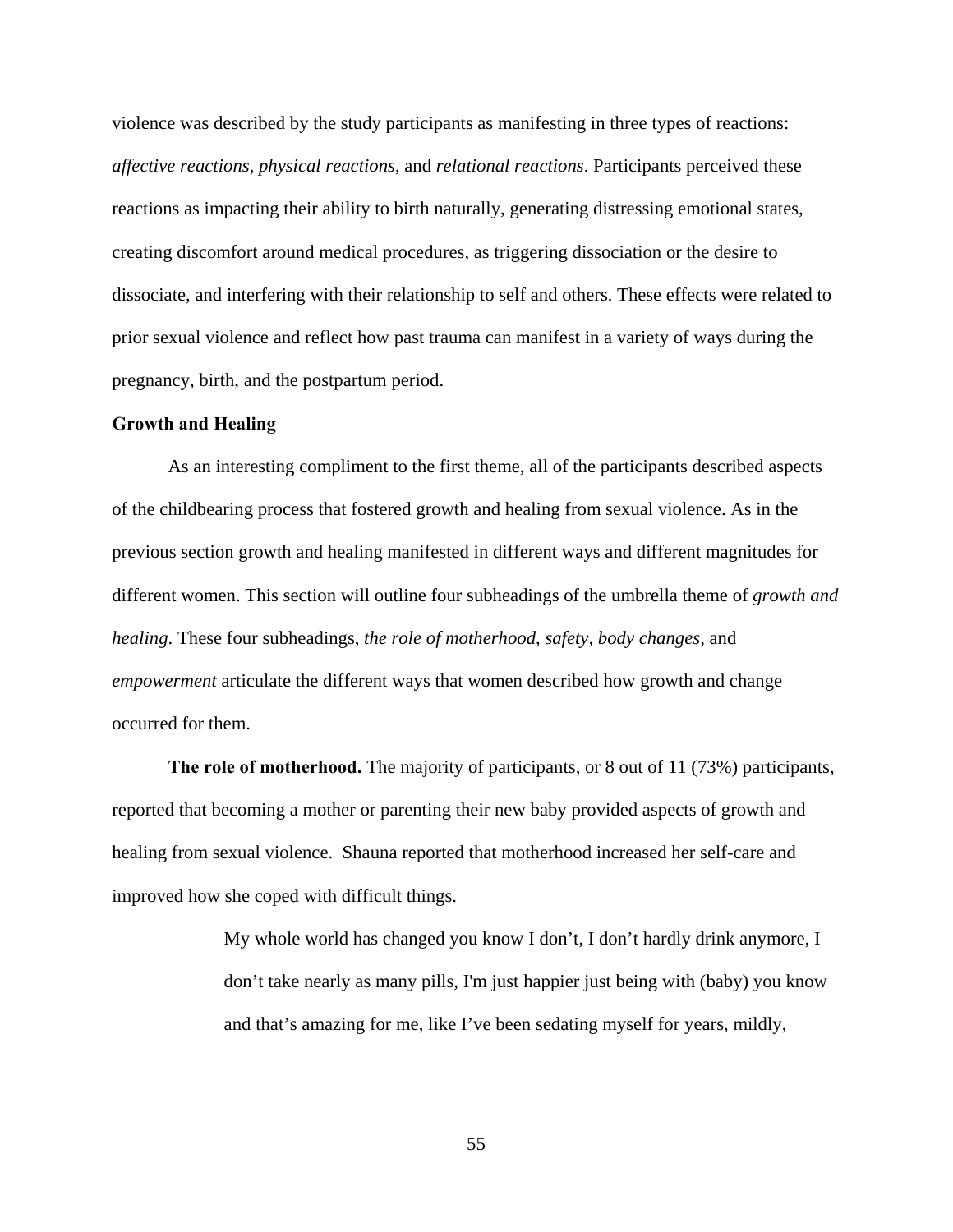violence was described by the study participants as manifesting in three types of reactions: *affective reactions*, *physical reactions*, and *relational reactions*. Participants perceived these reactions as impacting their ability to birth naturally, generating distressing emotional states, creating discomfort around medical procedures, as triggering dissociation or the desire to dissociate, and interfering with their relationship to self and others. These effects were related to prior sexual violence and reflect how past trauma can manifest in a variety of ways during the pregnancy, birth, and the postpartum period.

## Growth and Healing

As an interesting compliment to the first theme, all of the participants described aspects of the childbearing process that fostered growth and healing from sexual violence. As in the previous section growth and healing manifested in different ways and different magnitudes for different women. This section will outline four subheadings of the umbrella theme of *growth and healing*. These four subheadings, *the role of motherhood, safety, body changes,* and *empowerment* articulate the different ways that women described how growth and change occurred for them.

**The role of motherhood.** The majority of participants, or 8 out of 11 (73%) participants, reported that becoming a mother or parenting their new baby provided aspects of growth and healing from sexual violence. Shauna reported that motherhood increased her self-care and improved how she coped with difficult things.

> My whole world has changed you know I don't, I don't hardly drink anymore, I don't take nearly as many pills, I'm just happier just being with (baby) you know and that's amazing for me, like I've been sedating myself for years, mildly,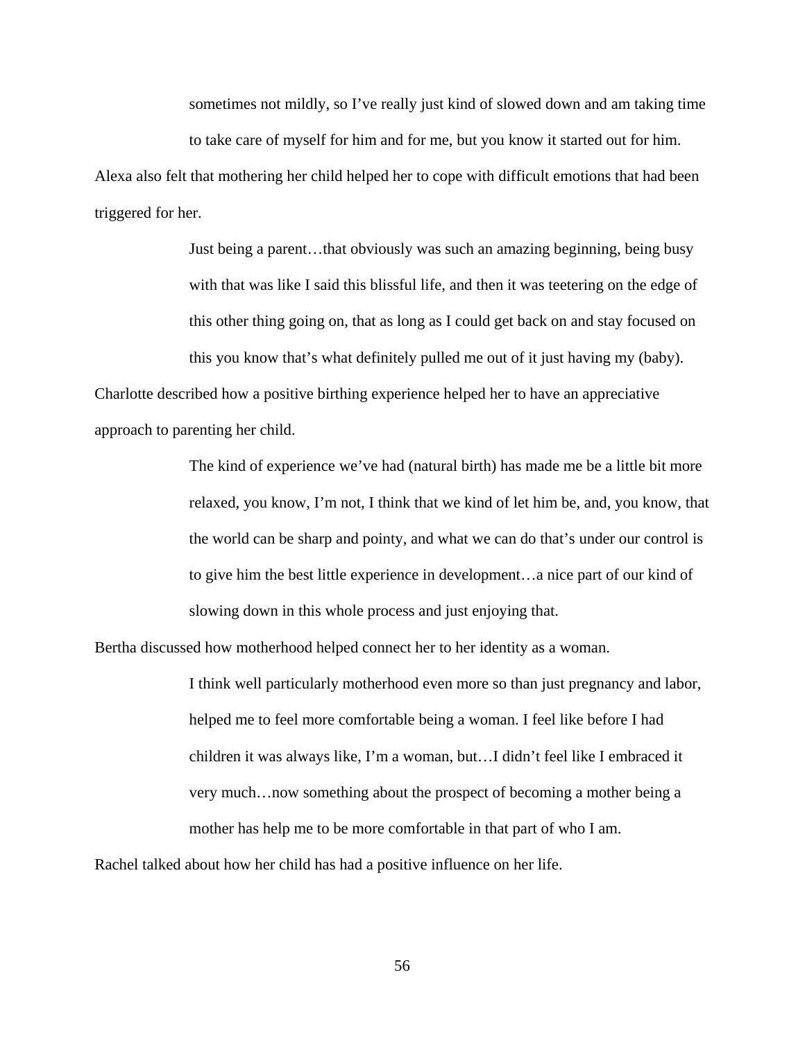> sometimes not mildly, so I've really just kind of slowed down and am taking time to take care of myself for him and for me, but you know it started out for him.

Alexa also felt that mothering her child helped her to cope with difficult emotions that had been triggered for her.

> Just being a parent…that obviously was such an amazing beginning, being busy with that was like I said this blissful life, and then it was teetering on the edge of this other thing going on, that as long as I could get back on and stay focused on this you know that's what definitely pulled me out of it just having my (baby).

Charlotte described how a positive birthing experience helped her to have an appreciative approach to parenting her child.

> The kind of experience we've had (natural birth) has made me be a little bit more relaxed, you know, I'm not, I think that we kind of let him be, and, you know, that the world can be sharp and pointy, and what we can do that's under our control is to give him the best little experience in development…a nice part of our kind of slowing down in this whole process and just enjoying that.

Bertha discussed how motherhood helped connect her to her identity as a woman.

> I think well particularly motherhood even more so than just pregnancy and labor, helped me to feel more comfortable being a woman. I feel like before I had children it was always like, I'm a woman, but…I didn't feel like I embraced it very much…now something about the prospect of becoming a mother being a mother has help me to be more comfortable in that part of who I am.

Rachel talked about how her child has had a positive influence on her life.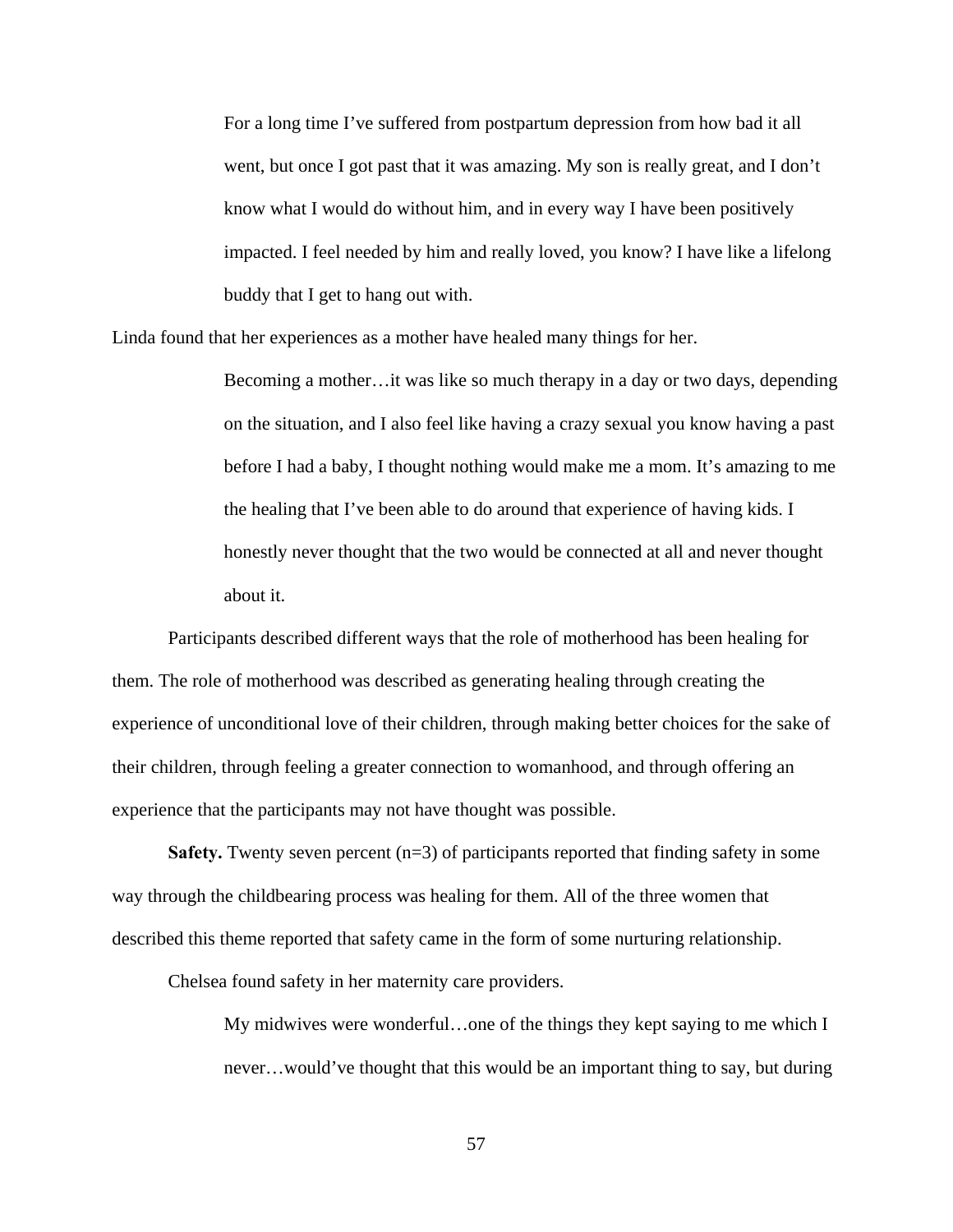> For a long time I've suffered from postpartum depression from how bad it all went, but once I got past that it was amazing. My son is really great, and I don't know what I would do without him, and in every way I have been positively impacted. I feel needed by him and really loved, you know? I have like a lifelong buddy that I get to hang out with.

Linda found that her experiences as a mother have healed many things for her.

> Becoming a mother…it was like so much therapy in a day or two days, depending on the situation, and I also feel like having a crazy sexual you know having a past before I had a baby, I thought nothing would make me a mom. It's amazing to me the healing that I've been able to do around that experience of having kids. I honestly never thought that the two would be connected at all and never thought about it.

Participants described different ways that the role of motherhood has been healing for them. The role of motherhood was described as generating healing through creating the experience of unconditional love of their children, through making better choices for the sake of their children, through feeling a greater connection to womanhood, and through offering an experience that the participants may not have thought was possible.

**Safety.** Twenty seven percent (n=3) of participants reported that finding safety in some way through the childbearing process was healing for them. All of the three women that described this theme reported that safety came in the form of some nurturing relationship.

Chelsea found safety in her maternity care providers.

> My midwives were wonderful…one of the things they kept saying to me which I never…would've thought that this would be an important thing to say, but during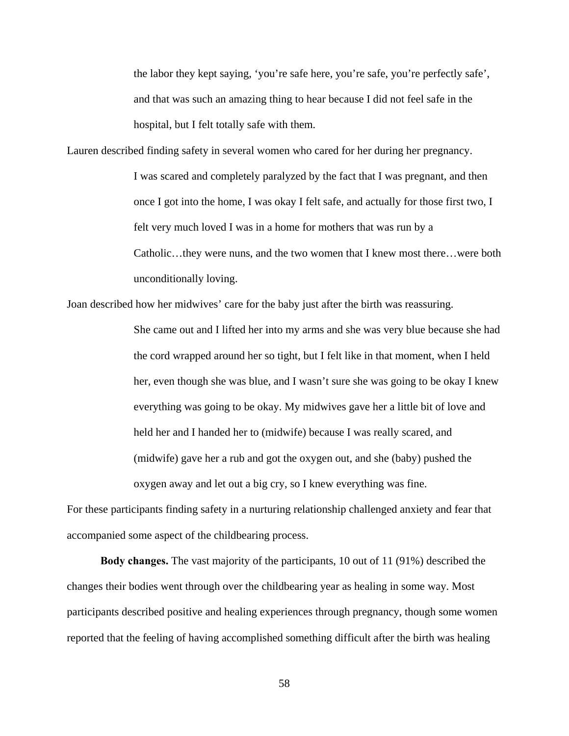> the labor they kept saying, ‘you’re safe here, you’re safe, you’re perfectly safe’, and that was such an amazing thing to hear because I did not feel safe in the hospital, but I felt totally safe with them.

Lauren described finding safety in several women who cared for her during her pregnancy.

> I was scared and completely paralyzed by the fact that I was pregnant, and then once I got into the home, I was okay I felt safe, and actually for those first two, I felt very much loved I was in a home for mothers that was run by a Catholic…they were nuns, and the two women that I knew most there…were both unconditionally loving.

Joan described how her midwives’ care for the baby just after the birth was reassuring.

> She came out and I lifted her into my arms and she was very blue because she had the cord wrapped around her so tight, but I felt like in that moment, when I held her, even though she was blue, and I wasn’t sure she was going to be okay I knew everything was going to be okay. My midwives gave her a little bit of love and held her and I handed her to (midwife) because I was really scared, and (midwife) gave her a rub and got the oxygen out, and she (baby) pushed the oxygen away and let out a big cry, so I knew everything was fine.

For these participants finding safety in a nurturing relationship challenged anxiety and fear that accompanied some aspect of the childbearing process.

**Body changes.** The vast majority of the participants, 10 out of 11 (91%) described the changes their bodies went through over the childbearing year as healing in some way. Most participants described positive and healing experiences through pregnancy, though some women reported that the feeling of having accomplished something difficult after the birth was healing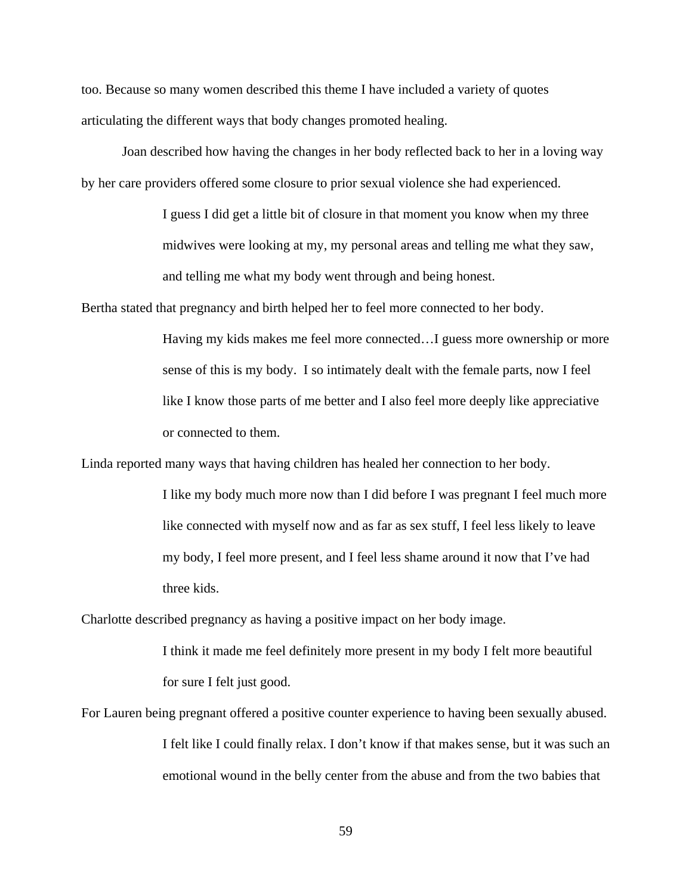too. Because so many women described this theme I have included a variety of quotes articulating the different ways that body changes promoted healing.

Joan described how having the changes in her body reflected back to her in a loving way by her care providers offered some closure to prior sexual violence she had experienced.

> I guess I did get a little bit of closure in that moment you know when my three midwives were looking at my, my personal areas and telling me what they saw, and telling me what my body went through and being honest.

Bertha stated that pregnancy and birth helped her to feel more connected to her body.

> Having my kids makes me feel more connected…I guess more ownership or more sense of this is my body. I so intimately dealt with the female parts, now I feel like I know those parts of me better and I also feel more deeply like appreciative or connected to them.

Linda reported many ways that having children has healed her connection to her body.

> I like my body much more now than I did before I was pregnant I feel much more like connected with myself now and as far as sex stuff, I feel less likely to leave my body, I feel more present, and I feel less shame around it now that I've had three kids.

Charlotte described pregnancy as having a positive impact on her body image.

> I think it made me feel definitely more present in my body I felt more beautiful for sure I felt just good.

For Lauren being pregnant offered a positive counter experience to having been sexually abused.

> I felt like I could finally relax. I don't know if that makes sense, but it was such an emotional wound in the belly center from the abuse and from the two babies that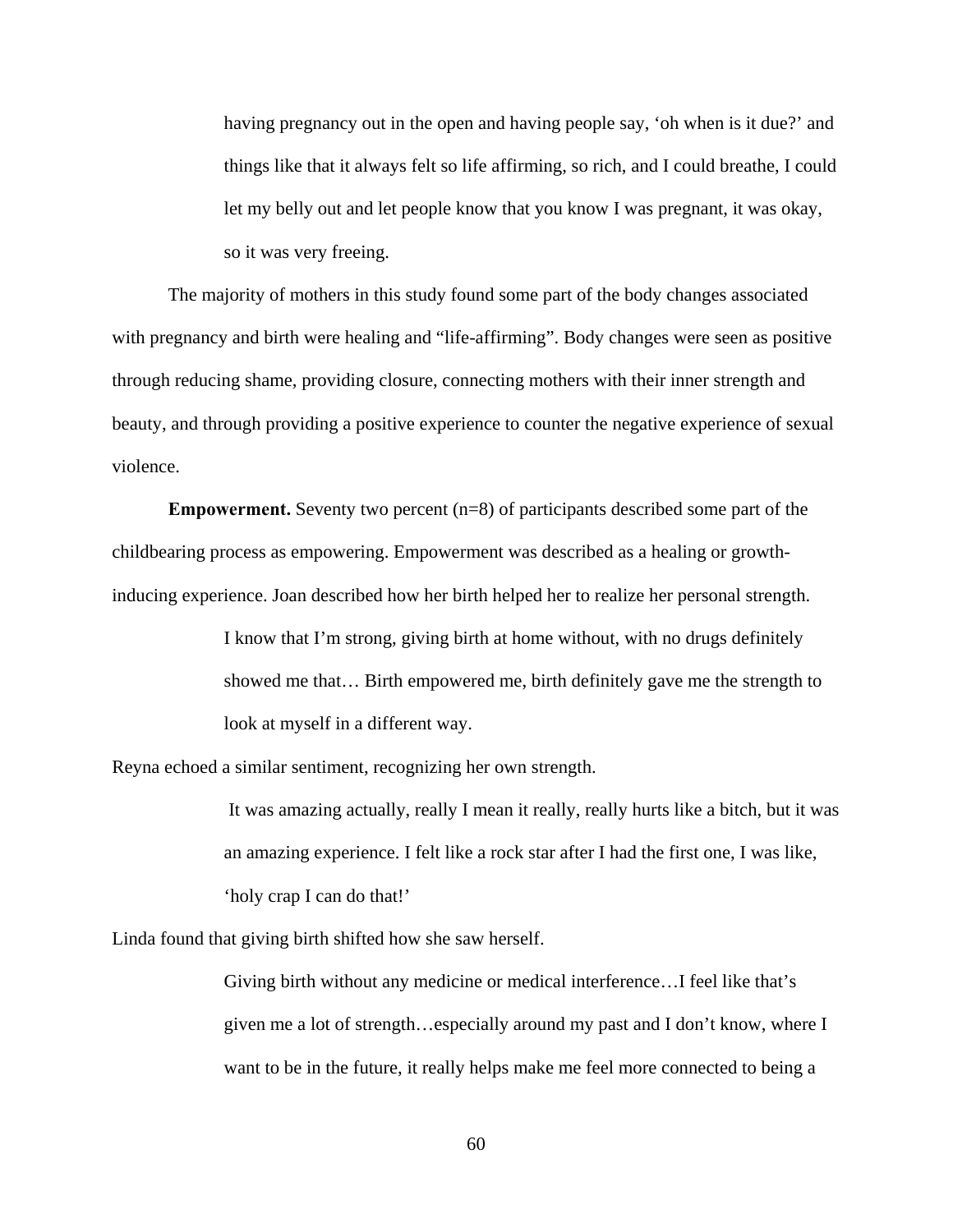> having pregnancy out in the open and having people say, 'oh when is it due?' and things like that it always felt so life affirming, so rich, and I could breathe, I could let my belly out and let people know that you know I was pregnant, it was okay, so it was very freeing.

The majority of mothers in this study found some part of the body changes associated with pregnancy and birth were healing and "life-affirming". Body changes were seen as positive through reducing shame, providing closure, connecting mothers with their inner strength and beauty, and through providing a positive experience to counter the negative experience of sexual violence.

**Empowerment.** Seventy two percent (n=8) of participants described some part of the childbearing process as empowering. Empowerment was described as a healing or growth-inducing experience. Joan described how her birth helped her to realize her personal strength.

> I know that I'm strong, giving birth at home without, with no drugs definitely showed me that… Birth empowered me, birth definitely gave me the strength to look at myself in a different way.

Reyna echoed a similar sentiment, recognizing her own strength.

> It was amazing actually, really I mean it really, really hurts like a bitch, but it was an amazing experience. I felt like a rock star after I had the first one, I was like, 'holy crap I can do that!'

Linda found that giving birth shifted how she saw herself.

> Giving birth without any medicine or medical interference…I feel like that's given me a lot of strength…especially around my past and I don't know, where I want to be in the future, it really helps make me feel more connected to being a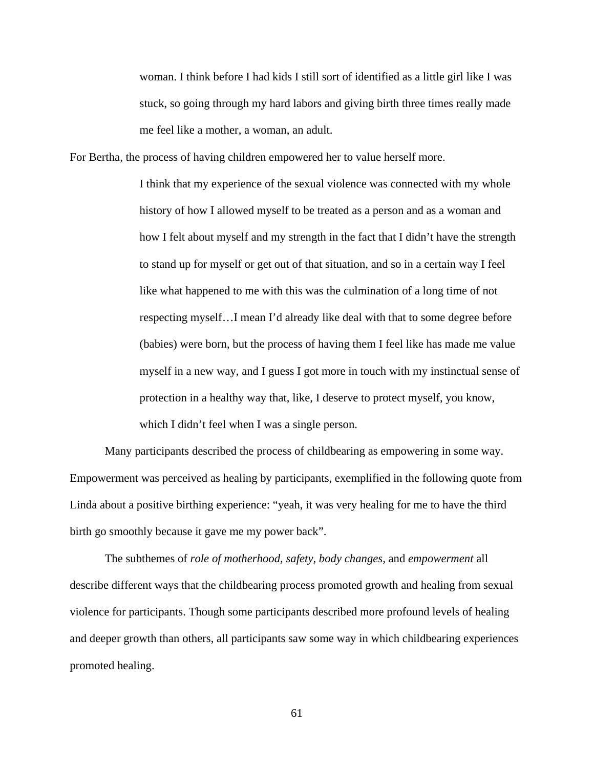> woman. I think before I had kids I still sort of identified as a little girl like I was stuck, so going through my hard labors and giving birth three times really made me feel like a mother, a woman, an adult.

For Bertha, the process of having children empowered her to value herself more.

> I think that my experience of the sexual violence was connected with my whole history of how I allowed myself to be treated as a person and as a woman and how I felt about myself and my strength in the fact that I didn't have the strength to stand up for myself or get out of that situation, and so in a certain way I feel like what happened to me with this was the culmination of a long time of not respecting myself…I mean I'd already like deal with that to some degree before (babies) were born, but the process of having them I feel like has made me value myself in a new way, and I guess I got more in touch with my instinctual sense of protection in a healthy way that, like, I deserve to protect myself, you know, which I didn't feel when I was a single person.

Many participants described the process of childbearing as empowering in some way. Empowerment was perceived as healing by participants, exemplified in the following quote from Linda about a positive birthing experience: "yeah, it was very healing for me to have the third birth go smoothly because it gave me my power back".

The subthemes of *role of motherhood, safety, body changes,* and *empowerment* all describe different ways that the childbearing process promoted growth and healing from sexual violence for participants. Though some participants described more profound levels of healing and deeper growth than others, all participants saw some way in which childbearing experiences promoted healing.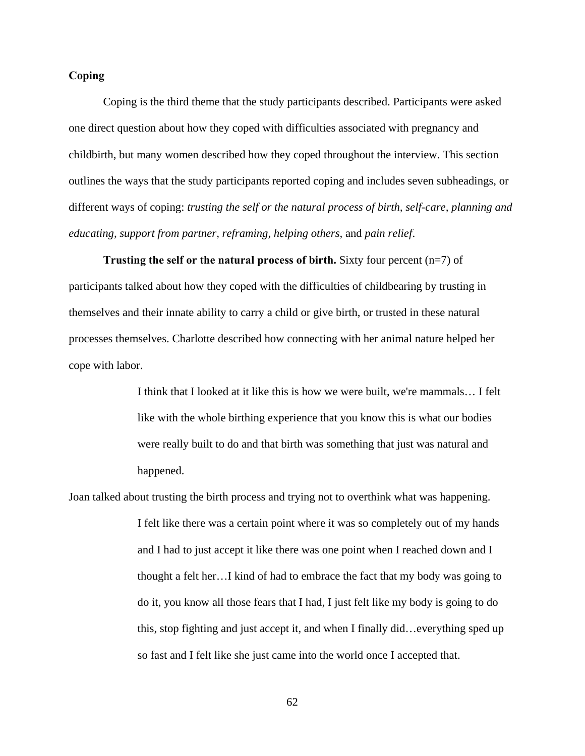## Coping

Coping is the third theme that the study participants described. Participants were asked one direct question about how they coped with difficulties associated with pregnancy and childbirth, but many women described how they coped throughout the interview. This section outlines the ways that the study participants reported coping and includes seven subheadings, or different ways of coping: *trusting the self or the natural process of birth, self-care, planning and educating, support from partner, reframing, helping others,* and *pain relief*.

**Trusting the self or the natural process of birth.** Sixty four percent (n=7) of participants talked about how they coped with the difficulties of childbearing by trusting in themselves and their innate ability to carry a child or give birth, or trusted in these natural processes themselves. Charlotte described how connecting with her animal nature helped her cope with labor.

> I think that I looked at it like this is how we were built, we're mammals… I felt like with the whole birthing experience that you know this is what our bodies were really built to do and that birth was something that just was natural and happened.

Joan talked about trusting the birth process and trying not to overthink what was happening.

> I felt like there was a certain point where it was so completely out of my hands and I had to just accept it like there was one point when I reached down and I thought a felt her…I kind of had to embrace the fact that my body was going to do it, you know all those fears that I had, I just felt like my body is going to do this, stop fighting and just accept it, and when I finally did…everything sped up so fast and I felt like she just came into the world once I accepted that.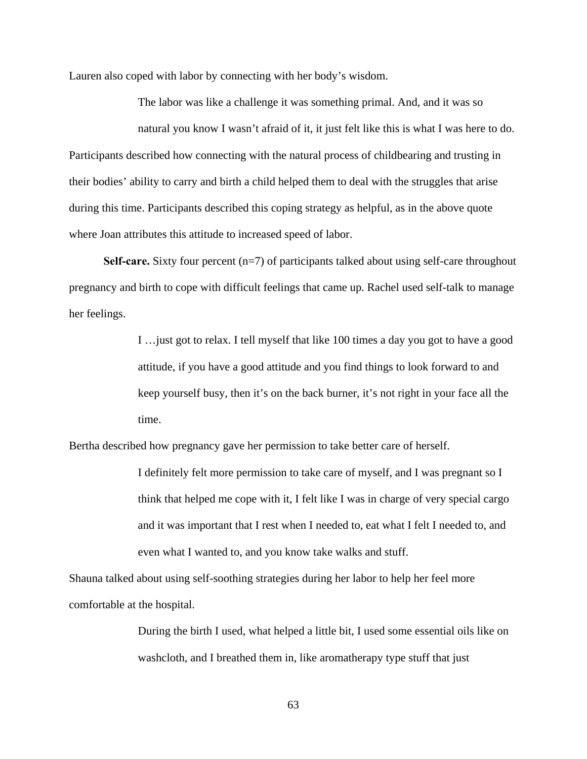Lauren also coped with labor by connecting with her body's wisdom.

> The labor was like a challenge it was something primal. And, and it was so natural you know I wasn't afraid of it, it just felt like this is what I was here to do.

Participants described how connecting with the natural process of childbearing and trusting in their bodies' ability to carry and birth a child helped them to deal with the struggles that arise during this time. Participants described this coping strategy as helpful, as in the above quote where Joan attributes this attitude to increased speed of labor.

**Self-care.** Sixty four percent (n=7) of participants talked about using self-care throughout pregnancy and birth to cope with difficult feelings that came up. Rachel used self-talk to manage her feelings.

> I …just got to relax. I tell myself that like 100 times a day you got to have a good attitude, if you have a good attitude and you find things to look forward to and keep yourself busy, then it's on the back burner, it's not right in your face all the time.

Bertha described how pregnancy gave her permission to take better care of herself.

> I definitely felt more permission to take care of myself, and I was pregnant so I think that helped me cope with it, I felt like I was in charge of very special cargo and it was important that I rest when I needed to, eat what I felt I needed to, and even what I wanted to, and you know take walks and stuff.

Shauna talked about using self-soothing strategies during her labor to help her feel more comfortable at the hospital.

> During the birth I used, what helped a little bit, I used some essential oils like on washcloth, and I breathed them in, like aromatherapy type stuff that just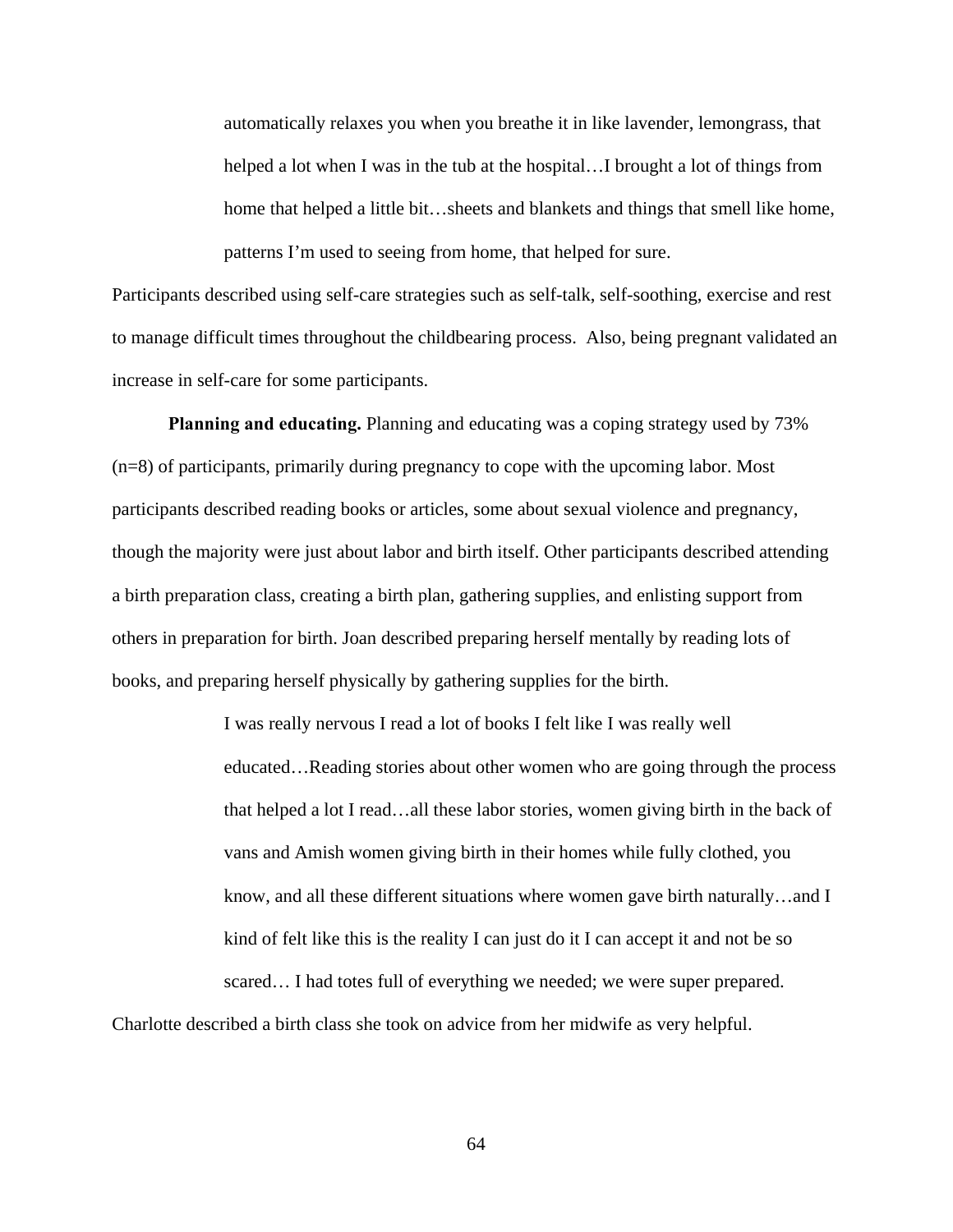> automatically relaxes you when you breathe it in like lavender, lemongrass, that helped a lot when I was in the tub at the hospital…I brought a lot of things from home that helped a little bit…sheets and blankets and things that smell like home, patterns I'm used to seeing from home, that helped for sure.

Participants described using self-care strategies such as self-talk, self-soothing, exercise and rest to manage difficult times throughout the childbearing process. Also, being pregnant validated an increase in self-care for some participants.

**Planning and educating.** Planning and educating was a coping strategy used by 73% (n=8) of participants, primarily during pregnancy to cope with the upcoming labor. Most participants described reading books or articles, some about sexual violence and pregnancy, though the majority were just about labor and birth itself. Other participants described attending a birth preparation class, creating a birth plan, gathering supplies, and enlisting support from others in preparation for birth. Joan described preparing herself mentally by reading lots of books, and preparing herself physically by gathering supplies for the birth.

> I was really nervous I read a lot of books I felt like I was really well educated…Reading stories about other women who are going through the process that helped a lot I read…all these labor stories, women giving birth in the back of vans and Amish women giving birth in their homes while fully clothed, you know, and all these different situations where women gave birth naturally…and I kind of felt like this is the reality I can just do it I can accept it and not be so scared… I had totes full of everything we needed; we were super prepared.

Charlotte described a birth class she took on advice from her midwife as very helpful.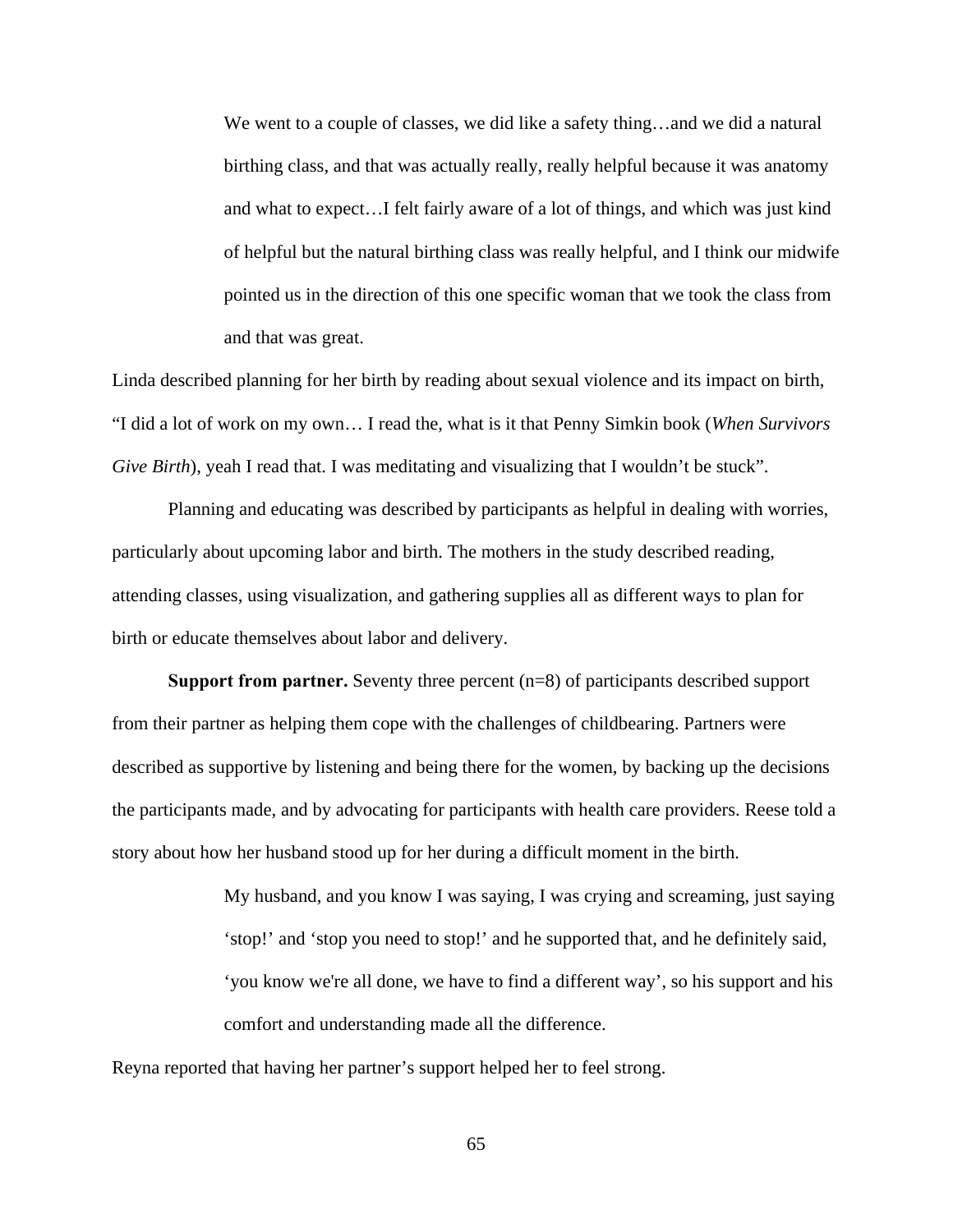> We went to a couple of classes, we did like a safety thing…and we did a natural birthing class, and that was actually really, really helpful because it was anatomy and what to expect…I felt fairly aware of a lot of things, and which was just kind of helpful but the natural birthing class was really helpful, and I think our midwife pointed us in the direction of this one specific woman that we took the class from and that was great.

Linda described planning for her birth by reading about sexual violence and its impact on birth, "I did a lot of work on my own… I read the, what is it that Penny Simkin book (*When Survivors Give Birth*), yeah I read that. I was meditating and visualizing that I wouldn't be stuck".

Planning and educating was described by participants as helpful in dealing with worries, particularly about upcoming labor and birth. The mothers in the study described reading, attending classes, using visualization, and gathering supplies all as different ways to plan for birth or educate themselves about labor and delivery.

**Support from partner.** Seventy three percent (n=8) of participants described support from their partner as helping them cope with the challenges of childbearing. Partners were described as supportive by listening and being there for the women, by backing up the decisions the participants made, and by advocating for participants with health care providers. Reese told a story about how her husband stood up for her during a difficult moment in the birth.

> My husband, and you know I was saying, I was crying and screaming, just saying 'stop!' and 'stop you need to stop!' and he supported that, and he definitely said, 'you know we're all done, we have to find a different way', so his support and his comfort and understanding made all the difference.

Reyna reported that having her partner's support helped her to feel strong.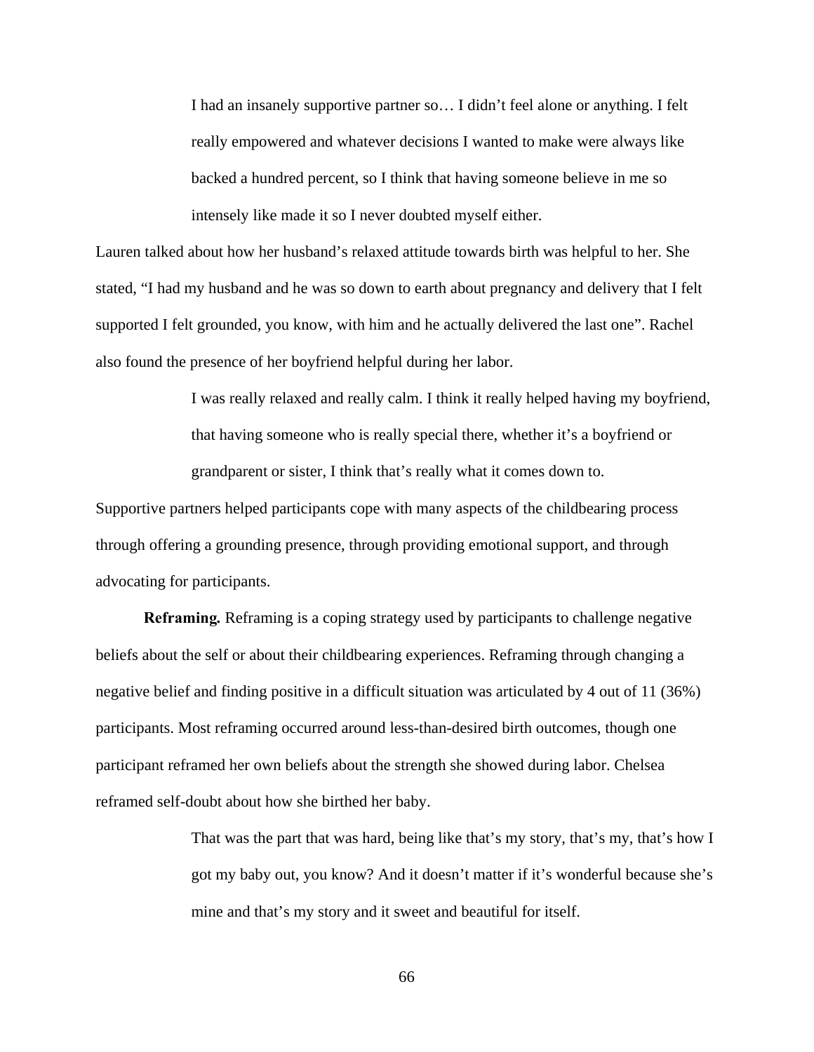> I had an insanely supportive partner so… I didn't feel alone or anything. I felt really empowered and whatever decisions I wanted to make were always like backed a hundred percent, so I think that having someone believe in me so intensely like made it so I never doubted myself either.

Lauren talked about how her husband's relaxed attitude towards birth was helpful to her. She stated, "I had my husband and he was so down to earth about pregnancy and delivery that I felt supported I felt grounded, you know, with him and he actually delivered the last one". Rachel also found the presence of her boyfriend helpful during her labor.

> I was really relaxed and really calm. I think it really helped having my boyfriend, that having someone who is really special there, whether it's a boyfriend or grandparent or sister, I think that's really what it comes down to.

Supportive partners helped participants cope with many aspects of the childbearing process through offering a grounding presence, through providing emotional support, and through advocating for participants.

**Reframing.** Reframing is a coping strategy used by participants to challenge negative beliefs about the self or about their childbearing experiences. Reframing through changing a negative belief and finding positive in a difficult situation was articulated by 4 out of 11 (36%) participants. Most reframing occurred around less-than-desired birth outcomes, though one participant reframed her own beliefs about the strength she showed during labor. Chelsea reframed self-doubt about how she birthed her baby.

> That was the part that was hard, being like that's my story, that's my, that's how I got my baby out, you know? And it doesn't matter if it's wonderful because she's mine and that's my story and it sweet and beautiful for itself.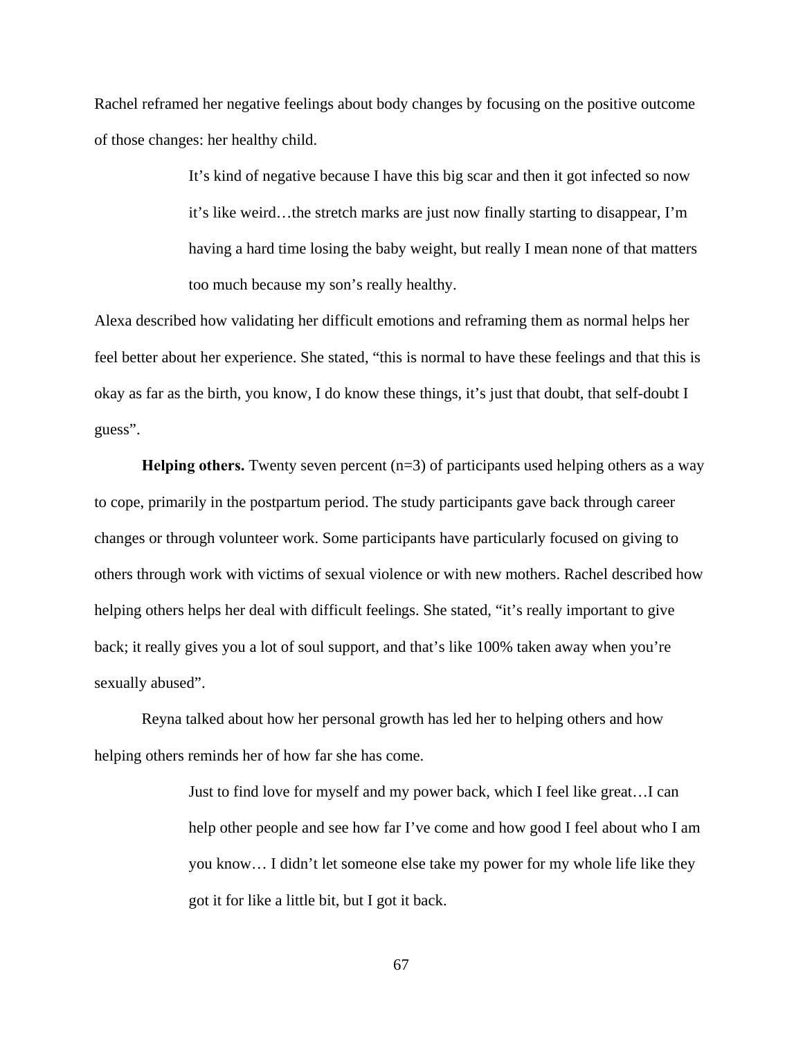Rachel reframed her negative feelings about body changes by focusing on the positive outcome of those changes: her healthy child.

> It's kind of negative because I have this big scar and then it got infected so now it's like weird…the stretch marks are just now finally starting to disappear, I'm having a hard time losing the baby weight, but really I mean none of that matters too much because my son's really healthy.

Alexa described how validating her difficult emotions and reframing them as normal helps her feel better about her experience. She stated, "this is normal to have these feelings and that this is okay as far as the birth, you know, I do know these things, it's just that doubt, that self-doubt I guess".

**Helping others.** Twenty seven percent (n=3) of participants used helping others as a way to cope, primarily in the postpartum period. The study participants gave back through career changes or through volunteer work. Some participants have particularly focused on giving to others through work with victims of sexual violence or with new mothers. Rachel described how helping others helps her deal with difficult feelings. She stated, "it's really important to give back; it really gives you a lot of soul support, and that's like 100% taken away when you're sexually abused".

Reyna talked about how her personal growth has led her to helping others and how helping others reminds her of how far she has come.

> Just to find love for myself and my power back, which I feel like great…I can help other people and see how far I've come and how good I feel about who I am you know… I didn't let someone else take my power for my whole life like they got it for like a little bit, but I got it back.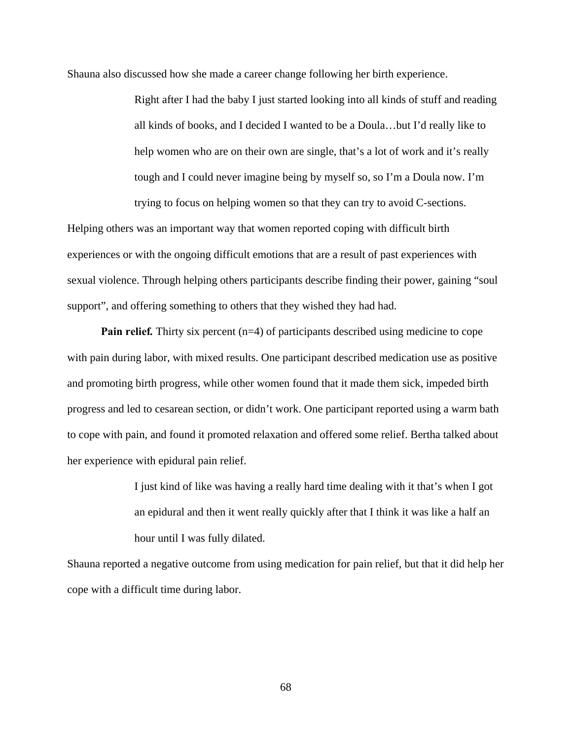Shauna also discussed how she made a career change following her birth experience.

> Right after I had the baby I just started looking into all kinds of stuff and reading all kinds of books, and I decided I wanted to be a Doula…but I'd really like to help women who are on their own are single, that's a lot of work and it's really tough and I could never imagine being by myself so, so I'm a Doula now. I'm trying to focus on helping women so that they can try to avoid C-sections.

Helping others was an important way that women reported coping with difficult birth experiences or with the ongoing difficult emotions that are a result of past experiences with sexual violence. Through helping others participants describe finding their power, gaining "soul support", and offering something to others that they wished they had had.

**Pain relief.** Thirty six percent (n=4) of participants described using medicine to cope with pain during labor, with mixed results. One participant described medication use as positive and promoting birth progress, while other women found that it made them sick, impeded birth progress and led to cesarean section, or didn't work. One participant reported using a warm bath to cope with pain, and found it promoted relaxation and offered some relief. Bertha talked about her experience with epidural pain relief.

> I just kind of like was having a really hard time dealing with it that's when I got an epidural and then it went really quickly after that I think it was like a half an hour until I was fully dilated.

Shauna reported a negative outcome from using medication for pain relief, but that it did help her cope with a difficult time during labor.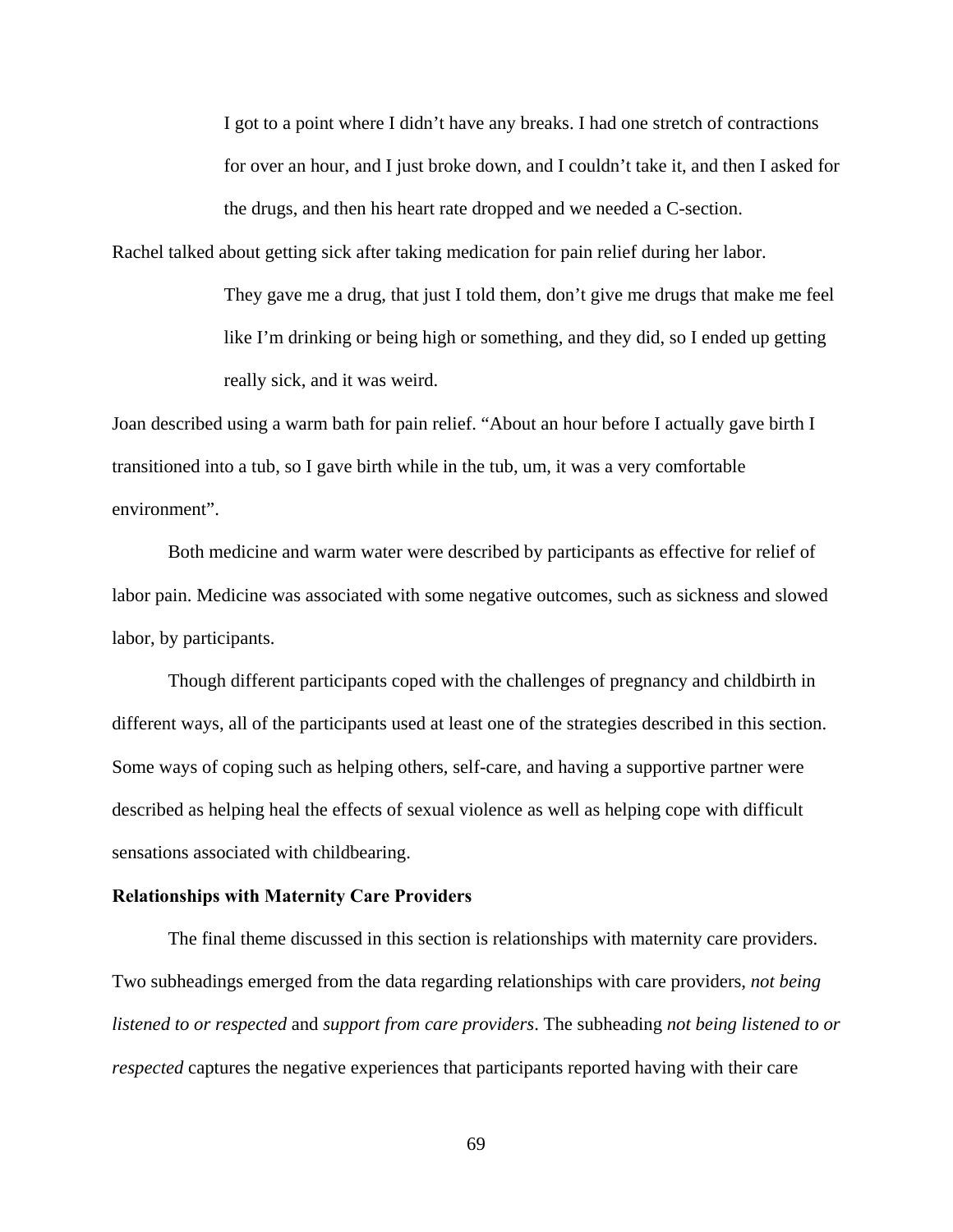> I got to a point where I didn't have any breaks. I had one stretch of contractions for over an hour, and I just broke down, and I couldn't take it, and then I asked for the drugs, and then his heart rate dropped and we needed a C-section.

Rachel talked about getting sick after taking medication for pain relief during her labor.

> They gave me a drug, that just I told them, don't give me drugs that make me feel like I'm drinking or being high or something, and they did, so I ended up getting really sick, and it was weird.

Joan described using a warm bath for pain relief. "About an hour before I actually gave birth I transitioned into a tub, so I gave birth while in the tub, um, it was a very comfortable environment".

Both medicine and warm water were described by participants as effective for relief of labor pain. Medicine was associated with some negative outcomes, such as sickness and slowed labor, by participants.

Though different participants coped with the challenges of pregnancy and childbirth in different ways, all of the participants used at least one of the strategies described in this section. Some ways of coping such as helping others, self-care, and having a supportive partner were described as helping heal the effects of sexual violence as well as helping cope with difficult sensations associated with childbearing.

**Relationships with Maternity Care Providers**

The final theme discussed in this section is relationships with maternity care providers. Two subheadings emerged from the data regarding relationships with care providers, *not being listened to or respected* and *support from care providers*. The subheading *not being listened to or respected* captures the negative experiences that participants reported having with their care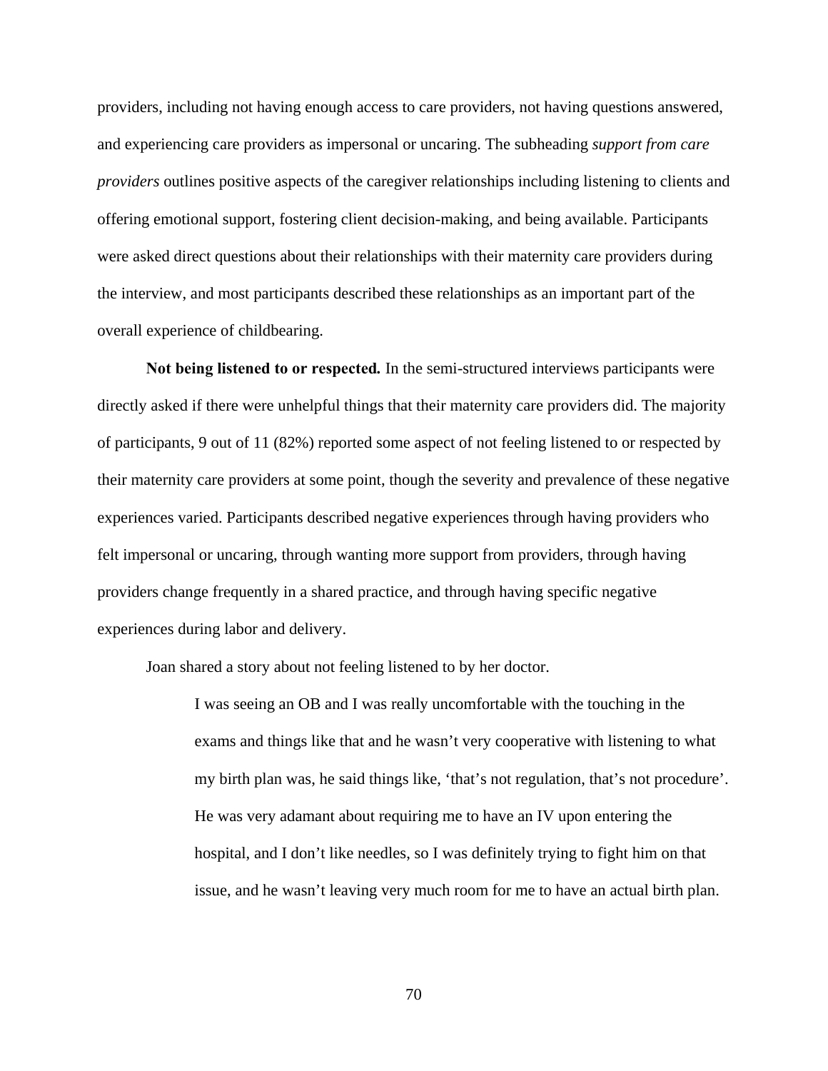providers, including not having enough access to care providers, not having questions answered, and experiencing care providers as impersonal or uncaring. The subheading *support from care providers* outlines positive aspects of the caregiver relationships including listening to clients and offering emotional support, fostering client decision-making, and being available. Participants were asked direct questions about their relationships with their maternity care providers during the interview, and most participants described these relationships as an important part of the overall experience of childbearing.

**Not being listened to or respected.** In the semi-structured interviews participants were directly asked if there were unhelpful things that their maternity care providers did. The majority of participants, 9 out of 11 (82%) reported some aspect of not feeling listened to or respected by their maternity care providers at some point, though the severity and prevalence of these negative experiences varied. Participants described negative experiences through having providers who felt impersonal or uncaring, through wanting more support from providers, through having providers change frequently in a shared practice, and through having specific negative experiences during labor and delivery.

Joan shared a story about not feeling listened to by her doctor.

> I was seeing an OB and I was really uncomfortable with the touching in the exams and things like that and he wasn't very cooperative with listening to what my birth plan was, he said things like, 'that's not regulation, that's not procedure'. He was very adamant about requiring me to have an IV upon entering the hospital, and I don't like needles, so I was definitely trying to fight him on that issue, and he wasn't leaving very much room for me to have an actual birth plan.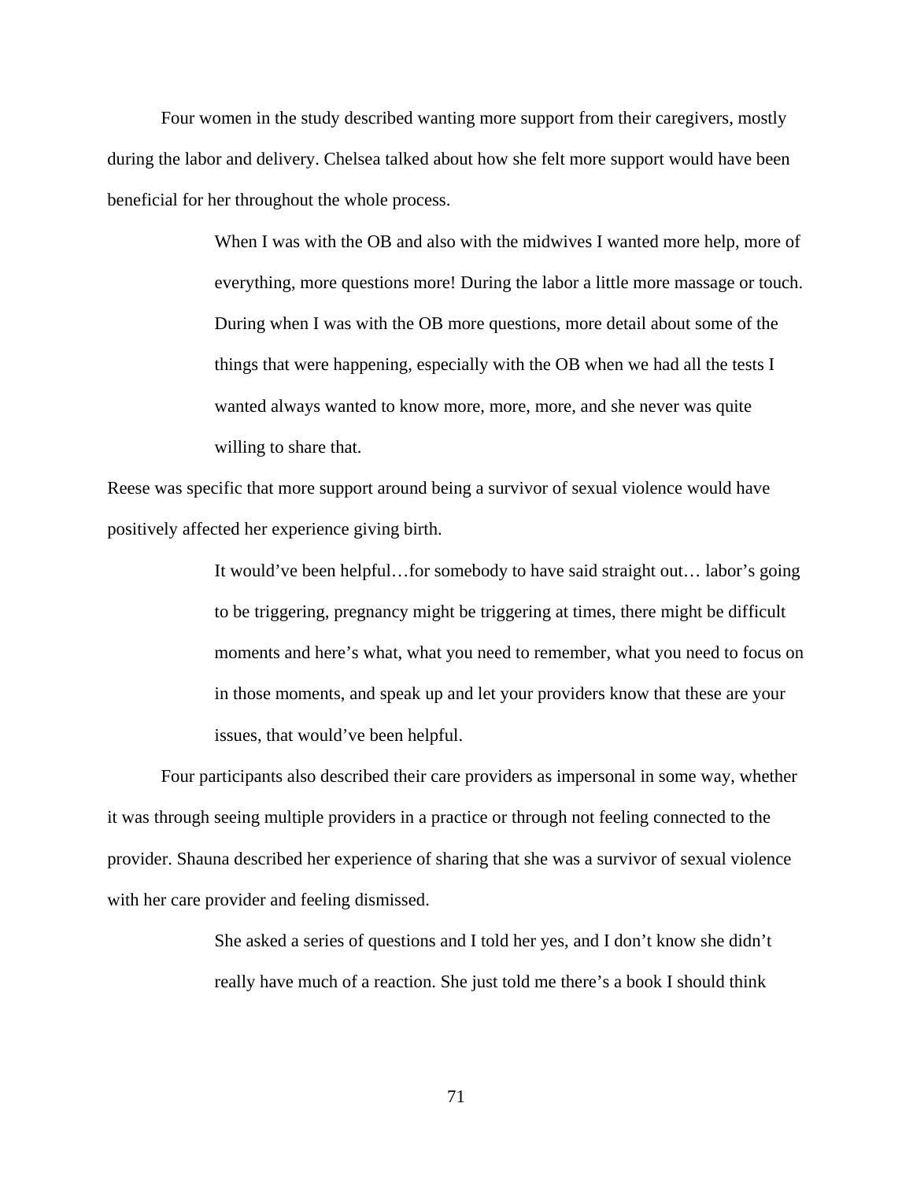Four women in the study described wanting more support from their caregivers, mostly during the labor and delivery. Chelsea talked about how she felt more support would have been beneficial for her throughout the whole process.

> When I was with the OB and also with the midwives I wanted more help, more of everything, more questions more! During the labor a little more massage or touch. During when I was with the OB more questions, more detail about some of the things that were happening, especially with the OB when we had all the tests I wanted always wanted to know more, more, more, and she never was quite willing to share that.

Reese was specific that more support around being a survivor of sexual violence would have positively affected her experience giving birth.

> It would've been helpful…for somebody to have said straight out… labor's going to be triggering, pregnancy might be triggering at times, there might be difficult moments and here's what, what you need to remember, what you need to focus on in those moments, and speak up and let your providers know that these are your issues, that would've been helpful.

Four participants also described their care providers as impersonal in some way, whether it was through seeing multiple providers in a practice or through not feeling connected to the provider. Shauna described her experience of sharing that she was a survivor of sexual violence with her care provider and feeling dismissed.

> She asked a series of questions and I told her yes, and I don't know she didn't really have much of a reaction. She just told me there's a book I should think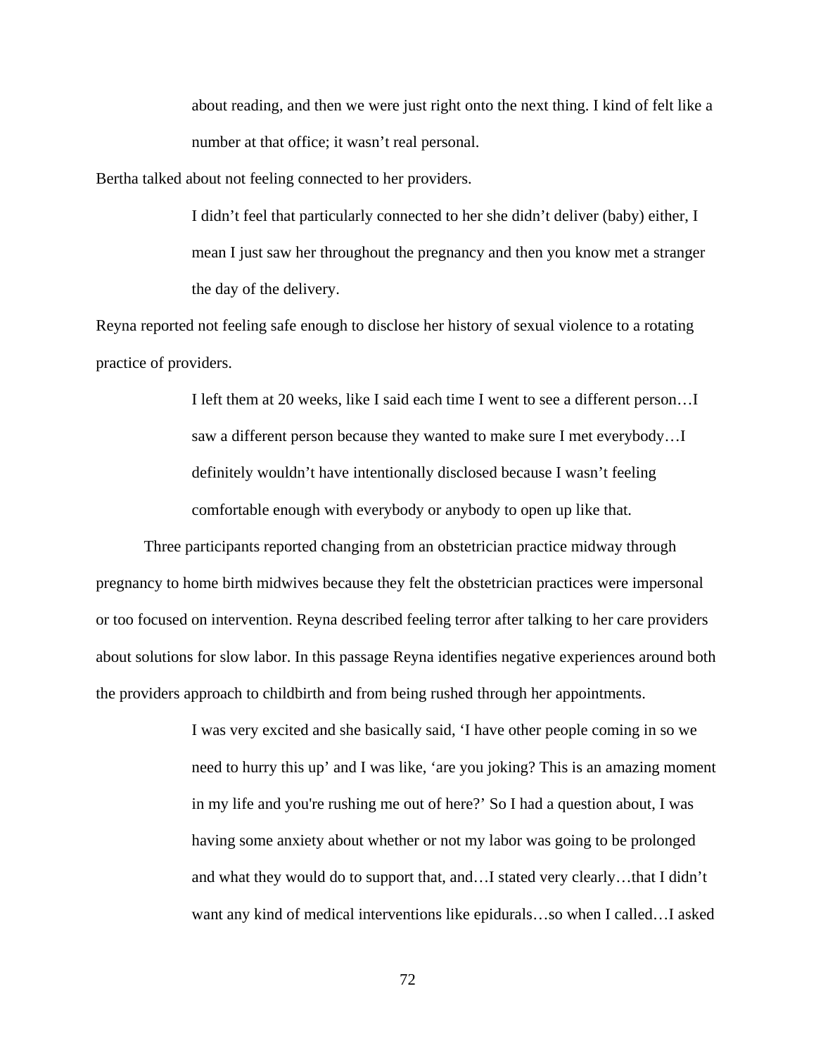> about reading, and then we were just right onto the next thing. I kind of felt like a number at that office; it wasn't real personal.

Bertha talked about not feeling connected to her providers.

> I didn't feel that particularly connected to her she didn't deliver (baby) either, I mean I just saw her throughout the pregnancy and then you know met a stranger the day of the delivery.

Reyna reported not feeling safe enough to disclose her history of sexual violence to a rotating practice of providers.

> I left them at 20 weeks, like I said each time I went to see a different person…I saw a different person because they wanted to make sure I met everybody…I definitely wouldn't have intentionally disclosed because I wasn't feeling comfortable enough with everybody or anybody to open up like that.

Three participants reported changing from an obstetrician practice midway through pregnancy to home birth midwives because they felt the obstetrician practices were impersonal or too focused on intervention. Reyna described feeling terror after talking to her care providers about solutions for slow labor. In this passage Reyna identifies negative experiences around both the providers approach to childbirth and from being rushed through her appointments.

> I was very excited and she basically said, 'I have other people coming in so we need to hurry this up' and I was like, 'are you joking? This is an amazing moment in my life and you're rushing me out of here?' So I had a question about, I was having some anxiety about whether or not my labor was going to be prolonged and what they would do to support that, and…I stated very clearly…that I didn't want any kind of medical interventions like epidurals…so when I called…I asked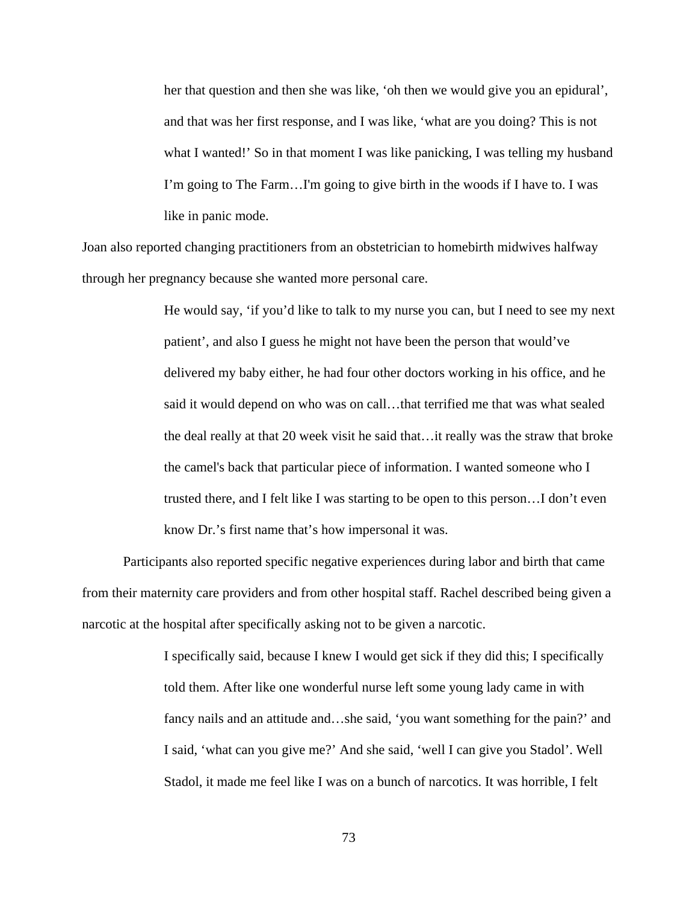> her that question and then she was like, 'oh then we would give you an epidural', and that was her first response, and I was like, 'what are you doing? This is not what I wanted!' So in that moment I was like panicking, I was telling my husband I'm going to The Farm…I'm going to give birth in the woods if I have to. I was like in panic mode.

Joan also reported changing practitioners from an obstetrician to homebirth midwives halfway through her pregnancy because she wanted more personal care.

> He would say, 'if you'd like to talk to my nurse you can, but I need to see my next patient', and also I guess he might not have been the person that would've delivered my baby either, he had four other doctors working in his office, and he said it would depend on who was on call…that terrified me that was what sealed the deal really at that 20 week visit he said that…it really was the straw that broke the camel's back that particular piece of information. I wanted someone who I trusted there, and I felt like I was starting to be open to this person…I don't even know Dr.'s first name that's how impersonal it was.

Participants also reported specific negative experiences during labor and birth that came from their maternity care providers and from other hospital staff. Rachel described being given a narcotic at the hospital after specifically asking not to be given a narcotic.

> I specifically said, because I knew I would get sick if they did this; I specifically told them. After like one wonderful nurse left some young lady came in with fancy nails and an attitude and…she said, 'you want something for the pain?' and I said, 'what can you give me?' And she said, 'well I can give you Stadol'. Well Stadol, it made me feel like I was on a bunch of narcotics. It was horrible, I felt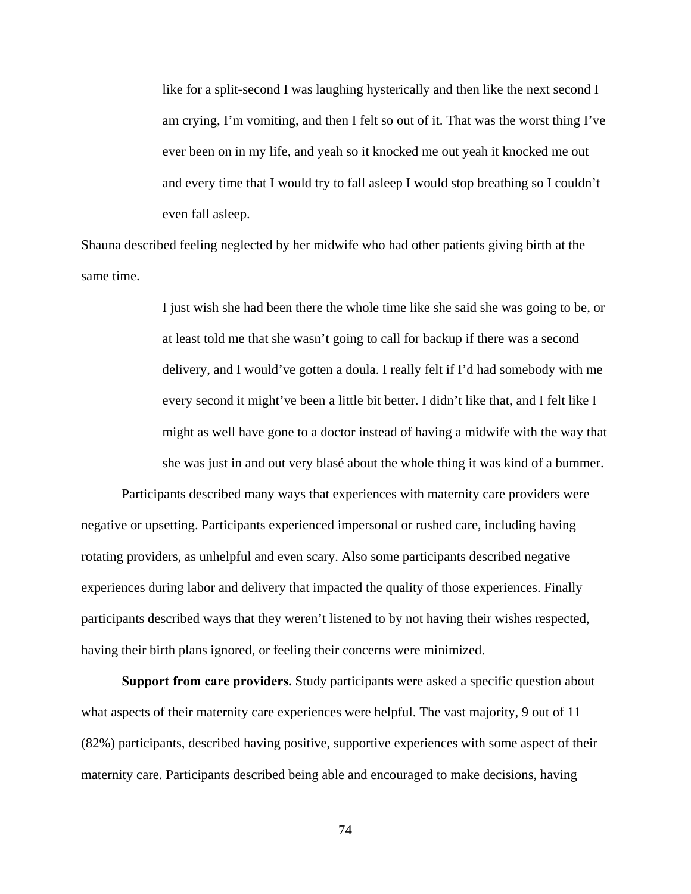> like for a split-second I was laughing hysterically and then like the next second I am crying, I'm vomiting, and then I felt so out of it. That was the worst thing I've ever been on in my life, and yeah so it knocked me out yeah it knocked me out and every time that I would try to fall asleep I would stop breathing so I couldn't even fall asleep.

Shauna described feeling neglected by her midwife who had other patients giving birth at the same time.

> I just wish she had been there the whole time like she said she was going to be, or at least told me that she wasn't going to call for backup if there was a second delivery, and I would've gotten a doula. I really felt if I'd had somebody with me every second it might've been a little bit better. I didn't like that, and I felt like I might as well have gone to a doctor instead of having a midwife with the way that she was just in and out very blasé about the whole thing it was kind of a bummer.

Participants described many ways that experiences with maternity care providers were negative or upsetting. Participants experienced impersonal or rushed care, including having rotating providers, as unhelpful and even scary. Also some participants described negative experiences during labor and delivery that impacted the quality of those experiences. Finally participants described ways that they weren't listened to by not having their wishes respected, having their birth plans ignored, or feeling their concerns were minimized.

**Support from care providers.** Study participants were asked a specific question about what aspects of their maternity care experiences were helpful. The vast majority, 9 out of 11 (82%) participants, described having positive, supportive experiences with some aspect of their maternity care. Participants described being able and encouraged to make decisions, having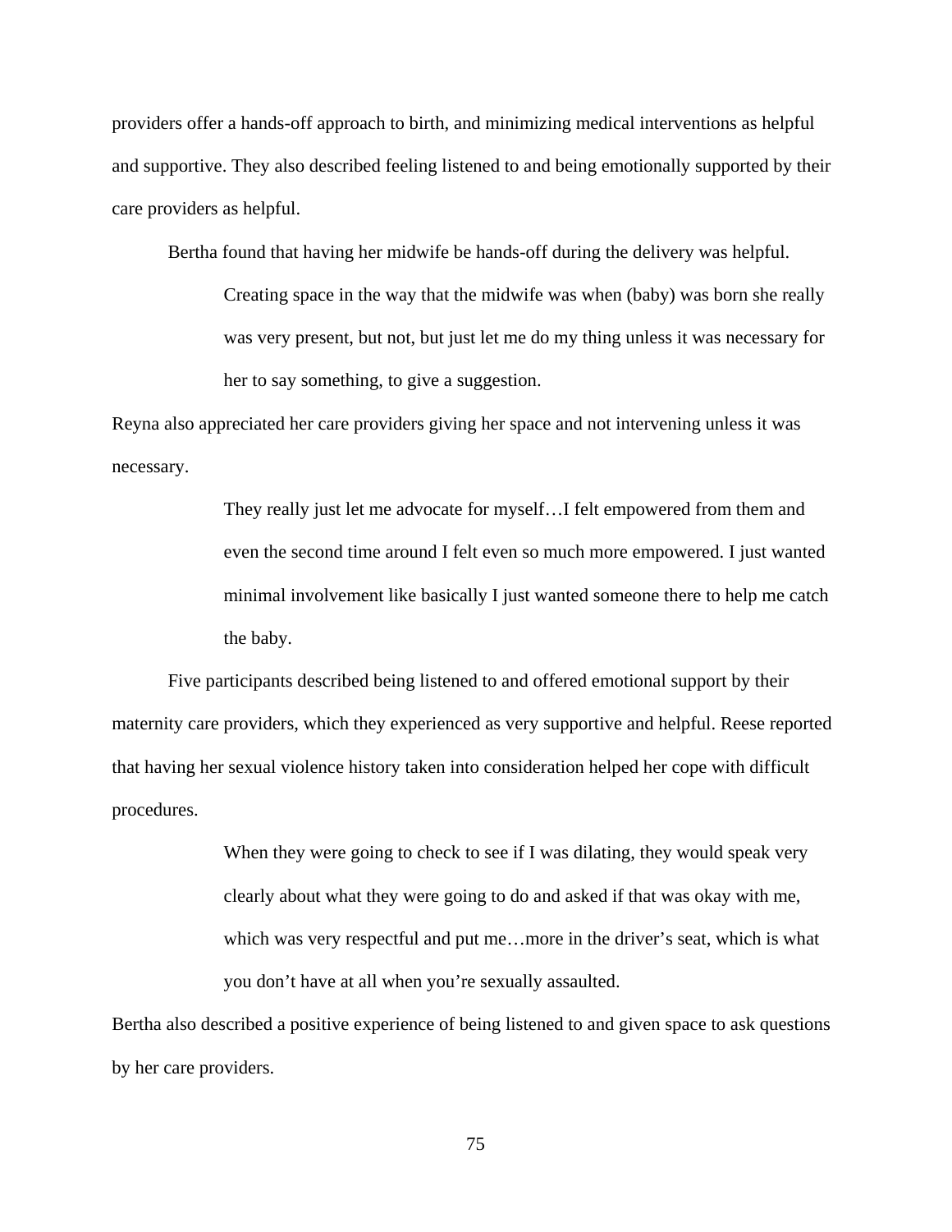providers offer a hands-off approach to birth, and minimizing medical interventions as helpful and supportive. They also described feeling listened to and being emotionally supported by their care providers as helpful.

Bertha found that having her midwife be hands-off during the delivery was helpful.

> Creating space in the way that the midwife was when (baby) was born she really was very present, but not, but just let me do my thing unless it was necessary for her to say something, to give a suggestion.

Reyna also appreciated her care providers giving her space and not intervening unless it was necessary.

> They really just let me advocate for myself…I felt empowered from them and even the second time around I felt even so much more empowered. I just wanted minimal involvement like basically I just wanted someone there to help me catch the baby.

Five participants described being listened to and offered emotional support by their maternity care providers, which they experienced as very supportive and helpful. Reese reported that having her sexual violence history taken into consideration helped her cope with difficult procedures.

> When they were going to check to see if I was dilating, they would speak very clearly about what they were going to do and asked if that was okay with me, which was very respectful and put me…more in the driver's seat, which is what you don't have at all when you're sexually assaulted.

Bertha also described a positive experience of being listened to and given space to ask questions by her care providers.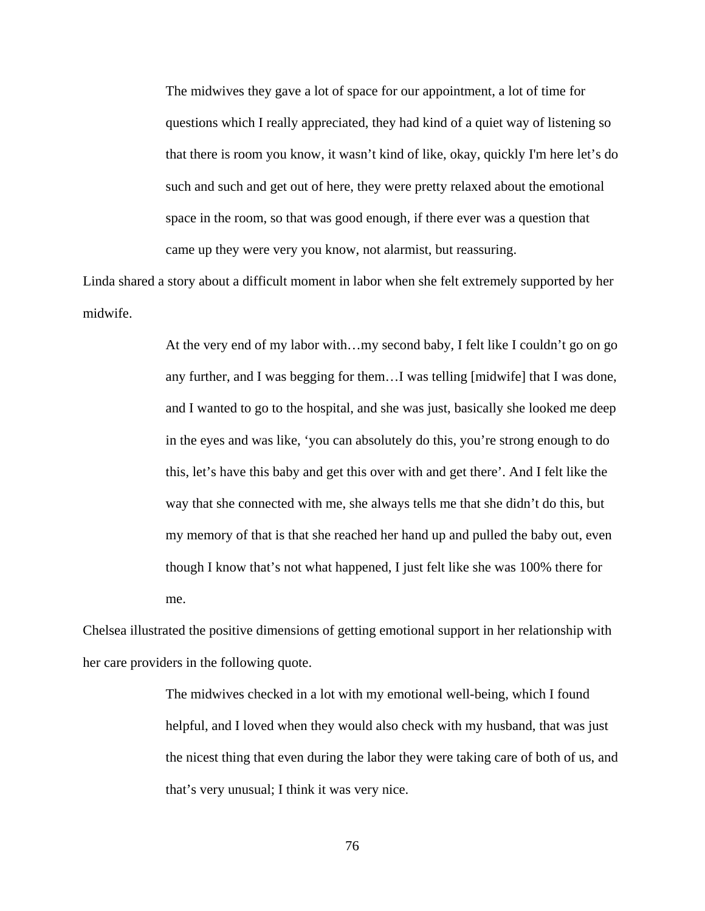> The midwives they gave a lot of space for our appointment, a lot of time for questions which I really appreciated, they had kind of a quiet way of listening so that there is room you know, it wasn't kind of like, okay, quickly I'm here let's do such and such and get out of here, they were pretty relaxed about the emotional space in the room, so that was good enough, if there ever was a question that came up they were very you know, not alarmist, but reassuring.

Linda shared a story about a difficult moment in labor when she felt extremely supported by her midwife.

> At the very end of my labor with…my second baby, I felt like I couldn't go on go any further, and I was begging for them…I was telling [midwife] that I was done, and I wanted to go to the hospital, and she was just, basically she looked me deep in the eyes and was like, 'you can absolutely do this, you're strong enough to do this, let's have this baby and get this over with and get there'. And I felt like the way that she connected with me, she always tells me that she didn't do this, but my memory of that is that she reached her hand up and pulled the baby out, even though I know that's not what happened, I just felt like she was 100% there for me.

Chelsea illustrated the positive dimensions of getting emotional support in her relationship with her care providers in the following quote.

> The midwives checked in a lot with my emotional well-being, which I found helpful, and I loved when they would also check with my husband, that was just the nicest thing that even during the labor they were taking care of both of us, and that's very unusual; I think it was very nice.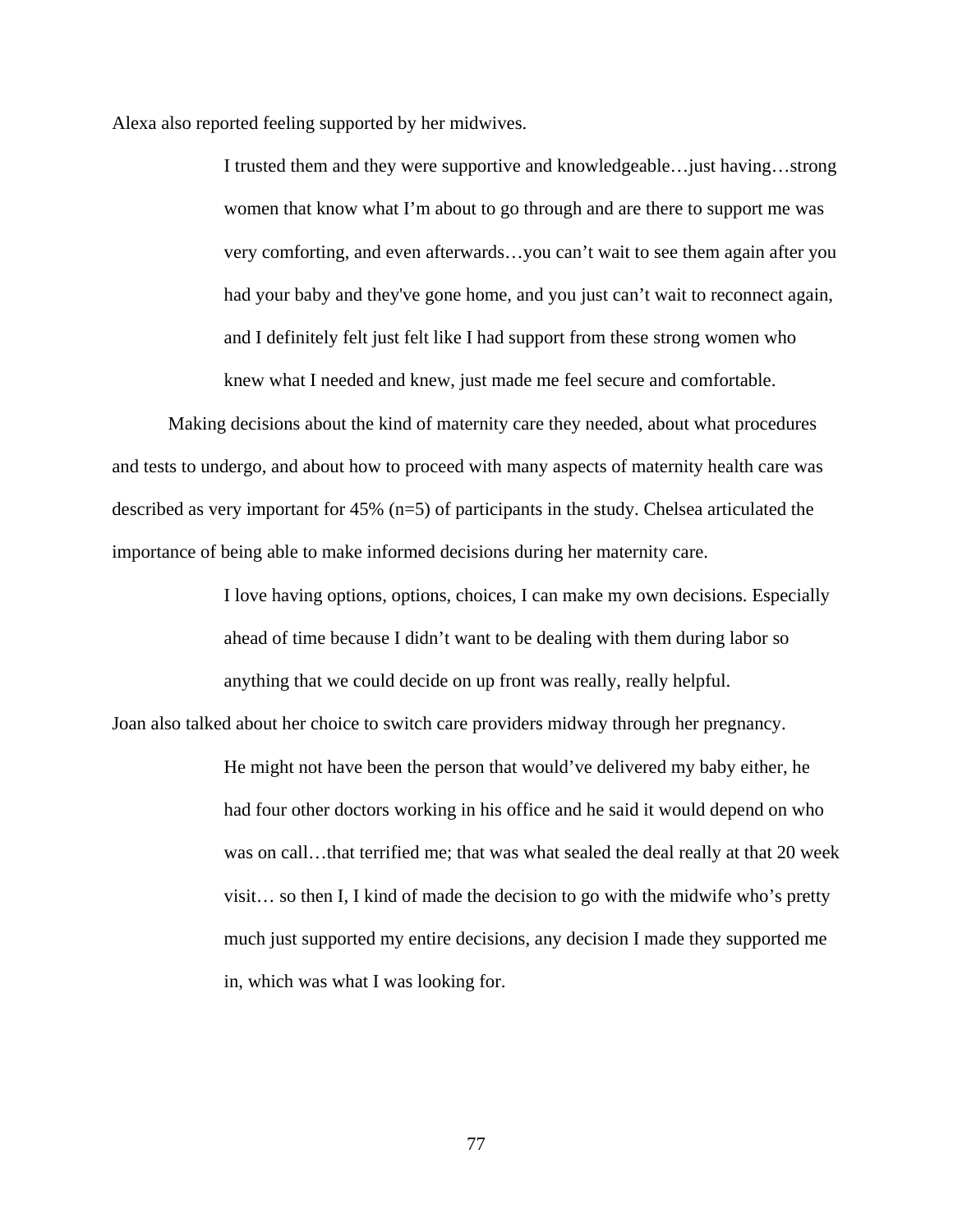Alexa also reported feeling supported by her midwives.

> I trusted them and they were supportive and knowledgeable…just having…strong women that know what I'm about to go through and are there to support me was very comforting, and even afterwards…you can't wait to see them again after you had your baby and they've gone home, and you just can't wait to reconnect again, and I definitely felt just felt like I had support from these strong women who knew what I needed and knew, just made me feel secure and comfortable.

Making decisions about the kind of maternity care they needed, about what procedures and tests to undergo, and about how to proceed with many aspects of maternity health care was described as very important for 45% (n=5) of participants in the study. Chelsea articulated the importance of being able to make informed decisions during her maternity care.

> I love having options, options, choices, I can make my own decisions. Especially ahead of time because I didn't want to be dealing with them during labor so anything that we could decide on up front was really, really helpful.

Joan also talked about her choice to switch care providers midway through her pregnancy.

> He might not have been the person that would've delivered my baby either, he had four other doctors working in his office and he said it would depend on who was on call…that terrified me; that was what sealed the deal really at that 20 week visit… so then I, I kind of made the decision to go with the midwife who's pretty much just supported my entire decisions, any decision I made they supported me in, which was what I was looking for.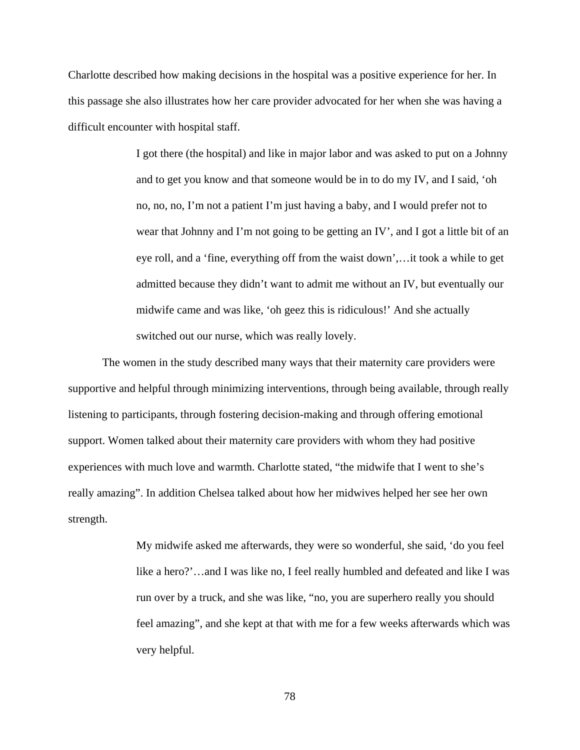Charlotte described how making decisions in the hospital was a positive experience for her. In this passage she also illustrates how her care provider advocated for her when she was having a difficult encounter with hospital staff.

> I got there (the hospital) and like in major labor and was asked to put on a Johnny and to get you know and that someone would be in to do my IV, and I said, 'oh no, no, no, I'm not a patient I'm just having a baby, and I would prefer not to wear that Johnny and I'm not going to be getting an IV', and I got a little bit of an eye roll, and a 'fine, everything off from the waist down',…it took a while to get admitted because they didn't want to admit me without an IV, but eventually our midwife came and was like, 'oh geez this is ridiculous!' And she actually switched out our nurse, which was really lovely.

The women in the study described many ways that their maternity care providers were supportive and helpful through minimizing interventions, through being available, through really listening to participants, through fostering decision-making and through offering emotional support. Women talked about their maternity care providers with whom they had positive experiences with much love and warmth. Charlotte stated, "the midwife that I went to she's really amazing". In addition Chelsea talked about how her midwives helped her see her own strength.

> My midwife asked me afterwards, they were so wonderful, she said, 'do you feel like a hero?'…and I was like no, I feel really humbled and defeated and like I was run over by a truck, and she was like, "no, you are superhero really you should feel amazing", and she kept at that with me for a few weeks afterwards which was very helpful.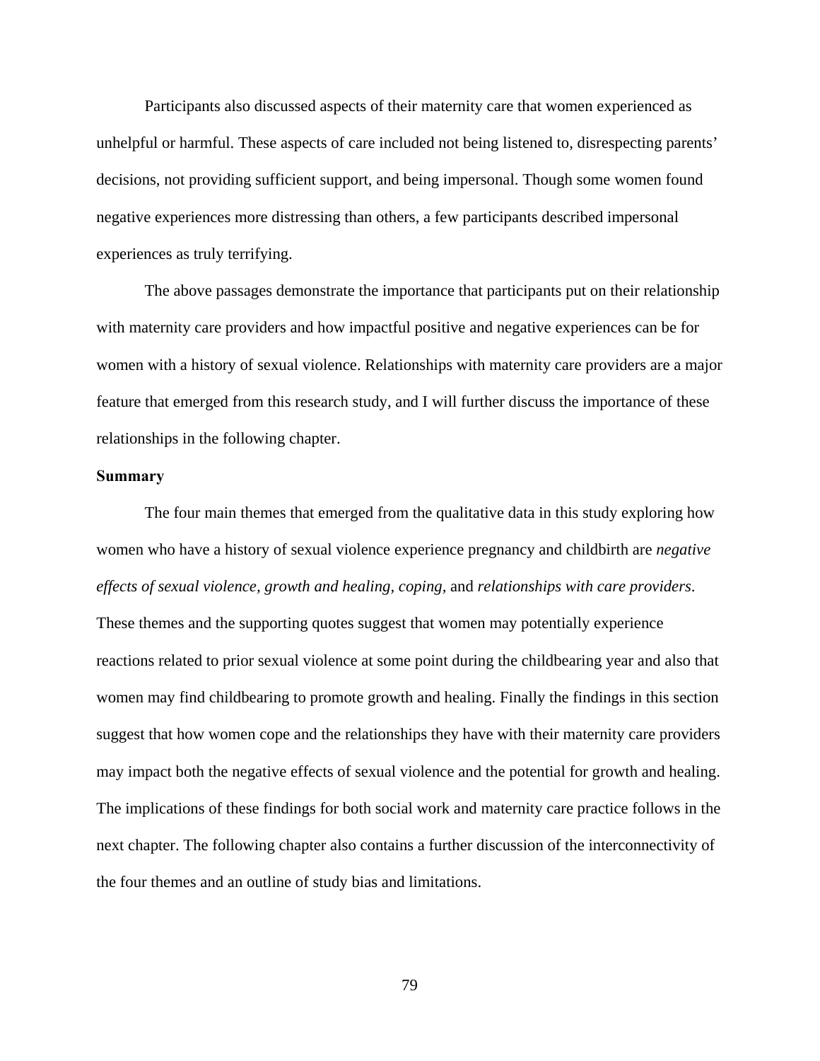Participants also discussed aspects of their maternity care that women experienced as unhelpful or harmful. These aspects of care included not being listened to, disrespecting parents' decisions, not providing sufficient support, and being impersonal. Though some women found negative experiences more distressing than others, a few participants described impersonal experiences as truly terrifying.

The above passages demonstrate the importance that participants put on their relationship with maternity care providers and how impactful positive and negative experiences can be for women with a history of sexual violence. Relationships with maternity care providers are a major feature that emerged from this research study, and I will further discuss the importance of these relationships in the following chapter.

**Summary**

The four main themes that emerged from the qualitative data in this study exploring how women who have a history of sexual violence experience pregnancy and childbirth are *negative effects of sexual violence, growth and healing, coping,* and *relationships with care providers*. These themes and the supporting quotes suggest that women may potentially experience reactions related to prior sexual violence at some point during the childbearing year and also that women may find childbearing to promote growth and healing. Finally the findings in this section suggest that how women cope and the relationships they have with their maternity care providers may impact both the negative effects of sexual violence and the potential for growth and healing. The implications of these findings for both social work and maternity care practice follows in the next chapter. The following chapter also contains a further discussion of the interconnectivity of the four themes and an outline of study bias and limitations.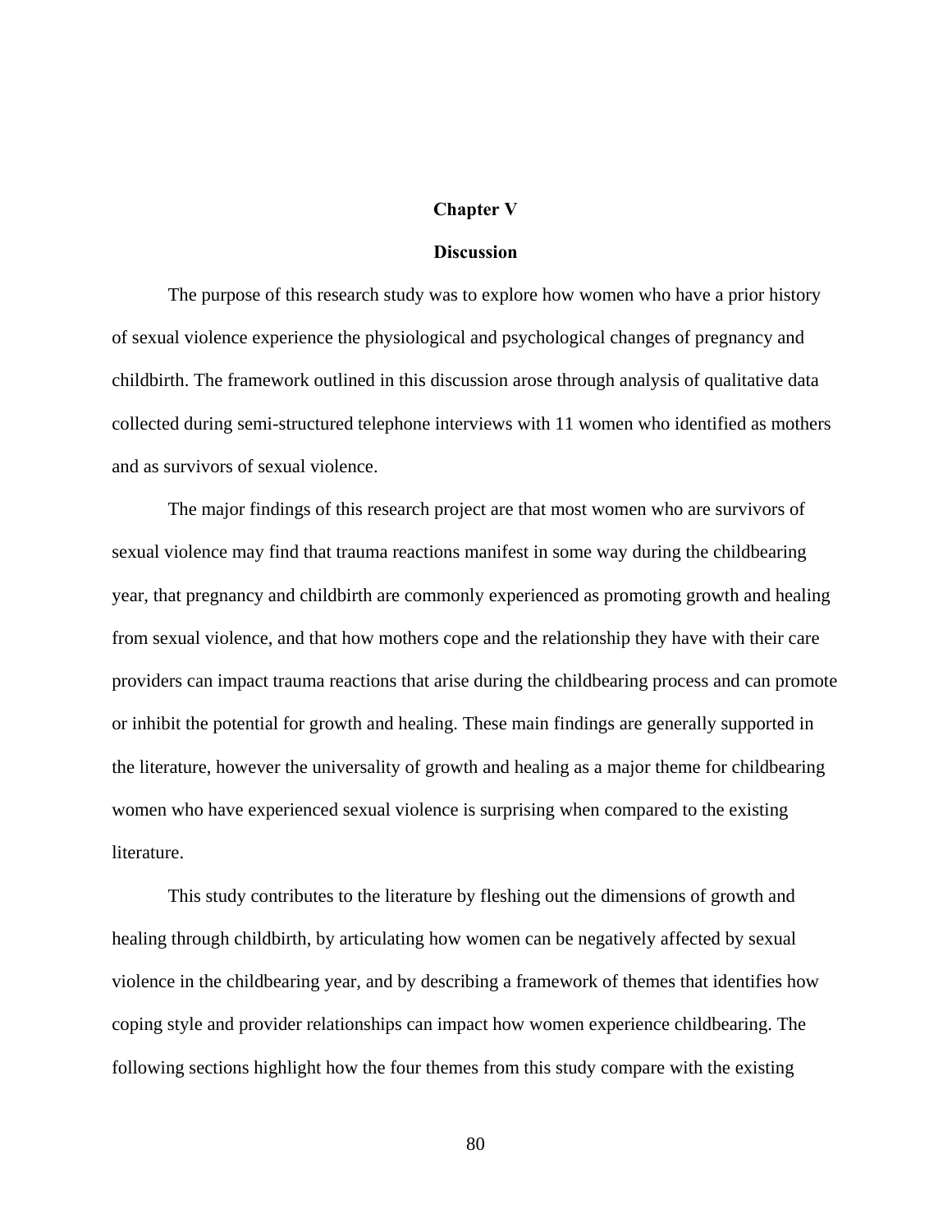# Chapter V

## Discussion

The purpose of this research study was to explore how women who have a prior history of sexual violence experience the physiological and psychological changes of pregnancy and childbirth. The framework outlined in this discussion arose through analysis of qualitative data collected during semi-structured telephone interviews with 11 women who identified as mothers and as survivors of sexual violence.

The major findings of this research project are that most women who are survivors of sexual violence may find that trauma reactions manifest in some way during the childbearing year, that pregnancy and childbirth are commonly experienced as promoting growth and healing from sexual violence, and that how mothers cope and the relationship they have with their care providers can impact trauma reactions that arise during the childbearing process and can promote or inhibit the potential for growth and healing. These main findings are generally supported in the literature, however the universality of growth and healing as a major theme for childbearing women who have experienced sexual violence is surprising when compared to the existing literature.

This study contributes to the literature by fleshing out the dimensions of growth and healing through childbirth, by articulating how women can be negatively affected by sexual violence in the childbearing year, and by describing a framework of themes that identifies how coping style and provider relationships can impact how women experience childbearing. The following sections highlight how the four themes from this study compare with the existing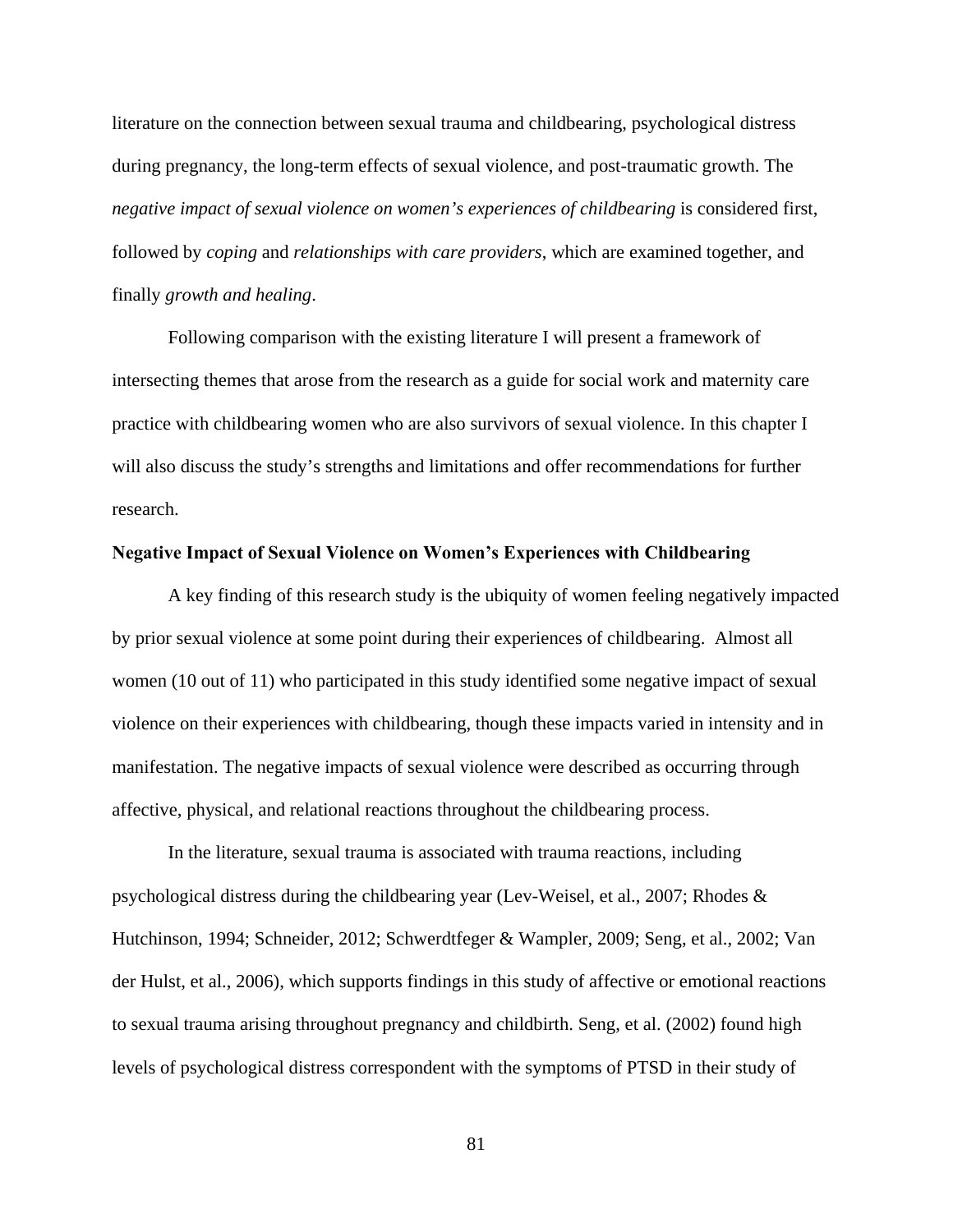literature on the connection between sexual trauma and childbearing, psychological distress during pregnancy, the long-term effects of sexual violence, and post-traumatic growth. The *negative impact of sexual violence on women's experiences of childbearing* is considered first, followed by *coping* and *relationships with care providers*, which are examined together, and finally *growth and healing*.

Following comparison with the existing literature I will present a framework of intersecting themes that arose from the research as a guide for social work and maternity care practice with childbearing women who are also survivors of sexual violence. In this chapter I will also discuss the study's strengths and limitations and offer recommendations for further research.

**Negative Impact of Sexual Violence on Women's Experiences with Childbearing**

A key finding of this research study is the ubiquity of women feeling negatively impacted by prior sexual violence at some point during their experiences of childbearing. Almost all women (10 out of 11) who participated in this study identified some negative impact of sexual violence on their experiences with childbearing, though these impacts varied in intensity and in manifestation. The negative impacts of sexual violence were described as occurring through affective, physical, and relational reactions throughout the childbearing process.

In the literature, sexual trauma is associated with trauma reactions, including psychological distress during the childbearing year (Lev-Weisel, et al., 2007; Rhodes & Hutchinson, 1994; Schneider, 2012; Schwerdtfeger & Wampler, 2009; Seng, et al., 2002; Van der Hulst, et al., 2006), which supports findings in this study of affective or emotional reactions to sexual trauma arising throughout pregnancy and childbirth. Seng, et al. (2002) found high levels of psychological distress correspondent with the symptoms of PTSD in their study of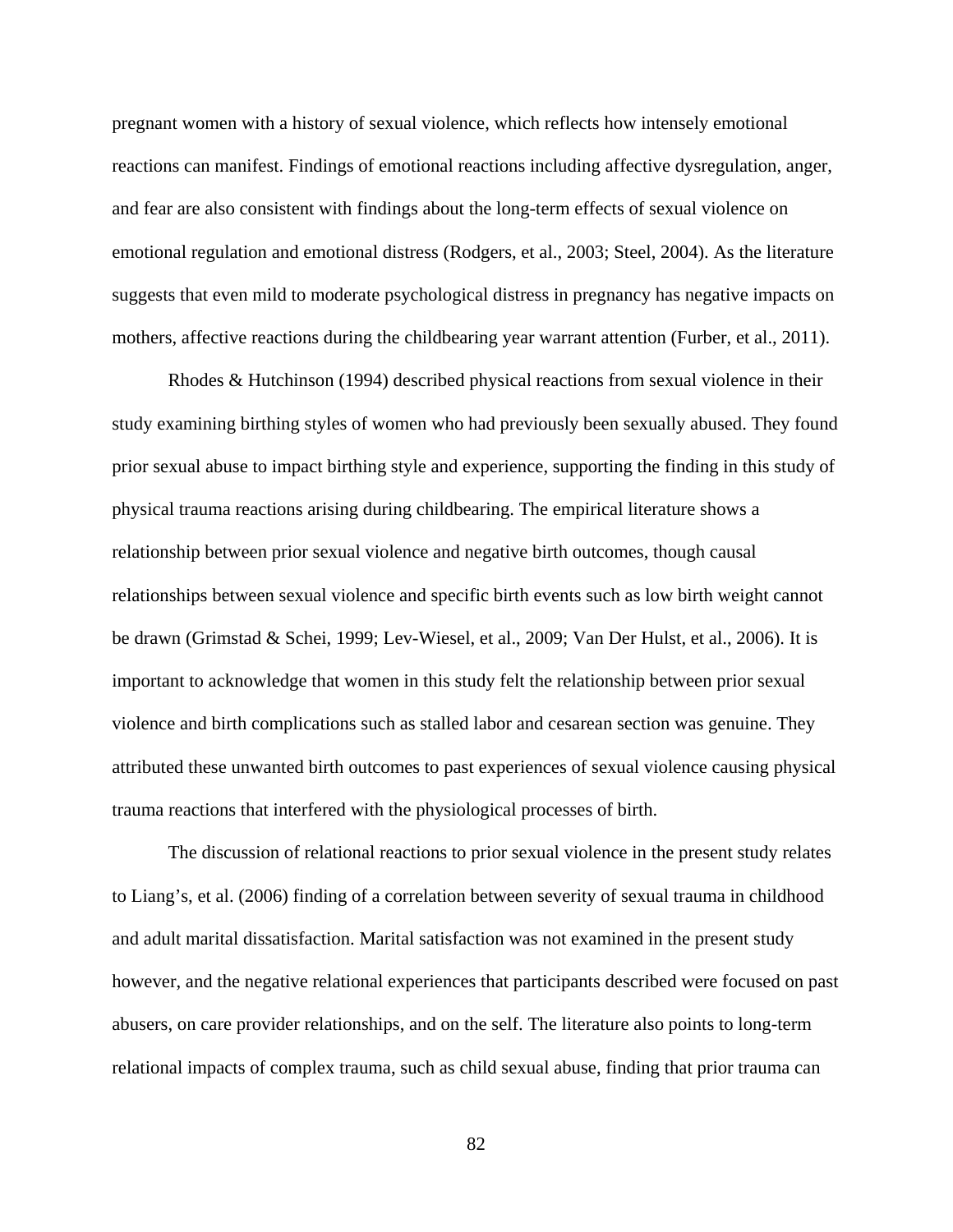pregnant women with a history of sexual violence, which reflects how intensely emotional reactions can manifest. Findings of emotional reactions including affective dysregulation, anger, and fear are also consistent with findings about the long-term effects of sexual violence on emotional regulation and emotional distress (Rodgers, et al., 2003; Steel, 2004). As the literature suggests that even mild to moderate psychological distress in pregnancy has negative impacts on mothers, affective reactions during the childbearing year warrant attention (Furber, et al., 2011).

Rhodes & Hutchinson (1994) described physical reactions from sexual violence in their study examining birthing styles of women who had previously been sexually abused. They found prior sexual abuse to impact birthing style and experience, supporting the finding in this study of physical trauma reactions arising during childbearing. The empirical literature shows a relationship between prior sexual violence and negative birth outcomes, though causal relationships between sexual violence and specific birth events such as low birth weight cannot be drawn (Grimstad & Schei, 1999; Lev-Wiesel, et al., 2009; Van Der Hulst, et al., 2006). It is important to acknowledge that women in this study felt the relationship between prior sexual violence and birth complications such as stalled labor and cesarean section was genuine. They attributed these unwanted birth outcomes to past experiences of sexual violence causing physical trauma reactions that interfered with the physiological processes of birth.

The discussion of relational reactions to prior sexual violence in the present study relates to Liang's, et al. (2006) finding of a correlation between severity of sexual trauma in childhood and adult marital dissatisfaction. Marital satisfaction was not examined in the present study however, and the negative relational experiences that participants described were focused on past abusers, on care provider relationships, and on the self. The literature also points to long-term relational impacts of complex trauma, such as child sexual abuse, finding that prior trauma can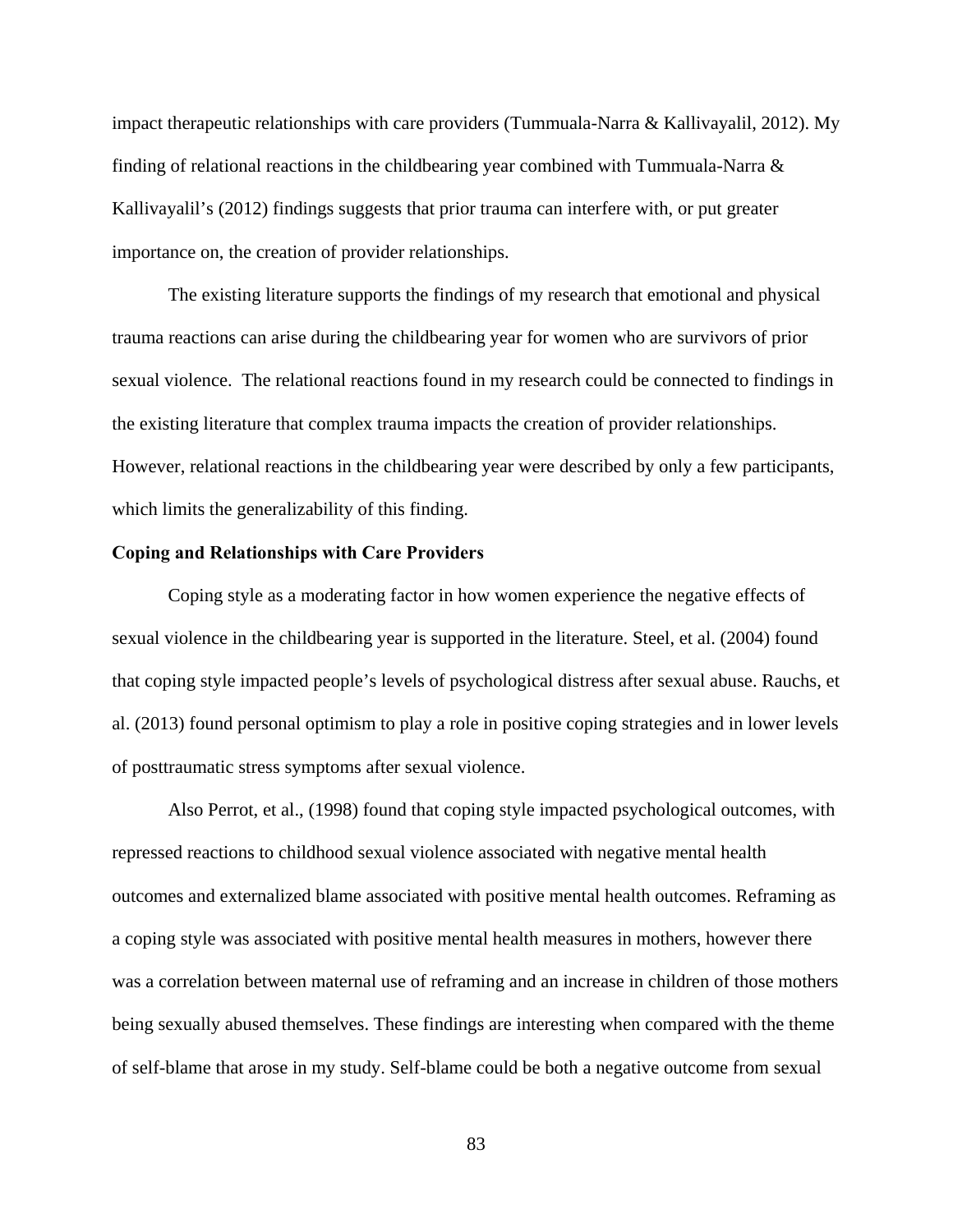impact therapeutic relationships with care providers (Tummuala-Narra & Kallivayalil, 2012). My finding of relational reactions in the childbearing year combined with Tummuala-Narra & Kallivayalil's (2012) findings suggests that prior trauma can interfere with, or put greater importance on, the creation of provider relationships.

The existing literature supports the findings of my research that emotional and physical trauma reactions can arise during the childbearing year for women who are survivors of prior sexual violence. The relational reactions found in my research could be connected to findings in the existing literature that complex trauma impacts the creation of provider relationships. However, relational reactions in the childbearing year were described by only a few participants, which limits the generalizability of this finding.

**Coping and Relationships with Care Providers**

Coping style as a moderating factor in how women experience the negative effects of sexual violence in the childbearing year is supported in the literature. Steel, et al. (2004) found that coping style impacted people's levels of psychological distress after sexual abuse. Rauchs, et al. (2013) found personal optimism to play a role in positive coping strategies and in lower levels of posttraumatic stress symptoms after sexual violence.

Also Perrot, et al., (1998) found that coping style impacted psychological outcomes, with repressed reactions to childhood sexual violence associated with negative mental health outcomes and externalized blame associated with positive mental health outcomes. Reframing as a coping style was associated with positive mental health measures in mothers, however there was a correlation between maternal use of reframing and an increase in children of those mothers being sexually abused themselves. These findings are interesting when compared with the theme of self-blame that arose in my study. Self-blame could be both a negative outcome from sexual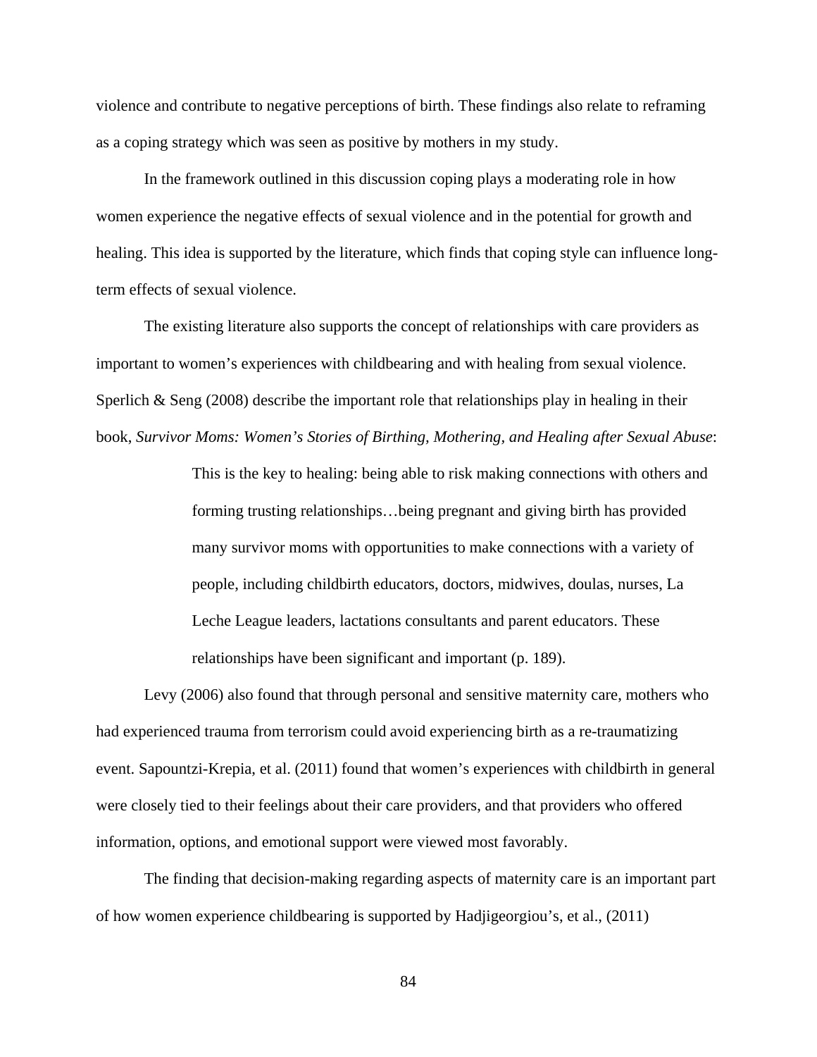violence and contribute to negative perceptions of birth. These findings also relate to reframing as a coping strategy which was seen as positive by mothers in my study.

In the framework outlined in this discussion coping plays a moderating role in how women experience the negative effects of sexual violence and in the potential for growth and healing. This idea is supported by the literature, which finds that coping style can influence long-term effects of sexual violence.

The existing literature also supports the concept of relationships with care providers as important to women's experiences with childbearing and with healing from sexual violence. Sperlich & Seng (2008) describe the important role that relationships play in healing in their book, *Survivor Moms: Women's Stories of Birthing, Mothering, and Healing after Sexual Abuse*:

> This is the key to healing: being able to risk making connections with others and forming trusting relationships…being pregnant and giving birth has provided many survivor moms with opportunities to make connections with a variety of people, including childbirth educators, doctors, midwives, doulas, nurses, La Leche League leaders, lactations consultants and parent educators. These relationships have been significant and important (p. 189).

Levy (2006) also found that through personal and sensitive maternity care, mothers who had experienced trauma from terrorism could avoid experiencing birth as a re-traumatizing event. Sapountzi-Krepia, et al. (2011) found that women's experiences with childbirth in general were closely tied to their feelings about their care providers, and that providers who offered information, options, and emotional support were viewed most favorably.

The finding that decision-making regarding aspects of maternity care is an important part of how women experience childbearing is supported by Hadjigeorgiou's, et al., (2011)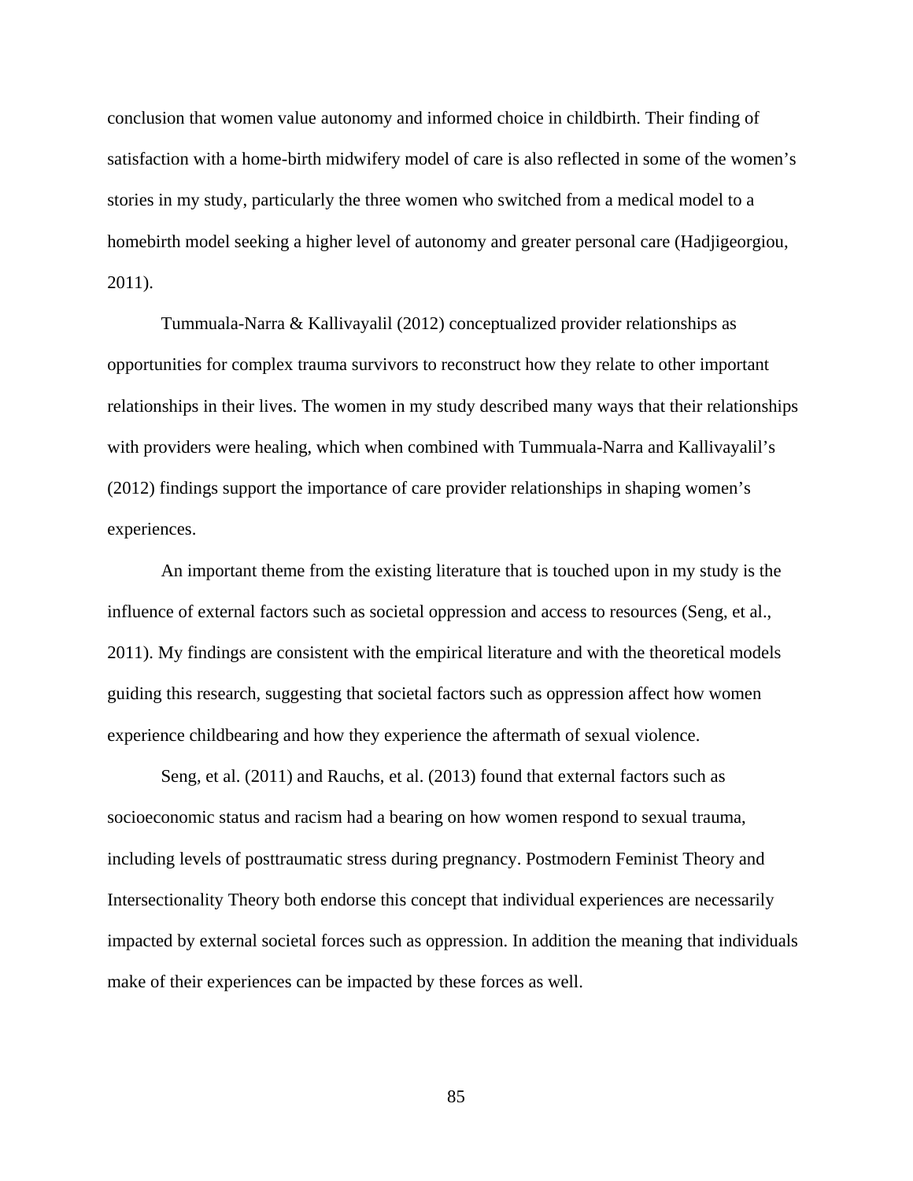conclusion that women value autonomy and informed choice in childbirth. Their finding of satisfaction with a home-birth midwifery model of care is also reflected in some of the women's stories in my study, particularly the three women who switched from a medical model to a homebirth model seeking a higher level of autonomy and greater personal care (Hadjigeorgiou, 2011).

Tummuala-Narra & Kallivayalil (2012) conceptualized provider relationships as opportunities for complex trauma survivors to reconstruct how they relate to other important relationships in their lives. The women in my study described many ways that their relationships with providers were healing, which when combined with Tummuala-Narra and Kallivayalil's (2012) findings support the importance of care provider relationships in shaping women's experiences.

An important theme from the existing literature that is touched upon in my study is the influence of external factors such as societal oppression and access to resources (Seng, et al., 2011). My findings are consistent with the empirical literature and with the theoretical models guiding this research, suggesting that societal factors such as oppression affect how women experience childbearing and how they experience the aftermath of sexual violence.

Seng, et al. (2011) and Rauchs, et al. (2013) found that external factors such as socioeconomic status and racism had a bearing on how women respond to sexual trauma, including levels of posttraumatic stress during pregnancy. Postmodern Feminist Theory and Intersectionality Theory both endorse this concept that individual experiences are necessarily impacted by external societal forces such as oppression. In addition the meaning that individuals make of their experiences can be impacted by these forces as well.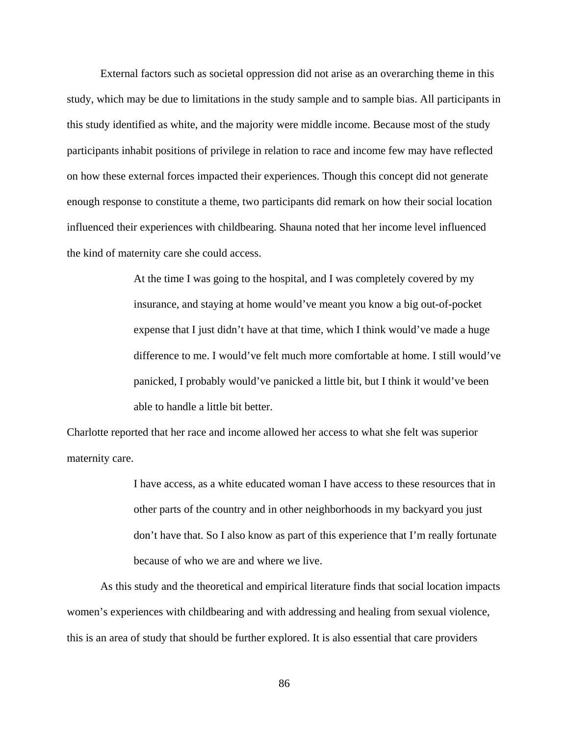External factors such as societal oppression did not arise as an overarching theme in this study, which may be due to limitations in the study sample and to sample bias. All participants in this study identified as white, and the majority were middle income. Because most of the study participants inhabit positions of privilege in relation to race and income few may have reflected on how these external forces impacted their experiences. Though this concept did not generate enough response to constitute a theme, two participants did remark on how their social location influenced their experiences with childbearing. Shauna noted that her income level influenced the kind of maternity care she could access.

> At the time I was going to the hospital, and I was completely covered by my insurance, and staying at home would've meant you know a big out-of-pocket expense that I just didn't have at that time, which I think would've made a huge difference to me. I would've felt much more comfortable at home. I still would've panicked, I probably would've panicked a little bit, but I think it would've been able to handle a little bit better.

Charlotte reported that her race and income allowed her access to what she felt was superior maternity care.

> I have access, as a white educated woman I have access to these resources that in other parts of the country and in other neighborhoods in my backyard you just don't have that. So I also know as part of this experience that I'm really fortunate because of who we are and where we live.

As this study and the theoretical and empirical literature finds that social location impacts women's experiences with childbearing and with addressing and healing from sexual violence, this is an area of study that should be further explored. It is also essential that care providers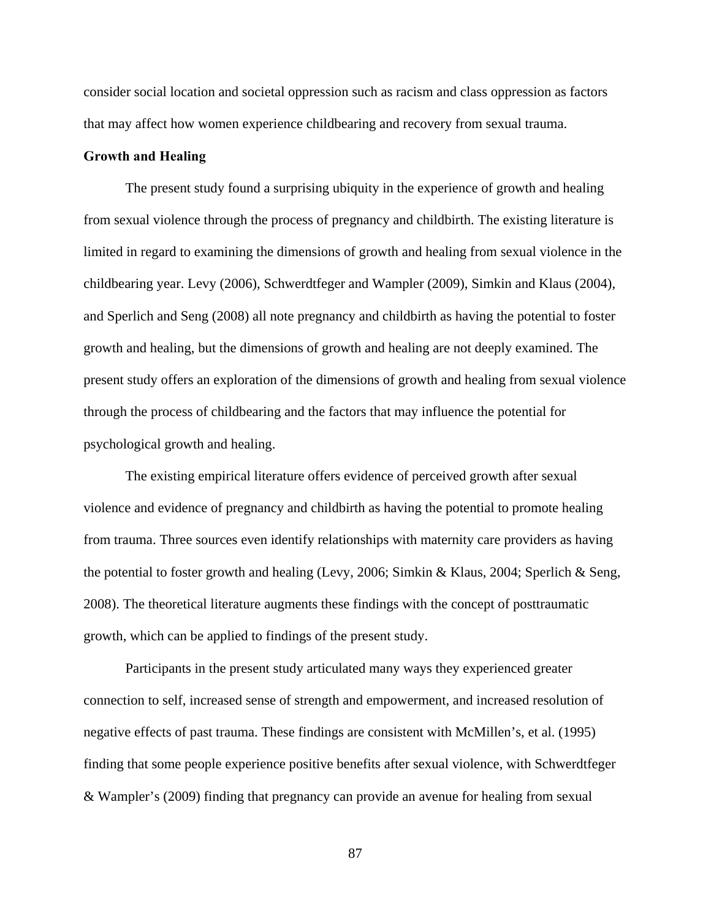consider social location and societal oppression such as racism and class oppression as factors that may affect how women experience childbearing and recovery from sexual trauma.

**Growth and Healing**

The present study found a surprising ubiquity in the experience of growth and healing from sexual violence through the process of pregnancy and childbirth. The existing literature is limited in regard to examining the dimensions of growth and healing from sexual violence in the childbearing year. Levy (2006), Schwerdtfeger and Wampler (2009), Simkin and Klaus (2004), and Sperlich and Seng (2008) all note pregnancy and childbirth as having the potential to foster growth and healing, but the dimensions of growth and healing are not deeply examined. The present study offers an exploration of the dimensions of growth and healing from sexual violence through the process of childbearing and the factors that may influence the potential for psychological growth and healing.

The existing empirical literature offers evidence of perceived growth after sexual violence and evidence of pregnancy and childbirth as having the potential to promote healing from trauma. Three sources even identify relationships with maternity care providers as having the potential to foster growth and healing (Levy, 2006; Simkin & Klaus, 2004; Sperlich & Seng, 2008). The theoretical literature augments these findings with the concept of posttraumatic growth, which can be applied to findings of the present study.

Participants in the present study articulated many ways they experienced greater connection to self, increased sense of strength and empowerment, and increased resolution of negative effects of past trauma. These findings are consistent with McMillen's, et al. (1995) finding that some people experience positive benefits after sexual violence, with Schwerdtfeger & Wampler's (2009) finding that pregnancy can provide an avenue for healing from sexual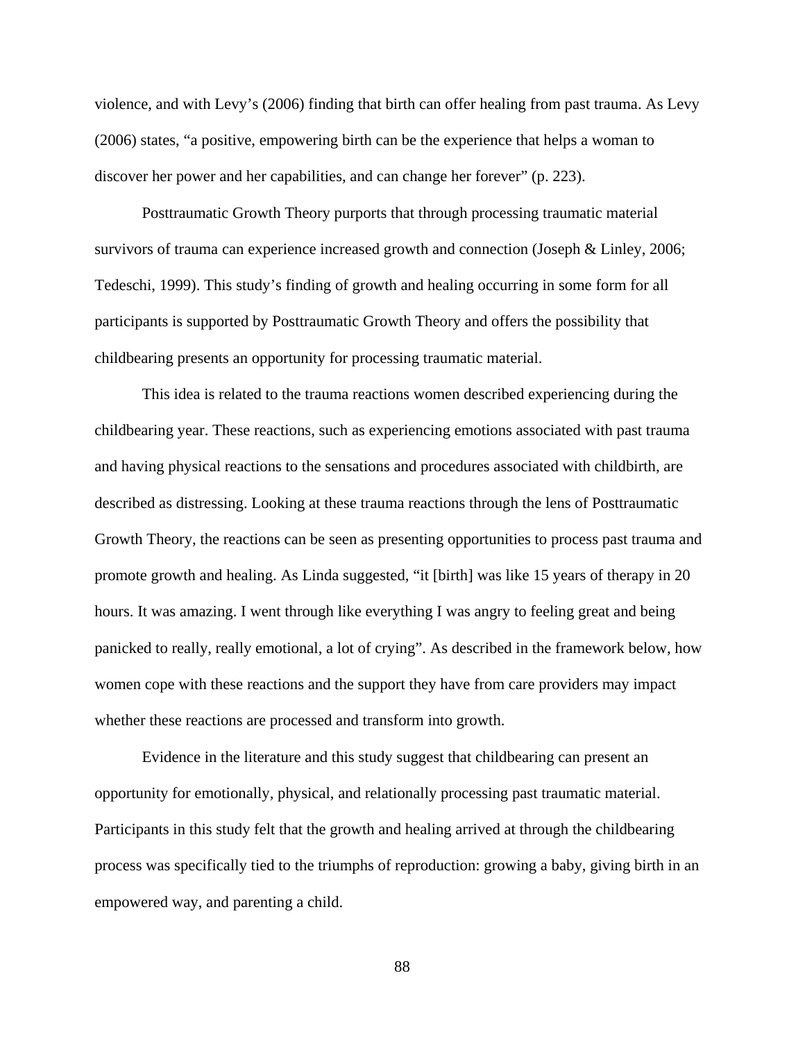violence, and with Levy's (2006) finding that birth can offer healing from past trauma. As Levy (2006) states, "a positive, empowering birth can be the experience that helps a woman to discover her power and her capabilities, and can change her forever" (p. 223).

Posttraumatic Growth Theory purports that through processing traumatic material survivors of trauma can experience increased growth and connection (Joseph & Linley, 2006; Tedeschi, 1999). This study's finding of growth and healing occurring in some form for all participants is supported by Posttraumatic Growth Theory and offers the possibility that childbearing presents an opportunity for processing traumatic material.

This idea is related to the trauma reactions women described experiencing during the childbearing year. These reactions, such as experiencing emotions associated with past trauma and having physical reactions to the sensations and procedures associated with childbirth, are described as distressing. Looking at these trauma reactions through the lens of Posttraumatic Growth Theory, the reactions can be seen as presenting opportunities to process past trauma and promote growth and healing. As Linda suggested, "it [birth] was like 15 years of therapy in 20 hours. It was amazing. I went through like everything I was angry to feeling great and being panicked to really, really emotional, a lot of crying". As described in the framework below, how women cope with these reactions and the support they have from care providers may impact whether these reactions are processed and transform into growth.

Evidence in the literature and this study suggest that childbearing can present an opportunity for emotionally, physical, and relationally processing past traumatic material. Participants in this study felt that the growth and healing arrived at through the childbearing process was specifically tied to the triumphs of reproduction: growing a baby, giving birth in an empowered way, and parenting a child.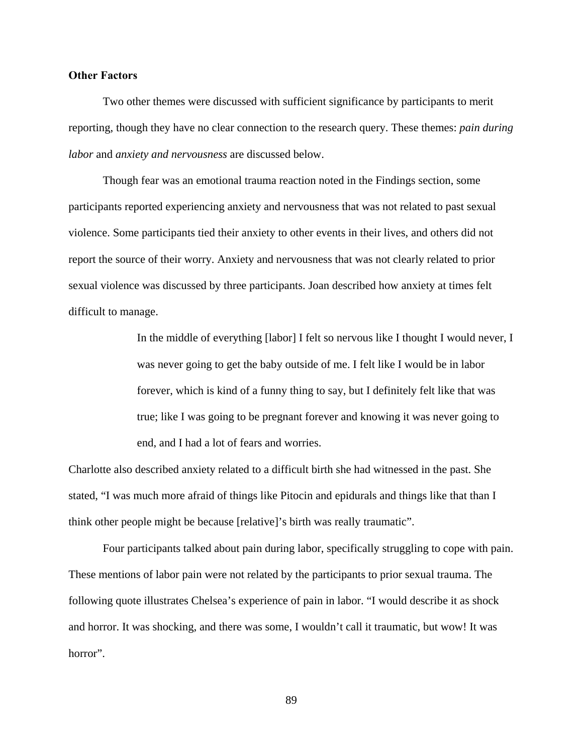**Other Factors**

Two other themes were discussed with sufficient significance by participants to merit reporting, though they have no clear connection to the research query. These themes: *pain during labor* and *anxiety and nervousness* are discussed below.

Though fear was an emotional trauma reaction noted in the Findings section, some participants reported experiencing anxiety and nervousness that was not related to past sexual violence. Some participants tied their anxiety to other events in their lives, and others did not report the source of their worry. Anxiety and nervousness that was not clearly related to prior sexual violence was discussed by three participants. Joan described how anxiety at times felt difficult to manage.

> In the middle of everything [labor] I felt so nervous like I thought I would never, I was never going to get the baby outside of me. I felt like I would be in labor forever, which is kind of a funny thing to say, but I definitely felt like that was true; like I was going to be pregnant forever and knowing it was never going to end, and I had a lot of fears and worries.

Charlotte also described anxiety related to a difficult birth she had witnessed in the past. She stated, "I was much more afraid of things like Pitocin and epidurals and things like that than I think other people might be because [relative]'s birth was really traumatic".

Four participants talked about pain during labor, specifically struggling to cope with pain. These mentions of labor pain were not related by the participants to prior sexual trauma. The following quote illustrates Chelsea's experience of pain in labor. "I would describe it as shock and horror. It was shocking, and there was some, I wouldn't call it traumatic, but wow! It was horror".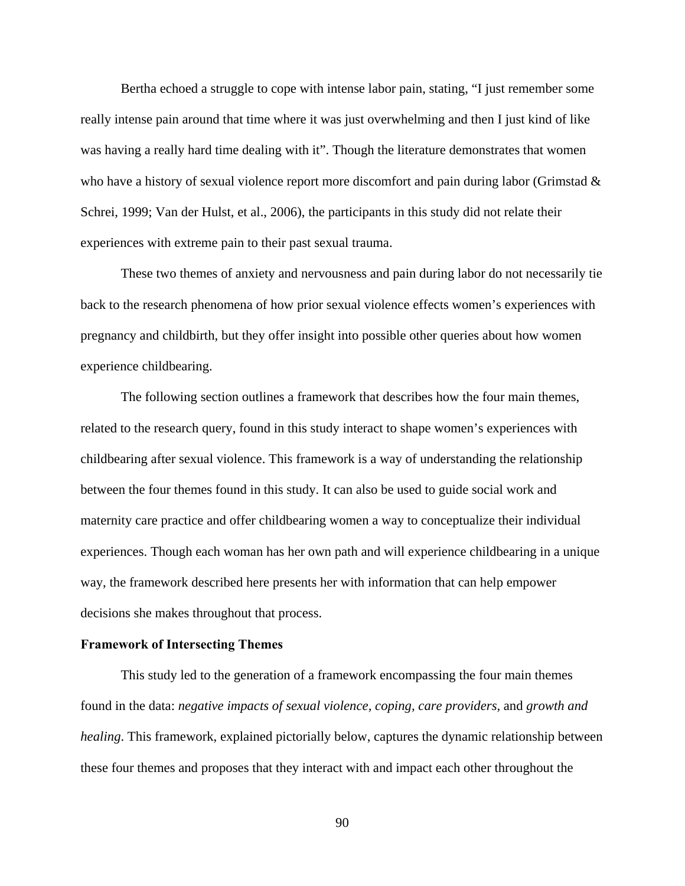Bertha echoed a struggle to cope with intense labor pain, stating, "I just remember some really intense pain around that time where it was just overwhelming and then I just kind of like was having a really hard time dealing with it". Though the literature demonstrates that women who have a history of sexual violence report more discomfort and pain during labor (Grimstad & Schrei, 1999; Van der Hulst, et al., 2006), the participants in this study did not relate their experiences with extreme pain to their past sexual trauma.

These two themes of anxiety and nervousness and pain during labor do not necessarily tie back to the research phenomena of how prior sexual violence effects women's experiences with pregnancy and childbirth, but they offer insight into possible other queries about how women experience childbearing.

The following section outlines a framework that describes how the four main themes, related to the research query, found in this study interact to shape women's experiences with childbearing after sexual violence. This framework is a way of understanding the relationship between the four themes found in this study. It can also be used to guide social work and maternity care practice and offer childbearing women a way to conceptualize their individual experiences. Though each woman has her own path and will experience childbearing in a unique way, the framework described here presents her with information that can help empower decisions she makes throughout that process.

**Framework of Intersecting Themes**

This study led to the generation of a framework encompassing the four main themes found in the data: *negative impacts of sexual violence*, *coping*, *care providers*, and *growth and healing*. This framework, explained pictorially below, captures the dynamic relationship between these four themes and proposes that they interact with and impact each other throughout the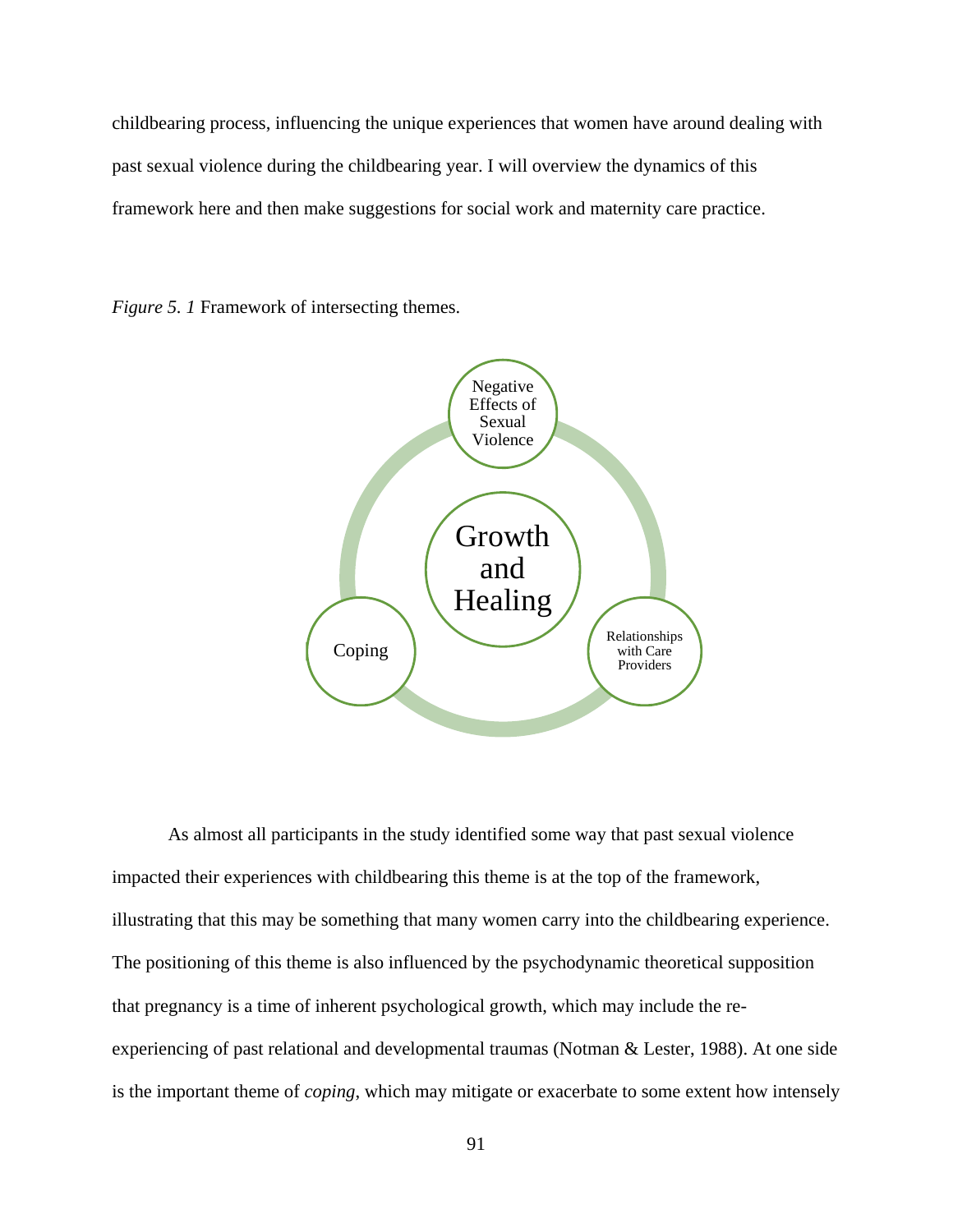childbearing process, influencing the unique experiences that women have around dealing with past sexual violence during the childbearing year. I will overview the dynamics of this framework here and then make suggestions for social work and maternity care practice.

*Figure 5. 1* Framework of intersecting themes.

Negative Effects of Sexual Violence

Growth and Healing

Coping

Relationships with Care Providers

As almost all participants in the study identified some way that past sexual violence impacted their experiences with childbearing this theme is at the top of the framework, illustrating that this may be something that many women carry into the childbearing experience. The positioning of this theme is also influenced by the psychodynamic theoretical supposition that pregnancy is a time of inherent psychological growth, which may include the re-experiencing of past relational and developmental traumas (Notman & Lester, 1988). At one side is the important theme of *coping*, which may mitigate or exacerbate to some extent how intensely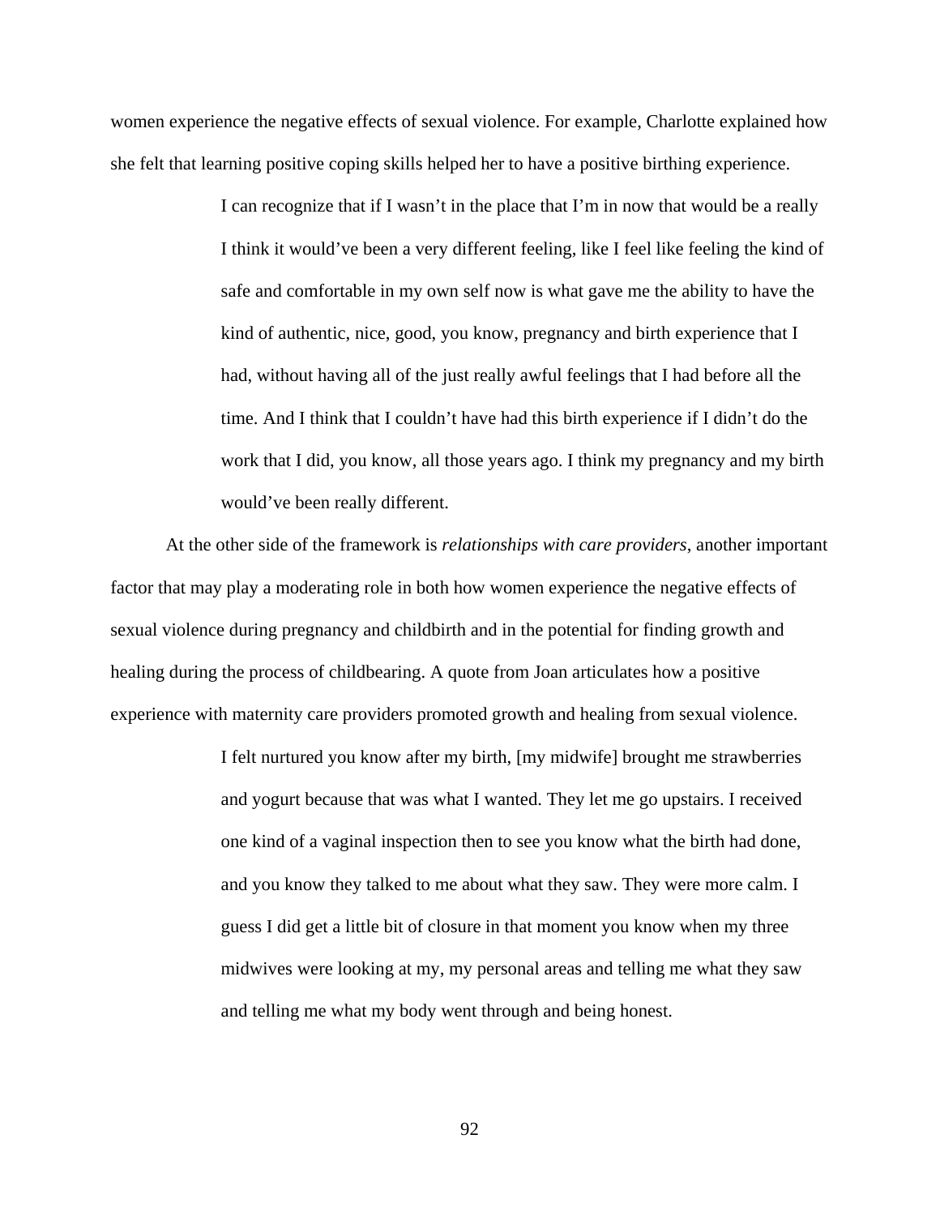women experience the negative effects of sexual violence. For example, Charlotte explained how she felt that learning positive coping skills helped her to have a positive birthing experience.

> I can recognize that if I wasn't in the place that I'm in now that would be a really I think it would've been a very different feeling, like I feel like feeling the kind of safe and comfortable in my own self now is what gave me the ability to have the kind of authentic, nice, good, you know, pregnancy and birth experience that I had, without having all of the just really awful feelings that I had before all the time. And I think that I couldn't have had this birth experience if I didn't do the work that I did, you know, all those years ago. I think my pregnancy and my birth would've been really different.

At the other side of the framework is *relationships with care providers*, another important factor that may play a moderating role in both how women experience the negative effects of sexual violence during pregnancy and childbirth and in the potential for finding growth and healing during the process of childbearing. A quote from Joan articulates how a positive experience with maternity care providers promoted growth and healing from sexual violence.

> I felt nurtured you know after my birth, [my midwife] brought me strawberries and yogurt because that was what I wanted. They let me go upstairs. I received one kind of a vaginal inspection then to see you know what the birth had done, and you know they talked to me about what they saw. They were more calm. I guess I did get a little bit of closure in that moment you know when my three midwives were looking at my, my personal areas and telling me what they saw and telling me what my body went through and being honest.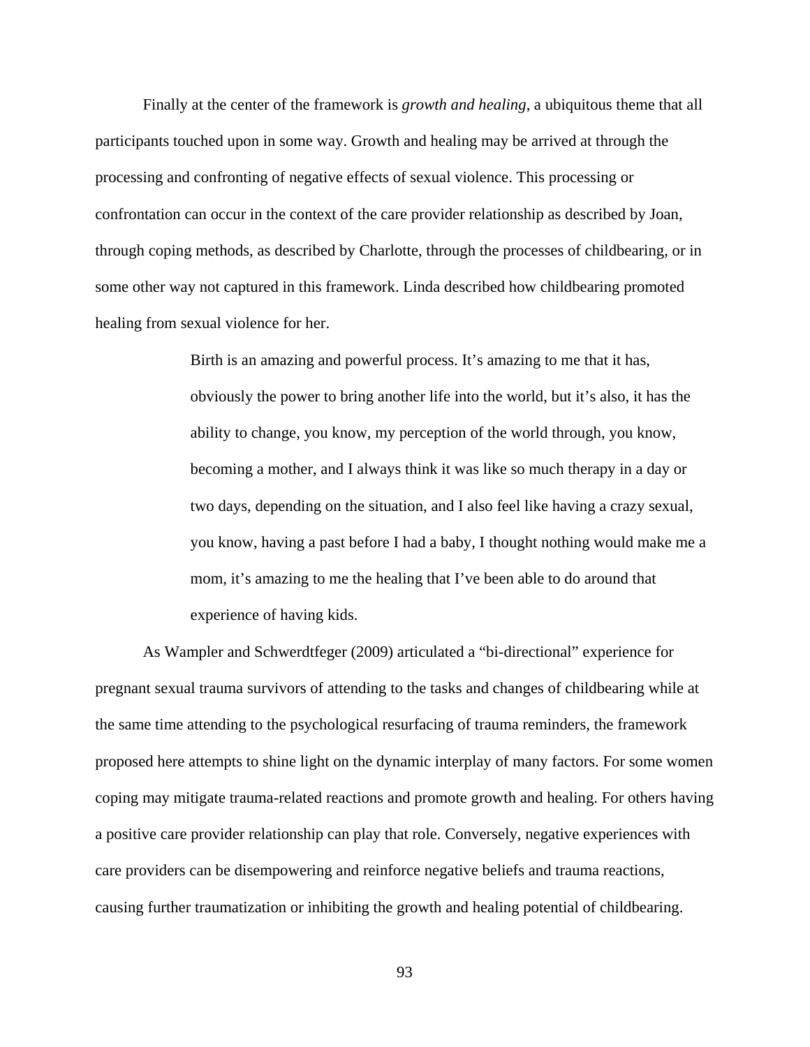Finally at the center of the framework is *growth and healing,* a ubiquitous theme that all participants touched upon in some way. Growth and healing may be arrived at through the processing and confronting of negative effects of sexual violence. This processing or confrontation can occur in the context of the care provider relationship as described by Joan, through coping methods, as described by Charlotte, through the processes of childbearing, or in some other way not captured in this framework. Linda described how childbearing promoted healing from sexual violence for her.

> Birth is an amazing and powerful process. It's amazing to me that it has, obviously the power to bring another life into the world, but it's also, it has the ability to change, you know, my perception of the world through, you know, becoming a mother, and I always think it was like so much therapy in a day or two days, depending on the situation, and I also feel like having a crazy sexual, you know, having a past before I had a baby, I thought nothing would make me a mom, it's amazing to me the healing that I've been able to do around that experience of having kids.

As Wampler and Schwerdtfeger (2009) articulated a "bi-directional" experience for pregnant sexual trauma survivors of attending to the tasks and changes of childbearing while at the same time attending to the psychological resurfacing of trauma reminders, the framework proposed here attempts to shine light on the dynamic interplay of many factors. For some women coping may mitigate trauma-related reactions and promote growth and healing. For others having a positive care provider relationship can play that role. Conversely, negative experiences with care providers can be disempowering and reinforce negative beliefs and trauma reactions, causing further traumatization or inhibiting the growth and healing potential of childbearing.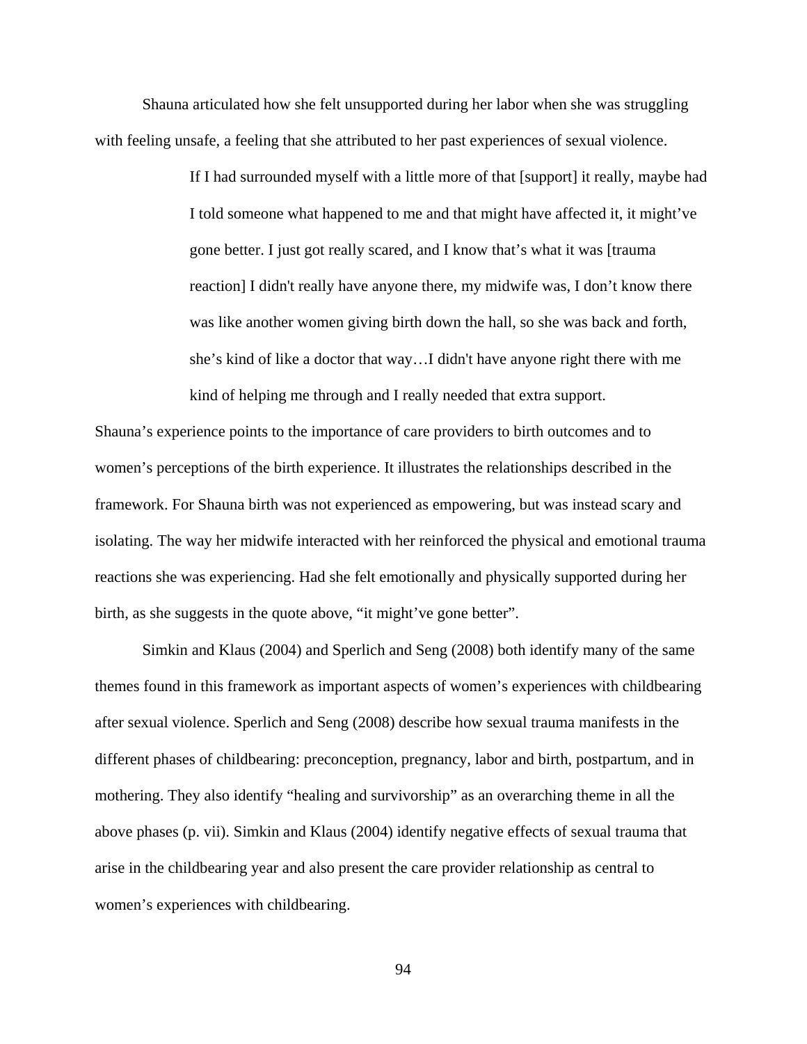Shauna articulated how she felt unsupported during her labor when she was struggling with feeling unsafe, a feeling that she attributed to her past experiences of sexual violence.

> If I had surrounded myself with a little more of that [support] it really, maybe had I told someone what happened to me and that might have affected it, it might've gone better. I just got really scared, and I know that's what it was [trauma reaction] I didn't really have anyone there, my midwife was, I don't know there was like another women giving birth down the hall, so she was back and forth, she's kind of like a doctor that way…I didn't have anyone right there with me kind of helping me through and I really needed that extra support.

Shauna's experience points to the importance of care providers to birth outcomes and to women's perceptions of the birth experience. It illustrates the relationships described in the framework. For Shauna birth was not experienced as empowering, but was instead scary and isolating. The way her midwife interacted with her reinforced the physical and emotional trauma reactions she was experiencing. Had she felt emotionally and physically supported during her birth, as she suggests in the quote above, "it might've gone better".

Simkin and Klaus (2004) and Sperlich and Seng (2008) both identify many of the same themes found in this framework as important aspects of women's experiences with childbearing after sexual violence. Sperlich and Seng (2008) describe how sexual trauma manifests in the different phases of childbearing: preconception, pregnancy, labor and birth, postpartum, and in mothering. They also identify "healing and survivorship" as an overarching theme in all the above phases (p. vii). Simkin and Klaus (2004) identify negative effects of sexual trauma that arise in the childbearing year and also present the care provider relationship as central to women's experiences with childbearing.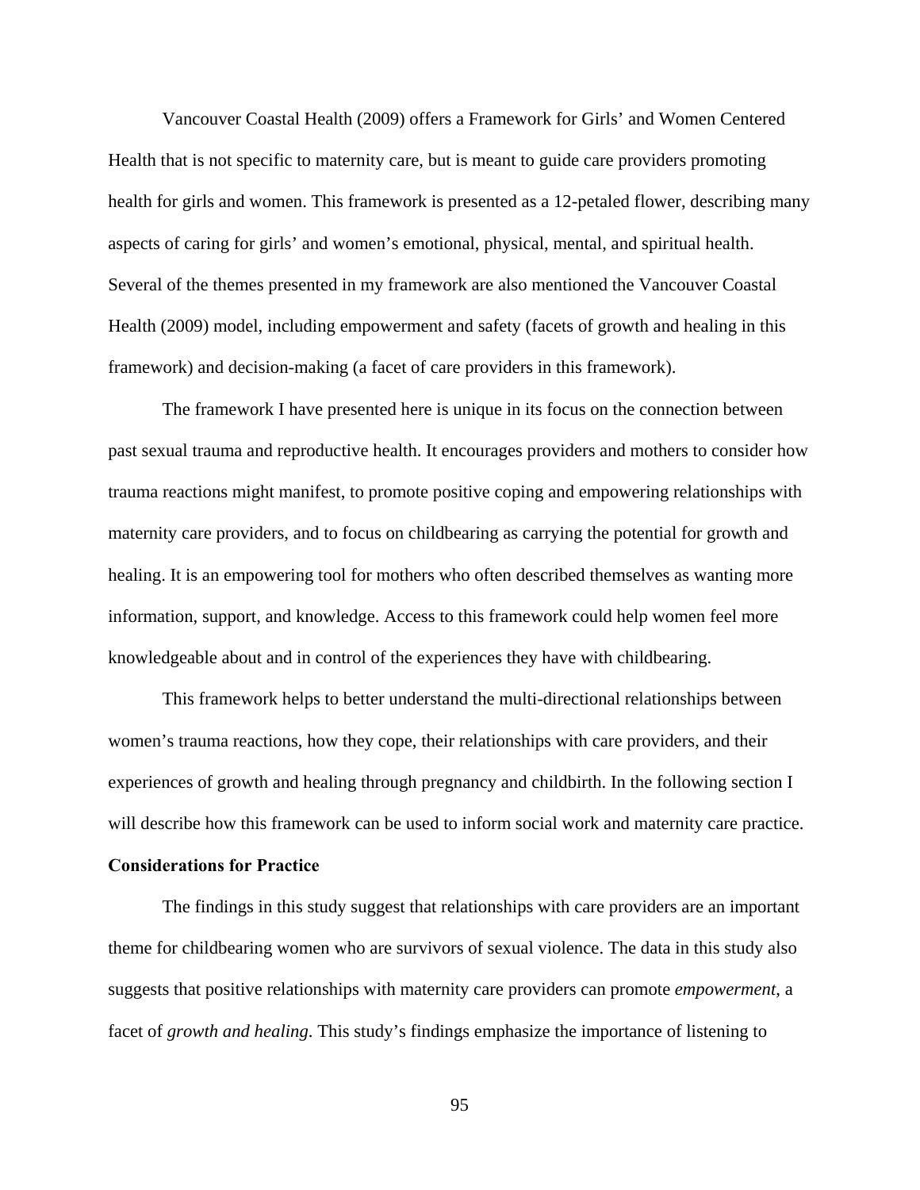Vancouver Coastal Health (2009) offers a Framework for Girls' and Women Centered Health that is not specific to maternity care, but is meant to guide care providers promoting health for girls and women. This framework is presented as a 12-petaled flower, describing many aspects of caring for girls' and women's emotional, physical, mental, and spiritual health. Several of the themes presented in my framework are also mentioned the Vancouver Coastal Health (2009) model, including empowerment and safety (facets of growth and healing in this framework) and decision-making (a facet of care providers in this framework).

The framework I have presented here is unique in its focus on the connection between past sexual trauma and reproductive health. It encourages providers and mothers to consider how trauma reactions might manifest, to promote positive coping and empowering relationships with maternity care providers, and to focus on childbearing as carrying the potential for growth and healing. It is an empowering tool for mothers who often described themselves as wanting more information, support, and knowledge. Access to this framework could help women feel more knowledgeable about and in control of the experiences they have with childbearing.

This framework helps to better understand the multi-directional relationships between women's trauma reactions, how they cope, their relationships with care providers, and their experiences of growth and healing through pregnancy and childbirth. In the following section I will describe how this framework can be used to inform social work and maternity care practice.

**Considerations for Practice**

The findings in this study suggest that relationships with care providers are an important theme for childbearing women who are survivors of sexual violence. The data in this study also suggests that positive relationships with maternity care providers can promote *empowerment*, a facet of *growth and healing*. This study's findings emphasize the importance of listening to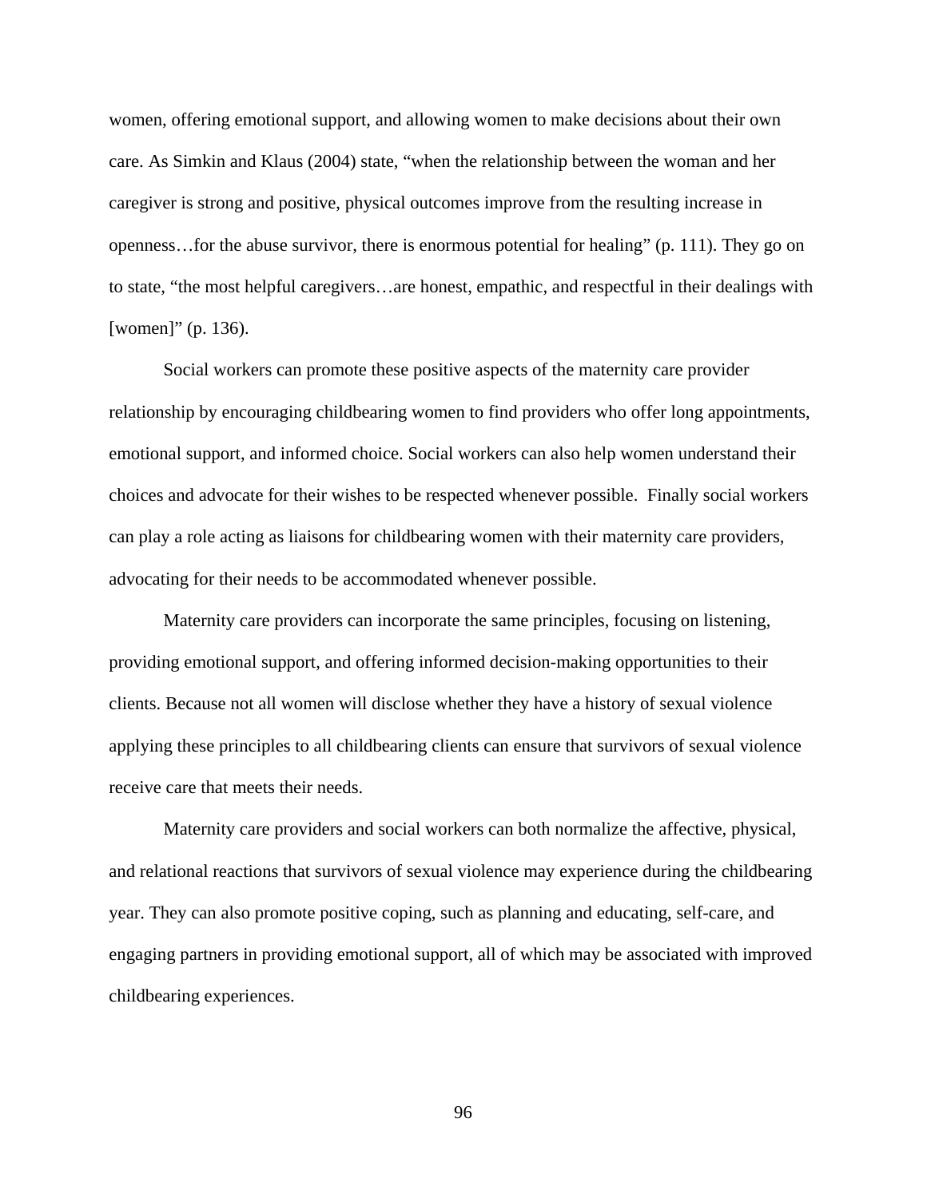women, offering emotional support, and allowing women to make decisions about their own care. As Simkin and Klaus (2004) state, “when the relationship between the woman and her caregiver is strong and positive, physical outcomes improve from the resulting increase in openness…for the abuse survivor, there is enormous potential for healing” (p. 111). They go on to state, “the most helpful caregivers…are honest, empathic, and respectful in their dealings with [women]” (p. 136).

Social workers can promote these positive aspects of the maternity care provider relationship by encouraging childbearing women to find providers who offer long appointments, emotional support, and informed choice. Social workers can also help women understand their choices and advocate for their wishes to be respected whenever possible. Finally social workers can play a role acting as liaisons for childbearing women with their maternity care providers, advocating for their needs to be accommodated whenever possible.

Maternity care providers can incorporate the same principles, focusing on listening, providing emotional support, and offering informed decision-making opportunities to their clients. Because not all women will disclose whether they have a history of sexual violence applying these principles to all childbearing clients can ensure that survivors of sexual violence receive care that meets their needs.

Maternity care providers and social workers can both normalize the affective, physical, and relational reactions that survivors of sexual violence may experience during the childbearing year. They can also promote positive coping, such as planning and educating, self-care, and engaging partners in providing emotional support, all of which may be associated with improved childbearing experiences.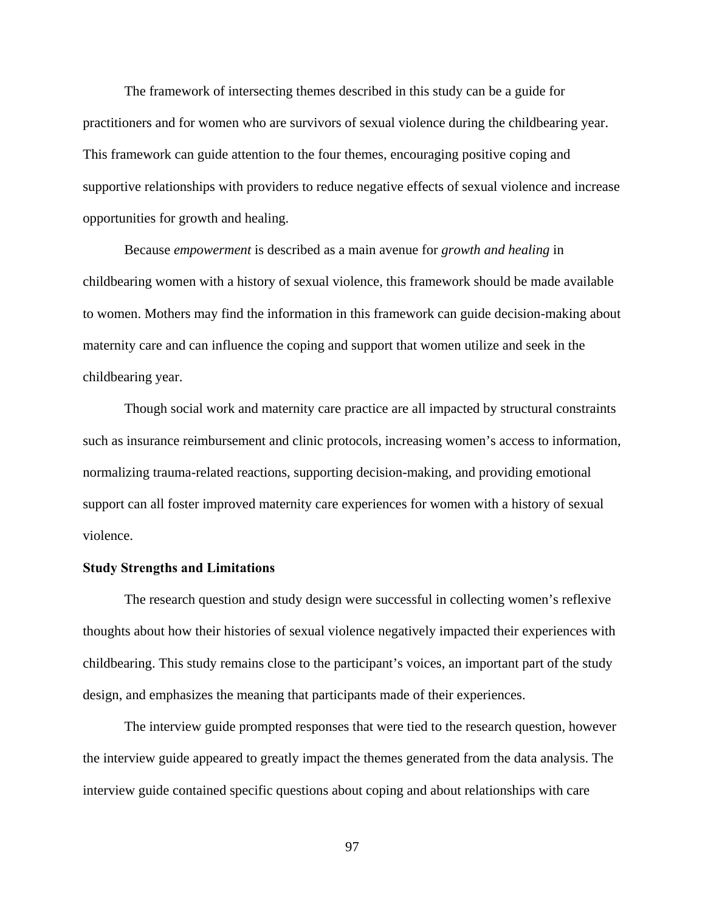The framework of intersecting themes described in this study can be a guide for practitioners and for women who are survivors of sexual violence during the childbearing year. This framework can guide attention to the four themes, encouraging positive coping and supportive relationships with providers to reduce negative effects of sexual violence and increase opportunities for growth and healing.

Because *empowerment* is described as a main avenue for *growth and healing* in childbearing women with a history of sexual violence, this framework should be made available to women. Mothers may find the information in this framework can guide decision-making about maternity care and can influence the coping and support that women utilize and seek in the childbearing year.

Though social work and maternity care practice are all impacted by structural constraints such as insurance reimbursement and clinic protocols, increasing women's access to information, normalizing trauma-related reactions, supporting decision-making, and providing emotional support can all foster improved maternity care experiences for women with a history of sexual violence.

**Study Strengths and Limitations**

The research question and study design were successful in collecting women's reflexive thoughts about how their histories of sexual violence negatively impacted their experiences with childbearing. This study remains close to the participant's voices, an important part of the study design, and emphasizes the meaning that participants made of their experiences.

The interview guide prompted responses that were tied to the research question, however the interview guide appeared to greatly impact the themes generated from the data analysis. The interview guide contained specific questions about coping and about relationships with care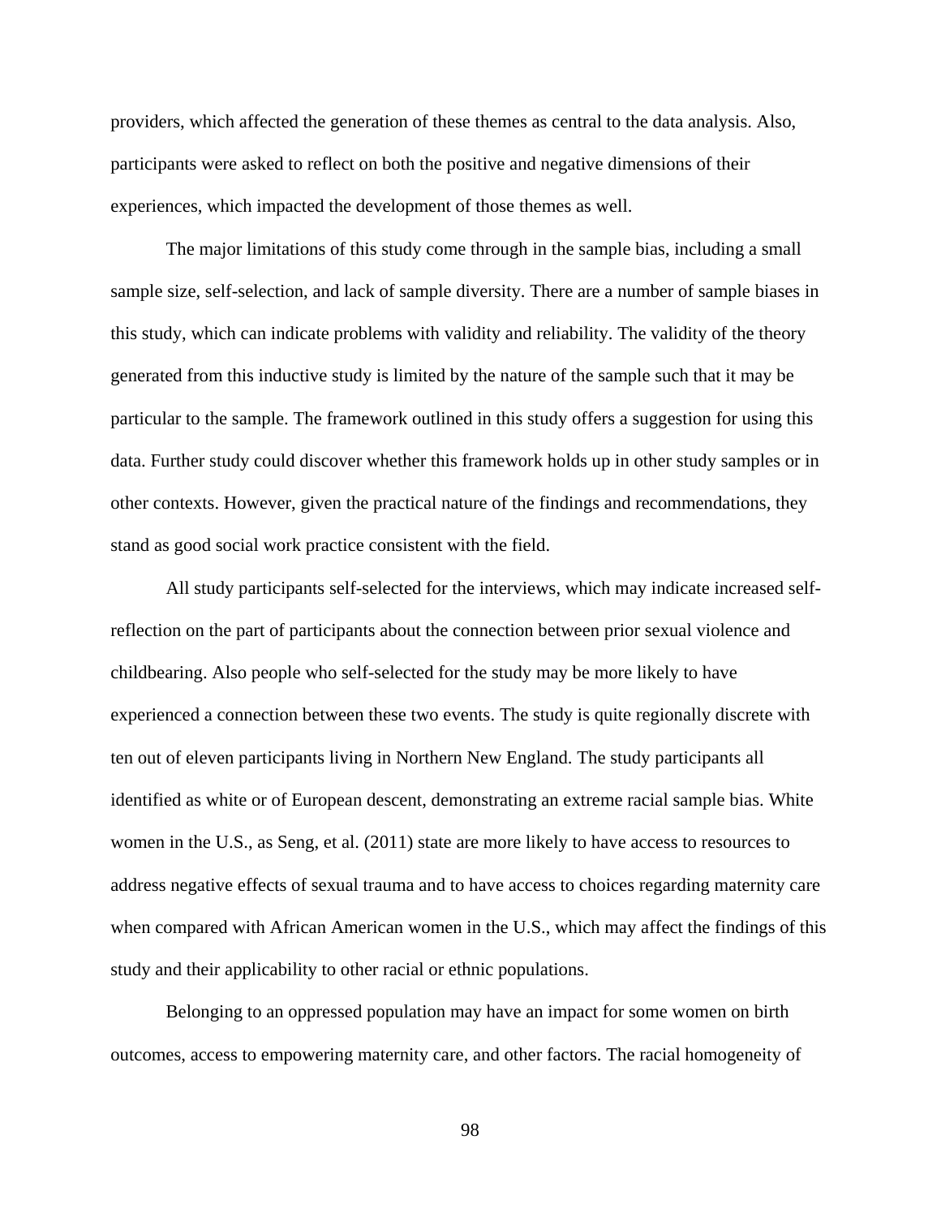providers, which affected the generation of these themes as central to the data analysis. Also, participants were asked to reflect on both the positive and negative dimensions of their experiences, which impacted the development of those themes as well.

The major limitations of this study come through in the sample bias, including a small sample size, self-selection, and lack of sample diversity. There are a number of sample biases in this study, which can indicate problems with validity and reliability. The validity of the theory generated from this inductive study is limited by the nature of the sample such that it may be particular to the sample. The framework outlined in this study offers a suggestion for using this data. Further study could discover whether this framework holds up in other study samples or in other contexts. However, given the practical nature of the findings and recommendations, they stand as good social work practice consistent with the field.

All study participants self-selected for the interviews, which may indicate increased self-reflection on the part of participants about the connection between prior sexual violence and childbearing. Also people who self-selected for the study may be more likely to have experienced a connection between these two events. The study is quite regionally discrete with ten out of eleven participants living in Northern New England. The study participants all identified as white or of European descent, demonstrating an extreme racial sample bias. White women in the U.S., as Seng, et al. (2011) state are more likely to have access to resources to address negative effects of sexual trauma and to have access to choices regarding maternity care when compared with African American women in the U.S., which may affect the findings of this study and their applicability to other racial or ethnic populations.

Belonging to an oppressed population may have an impact for some women on birth outcomes, access to empowering maternity care, and other factors. The racial homogeneity of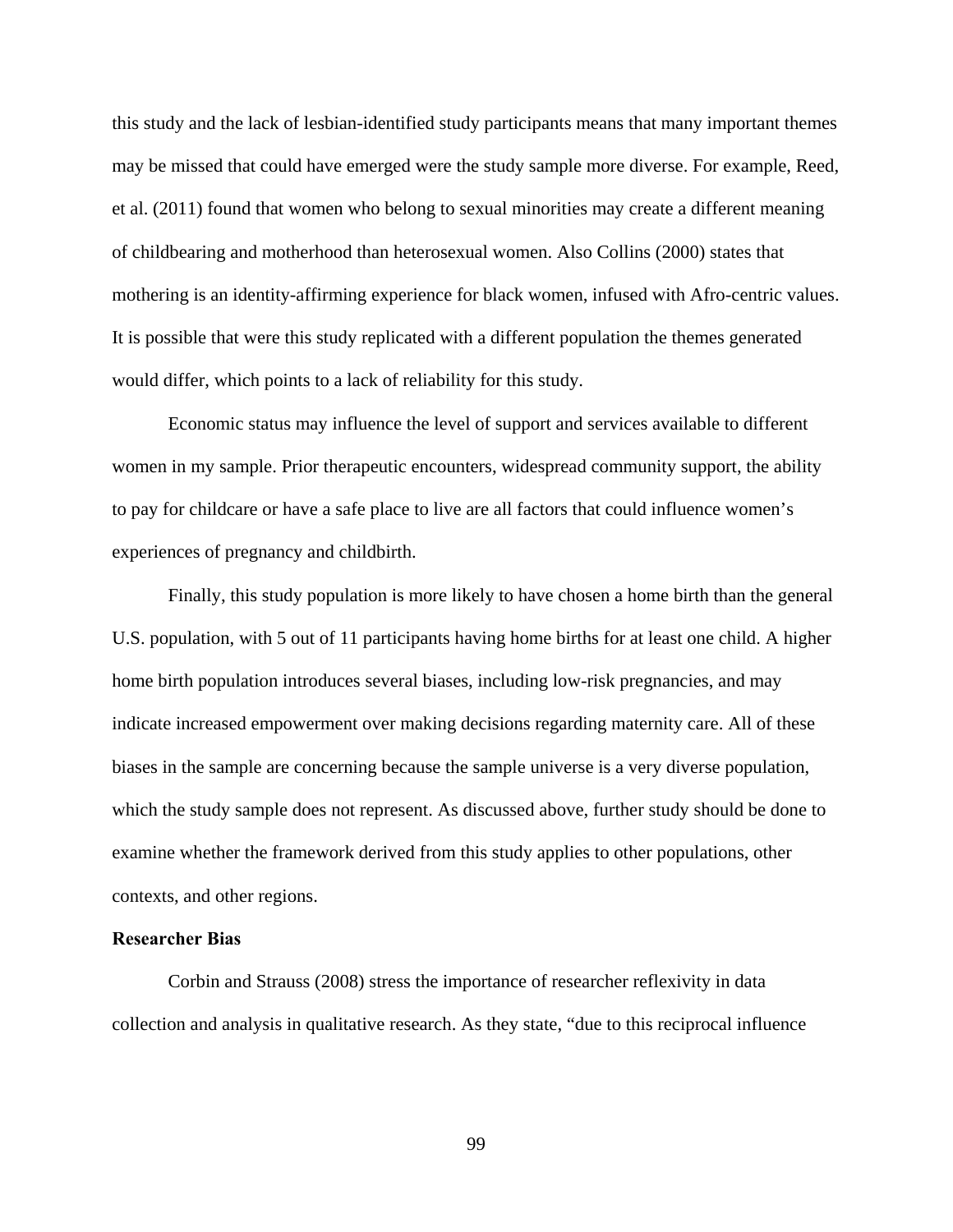this study and the lack of lesbian-identified study participants means that many important themes may be missed that could have emerged were the study sample more diverse. For example, Reed, et al. (2011) found that women who belong to sexual minorities may create a different meaning of childbearing and motherhood than heterosexual women. Also Collins (2000) states that mothering is an identity-affirming experience for black women, infused with Afro-centric values. It is possible that were this study replicated with a different population the themes generated would differ, which points to a lack of reliability for this study.

Economic status may influence the level of support and services available to different women in my sample. Prior therapeutic encounters, widespread community support, the ability to pay for childcare or have a safe place to live are all factors that could influence women's experiences of pregnancy and childbirth.

Finally, this study population is more likely to have chosen a home birth than the general U.S. population, with 5 out of 11 participants having home births for at least one child. A higher home birth population introduces several biases, including low-risk pregnancies, and may indicate increased empowerment over making decisions regarding maternity care. All of these biases in the sample are concerning because the sample universe is a very diverse population, which the study sample does not represent. As discussed above, further study should be done to examine whether the framework derived from this study applies to other populations, other contexts, and other regions.

**Researcher Bias**

Corbin and Strauss (2008) stress the importance of researcher reflexivity in data collection and analysis in qualitative research. As they state, "due to this reciprocal influence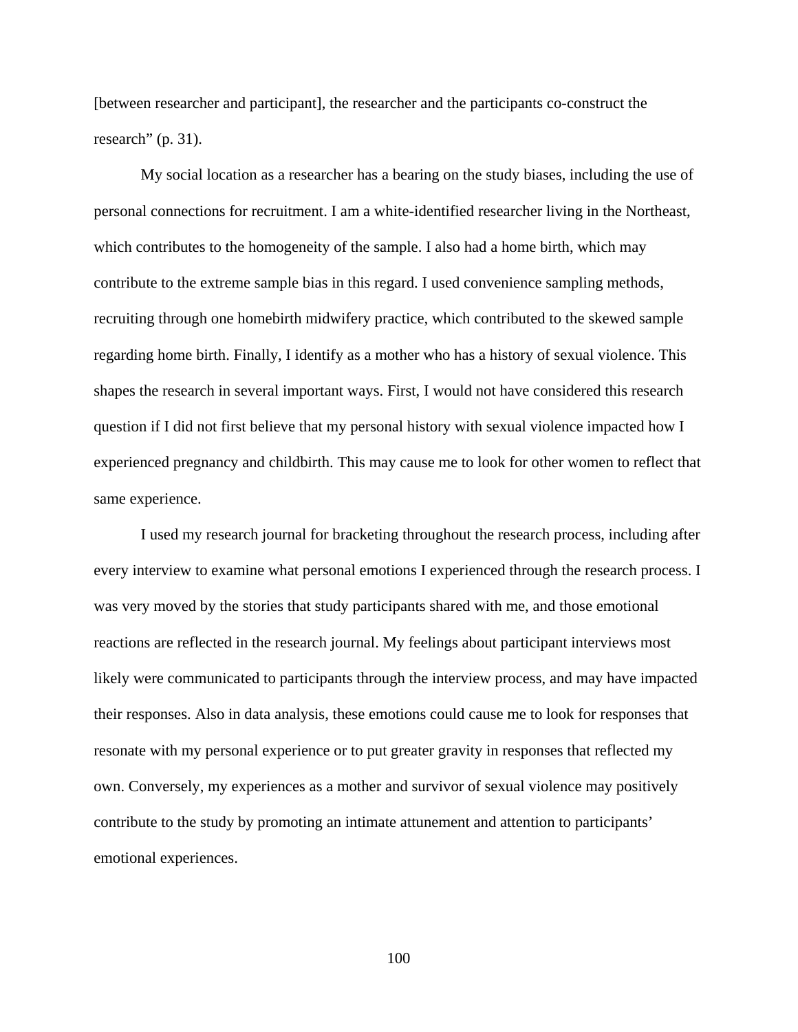[between researcher and participant], the researcher and the participants co-construct the research" (p. 31).

My social location as a researcher has a bearing on the study biases, including the use of personal connections for recruitment. I am a white-identified researcher living in the Northeast, which contributes to the homogeneity of the sample. I also had a home birth, which may contribute to the extreme sample bias in this regard. I used convenience sampling methods, recruiting through one homebirth midwifery practice, which contributed to the skewed sample regarding home birth. Finally, I identify as a mother who has a history of sexual violence. This shapes the research in several important ways. First, I would not have considered this research question if I did not first believe that my personal history with sexual violence impacted how I experienced pregnancy and childbirth. This may cause me to look for other women to reflect that same experience.

I used my research journal for bracketing throughout the research process, including after every interview to examine what personal emotions I experienced through the research process. I was very moved by the stories that study participants shared with me, and those emotional reactions are reflected in the research journal. My feelings about participant interviews most likely were communicated to participants through the interview process, and may have impacted their responses. Also in data analysis, these emotions could cause me to look for responses that resonate with my personal experience or to put greater gravity in responses that reflected my own. Conversely, my experiences as a mother and survivor of sexual violence may positively contribute to the study by promoting an intimate attunement and attention to participants' emotional experiences.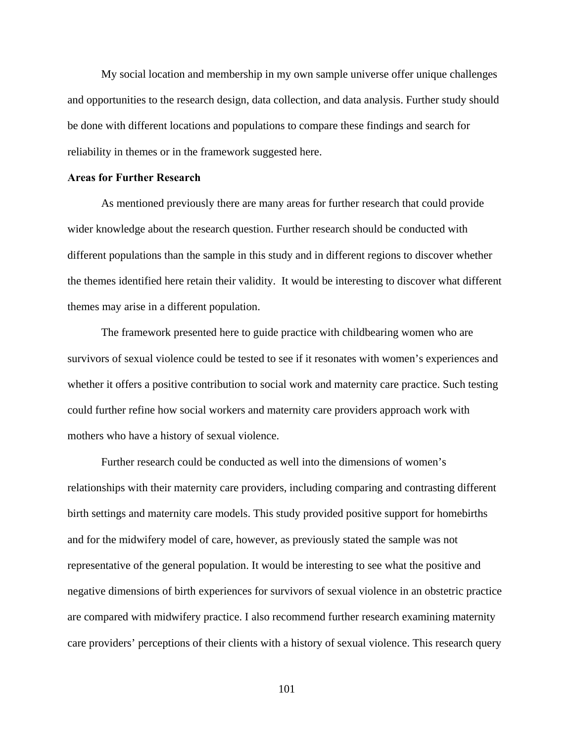My social location and membership in my own sample universe offer unique challenges and opportunities to the research design, data collection, and data analysis. Further study should be done with different locations and populations to compare these findings and search for reliability in themes or in the framework suggested here.

**Areas for Further Research**

As mentioned previously there are many areas for further research that could provide wider knowledge about the research question. Further research should be conducted with different populations than the sample in this study and in different regions to discover whether the themes identified here retain their validity. It would be interesting to discover what different themes may arise in a different population.

The framework presented here to guide practice with childbearing women who are survivors of sexual violence could be tested to see if it resonates with women's experiences and whether it offers a positive contribution to social work and maternity care practice. Such testing could further refine how social workers and maternity care providers approach work with mothers who have a history of sexual violence.

Further research could be conducted as well into the dimensions of women's relationships with their maternity care providers, including comparing and contrasting different birth settings and maternity care models. This study provided positive support for homebirths and for the midwifery model of care, however, as previously stated the sample was not representative of the general population. It would be interesting to see what the positive and negative dimensions of birth experiences for survivors of sexual violence in an obstetric practice are compared with midwifery practice. I also recommend further research examining maternity care providers' perceptions of their clients with a history of sexual violence. This research query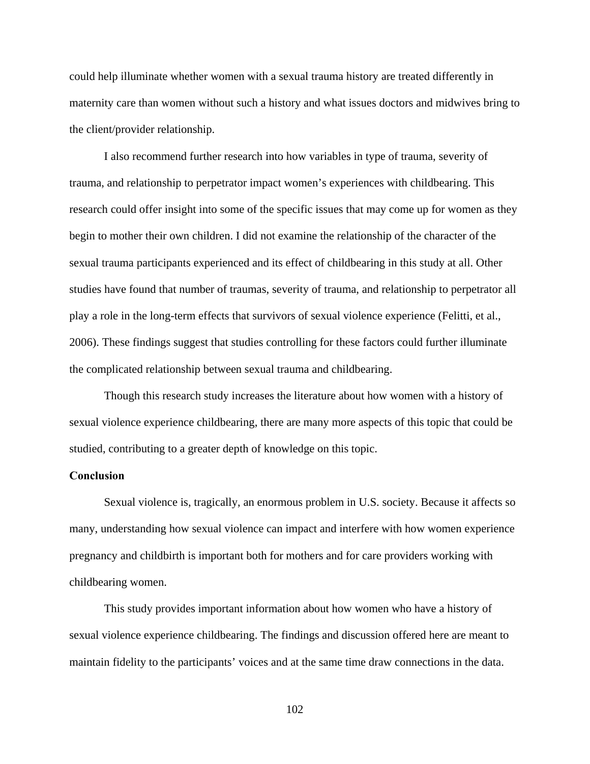could help illuminate whether women with a sexual trauma history are treated differently in maternity care than women without such a history and what issues doctors and midwives bring to the client/provider relationship.

I also recommend further research into how variables in type of trauma, severity of trauma, and relationship to perpetrator impact women's experiences with childbearing. This research could offer insight into some of the specific issues that may come up for women as they begin to mother their own children. I did not examine the relationship of the character of the sexual trauma participants experienced and its effect of childbearing in this study at all. Other studies have found that number of traumas, severity of trauma, and relationship to perpetrator all play a role in the long-term effects that survivors of sexual violence experience (Felitti, et al., 2006). These findings suggest that studies controlling for these factors could further illuminate the complicated relationship between sexual trauma and childbearing.

Though this research study increases the literature about how women with a history of sexual violence experience childbearing, there are many more aspects of this topic that could be studied, contributing to a greater depth of knowledge on this topic.

**Conclusion**

Sexual violence is, tragically, an enormous problem in U.S. society. Because it affects so many, understanding how sexual violence can impact and interfere with how women experience pregnancy and childbirth is important both for mothers and for care providers working with childbearing women.

This study provides important information about how women who have a history of sexual violence experience childbearing. The findings and discussion offered here are meant to maintain fidelity to the participants' voices and at the same time draw connections in the data.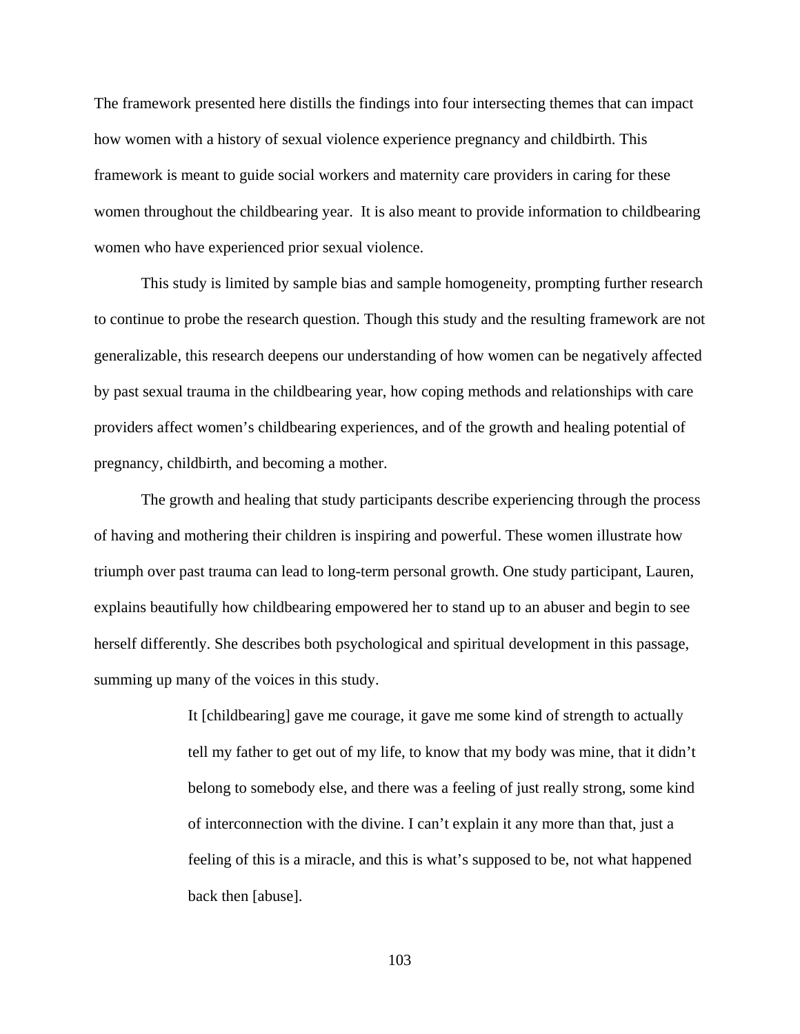The framework presented here distills the findings into four intersecting themes that can impact how women with a history of sexual violence experience pregnancy and childbirth. This framework is meant to guide social workers and maternity care providers in caring for these women throughout the childbearing year. It is also meant to provide information to childbearing women who have experienced prior sexual violence.

This study is limited by sample bias and sample homogeneity, prompting further research to continue to probe the research question. Though this study and the resulting framework are not generalizable, this research deepens our understanding of how women can be negatively affected by past sexual trauma in the childbearing year, how coping methods and relationships with care providers affect women's childbearing experiences, and of the growth and healing potential of pregnancy, childbirth, and becoming a mother.

The growth and healing that study participants describe experiencing through the process of having and mothering their children is inspiring and powerful. These women illustrate how triumph over past trauma can lead to long-term personal growth. One study participant, Lauren, explains beautifully how childbearing empowered her to stand up to an abuser and begin to see herself differently. She describes both psychological and spiritual development in this passage, summing up many of the voices in this study.

> It [childbearing] gave me courage, it gave me some kind of strength to actually tell my father to get out of my life, to know that my body was mine, that it didn't belong to somebody else, and there was a feeling of just really strong, some kind of interconnection with the divine. I can't explain it any more than that, just a feeling of this is a miracle, and this is what's supposed to be, not what happened back then [abuse].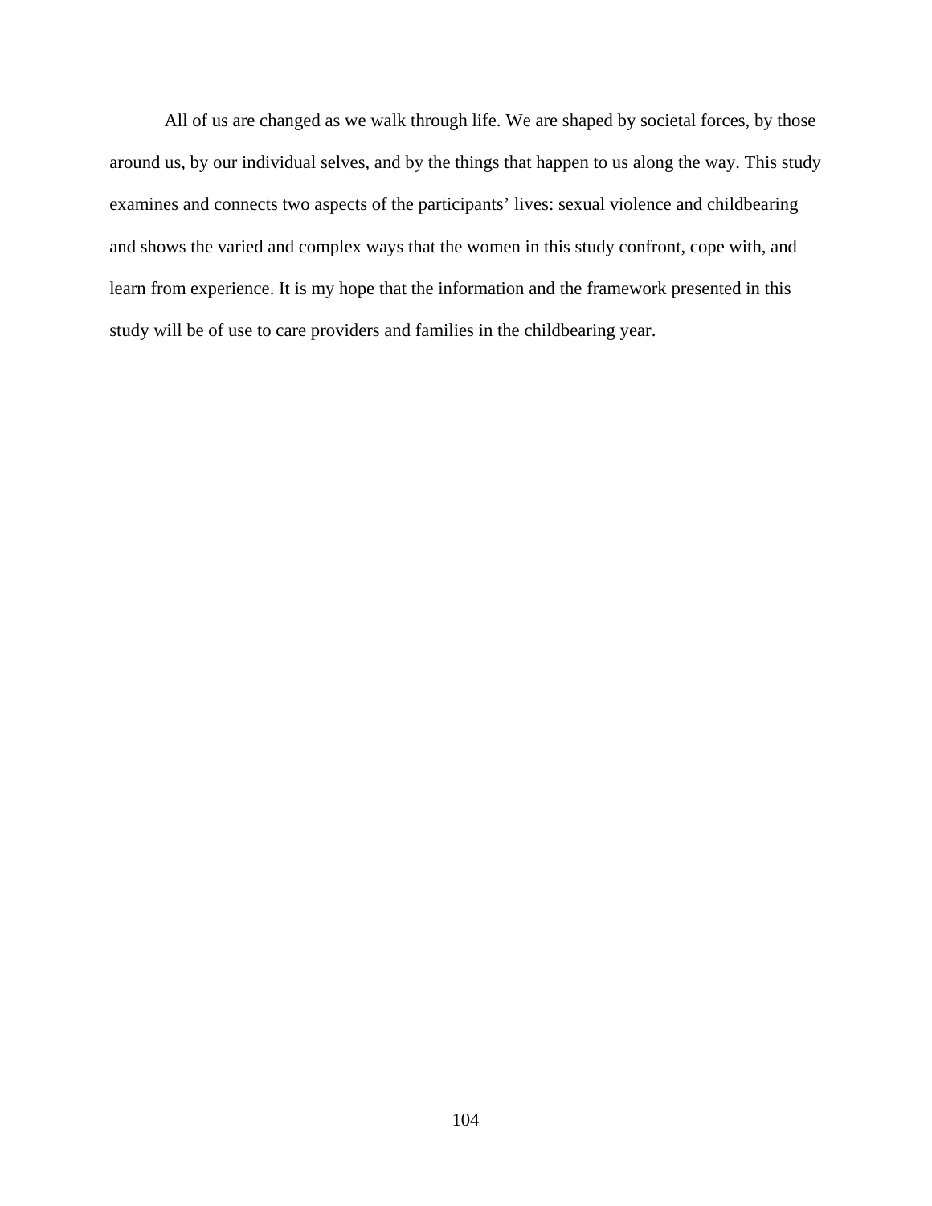All of us are changed as we walk through life. We are shaped by societal forces, by those around us, by our individual selves, and by the things that happen to us along the way. This study examines and connects two aspects of the participants' lives: sexual violence and childbearing and shows the varied and complex ways that the women in this study confront, cope with, and learn from experience. It is my hope that the information and the framework presented in this study will be of use to care providers and families in the childbearing year.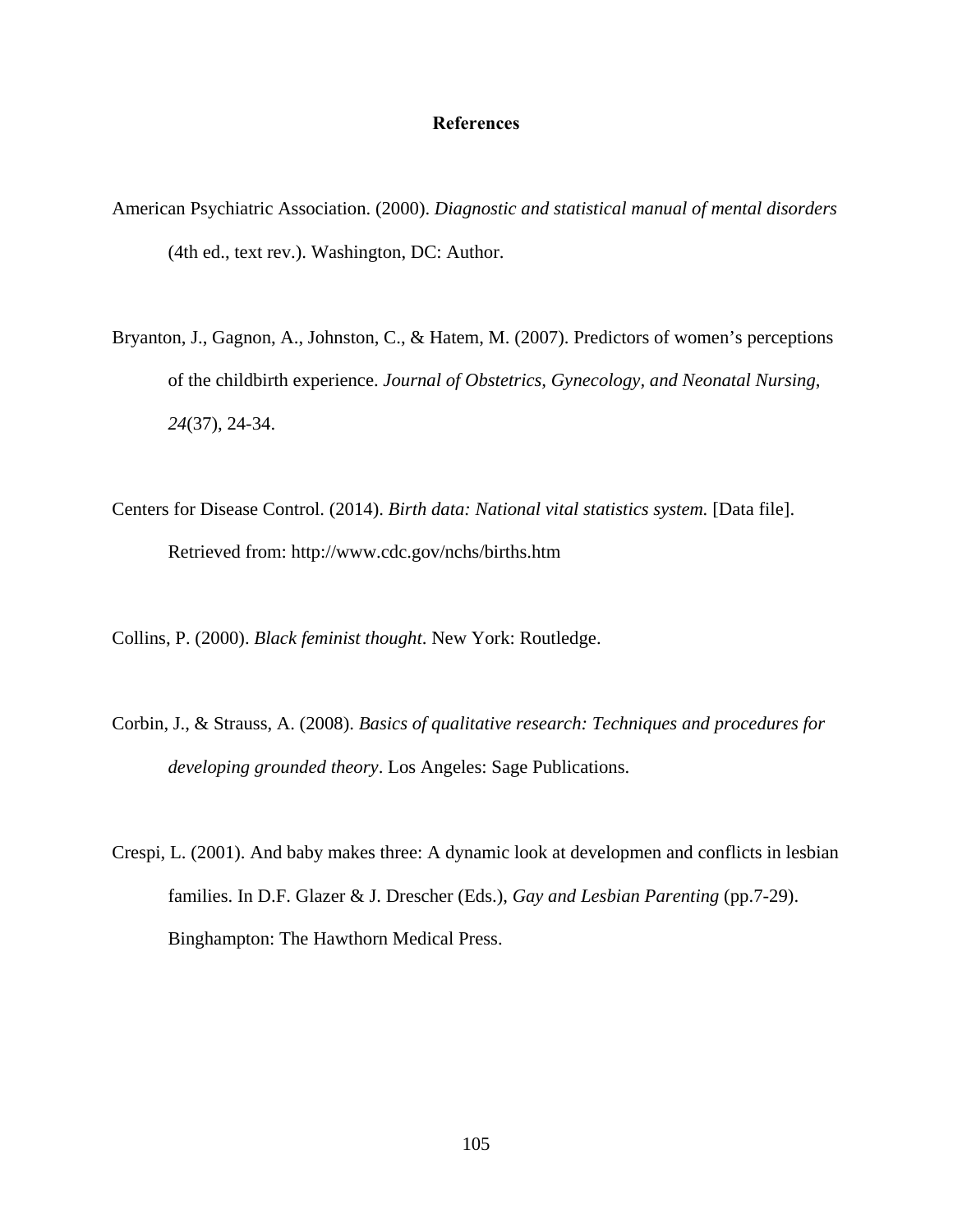# References

American Psychiatric Association. (2000). *Diagnostic and statistical manual of mental disorders* (4th ed., text rev.). Washington, DC: Author.

Bryanton, J., Gagnon, A., Johnston, C., & Hatem, M. (2007). Predictors of women's perceptions of the childbirth experience. *Journal of Obstetrics, Gynecology, and Neonatal Nursing*, *24*(37), 24-34.

Centers for Disease Control. (2014). *Birth data: National vital statistics system.* [Data file]. Retrieved from: http://www.cdc.gov/nchs/births.htm

Collins, P. (2000). *Black feminist thought*. New York: Routledge.

Corbin, J., & Strauss, A. (2008). *Basics of qualitative research: Techniques and procedures for developing grounded theory*. Los Angeles: Sage Publications.

Crespi, L. (2001). And baby makes three: A dynamic look at developmen and conflicts in lesbian families. In D.F. Glazer & J. Drescher (Eds.), *Gay and Lesbian Parenting* (pp.7-29). Binghampton: The Hawthorn Medical Press.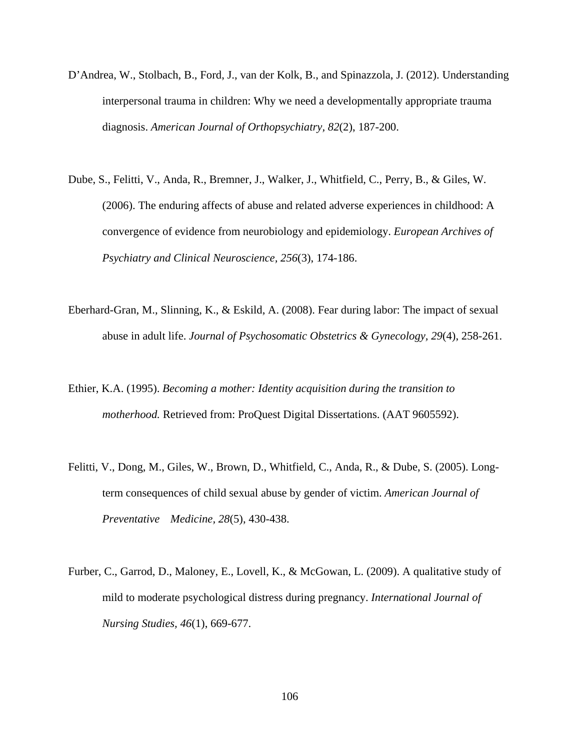D'Andrea, W., Stolbach, B., Ford, J., van der Kolk, B., and Spinazzola, J. (2012). Understanding interpersonal trauma in children: Why we need a developmentally appropriate trauma diagnosis. *American Journal of Orthopsychiatry, 82*(2), 187-200.

Dube, S., Felitti, V., Anda, R., Bremner, J., Walker, J., Whitfield, C., Perry, B., & Giles, W. (2006). The enduring affects of abuse and related adverse experiences in childhood: A convergence of evidence from neurobiology and epidemiology. *European Archives of Psychiatry and Clinical Neuroscience, 256*(3), 174-186.

Eberhard-Gran, M., Slinning, K., & Eskild, A. (2008). Fear during labor: The impact of sexual abuse in adult life. *Journal of Psychosomatic Obstetrics & Gynecology, 29*(4), 258-261.

Ethier, K.A. (1995). *Becoming a mother: Identity acquisition during the transition to motherhood.* Retrieved from: ProQuest Digital Dissertations. (AAT 9605592).

Felitti, V., Dong, M., Giles, W., Brown, D., Whitfield, C., Anda, R., & Dube, S. (2005). Long-term consequences of child sexual abuse by gender of victim. *American Journal of Preventative Medicine, 28*(5), 430-438.

Furber, C., Garrod, D., Maloney, E., Lovell, K., & McGowan, L. (2009). A qualitative study of mild to moderate psychological distress during pregnancy. *International Journal of Nursing Studies, 46*(1), 669-677.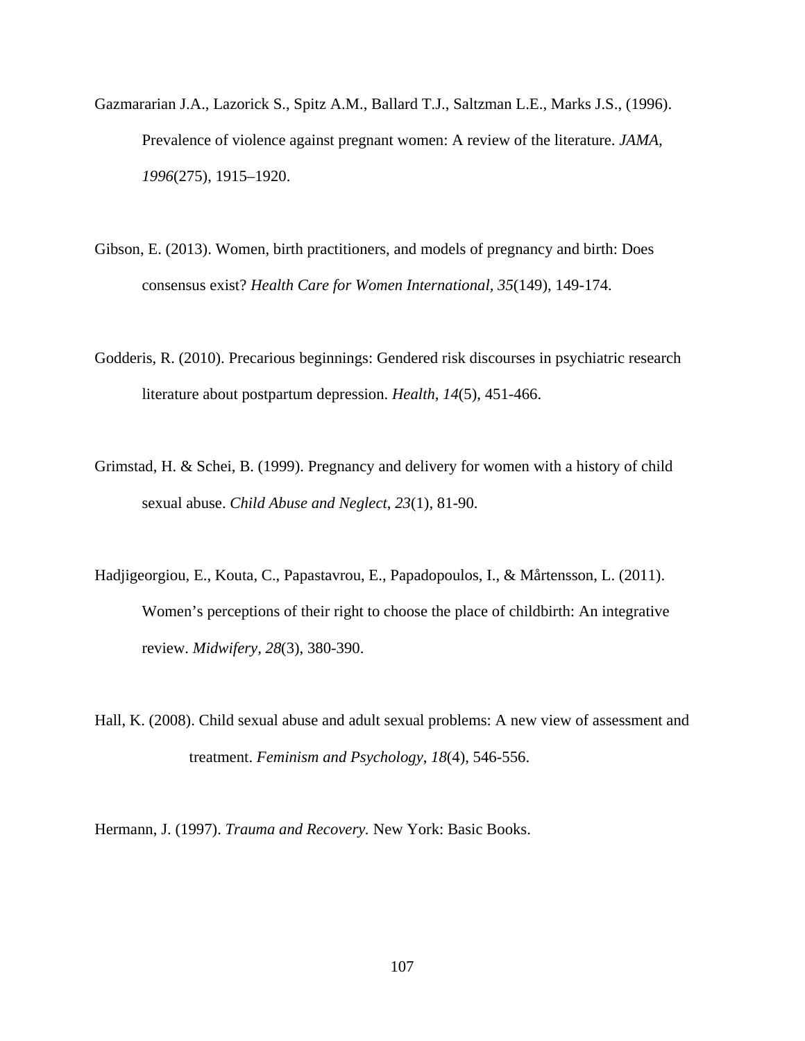Gazmararian J.A., Lazorick S., Spitz A.M., Ballard T.J., Saltzman L.E., Marks J.S., (1996). Prevalence of violence against pregnant women: A review of the literature. *JAMA*, *1996*(275), 1915–1920.

Gibson, E. (2013). Women, birth practitioners, and models of pregnancy and birth: Does consensus exist? *Health Care for Women International, 35*(149), 149-174.

Godderis, R. (2010). Precarious beginnings: Gendered risk discourses in psychiatric research literature about postpartum depression. *Health*, *14*(5), 451-466.

Grimstad, H. & Schei, B. (1999). Pregnancy and delivery for women with a history of child sexual abuse. *Child Abuse and Neglect*, *23*(1), 81-90.

Hadjigeorgiou, E., Kouta, C., Papastavrou, E., Papadopoulos, I., & Mårtensson, L. (2011). Women's perceptions of their right to choose the place of childbirth: An integrative review. *Midwifery, 28*(3), 380-390.

Hall, K. (2008). Child sexual abuse and adult sexual problems: A new view of assessment and treatment. *Feminism and Psychology*, *18*(4), 546-556.

Hermann, J. (1997). *Trauma and Recovery.* New York: Basic Books.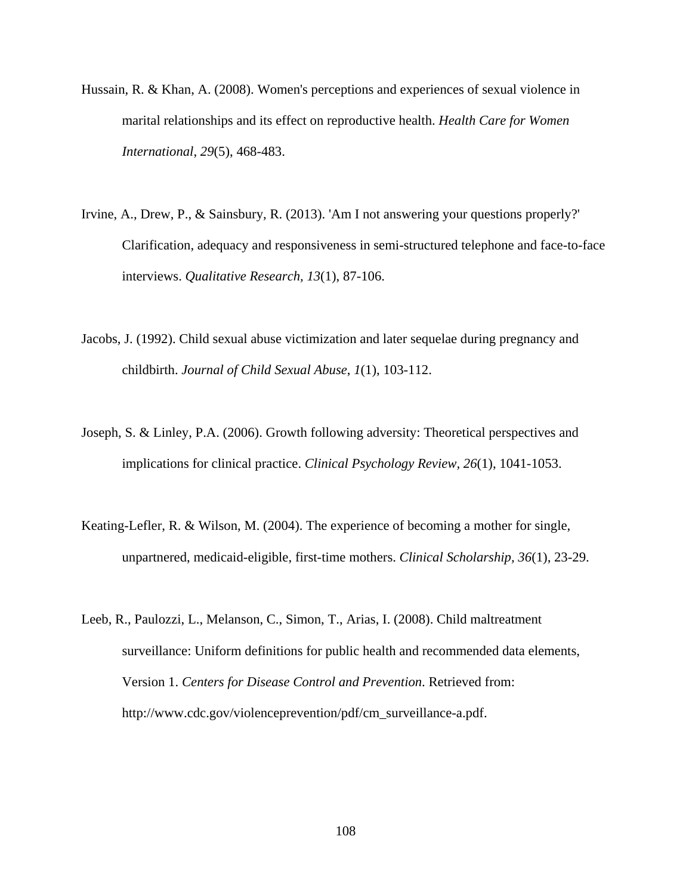Hussain, R. & Khan, A. (2008). Women's perceptions and experiences of sexual violence in marital relationships and its effect on reproductive health. *Health Care for Women International*, *29*(5), 468-483.

Irvine, A., Drew, P., & Sainsbury, R. (2013). 'Am I not answering your questions properly?' Clarification, adequacy and responsiveness in semi-structured telephone and face-to-face interviews. *Qualitative Research*, *13*(1), 87-106.

Jacobs, J. (1992). Child sexual abuse victimization and later sequelae during pregnancy and childbirth. *Journal of Child Sexual Abuse*, *1*(1), 103-112.

Joseph, S. & Linley, P.A. (2006). Growth following adversity: Theoretical perspectives and implications for clinical practice. *Clinical Psychology Review, 26*(1), 1041-1053.

Keating-Lefler, R. & Wilson, M. (2004). The experience of becoming a mother for single, unpartnered, medicaid-eligible, first-time mothers. *Clinical Scholarship, 36*(1), 23-29.

Leeb, R., Paulozzi, L., Melanson, C., Simon, T., Arias, I. (2008). Child maltreatment surveillance: Uniform definitions for public health and recommended data elements, Version 1. *Centers for Disease Control and Prevention*. Retrieved from: http://www.cdc.gov/violenceprevention/pdf/cm_surveillance-a.pdf.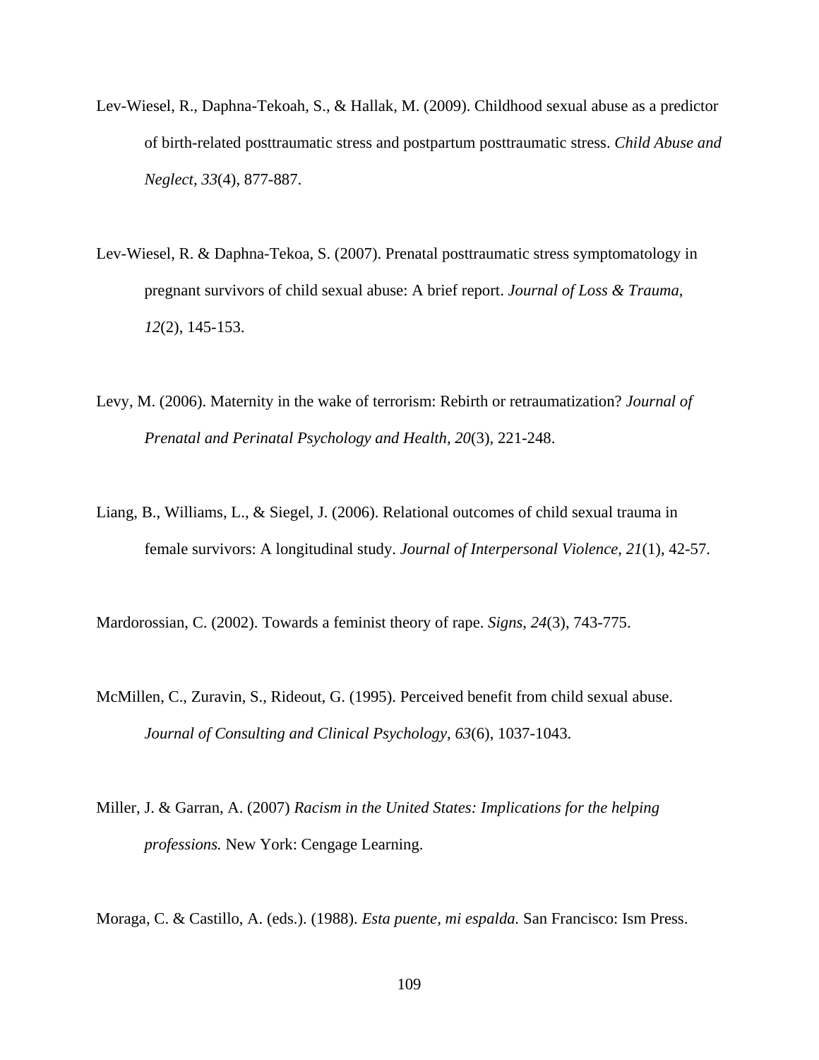Lev-Wiesel, R., Daphna-Tekoah, S., & Hallak, M. (2009). Childhood sexual abuse as a predictor of birth-related posttraumatic stress and postpartum posttraumatic stress. *Child Abuse and Neglect, 33*(4), 877-887.

Lev-Wiesel, R. & Daphna-Tekoa, S. (2007). Prenatal posttraumatic stress symptomatology in pregnant survivors of child sexual abuse: A brief report. *Journal of Loss & Trauma, 12*(2), 145-153.

Levy, M. (2006). Maternity in the wake of terrorism: Rebirth or retraumatization? *Journal of Prenatal and Perinatal Psychology and Health, 20*(3), 221-248.

Liang, B., Williams, L., & Siegel, J. (2006). Relational outcomes of child sexual trauma in female survivors: A longitudinal study. *Journal of Interpersonal Violence, 21*(1), 42-57.

Mardorossian, C. (2002). Towards a feminist theory of rape. *Signs, 24*(3), 743-775.

McMillen, C., Zuravin, S., Rideout, G. (1995). Perceived benefit from child sexual abuse. *Journal of Consulting and Clinical Psychology, 63*(6), 1037-1043.

Miller, J. & Garran, A. (2007) *Racism in the United States: Implications for the helping professions.* New York: Cengage Learning.

Moraga, C. & Castillo, A. (eds.). (1988). *Esta puente, mi espalda.* San Francisco: Ism Press.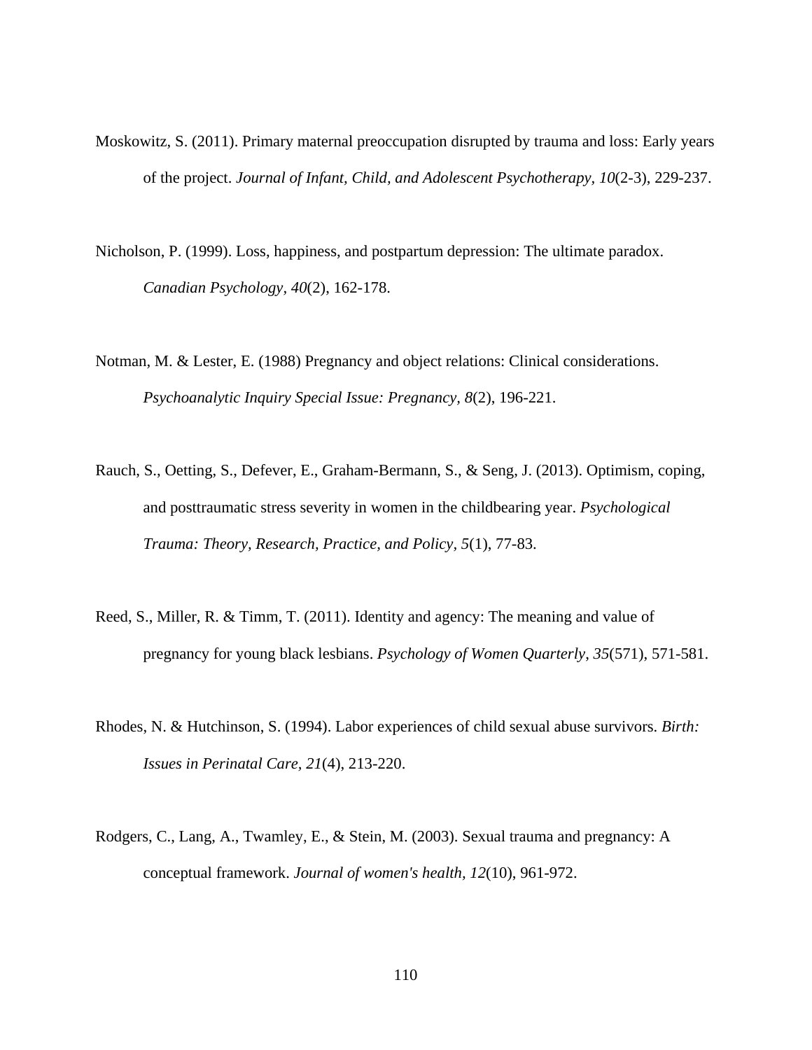Moskowitz, S. (2011). Primary maternal preoccupation disrupted by trauma and loss: Early years of the project. *Journal of Infant, Child, and Adolescent Psychotherapy*, *10*(2-3), 229-237.

Nicholson, P. (1999). Loss, happiness, and postpartum depression: The ultimate paradox. *Canadian Psychology*, *40*(2), 162-178.

Notman, M. & Lester, E. (1988) Pregnancy and object relations: Clinical considerations. *Psychoanalytic Inquiry Special Issue: Pregnancy*, *8*(2), 196-221.

Rauch, S., Oetting, S., Defever, E., Graham-Bermann, S., & Seng, J. (2013). Optimism, coping, and posttraumatic stress severity in women in the childbearing year. *Psychological Trauma: Theory, Research, Practice, and Policy*, *5*(1), 77-83.

Reed, S., Miller, R. & Timm, T. (2011). Identity and agency: The meaning and value of pregnancy for young black lesbians. *Psychology of Women Quarterly*, *35*(571), 571-581.

Rhodes, N. & Hutchinson, S. (1994). Labor experiences of child sexual abuse survivors. *Birth: Issues in Perinatal Care, 21*(4), 213-220.

Rodgers, C., Lang, A., Twamley, E., & Stein, M. (2003). Sexual trauma and pregnancy: A conceptual framework. *Journal of women's health, 12*(10), 961-972.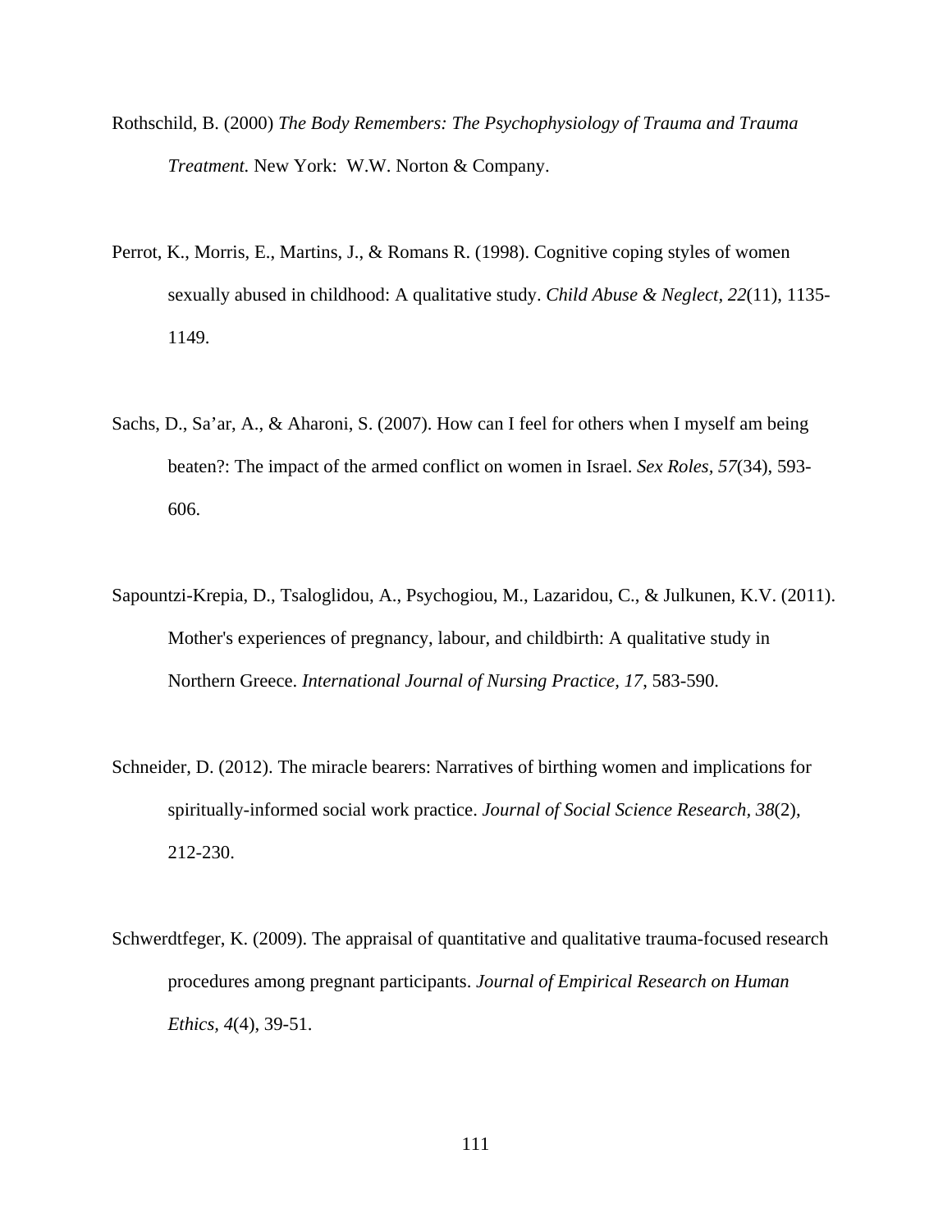Rothschild, B. (2000) *The Body Remembers: The Psychophysiology of Trauma and Trauma Treatment.* New York: W.W. Norton & Company.

Perrot, K., Morris, E., Martins, J., & Romans R. (1998). Cognitive coping styles of women sexually abused in childhood: A qualitative study. *Child Abuse & Neglect, 22*(11), 1135-1149.

Sachs, D., Sa'ar, A., & Aharoni, S. (2007). How can I feel for others when I myself am being beaten?: The impact of the armed conflict on women in Israel. *Sex Roles, 57*(34), 593-606.

Sapountzi-Krepia, D., Tsaloglidou, A., Psychogiou, M., Lazaridou, C., & Julkunen, K.V. (2011). Mother's experiences of pregnancy, labour, and childbirth: A qualitative study in Northern Greece. *International Journal of Nursing Practice, 17*, 583-590.

Schneider, D. (2012). The miracle bearers: Narratives of birthing women and implications for spiritually-informed social work practice. *Journal of Social Science Research*, *38*(2), 212-230.

Schwerdtfeger, K. (2009). The appraisal of quantitative and qualitative trauma-focused research procedures among pregnant participants. *Journal of Empirical Research on Human Ethics*, *4*(4), 39-51.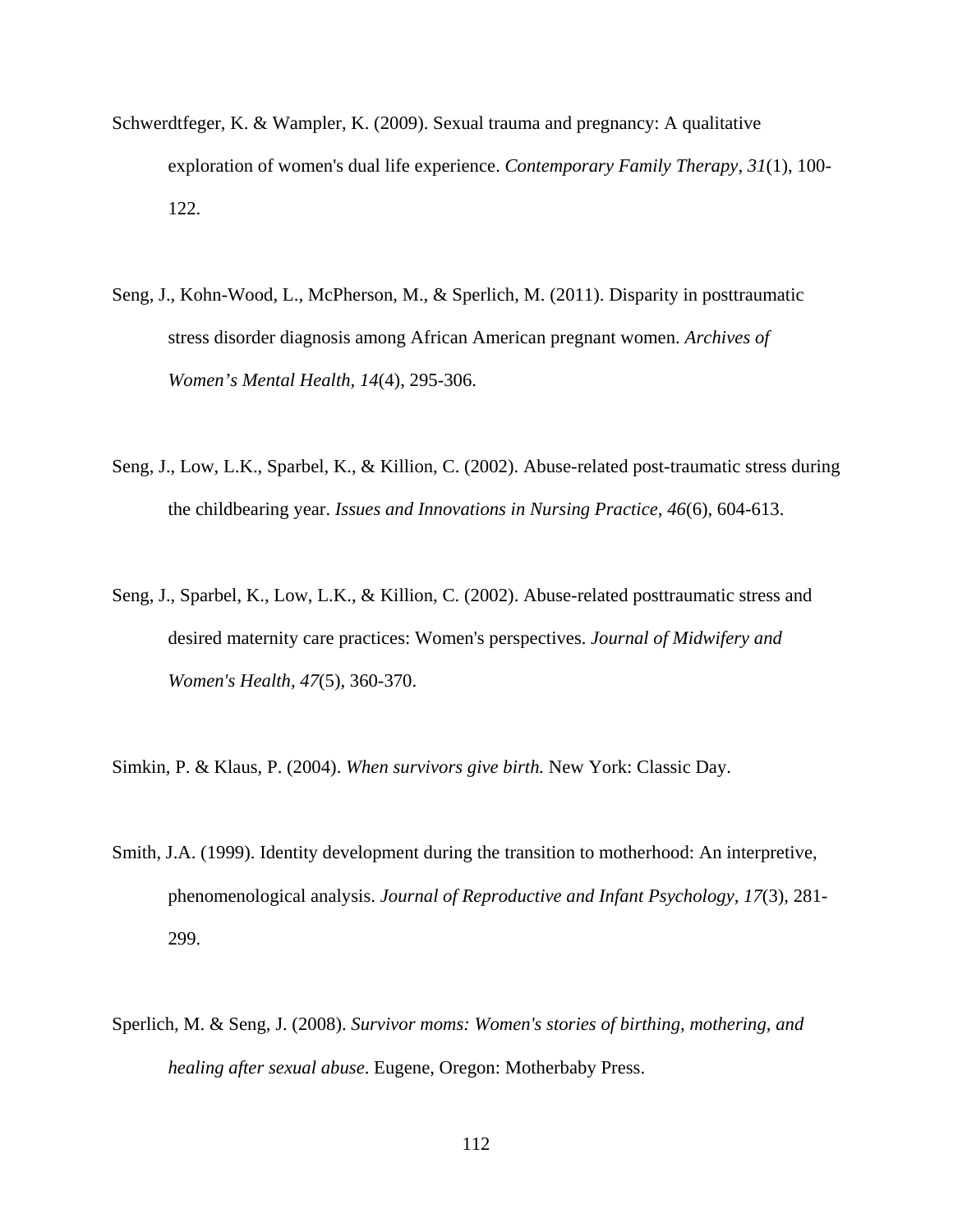Schwerdtfeger, K. & Wampler, K. (2009). Sexual trauma and pregnancy: A qualitative exploration of women's dual life experience. *Contemporary Family Therapy, 31*(1), 100-122.

Seng, J., Kohn-Wood, L., McPherson, M., & Sperlich, M. (2011). Disparity in posttraumatic stress disorder diagnosis among African American pregnant women. *Archives of Women's Mental Health*, *14*(4), 295-306.

Seng, J., Low, L.K., Sparbel, K., & Killion, C. (2002). Abuse-related post-traumatic stress during the childbearing year. *Issues and Innovations in Nursing Practice, 46*(6), 604-613.

Seng, J., Sparbel, K., Low, L.K., & Killion, C. (2002). Abuse-related posttraumatic stress and desired maternity care practices: Women's perspectives. *Journal of Midwifery and Women's Health, 47*(5), 360-370.

Simkin, P. & Klaus, P. (2004). *When survivors give birth.* New York: Classic Day.

Smith, J.A. (1999). Identity development during the transition to motherhood: An interpretive, phenomenological analysis. *Journal of Reproductive and Infant Psychology, 17*(3), 281-299.

Sperlich, M. & Seng, J. (2008). *Survivor moms: Women's stories of birthing, mothering, and healing after sexual abuse*. Eugene, Oregon: Motherbaby Press.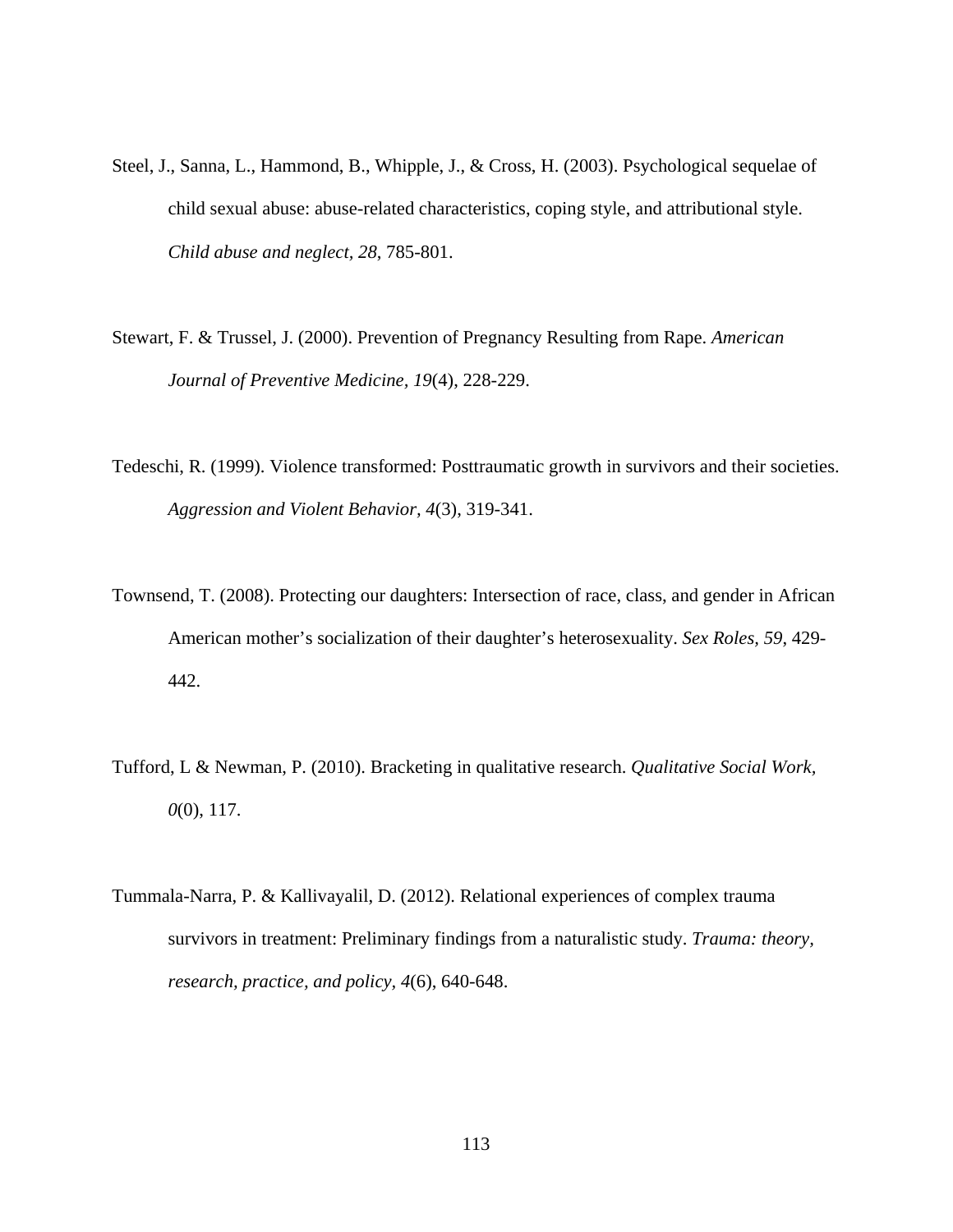Steel, J., Sanna, L., Hammond, B., Whipple, J., & Cross, H. (2003). Psychological sequelae of child sexual abuse: abuse-related characteristics, coping style, and attributional style. *Child abuse and neglect, 28*, 785-801.

Stewart, F. & Trussel, J. (2000). Prevention of Pregnancy Resulting from Rape. *American Journal of Preventive Medicine, 19*(4), 228-229.

Tedeschi, R. (1999). Violence transformed: Posttraumatic growth in survivors and their societies. *Aggression and Violent Behavior, 4*(3), 319-341.

Townsend, T. (2008). Protecting our daughters: Intersection of race, class, and gender in African American mother's socialization of their daughter's heterosexuality. *Sex Roles, 59*, 429-442.

Tufford, L & Newman, P. (2010). Bracketing in qualitative research. *Qualitative Social Work, 0*(0), 117.

Tummala-Narra, P. & Kallivayalil, D. (2012). Relational experiences of complex trauma survivors in treatment: Preliminary findings from a naturalistic study. *Trauma: theory, research, practice, and policy, 4*(6), 640-648.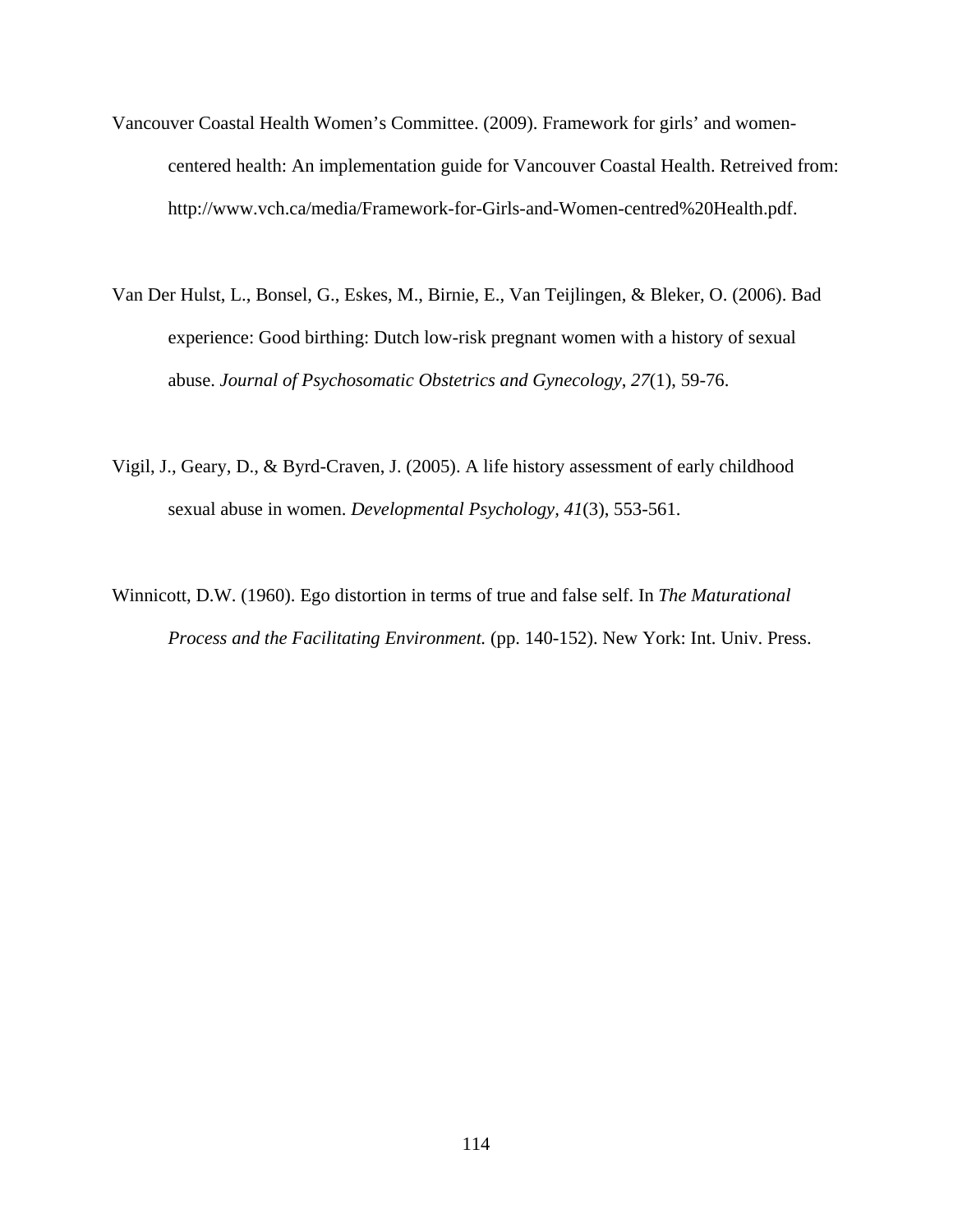Vancouver Coastal Health Women's Committee. (2009). Framework for girls' and women-centered health: An implementation guide for Vancouver Coastal Health. Retreived from: http://www.vch.ca/media/Framework-for-Girls-and-Women-centred%20Health.pdf.

Van Der Hulst, L., Bonsel, G., Eskes, M., Birnie, E., Van Teijlingen, & Bleker, O. (2006). Bad experience: Good birthing: Dutch low-risk pregnant women with a history of sexual abuse. *Journal of Psychosomatic Obstetrics and Gynecology*, *27*(1), 59-76.

Vigil, J., Geary, D., & Byrd-Craven, J. (2005). A life history assessment of early childhood sexual abuse in women. *Developmental Psychology, 41*(3), 553-561.

Winnicott, D.W. (1960). Ego distortion in terms of true and false self. In *The Maturational Process and the Facilitating Environment.* (pp. 140-152). New York: Int. Univ. Press.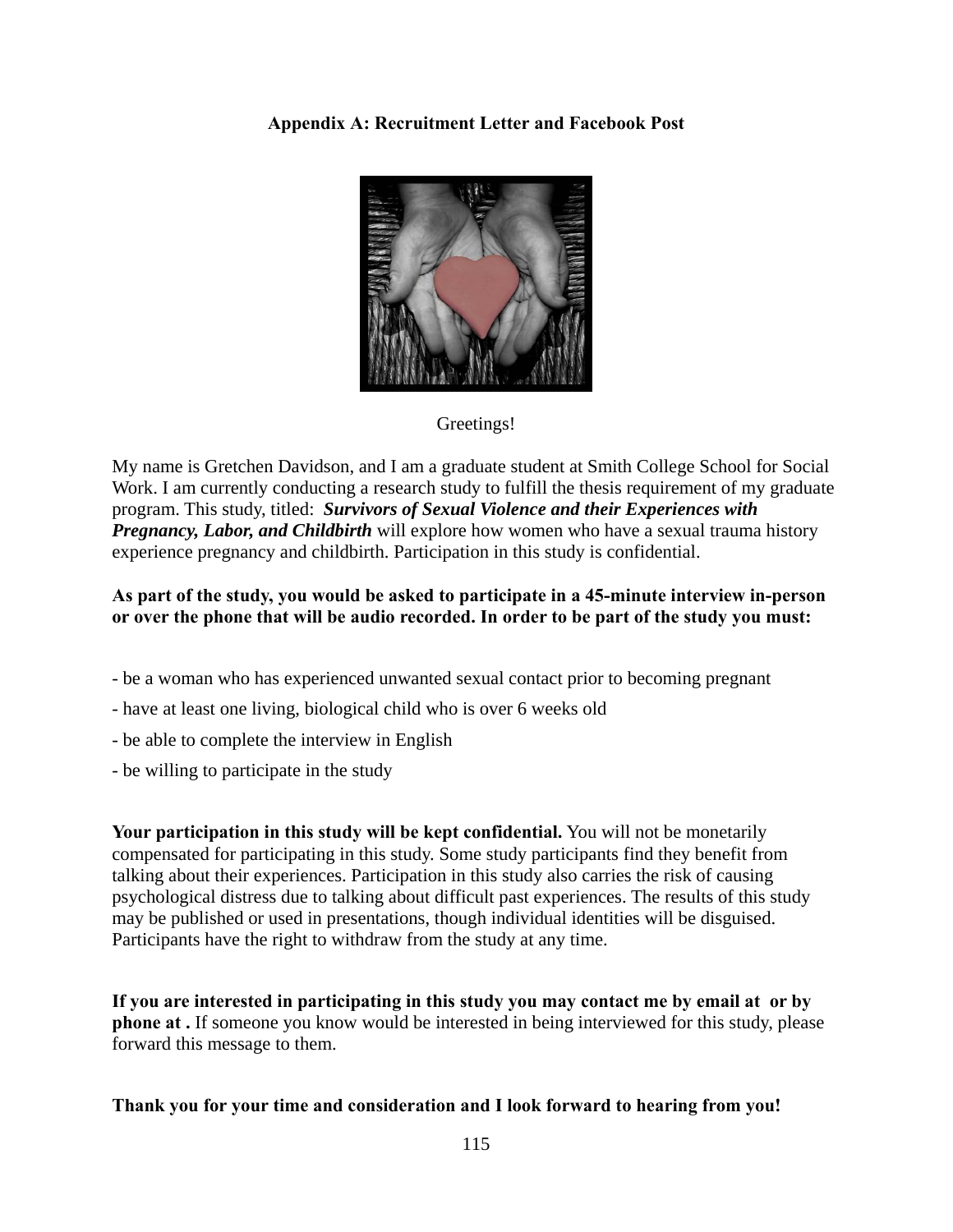**Appendix A: Recruitment Letter and Facebook Post**

Greetings!

My name is Gretchen Davidson, and I am a graduate student at Smith College School for Social Work. I am currently conducting a research study to fulfill the thesis requirement of my graduate program. This study, titled: ***Survivors of Sexual Violence and their Experiences with Pregnancy, Labor, and Childbirth*** will explore how women who have a sexual trauma history experience pregnancy and childbirth. Participation in this study is confidential.

**As part of the study, you would be asked to participate in a 45-minute interview in-person or over the phone that will be audio recorded. In order to be part of the study you must:**

- be a woman who has experienced unwanted sexual contact prior to becoming pregnant
- have at least one living, biological child who is over 6 weeks old
- be able to complete the interview in English
- be willing to participate in the study

**Your participation in this study will be kept confidential.** You will not be monetarily compensated for participating in this study. Some study participants find they benefit from talking about their experiences. Participation in this study also carries the risk of causing psychological distress due to talking about difficult past experiences. The results of this study may be published or used in presentations, though individual identities will be disguised. Participants have the right to withdraw from the study at any time.

**If you are interested in participating in this study you may contact me by email at  or by phone at .** If someone you know would be interested in being interviewed for this study, please forward this message to them.

**Thank you for your time and consideration and I look forward to hearing from you!**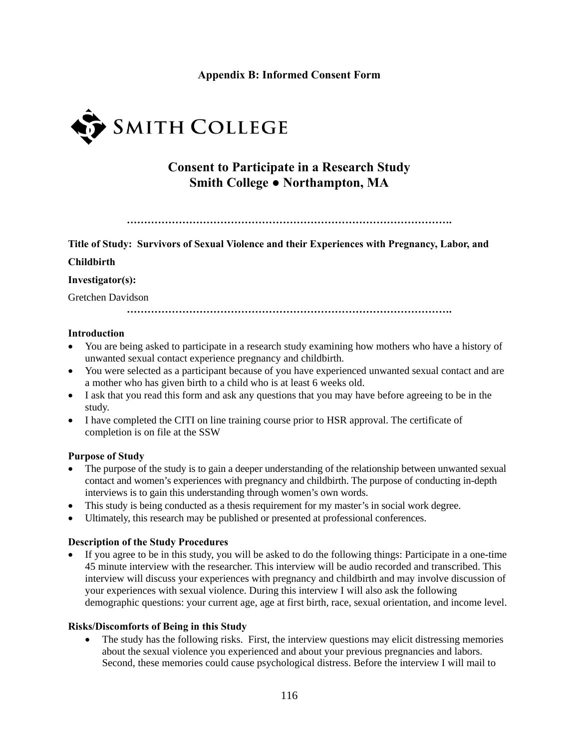**Appendix B: Informed Consent Form**

SMITH COLLEGE

## Consent to Participate in a Research Study
## Smith College ● Northampton, MA

…………………………………………………………………………………….

**Title of Study: Survivors of Sexual Violence and their Experiences with Pregnancy, Labor, and Childbirth**

**Investigator(s):**

Gretchen Davidson

…………………………………………………………………………………….

**Introduction**

- You are being asked to participate in a research study examining how mothers who have a history of unwanted sexual contact experience pregnancy and childbirth.
- You were selected as a participant because of you have experienced unwanted sexual contact and are a mother who has given birth to a child who is at least 6 weeks old.
- I ask that you read this form and ask any questions that you may have before agreeing to be in the study.
- I have completed the CITI on line training course prior to HSR approval. The certificate of completion is on file at the SSW

**Purpose of Study**

- The purpose of the study is to gain a deeper understanding of the relationship between unwanted sexual contact and women's experiences with pregnancy and childbirth. The purpose of conducting in-depth interviews is to gain this understanding through women's own words.
- This study is being conducted as a thesis requirement for my master's in social work degree.
- Ultimately, this research may be published or presented at professional conferences.

**Description of the Study Procedures**

- If you agree to be in this study, you will be asked to do the following things: Participate in a one-time 45 minute interview with the researcher. This interview will be audio recorded and transcribed. This interview will discuss your experiences with pregnancy and childbirth and may involve discussion of your experiences with sexual violence. During this interview I will also ask the following demographic questions: your current age, age at first birth, race, sexual orientation, and income level.

**Risks/Discomforts of Being in this Study**

- The study has the following risks. First, the interview questions may elicit distressing memories about the sexual violence you experienced and about your previous pregnancies and labors. Second, these memories could cause psychological distress. Before the interview I will mail to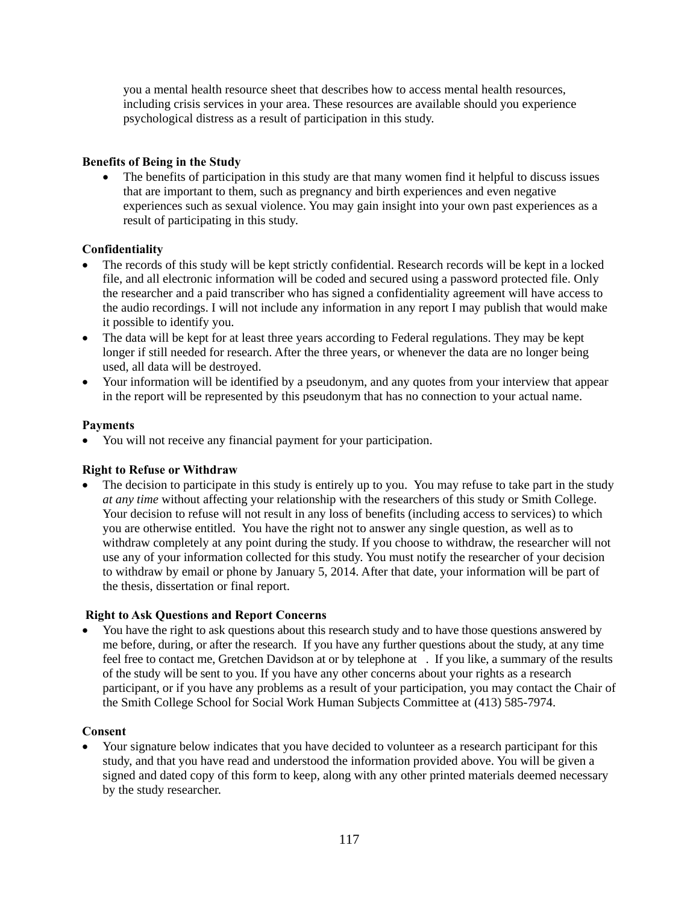you a mental health resource sheet that describes how to access mental health resources, including crisis services in your area. These resources are available should you experience psychological distress as a result of participation in this study.

**Benefits of Being in the Study**

- The benefits of participation in this study are that many women find it helpful to discuss issues that are important to them, such as pregnancy and birth experiences and even negative experiences such as sexual violence. You may gain insight into your own past experiences as a result of participating in this study.

**Confidentiality**

- The records of this study will be kept strictly confidential. Research records will be kept in a locked file, and all electronic information will be coded and secured using a password protected file. Only the researcher and a paid transcriber who has signed a confidentiality agreement will have access to the audio recordings. I will not include any information in any report I may publish that would make it possible to identify you.
- The data will be kept for at least three years according to Federal regulations. They may be kept longer if still needed for research. After the three years, or whenever the data are no longer being used, all data will be destroyed.
- Your information will be identified by a pseudonym, and any quotes from your interview that appear in the report will be represented by this pseudonym that has no connection to your actual name.

**Payments**

- You will not receive any financial payment for your participation.

**Right to Refuse or Withdraw**

- The decision to participate in this study is entirely up to you. You may refuse to take part in the study *at any time* without affecting your relationship with the researchers of this study or Smith College. Your decision to refuse will not result in any loss of benefits (including access to services) to which you are otherwise entitled. You have the right not to answer any single question, as well as to withdraw completely at any point during the study. If you choose to withdraw, the researcher will not use any of your information collected for this study. You must notify the researcher of your decision to withdraw by email or phone by January 5, 2014. After that date, your information will be part of the thesis, dissertation or final report.

**Right to Ask Questions and Report Concerns**

- You have the right to ask questions about this research study and to have those questions answered by me before, during, or after the research. If you have any further questions about the study, at any time feel free to contact me, Gretchen Davidson at or by telephone at . If you like, a summary of the results of the study will be sent to you. If you have any other concerns about your rights as a research participant, or if you have any problems as a result of your participation, you may contact the Chair of the Smith College School for Social Work Human Subjects Committee at (413) 585-7974.

**Consent**

- Your signature below indicates that you have decided to volunteer as a research participant for this study, and that you have read and understood the information provided above. You will be given a signed and dated copy of this form to keep, along with any other printed materials deemed necessary by the study researcher.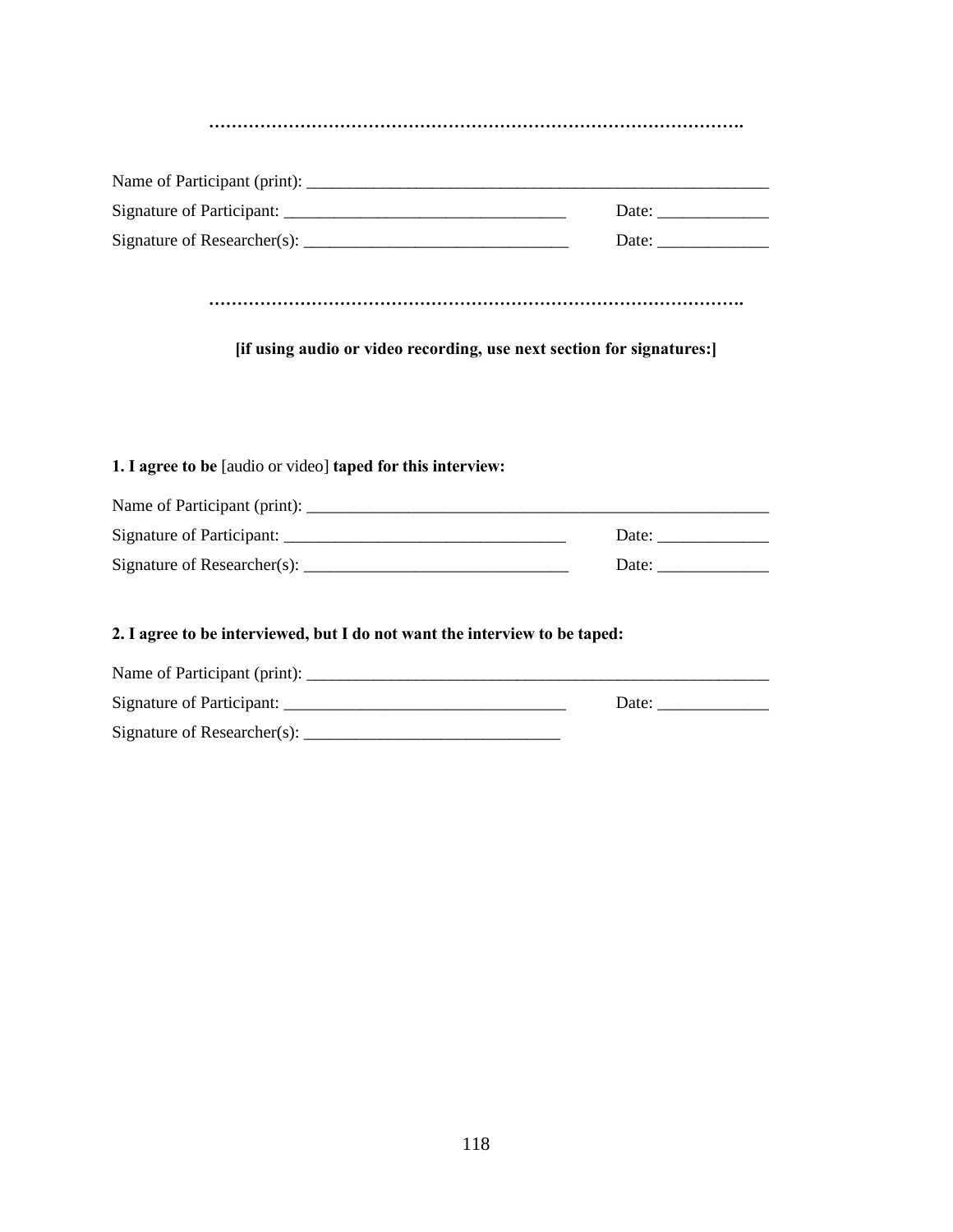……………………………………………………………………………………….

Name of Participant (print): ________________________________________________________

Signature of Participant: _________________________________ Date: _____________

Signature of Researcher(s): _______________________________ Date: _____________

……………………………………………………………………………………….

**[if using audio or video recording, use next section for signatures:]**

**1. I agree to be** [audio or video] **taped for this interview:**

Name of Participant (print): ________________________________________________________

Signature of Participant: _________________________________ Date: _____________

Signature of Researcher(s): _______________________________ Date: _____________

**2. I agree to be interviewed, but I do not want the interview to be taped:**

Name of Participant (print): ________________________________________________________

Signature of Participant: _________________________________ Date: _____________

Signature of Researcher(s): ______________________________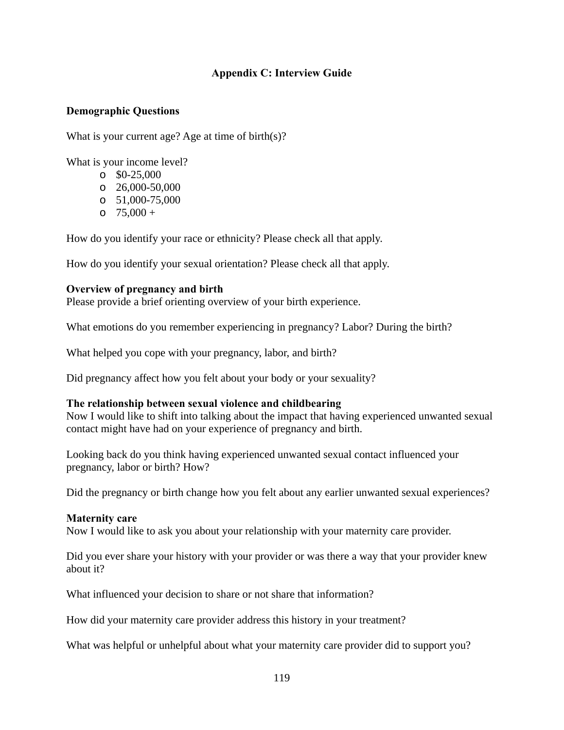## Appendix C: Interview Guide

**Demographic Questions**

What is your current age? Age at time of birth(s)?

What is your income level?

- $0-25,000
- 26,000-50,000
- 51,000-75,000
- 75,000 +

How do you identify your race or ethnicity? Please check all that apply.

How do you identify your sexual orientation? Please check all that apply.

**Overview of pregnancy and birth**

Please provide a brief orienting overview of your birth experience.

What emotions do you remember experiencing in pregnancy? Labor? During the birth?

What helped you cope with your pregnancy, labor, and birth?

Did pregnancy affect how you felt about your body or your sexuality?

**The relationship between sexual violence and childbearing**

Now I would like to shift into talking about the impact that having experienced unwanted sexual contact might have had on your experience of pregnancy and birth.

Looking back do you think having experienced unwanted sexual contact influenced your pregnancy, labor or birth? How?

Did the pregnancy or birth change how you felt about any earlier unwanted sexual experiences?

**Maternity care**

Now I would like to ask you about your relationship with your maternity care provider.

Did you ever share your history with your provider or was there a way that your provider knew about it?

What influenced your decision to share or not share that information?

How did your maternity care provider address this history in your treatment?

What was helpful or unhelpful about what your maternity care provider did to support you?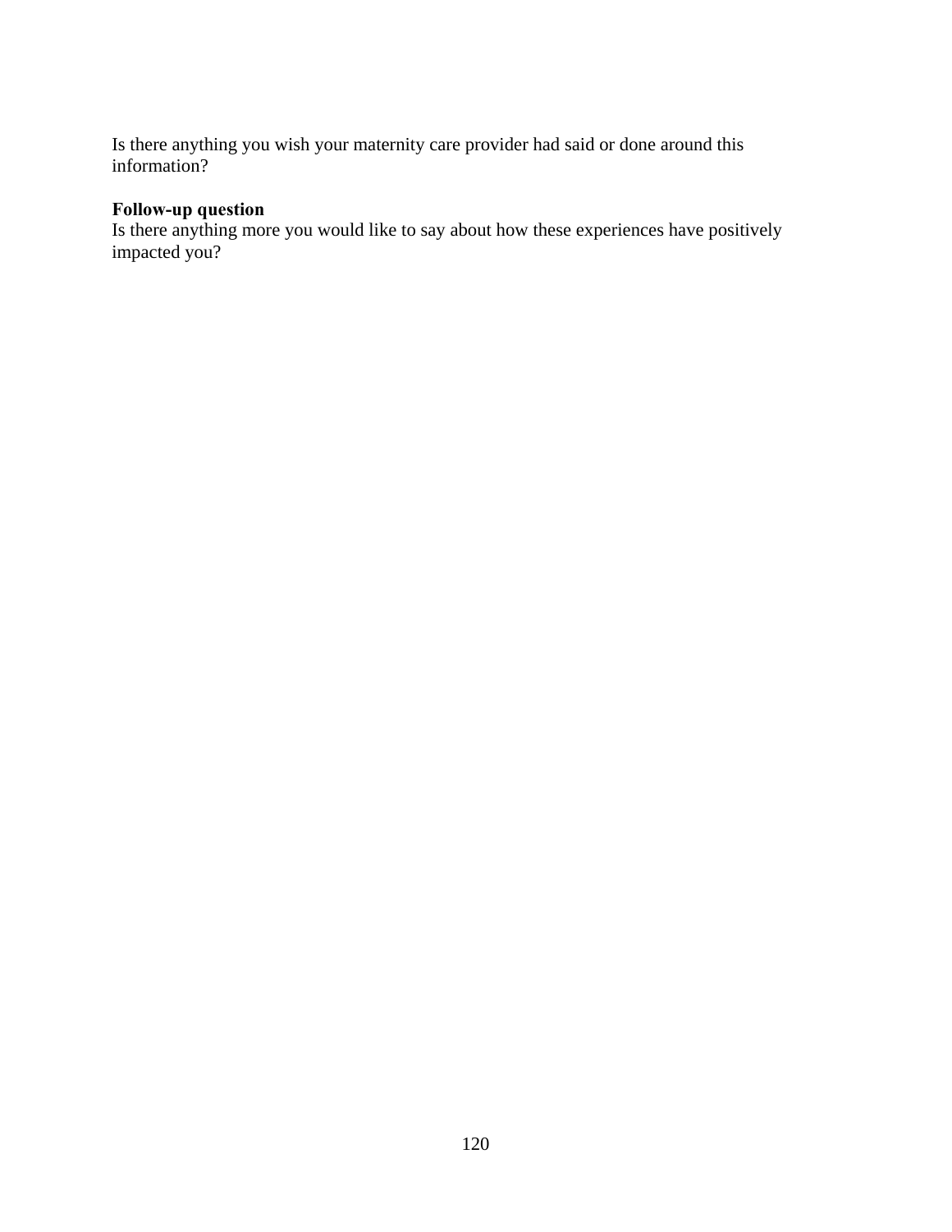Is there anything you wish your maternity care provider had said or done around this information?

**Follow-up question**
Is there anything more you would like to say about how these experiences have positively impacted you?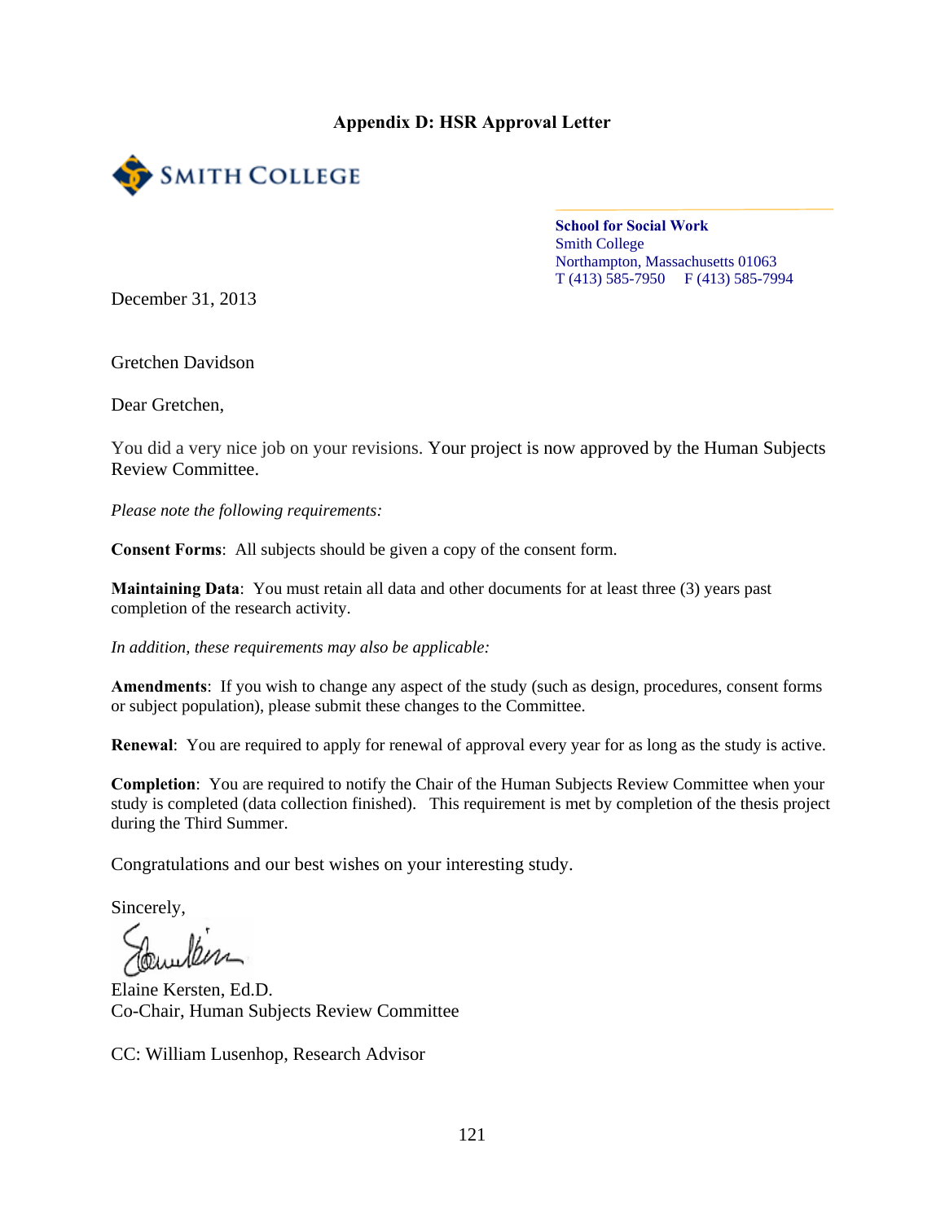## Appendix D: HSR Approval Letter

SMITH COLLEGE

**School for Social Work**
Smith College
Northampton, Massachusetts 01063
T (413) 585-7950 F (413) 585-7994

December 31, 2013

Gretchen Davidson

Dear Gretchen,

You did a very nice job on your revisions. Your project is now approved by the Human Subjects Review Committee.

*Please note the following requirements:*

**Consent Forms**: All subjects should be given a copy of the consent form.

**Maintaining Data**: You must retain all data and other documents for at least three (3) years past completion of the research activity.

*In addition, these requirements may also be applicable:*

**Amendments**: If you wish to change any aspect of the study (such as design, procedures, consent forms or subject population), please submit these changes to the Committee.

**Renewal**: You are required to apply for renewal of approval every year for as long as the study is active.

**Completion**: You are required to notify the Chair of the Human Subjects Review Committee when your study is completed (data collection finished). This requirement is met by completion of the thesis project during the Third Summer.

Congratulations and our best wishes on your interesting study.

Sincerely,

Elaine Kersten, Ed.D.
Co-Chair, Human Subjects Review Committee

CC: William Lusenhop, Research Advisor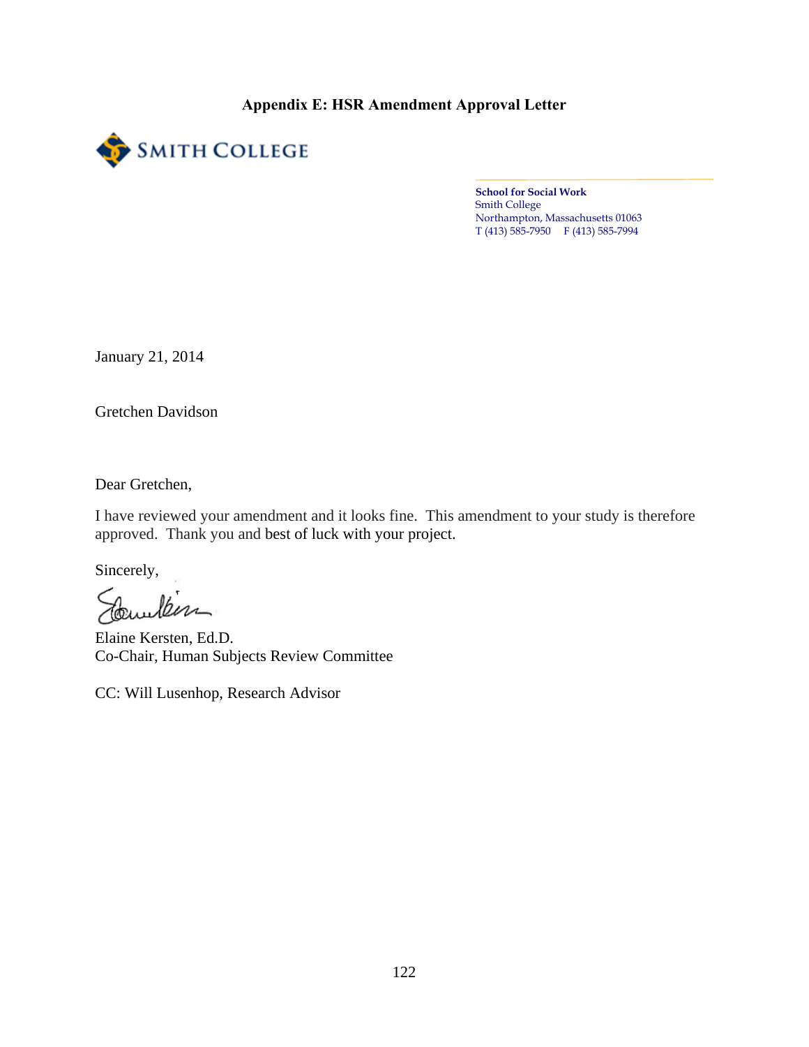## Appendix E: HSR Amendment Approval Letter

SMITH COLLEGE

**School for Social Work**
Smith College
Northampton, Massachusetts 01063
T (413) 585-7950 F (413) 585-7994

January 21, 2014

Gretchen Davidson

Dear Gretchen,

I have reviewed your amendment and it looks fine. This amendment to your study is therefore approved. Thank you and best of luck with your project.

Sincerely,

Elaine Kersten, Ed.D.
Co-Chair, Human Subjects Review Committee

CC: Will Lusenhop, Research Advisor